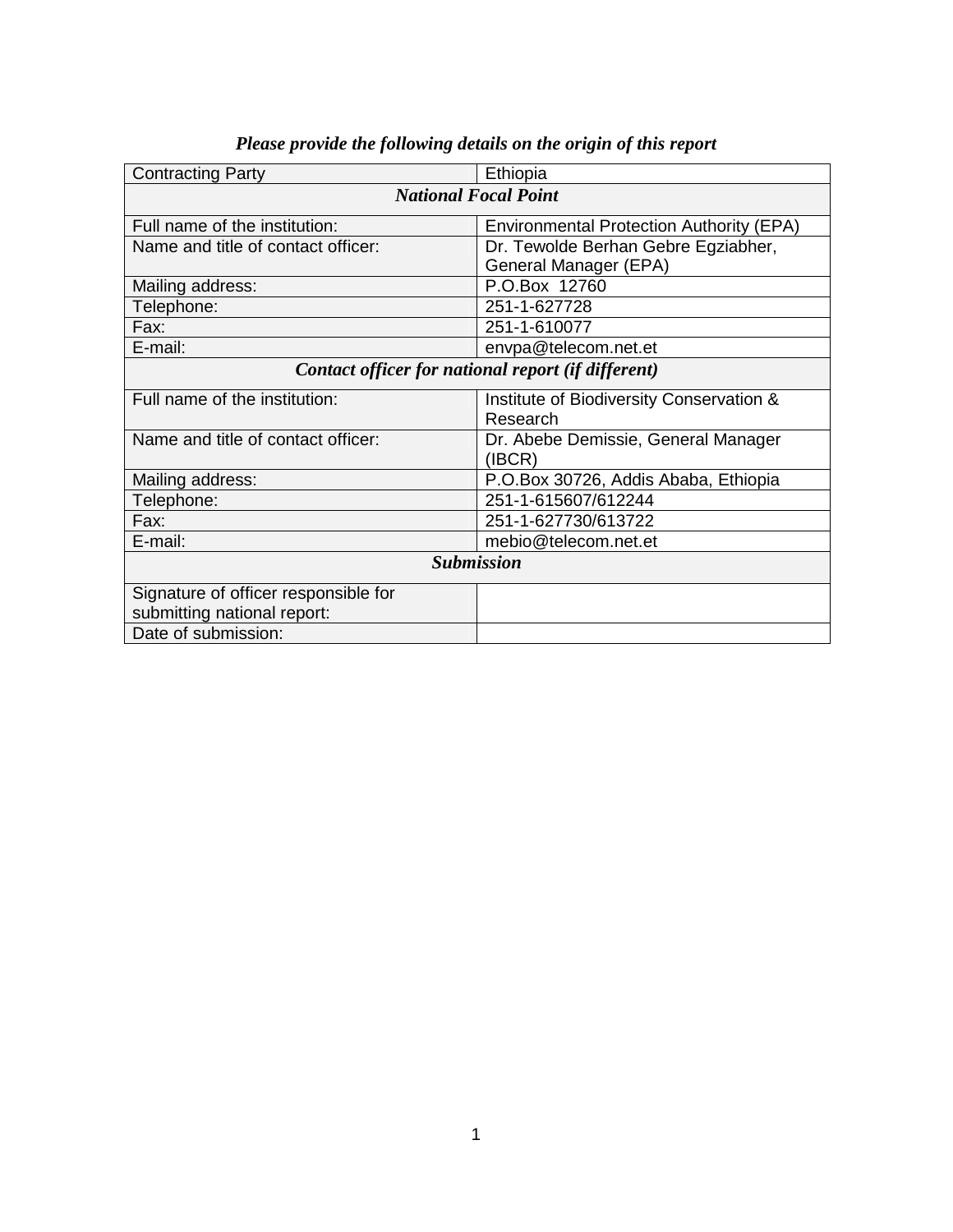*Please provide the following details on the origin of this report*

| Contracting Party | Ethiopia |
|---|---|
| ***National Focal Point*** | |
| Full name of the institution: | Environmental Protection Authority (EPA) |
| Name and title of contact officer: | Dr. Tewolde Berhan Gebre Egziabher, General Manager (EPA) |
| Mailing address: | P.O.Box 12760 |
| Telephone: | 251-1-627728 |
| Fax: | 251-1-610077 |
| E-mail: | envpa@telecom.net.et |
| ***Contact officer for national report (if different)*** | |
| Full name of the institution: | Institute of Biodiversity Conservation & Research |
| Name and title of contact officer: | Dr. Abebe Demissie, General Manager (IBCR) |
| Mailing address: | P.O.Box 30726, Addis Ababa, Ethiopia |
| Telephone: | 251-1-615607/612244 |
| Fax: | 251-1-627730/613722 |
| E-mail: | mebio@telecom.net.et |
| ***Submission*** | |
| Signature of officer responsible for submitting national report: | |
| Date of submission: | |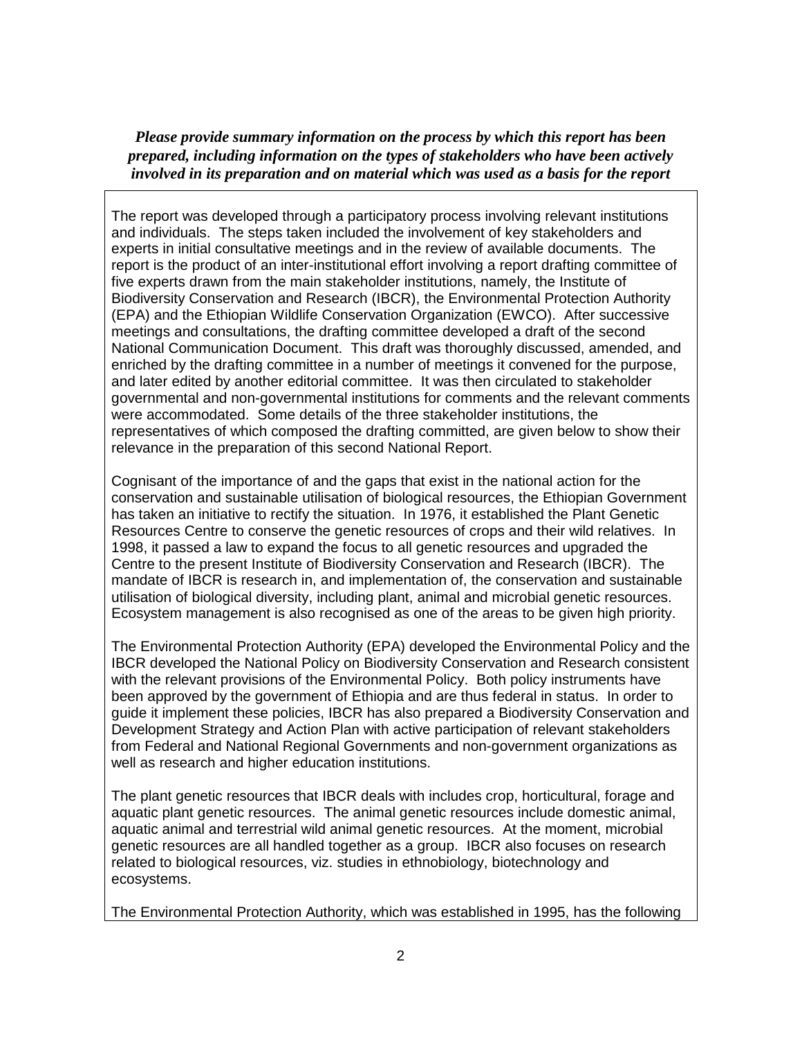***Please provide summary information on the process by which this report has been prepared, including information on the types of stakeholders who have been actively involved in its preparation and on material which was used as a basis for the report***

The report was developed through a participatory process involving relevant institutions and individuals. The steps taken included the involvement of key stakeholders and experts in initial consultative meetings and in the review of available documents. The report is the product of an inter-institutional effort involving a report drafting committee of five experts drawn from the main stakeholder institutions, namely, the Institute of Biodiversity Conservation and Research (IBCR), the Environmental Protection Authority (EPA) and the Ethiopian Wildlife Conservation Organization (EWCO). After successive meetings and consultations, the drafting committee developed a draft of the second National Communication Document. This draft was thoroughly discussed, amended, and enriched by the drafting committee in a number of meetings it convened for the purpose, and later edited by another editorial committee. It was then circulated to stakeholder governmental and non-governmental institutions for comments and the relevant comments were accommodated. Some details of the three stakeholder institutions, the representatives of which composed the drafting committed, are given below to show their relevance in the preparation of this second National Report.

Cognisant of the importance of and the gaps that exist in the national action for the conservation and sustainable utilisation of biological resources, the Ethiopian Government has taken an initiative to rectify the situation. In 1976, it established the Plant Genetic Resources Centre to conserve the genetic resources of crops and their wild relatives. In 1998, it passed a law to expand the focus to all genetic resources and upgraded the Centre to the present Institute of Biodiversity Conservation and Research (IBCR). The mandate of IBCR is research in, and implementation of, the conservation and sustainable utilisation of biological diversity, including plant, animal and microbial genetic resources. Ecosystem management is also recognised as one of the areas to be given high priority.

The Environmental Protection Authority (EPA) developed the Environmental Policy and the IBCR developed the National Policy on Biodiversity Conservation and Research consistent with the relevant provisions of the Environmental Policy. Both policy instruments have been approved by the government of Ethiopia and are thus federal in status. In order to guide it implement these policies, IBCR has also prepared a Biodiversity Conservation and Development Strategy and Action Plan with active participation of relevant stakeholders from Federal and National Regional Governments and non-government organizations as well as research and higher education institutions.

The plant genetic resources that IBCR deals with includes crop, horticultural, forage and aquatic plant genetic resources. The animal genetic resources include domestic animal, aquatic animal and terrestrial wild animal genetic resources. At the moment, microbial genetic resources are all handled together as a group. IBCR also focuses on research related to biological resources, viz. studies in ethnobiology, biotechnology and ecosystems.

The Environmental Protection Authority, which was established in 1995, has the following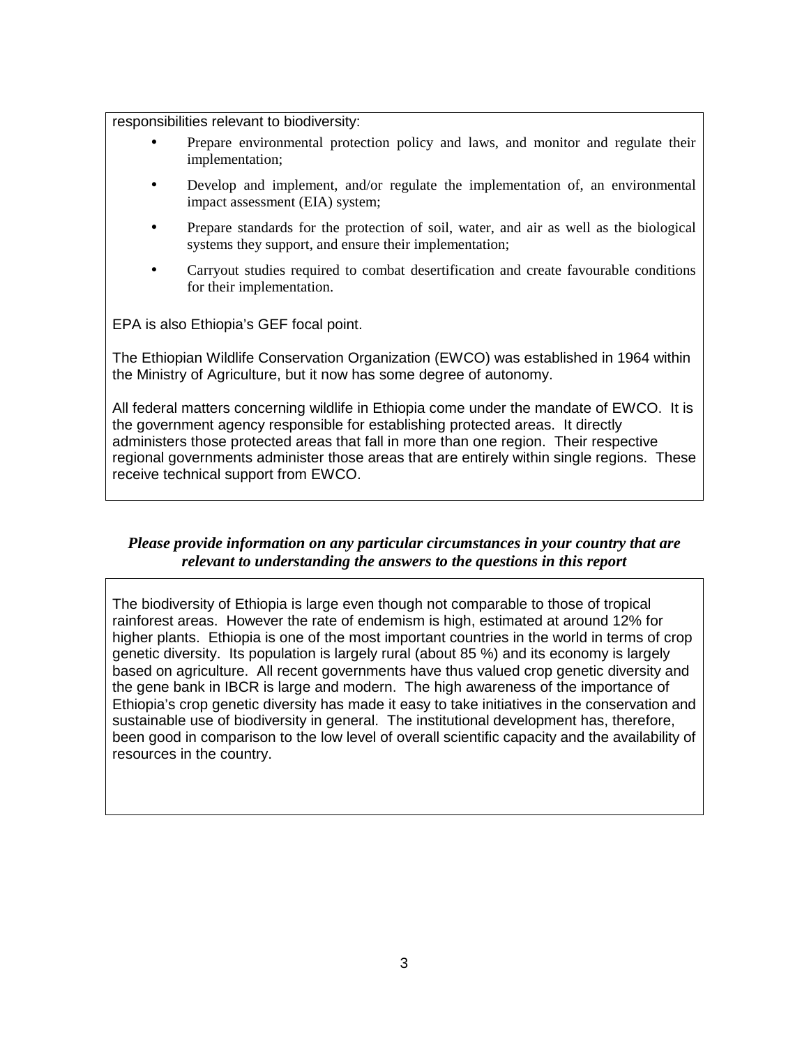responsibilities relevant to biodiversity:

- Prepare environmental protection policy and laws, and monitor and regulate their implementation;
- Develop and implement, and/or regulate the implementation of, an environmental impact assessment (EIA) system;
- Prepare standards for the protection of soil, water, and air as well as the biological systems they support, and ensure their implementation;
- Carryout studies required to combat desertification and create favourable conditions for their implementation.

EPA is also Ethiopia's GEF focal point.

The Ethiopian Wildlife Conservation Organization (EWCO) was established in 1964 within the Ministry of Agriculture, but it now has some degree of autonomy.

All federal matters concerning wildlife in Ethiopia come under the mandate of EWCO. It is the government agency responsible for establishing protected areas. It directly administers those protected areas that fall in more than one region. Their respective regional governments administer those areas that are entirely within single regions. These receive technical support from EWCO.

***Please provide information on any particular circumstances in your country that are relevant to understanding the answers to the questions in this report***

The biodiversity of Ethiopia is large even though not comparable to those of tropical rainforest areas. However the rate of endemism is high, estimated at around 12% for higher plants. Ethiopia is one of the most important countries in the world in terms of crop genetic diversity. Its population is largely rural (about 85 %) and its economy is largely based on agriculture. All recent governments have thus valued crop genetic diversity and the gene bank in IBCR is large and modern. The high awareness of the importance of Ethiopia's crop genetic diversity has made it easy to take initiatives in the conservation and sustainable use of biodiversity in general. The institutional development has, therefore, been good in comparison to the low level of overall scientific capacity and the availability of resources in the country.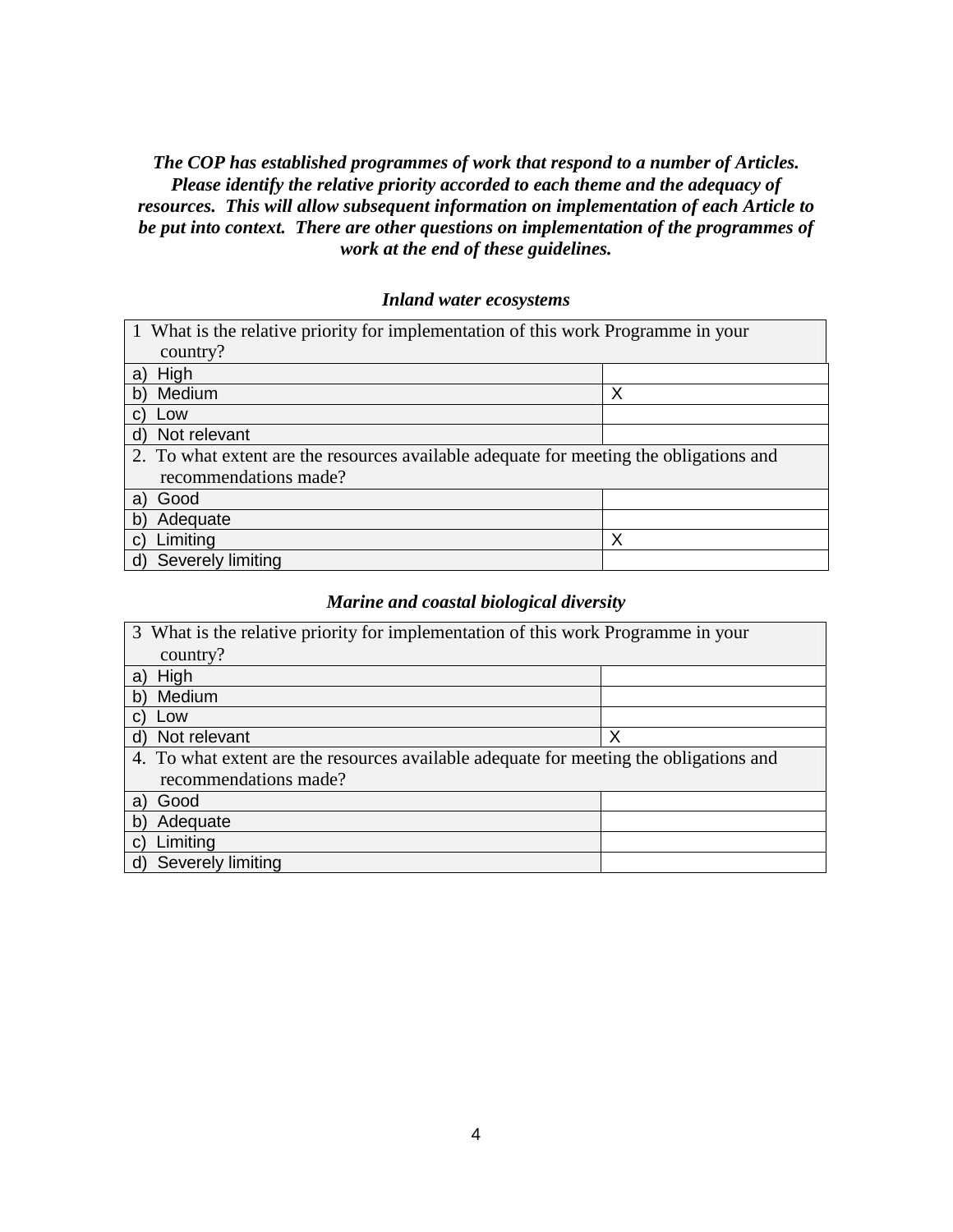***The COP has established programmes of work that respond to a number of Articles. Please identify the relative priority accorded to each theme and the adequacy of resources. This will allow subsequent information on implementation of each Article to be put into context. There are other questions on implementation of the programmes of work at the end of these guidelines.***

***Inland water ecosystems***

| 1 What is the relative priority for implementation of this work Programme in your country? | |
|---|---|
| a) High | |
| b) Medium | X |
| c) Low | |
| d) Not relevant | |
| **2. To what extent are the resources available adequate for meeting the obligations and recommendations made?** | |
| a) Good | |
| b) Adequate | |
| c) Limiting | X |
| d) Severely limiting | |

***Marine and coastal biological diversity***

| 3 What is the relative priority for implementation of this work Programme in your country? | |
|---|---|
| a) High | |
| b) Medium | |
| c) Low | |
| d) Not relevant | X |
| **4. To what extent are the resources available adequate for meeting the obligations and recommendations made?** | |
| a) Good | |
| b) Adequate | |
| c) Limiting | |
| d) Severely limiting | |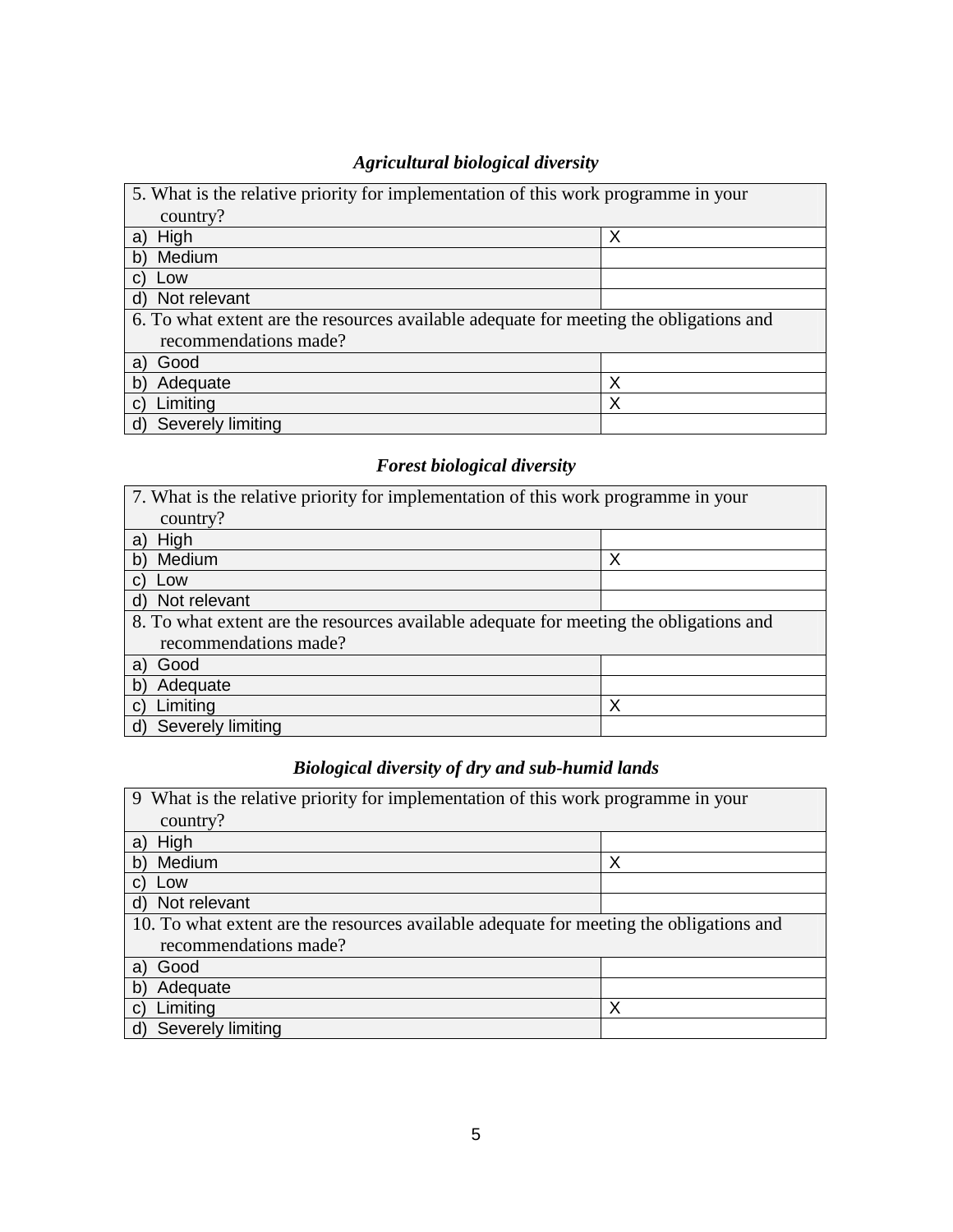### *Agricultural biological diversity*

| 5. What is the relative priority for implementation of this work programme in your country? | |
|---|---|
| a) High | X |
| b) Medium | |
| c) Low | |
| d) Not relevant | |
| **6. To what extent are the resources available adequate for meeting the obligations and recommendations made?** | |
| a) Good | |
| b) Adequate | X |
| c) Limiting | X |
| d) Severely limiting | |

### *Forest biological diversity*

| 7. What is the relative priority for implementation of this work programme in your country? | |
|---|---|
| a) High | |
| b) Medium | X |
| c) Low | |
| d) Not relevant | |
| **8. To what extent are the resources available adequate for meeting the obligations and recommendations made?** | |
| a) Good | |
| b) Adequate | |
| c) Limiting | X |
| d) Severely limiting | |

### *Biological diversity of dry and sub-humid lands*

| 9 What is the relative priority for implementation of this work programme in your country? | |
|---|---|
| a) High | |
| b) Medium | X |
| c) Low | |
| d) Not relevant | |
| **10. To what extent are the resources available adequate for meeting the obligations and recommendations made?** | |
| a) Good | |
| b) Adequate | |
| c) Limiting | X |
| d) Severely limiting | |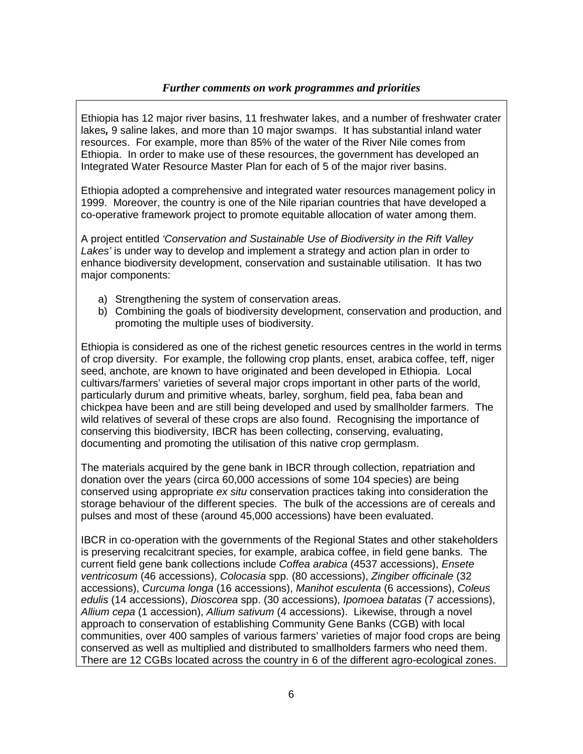### *Further comments on work programmes and priorities*

Ethiopia has 12 major river basins, 11 freshwater lakes, and a number of freshwater crater lakes***,*** 9 saline lakes, and more than 10 major swamps. It has substantial inland water resources. For example, more than 85% of the water of the River Nile comes from Ethiopia. In order to make use of these resources, the government has developed an Integrated Water Resource Master Plan for each of 5 of the major river basins.

Ethiopia adopted a comprehensive and integrated water resources management policy in 1999. Moreover, the country is one of the Nile riparian countries that have developed a co-operative framework project to promote equitable allocation of water among them.

A project entitled *'Conservation and Sustainable Use of Biodiversity in the Rift Valley Lakes'* is under way to develop and implement a strategy and action plan in order to enhance biodiversity development, conservation and sustainable utilisation. It has two major components:

a) Strengthening the system of conservation areas.
b) Combining the goals of biodiversity development, conservation and production, and promoting the multiple uses of biodiversity.

Ethiopia is considered as one of the richest genetic resources centres in the world in terms of crop diversity. For example, the following crop plants, enset, arabica coffee, teff, niger seed, anchote, are known to have originated and been developed in Ethiopia. Local cultivars/farmers' varieties of several major crops important in other parts of the world, particularly durum and primitive wheats, barley, sorghum, field pea, faba bean and chickpea have been and are still being developed and used by smallholder farmers. The wild relatives of several of these crops are also found. Recognising the importance of conserving this biodiversity, IBCR has been collecting, conserving, evaluating, documenting and promoting the utilisation of this native crop germplasm.

The materials acquired by the gene bank in IBCR through collection, repatriation and donation over the years (circa 60,000 accessions of some 104 species) are being conserved using appropriate *ex situ* conservation practices taking into consideration the storage behaviour of the different species. The bulk of the accessions are of cereals and pulses and most of these (around 45,000 accessions) have been evaluated.

IBCR in co-operation with the governments of the Regional States and other stakeholders is preserving recalcitrant species, for example, arabica coffee, in field gene banks. The current field gene bank collections include *Coffea arabica* (4537 accessions), *Ensete ventricosum* (46 accessions), *Colocasia* spp. (80 accessions), *Zingiber officinale* (32 accessions), *Curcuma longa* (16 accessions), *Manihot esculenta* (6 accessions), *Coleus edulis* (14 accessions), *Dioscorea* spp. (30 accessions), *Ipomoea batatas* (7 accessions), *Allium cepa* (1 accession), *Allium sativum* (4 accessions). Likewise, through a novel approach to conservation of establishing Community Gene Banks (CGB) with local communities, over 400 samples of various farmers' varieties of major food crops are being conserved as well as multiplied and distributed to smallholders farmers who need them. There are 12 CGBs located across the country in 6 of the different agro-ecological zones.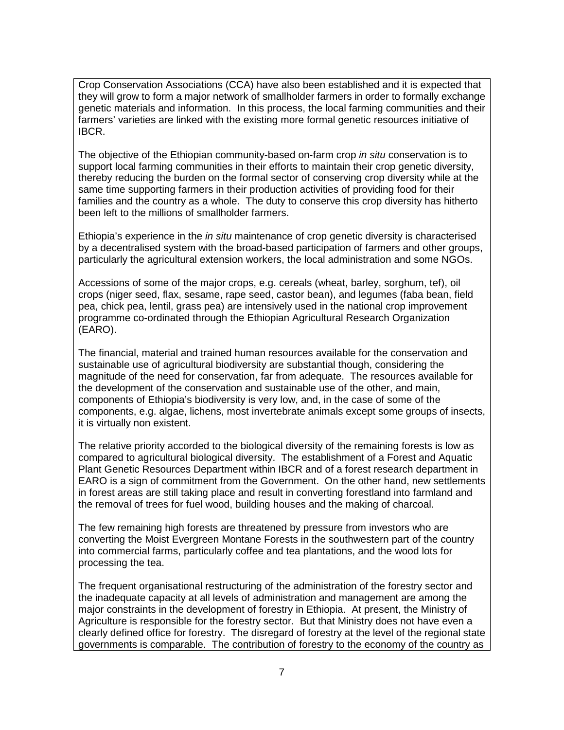Crop Conservation Associations (CCA) have also been established and it is expected that they will grow to form a major network of smallholder farmers in order to formally exchange genetic materials and information. In this process, the local farming communities and their farmers' varieties are linked with the existing more formal genetic resources initiative of IBCR.

The objective of the Ethiopian community-based on-farm crop *in situ* conservation is to support local farming communities in their efforts to maintain their crop genetic diversity, thereby reducing the burden on the formal sector of conserving crop diversity while at the same time supporting farmers in their production activities of providing food for their families and the country as a whole. The duty to conserve this crop diversity has hitherto been left to the millions of smallholder farmers.

Ethiopia's experience in the *in situ* maintenance of crop genetic diversity is characterised by a decentralised system with the broad-based participation of farmers and other groups, particularly the agricultural extension workers, the local administration and some NGOs.

Accessions of some of the major crops, e.g. cereals (wheat, barley, sorghum, tef), oil crops (niger seed, flax, sesame, rape seed, castor bean), and legumes (faba bean, field pea, chick pea, lentil, grass pea) are intensively used in the national crop improvement programme co-ordinated through the Ethiopian Agricultural Research Organization (EARO).

The financial, material and trained human resources available for the conservation and sustainable use of agricultural biodiversity are substantial though, considering the magnitude of the need for conservation, far from adequate. The resources available for the development of the conservation and sustainable use of the other, and main, components of Ethiopia's biodiversity is very low, and, in the case of some of the components, e.g. algae, lichens, most invertebrate animals except some groups of insects, it is virtually non existent.

The relative priority accorded to the biological diversity of the remaining forests is low as compared to agricultural biological diversity. The establishment of a Forest and Aquatic Plant Genetic Resources Department within IBCR and of a forest research department in EARO is a sign of commitment from the Government. On the other hand, new settlements in forest areas are still taking place and result in converting forestland into farmland and the removal of trees for fuel wood, building houses and the making of charcoal.

The few remaining high forests are threatened by pressure from investors who are converting the Moist Evergreen Montane Forests in the southwestern part of the country into commercial farms, particularly coffee and tea plantations, and the wood lots for processing the tea.

The frequent organisational restructuring of the administration of the forestry sector and the inadequate capacity at all levels of administration and management are among the major constraints in the development of forestry in Ethiopia. At present, the Ministry of Agriculture is responsible for the forestry sector. But that Ministry does not have even a clearly defined office for forestry. The disregard of forestry at the level of the regional state governments is comparable. The contribution of forestry to the economy of the country as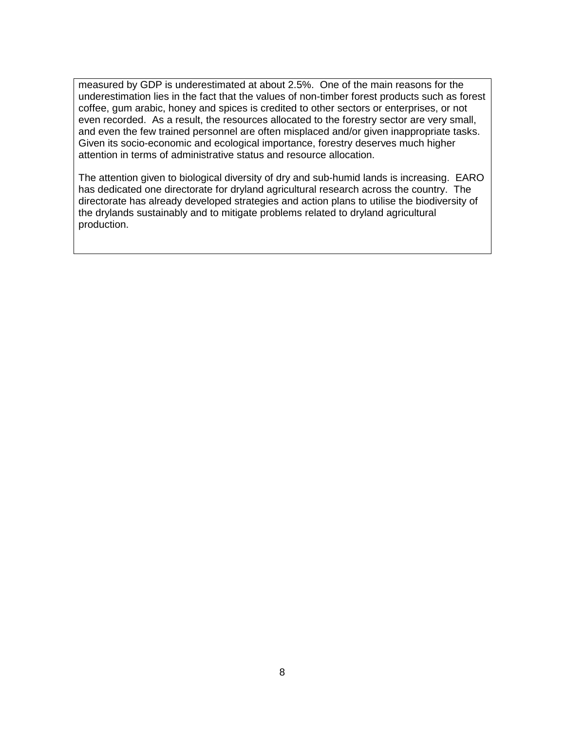measured by GDP is underestimated at about 2.5%. One of the main reasons for the underestimation lies in the fact that the values of non-timber forest products such as forest coffee, gum arabic, honey and spices is credited to other sectors or enterprises, or not even recorded. As a result, the resources allocated to the forestry sector are very small, and even the few trained personnel are often misplaced and/or given inappropriate tasks. Given its socio-economic and ecological importance, forestry deserves much higher attention in terms of administrative status and resource allocation.

The attention given to biological diversity of dry and sub-humid lands is increasing. EARO has dedicated one directorate for dryland agricultural research across the country. The directorate has already developed strategies and action plans to utilise the biodiversity of the drylands sustainably and to mitigate problems related to dryland agricultural production.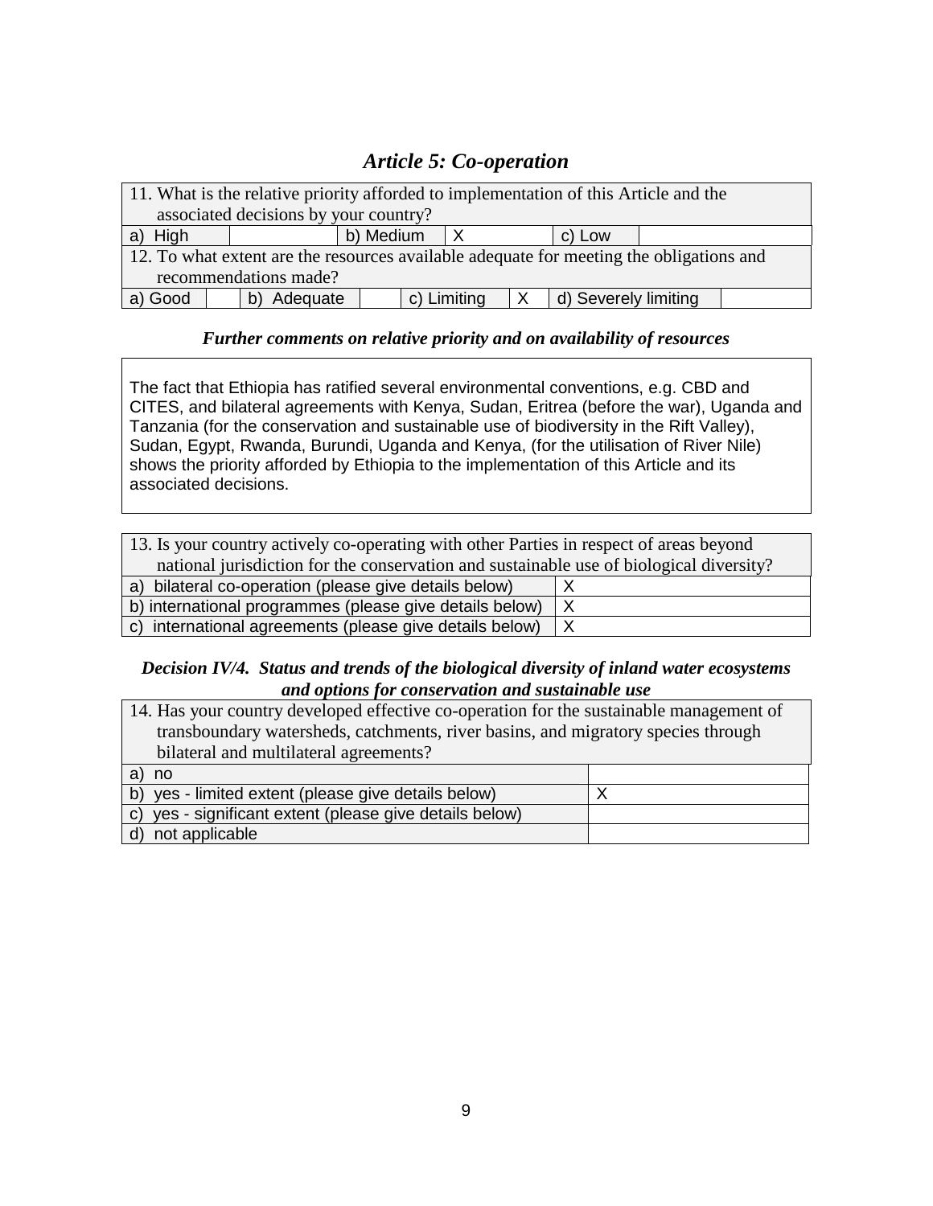## *Article 5: Co-operation*

| 11. What is the relative priority afforded to implementation of this Article and the associated decisions by your country? | | | | | |
|---|---|---|---|---|---|
| a) High | | b) Medium | X | c) Low | |

| 12. To what extent are the resources available adequate for meeting the obligations and recommendations made? | | | | | | | |
|---|---|---|---|---|---|---|---|
| a) Good | | b) Adequate | | c) Limiting | X | d) Severely limiting | |

***Further comments on relative priority and on availability of resources***

The fact that Ethiopia has ratified several environmental conventions, e.g. CBD and CITES, and bilateral agreements with Kenya, Sudan, Eritrea (before the war), Uganda and Tanzania (for the conservation and sustainable use of biodiversity in the Rift Valley), Sudan, Egypt, Rwanda, Burundi, Uganda and Kenya, (for the utilisation of River Nile) shows the priority afforded by Ethiopia to the implementation of this Article and its associated decisions.

| 13. Is your country actively co-operating with other Parties in respect of areas beyond national jurisdiction for the conservation and sustainable use of biological diversity? | |
|---|---|
| a) bilateral co-operation (please give details below) | X |
| b) international programmes (please give details below) | X |
| c) international agreements (please give details below) | X |

***Decision IV/4. Status and trends of the biological diversity of inland water ecosystems and options for conservation and sustainable use***

| 14. Has your country developed effective co-operation for the sustainable management of transboundary watersheds, catchments, river basins, and migratory species through bilateral and multilateral agreements? | |
|---|---|
| a) no | |
| b) yes - limited extent (please give details below) | X |
| c) yes - significant extent (please give details below) | |
| d) not applicable | |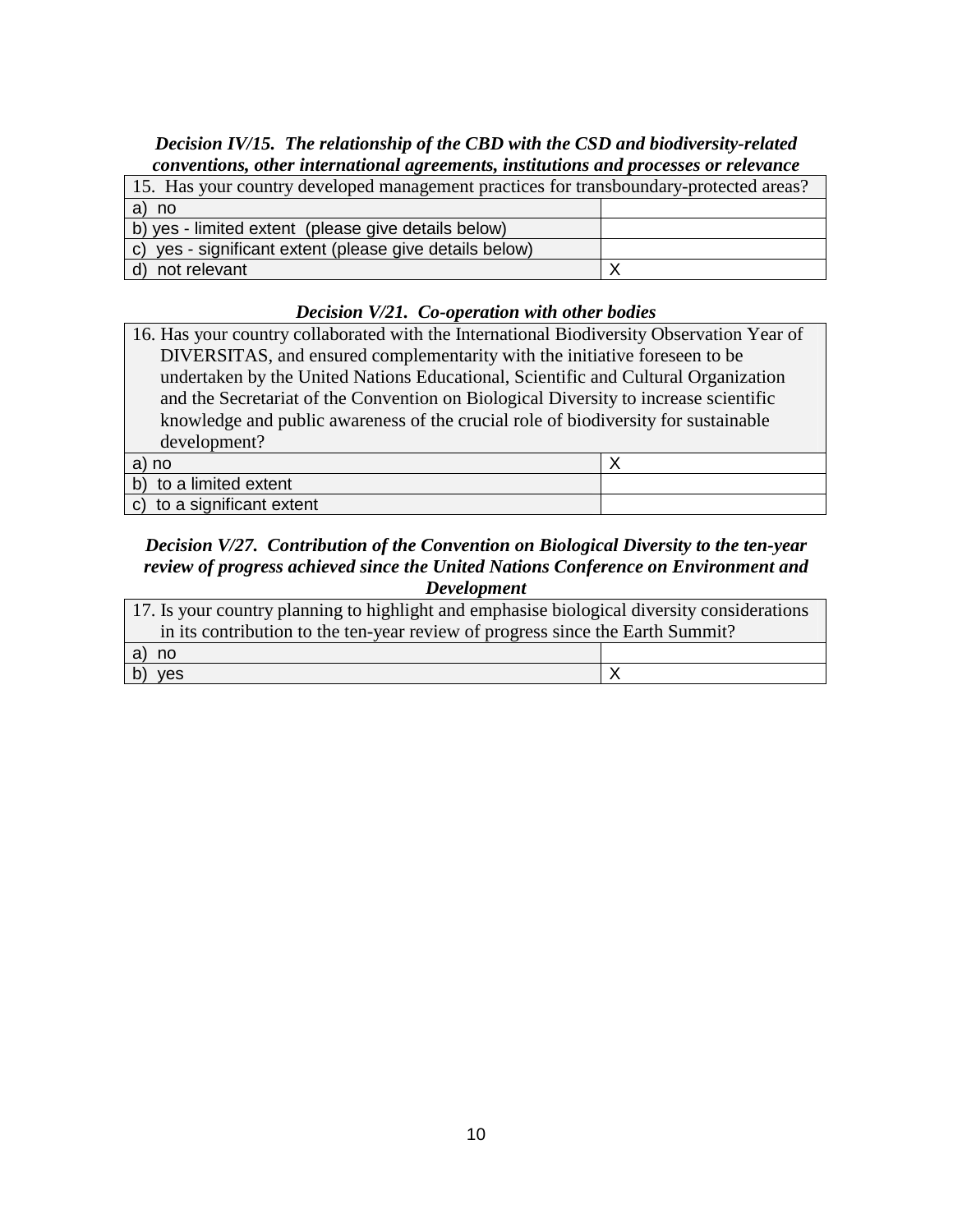***Decision IV/15. The relationship of the CBD with the CSD and biodiversity-related conventions, other international agreements, institutions and processes or relevance***

| 15. Has your country developed management practices for transboundary-protected areas? | |
|---|---|
| a) no | |
| b) yes - limited extent (please give details below) | |
| c) yes - significant extent (please give details below) | |
| d) not relevant | X |

***Decision V/21. Co-operation with other bodies***

| 16. Has your country collaborated with the International Biodiversity Observation Year of DIVERSITAS, and ensured complementarity with the initiative foreseen to be undertaken by the United Nations Educational, Scientific and Cultural Organization and the Secretariat of the Convention on Biological Diversity to increase scientific knowledge and public awareness of the crucial role of biodiversity for sustainable development? | |
|---|---|
| a) no | X |
| b) to a limited extent | |
| c) to a significant extent | |

***Decision V/27. Contribution of the Convention on Biological Diversity to the ten-year review of progress achieved since the United Nations Conference on Environment and Development***

| 17. Is your country planning to highlight and emphasise biological diversity considerations in its contribution to the ten-year review of progress since the Earth Summit? | |
|---|---|
| a) no | |
| b) yes | X |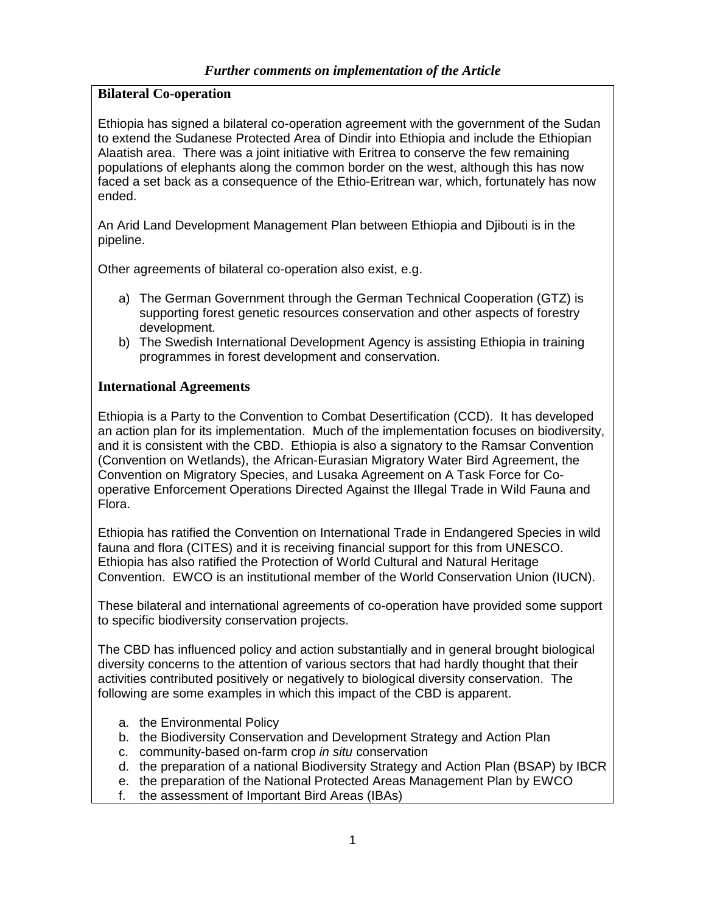## *Further comments on implementation of the Article*

**Bilateral Co-operation**

Ethiopia has signed a bilateral co-operation agreement with the government of the Sudan to extend the Sudanese Protected Area of Dindir into Ethiopia and include the Ethiopian Alaatish area. There was a joint initiative with Eritrea to conserve the few remaining populations of elephants along the common border on the west, although this has now faced a set back as a consequence of the Ethio-Eritrean war, which, fortunately has now ended.

An Arid Land Development Management Plan between Ethiopia and Djibouti is in the pipeline.

Other agreements of bilateral co-operation also exist, e.g.

a) The German Government through the German Technical Cooperation (GTZ) is supporting forest genetic resources conservation and other aspects of forestry development.
b) The Swedish International Development Agency is assisting Ethiopia in training programmes in forest development and conservation.

**International Agreements**

Ethiopia is a Party to the Convention to Combat Desertification (CCD). It has developed an action plan for its implementation. Much of the implementation focuses on biodiversity, and it is consistent with the CBD. Ethiopia is also a signatory to the Ramsar Convention (Convention on Wetlands), the African-Eurasian Migratory Water Bird Agreement, the Convention on Migratory Species, and Lusaka Agreement on A Task Force for Co-operative Enforcement Operations Directed Against the Illegal Trade in Wild Fauna and Flora.

Ethiopia has ratified the Convention on International Trade in Endangered Species in wild fauna and flora (CITES) and it is receiving financial support for this from UNESCO. Ethiopia has also ratified the Protection of World Cultural and Natural Heritage Convention. EWCO is an institutional member of the World Conservation Union (IUCN).

These bilateral and international agreements of co-operation have provided some support to specific biodiversity conservation projects.

The CBD has influenced policy and action substantially and in general brought biological diversity concerns to the attention of various sectors that had hardly thought that their activities contributed positively or negatively to biological diversity conservation. The following are some examples in which this impact of the CBD is apparent.

a. the Environmental Policy
b. the Biodiversity Conservation and Development Strategy and Action Plan
c. community-based on-farm crop *in situ* conservation
d. the preparation of a national Biodiversity Strategy and Action Plan (BSAP) by IBCR
e. the preparation of the National Protected Areas Management Plan by EWCO
f. the assessment of Important Bird Areas (IBAs)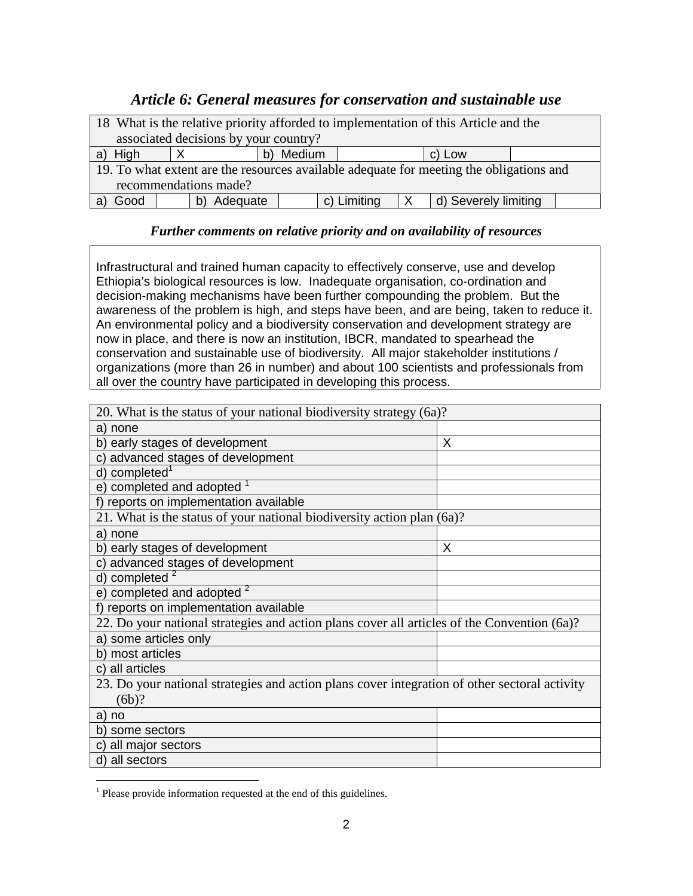### *Article 6: General measures for conservation and sustainable use*

| 18 What is the relative priority afforded to implementation of this Article and the associated decisions by your country? | | | | | |
|---|---|---|---|---|---|
| a) High | X | b) Medium | | c) Low | |

| 19. To what extent are the resources available adequate for meeting the obligations and recommendations made? | | | | | | | |
|---|---|---|---|---|---|---|---|
| a) Good | | b) Adequate | | c) Limiting | X | d) Severely limiting | |

***Further comments on relative priority and on availability of resources***

Infrastructural and trained human capacity to effectively conserve, use and develop Ethiopia's biological resources is low. Inadequate organisation, co-ordination and decision-making mechanisms have been further compounding the problem. But the awareness of the problem is high, and steps have been, and are being, taken to reduce it. An environmental policy and a biodiversity conservation and development strategy are now in place, and there is now an institution, IBCR, mandated to spearhead the conservation and sustainable use of biodiversity. All major stakeholder institutions / organizations (more than 26 in number) and about 100 scientists and professionals from all over the country have participated in developing this process.

| 20. What is the status of your national biodiversity strategy (6a)? | |
|---|---|
| a) none | |
| b) early stages of development | X |
| c) advanced stages of development | |
| d) completed[1] | |
| e) completed and adopted [1] | |
| f) reports on implementation available | |
| **21. What is the status of your national biodiversity action plan (6a)?** | |
| a) none | |
| b) early stages of development | X |
| c) advanced stages of development | |
| d) completed [2] | |
| e) completed and adopted [2] | |
| f) reports on implementation available | |
| **22. Do your national strategies and action plans cover all articles of the Convention (6a)?** | |
| a) some articles only | |
| b) most articles | |
| c) all articles | |
| **23. Do your national strategies and action plans cover integration of other sectoral activity (6b)?** | |
| a) no | |
| b) some sectors | |
| c) all major sectors | |
| d) all sectors | |

[1] Please provide information requested at the end of this guidelines.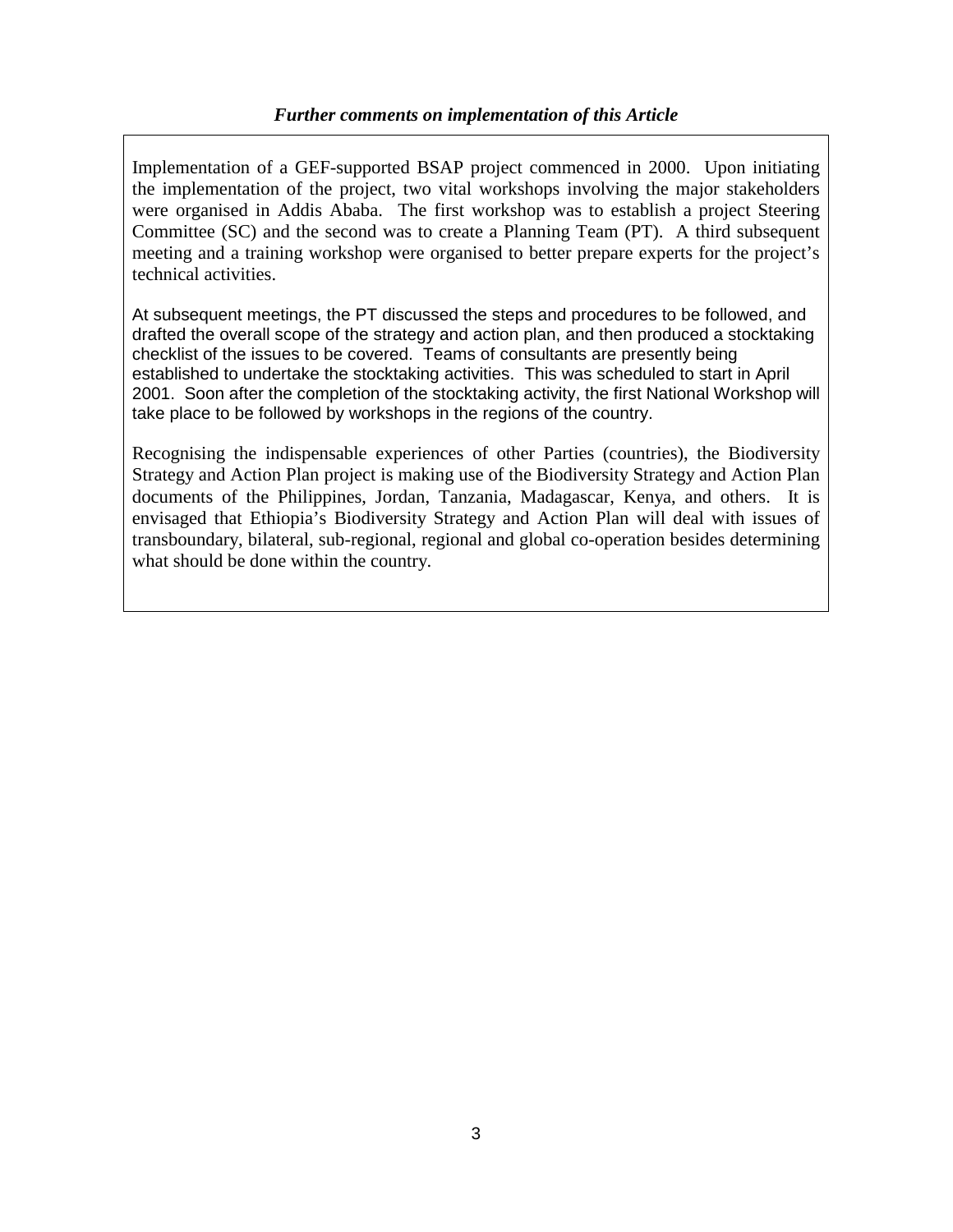### *Further comments on implementation of this Article*

Implementation of a GEF-supported BSAP project commenced in 2000. Upon initiating the implementation of the project, two vital workshops involving the major stakeholders were organised in Addis Ababa. The first workshop was to establish a project Steering Committee (SC) and the second was to create a Planning Team (PT). A third subsequent meeting and a training workshop were organised to better prepare experts for the project's technical activities.

At subsequent meetings, the PT discussed the steps and procedures to be followed, and drafted the overall scope of the strategy and action plan, and then produced a stocktaking checklist of the issues to be covered. Teams of consultants are presently being established to undertake the stocktaking activities. This was scheduled to start in April 2001. Soon after the completion of the stocktaking activity, the first National Workshop will take place to be followed by workshops in the regions of the country.

Recognising the indispensable experiences of other Parties (countries), the Biodiversity Strategy and Action Plan project is making use of the Biodiversity Strategy and Action Plan documents of the Philippines, Jordan, Tanzania, Madagascar, Kenya, and others. It is envisaged that Ethiopia's Biodiversity Strategy and Action Plan will deal with issues of transboundary, bilateral, sub-regional, regional and global co-operation besides determining what should be done within the country.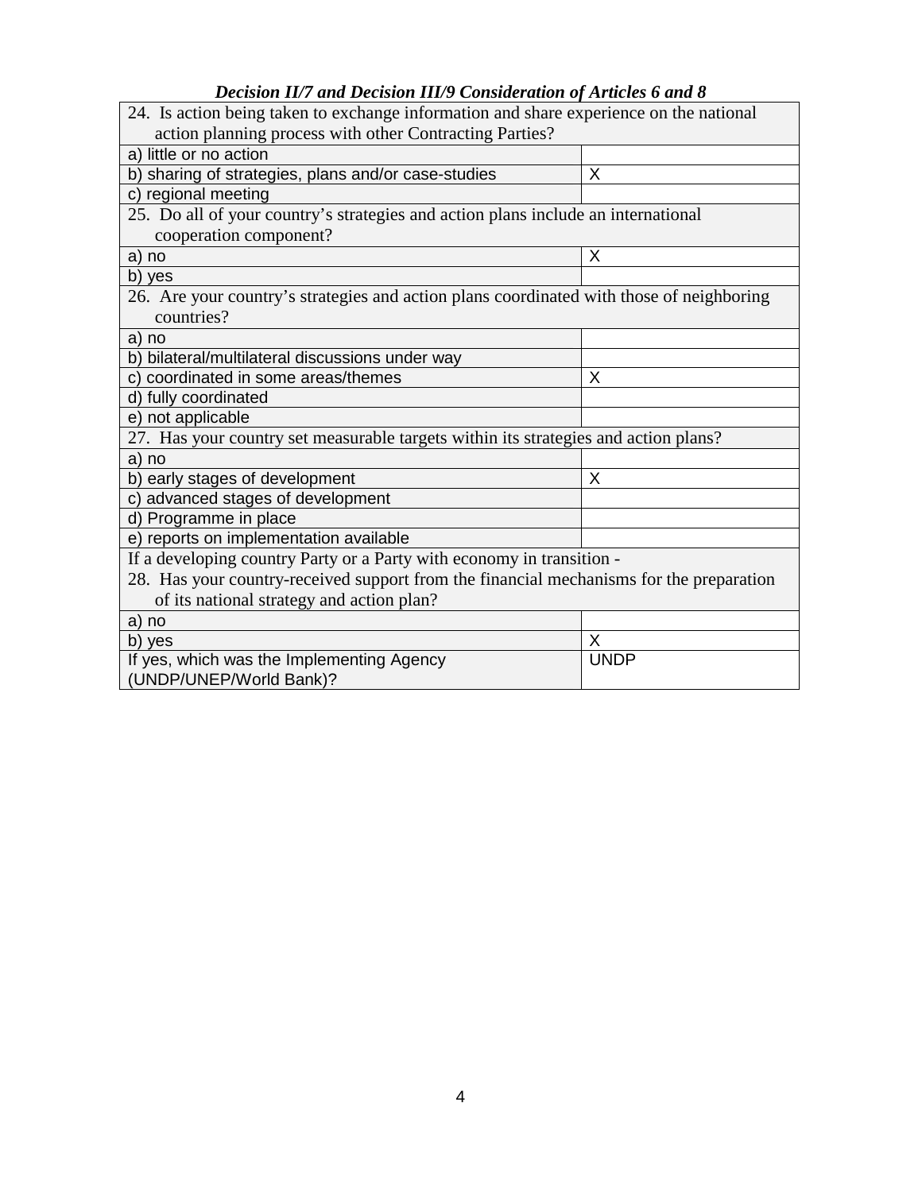***Decision II/7 and Decision III/9 Consideration of Articles 6 and 8***

| 24. Is action being taken to exchange information and share experience on the national action planning process with other Contracting Parties? | |
|---|---|
| a) little or no action | |
| b) sharing of strategies, plans and/or case-studies | X |
| c) regional meeting | |
| **25. Do all of your country's strategies and action plans include an international cooperation component?** | |
| a) no | X |
| b) yes | |
| **26. Are your country's strategies and action plans coordinated with those of neighboring countries?** | |
| a) no | |
| b) bilateral/multilateral discussions under way | |
| c) coordinated in some areas/themes | X |
| d) fully coordinated | |
| e) not applicable | |
| **27. Has your country set measurable targets within its strategies and action plans?** | |
| a) no | |
| b) early stages of development | X |
| c) advanced stages of development | |
| d) Programme in place | |
| e) reports on implementation available | |
| **If a developing country Party or a Party with economy in transition - 28. Has your country-received support from the financial mechanisms for the preparation of its national strategy and action plan?** | |
| a) no | |
| b) yes | X |
| If yes, which was the Implementing Agency (UNDP/UNEP/World Bank)? | UNDP |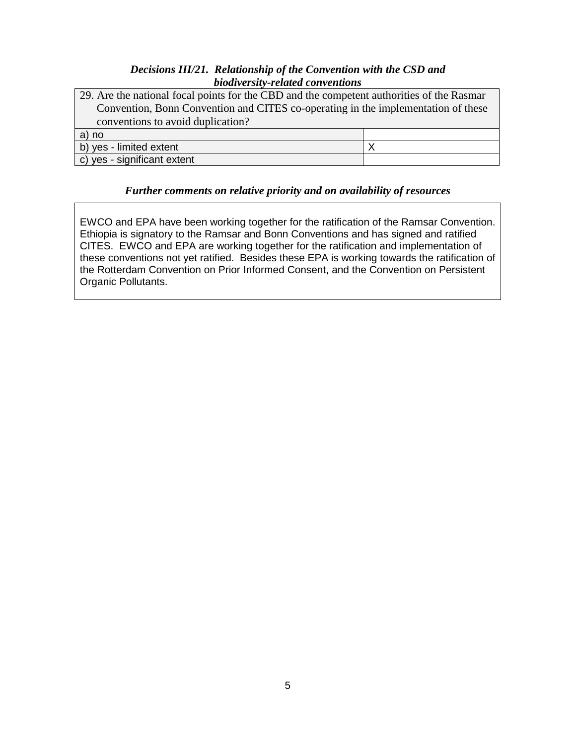***Decisions III/21. Relationship of the Convention with the CSD and biodiversity-related conventions***

| 29. Are the national focal points for the CBD and the competent authorities of the Rasmar Convention, Bonn Convention and CITES co-operating in the implementation of these conventions to avoid duplication? | |
|---|---|
| a) no | |
| b) yes - limited extent | X |
| c) yes - significant extent | |

***Further comments on relative priority and on availability of resources***

EWCO and EPA have been working together for the ratification of the Ramsar Convention. Ethiopia is signatory to the Ramsar and Bonn Conventions and has signed and ratified CITES. EWCO and EPA are working together for the ratification and implementation of these conventions not yet ratified. Besides these EPA is working towards the ratification of the Rotterdam Convention on Prior Informed Consent, and the Convention on Persistent Organic Pollutants.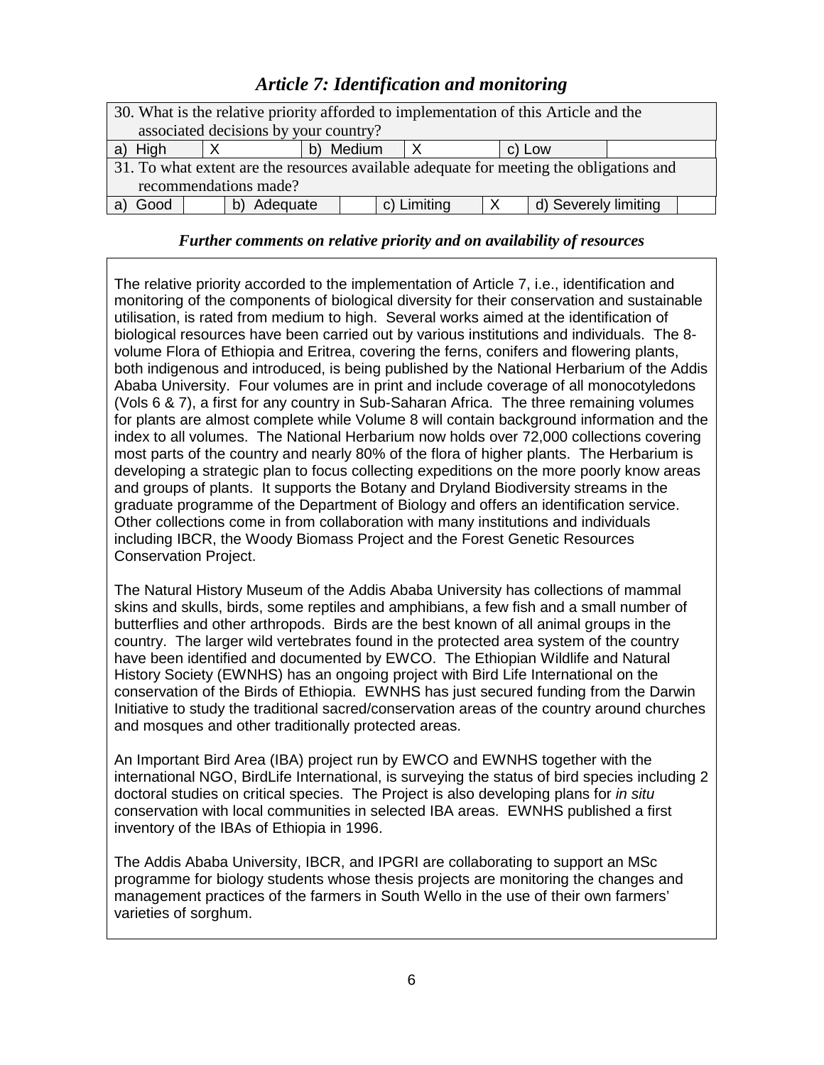## *Article 7: Identification and monitoring*

| 30. What is the relative priority afforded to implementation of this Article and the associated decisions by your country? | | | | | |
|---|---|---|---|---|---|
| a) High | X | b) Medium | X | c) Low | |

| 31. To what extent are the resources available adequate for meeting the obligations and recommendations made? | | | | | | | |
|---|---|---|---|---|---|---|---|
| a) Good | | b) Adequate | | c) Limiting | X | d) Severely limiting | |

***Further comments on relative priority and on availability of resources***

The relative priority accorded to the implementation of Article 7, i.e., identification and monitoring of the components of biological diversity for their conservation and sustainable utilisation, is rated from medium to high. Several works aimed at the identification of biological resources have been carried out by various institutions and individuals. The 8-volume Flora of Ethiopia and Eritrea, covering the ferns, conifers and flowering plants, both indigenous and introduced, is being published by the National Herbarium of the Addis Ababa University. Four volumes are in print and include coverage of all monocotyledons (Vols 6 & 7), a first for any country in Sub-Saharan Africa. The three remaining volumes for plants are almost complete while Volume 8 will contain background information and the index to all volumes. The National Herbarium now holds over 72,000 collections covering most parts of the country and nearly 80% of the flora of higher plants. The Herbarium is developing a strategic plan to focus collecting expeditions on the more poorly know areas and groups of plants. It supports the Botany and Dryland Biodiversity streams in the graduate programme of the Department of Biology and offers an identification service. Other collections come in from collaboration with many institutions and individuals including IBCR, the Woody Biomass Project and the Forest Genetic Resources Conservation Project.

The Natural History Museum of the Addis Ababa University has collections of mammal skins and skulls, birds, some reptiles and amphibians, a few fish and a small number of butterflies and other arthropods. Birds are the best known of all animal groups in the country. The larger wild vertebrates found in the protected area system of the country have been identified and documented by EWCO. The Ethiopian Wildlife and Natural History Society (EWNHS) has an ongoing project with Bird Life International on the conservation of the Birds of Ethiopia. EWNHS has just secured funding from the Darwin Initiative to study the traditional sacred/conservation areas of the country around churches and mosques and other traditionally protected areas.

An Important Bird Area (IBA) project run by EWCO and EWNHS together with the international NGO, BirdLife International, is surveying the status of bird species including 2 doctoral studies on critical species. The Project is also developing plans for *in situ* conservation with local communities in selected IBA areas. EWNHS published a first inventory of the IBAs of Ethiopia in 1996.

The Addis Ababa University, IBCR, and IPGRI are collaborating to support an MSc programme for biology students whose thesis projects are monitoring the changes and management practices of the farmers in South Wello in the use of their own farmers' varieties of sorghum.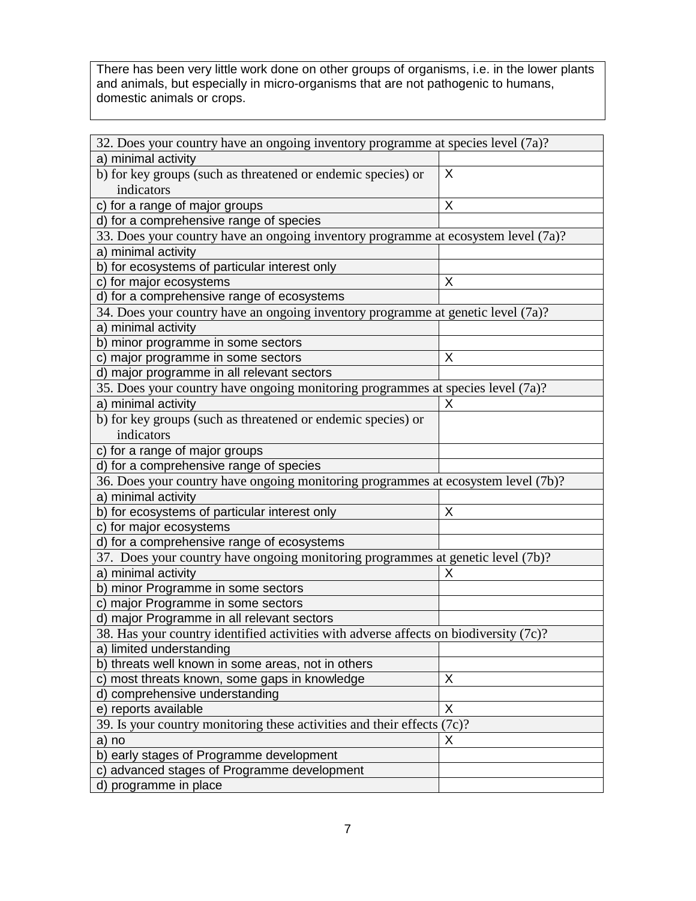There has been very little work done on other groups of organisms, i.e. in the lower plants and animals, but especially in micro-organisms that are not pathogenic to humans, domestic animals or crops.

| 32. Does your country have an ongoing inventory programme at species level (7a)? | |
|---|---|
| a) minimal activity | |
| b) for key groups (such as threatened or endemic species) or indicators | X |
| c) for a range of major groups | X |
| d) for a comprehensive range of species | |
| 33. Does your country have an ongoing inventory programme at ecosystem level (7a)? | |
| a) minimal activity | |
| b) for ecosystems of particular interest only | |
| c) for major ecosystems | X |
| d) for a comprehensive range of ecosystems | |
| 34. Does your country have an ongoing inventory programme at genetic level (7a)? | |
| a) minimal activity | |
| b) minor programme in some sectors | |
| c) major programme in some sectors | X |
| d) major programme in all relevant sectors | |
| 35. Does your country have ongoing monitoring programmes at species level (7a)? | |
| a) minimal activity | X |
| b) for key groups (such as threatened or endemic species) or indicators | |
| c) for a range of major groups | |
| d) for a comprehensive range of species | |
| 36. Does your country have ongoing monitoring programmes at ecosystem level (7b)? | |
| a) minimal activity | |
| b) for ecosystems of particular interest only | X |
| c) for major ecosystems | |
| d) for a comprehensive range of ecosystems | |
| 37. Does your country have ongoing monitoring programmes at genetic level (7b)? | |
| a) minimal activity | X |
| b) minor Programme in some sectors | |
| c) major Programme in some sectors | |
| d) major Programme in all relevant sectors | |
| 38. Has your country identified activities with adverse affects on biodiversity (7c)? | |
| a) limited understanding | |
| b) threats well known in some areas, not in others | |
| c) most threats known, some gaps in knowledge | X |
| d) comprehensive understanding | |
| e) reports available | X |
| 39. Is your country monitoring these activities and their effects (7c)? | |
| a) no | X |
| b) early stages of Programme development | |
| c) advanced stages of Programme development | |
| d) programme in place | |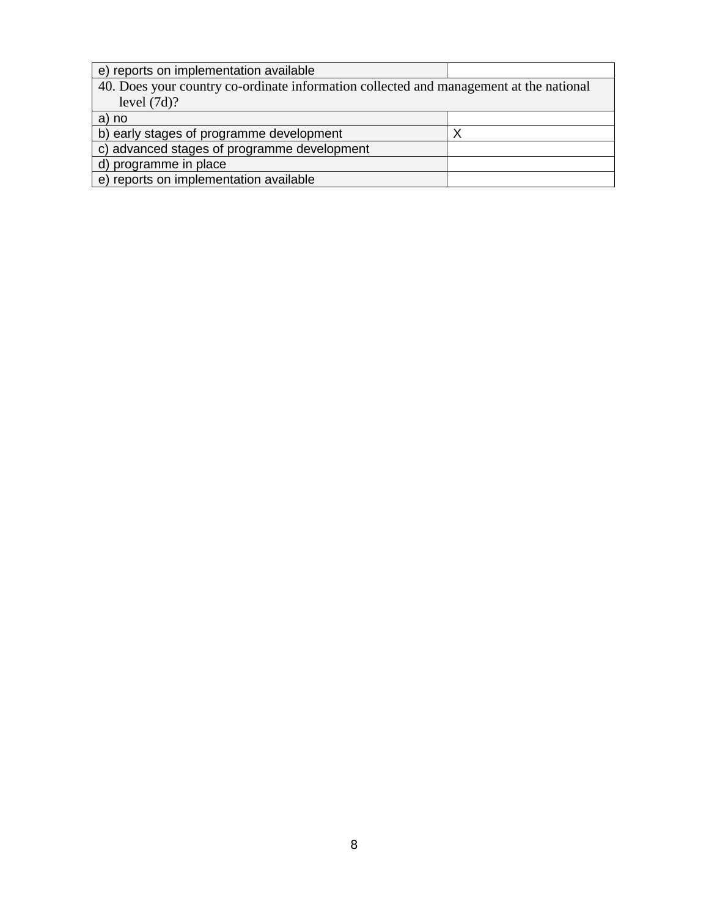| e) reports on implementation available | |
| --- | --- |
| 40. Does your country co-ordinate information collected and management at the national level (7d)? | |
| a) no | |
| b) early stages of programme development | X |
| c) advanced stages of programme development | |
| d) programme in place | |
| e) reports on implementation available | |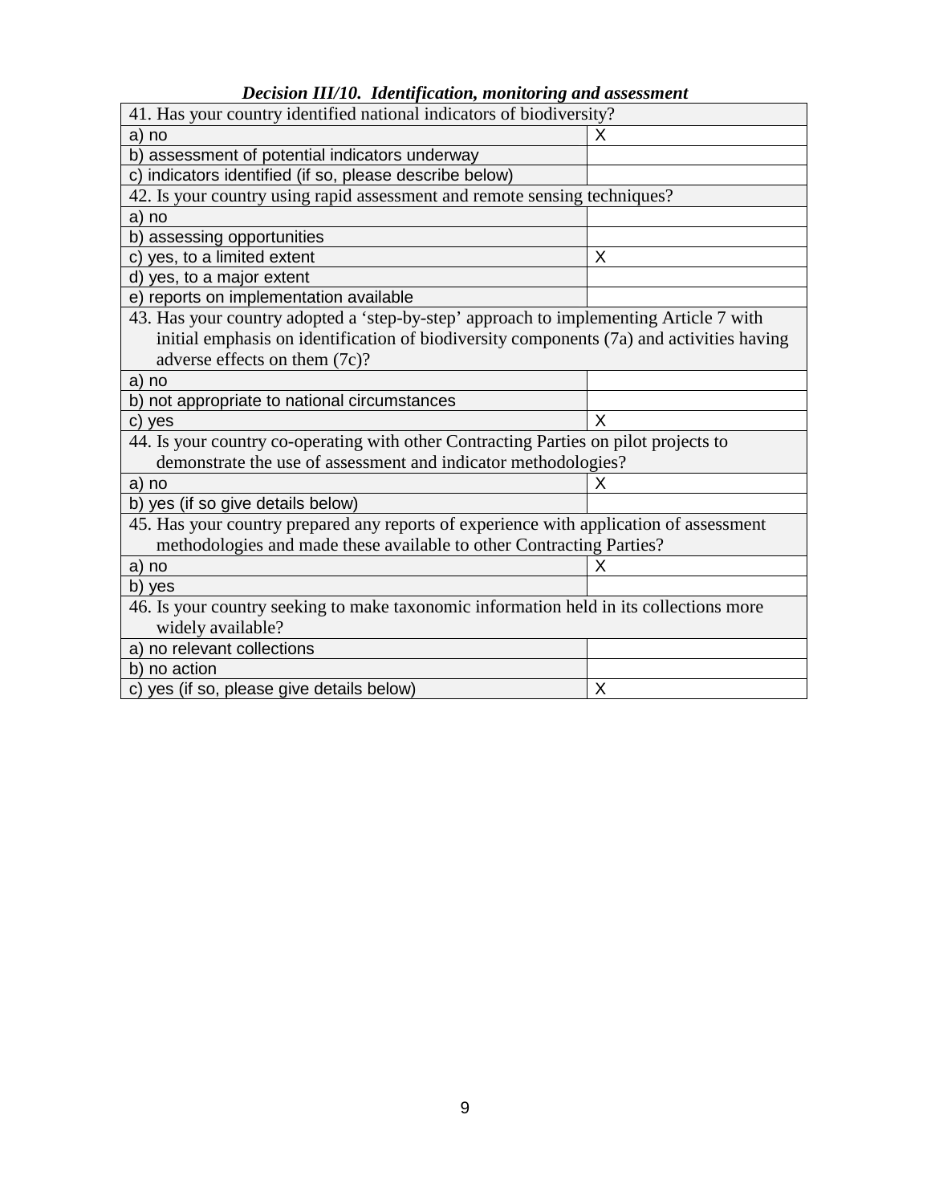*Decision III/10. Identification, monitoring and assessment*

| 41. Has your country identified national indicators of biodiversity? | |
|---|---|
| a) no | X |
| b) assessment of potential indicators underway | |
| c) indicators identified (if so, please describe below) | |
| **42. Is your country using rapid assessment and remote sensing techniques?** | |
| a) no | |
| b) assessing opportunities | |
| c) yes, to a limited extent | X |
| d) yes, to a major extent | |
| e) reports on implementation available | |
| **43. Has your country adopted a 'step-by-step' approach to implementing Article 7 with initial emphasis on identification of biodiversity components (7a) and activities having adverse effects on them (7c)?** | |
| a) no | |
| b) not appropriate to national circumstances | |
| c) yes | X |
| **44. Is your country co-operating with other Contracting Parties on pilot projects to demonstrate the use of assessment and indicator methodologies?** | |
| a) no | X |
| b) yes (if so give details below) | |
| **45. Has your country prepared any reports of experience with application of assessment methodologies and made these available to other Contracting Parties?** | |
| a) no | X |
| b) yes | |
| **46. Is your country seeking to make taxonomic information held in its collections more widely available?** | |
| a) no relevant collections | |
| b) no action | |
| c) yes (if so, please give details below) | X |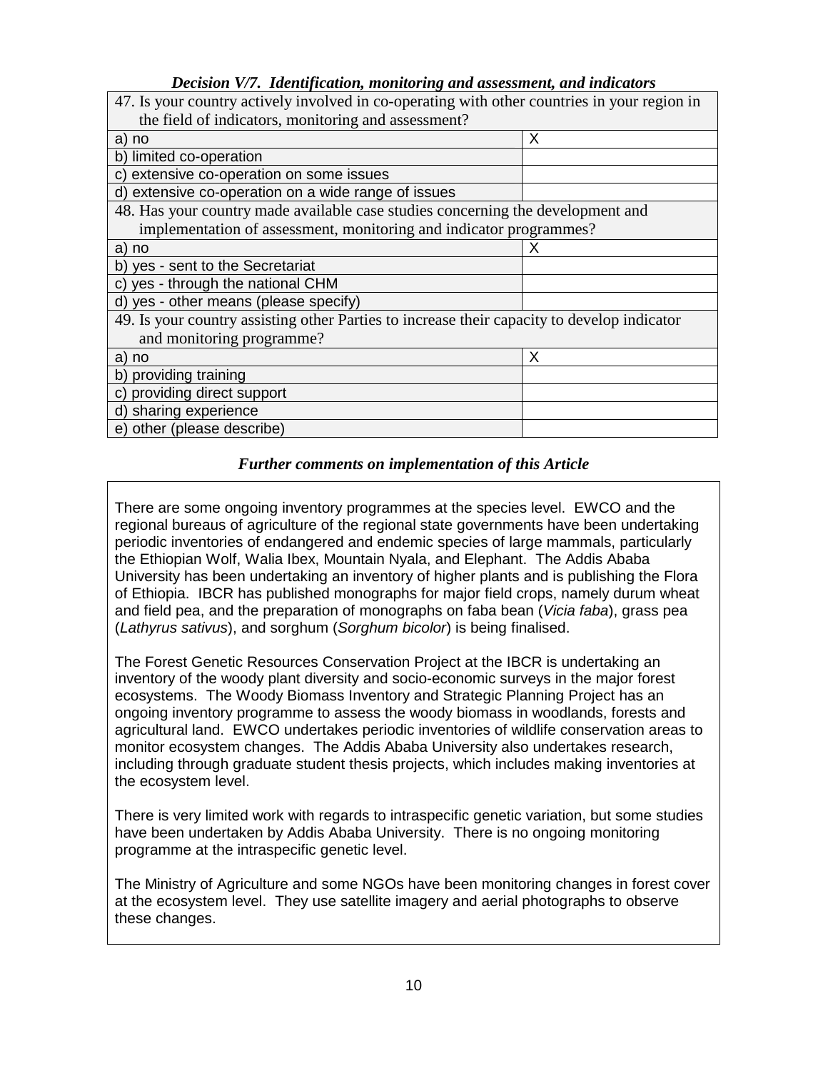### *Decision V/7. Identification, monitoring and assessment, and indicators*

| 47. Is your country actively involved in co-operating with other countries in your region in the field of indicators, monitoring and assessment? | |
|---|---|
| a) no | X |
| b) limited co-operation | |
| c) extensive co-operation on some issues | |
| d) extensive co-operation on a wide range of issues | |
| **48. Has your country made available case studies concerning the development and implementation of assessment, monitoring and indicator programmes?** | |
| a) no | X |
| b) yes - sent to the Secretariat | |
| c) yes - through the national CHM | |
| d) yes - other means (please specify) | |
| **49. Is your country assisting other Parties to increase their capacity to develop indicator and monitoring programme?** | |
| a) no | X |
| b) providing training | |
| c) providing direct support | |
| d) sharing experience | |
| e) other (please describe) | |

### *Further comments on implementation of this Article*

There are some ongoing inventory programmes at the species level. EWCO and the regional bureaus of agriculture of the regional state governments have been undertaking periodic inventories of endangered and endemic species of large mammals, particularly the Ethiopian Wolf, Walia Ibex, Mountain Nyala, and Elephant. The Addis Ababa University has been undertaking an inventory of higher plants and is publishing the Flora of Ethiopia. IBCR has published monographs for major field crops, namely durum wheat and field pea, and the preparation of monographs on faba bean (*Vicia faba*), grass pea (*Lathyrus sativus*), and sorghum (*Sorghum bicolor*) is being finalised.

The Forest Genetic Resources Conservation Project at the IBCR is undertaking an inventory of the woody plant diversity and socio-economic surveys in the major forest ecosystems. The Woody Biomass Inventory and Strategic Planning Project has an ongoing inventory programme to assess the woody biomass in woodlands, forests and agricultural land. EWCO undertakes periodic inventories of wildlife conservation areas to monitor ecosystem changes. The Addis Ababa University also undertakes research, including through graduate student thesis projects, which includes making inventories at the ecosystem level.

There is very limited work with regards to intraspecific genetic variation, but some studies have been undertaken by Addis Ababa University. There is no ongoing monitoring programme at the intraspecific genetic level.

The Ministry of Agriculture and some NGOs have been monitoring changes in forest cover at the ecosystem level. They use satellite imagery and aerial photographs to observe these changes.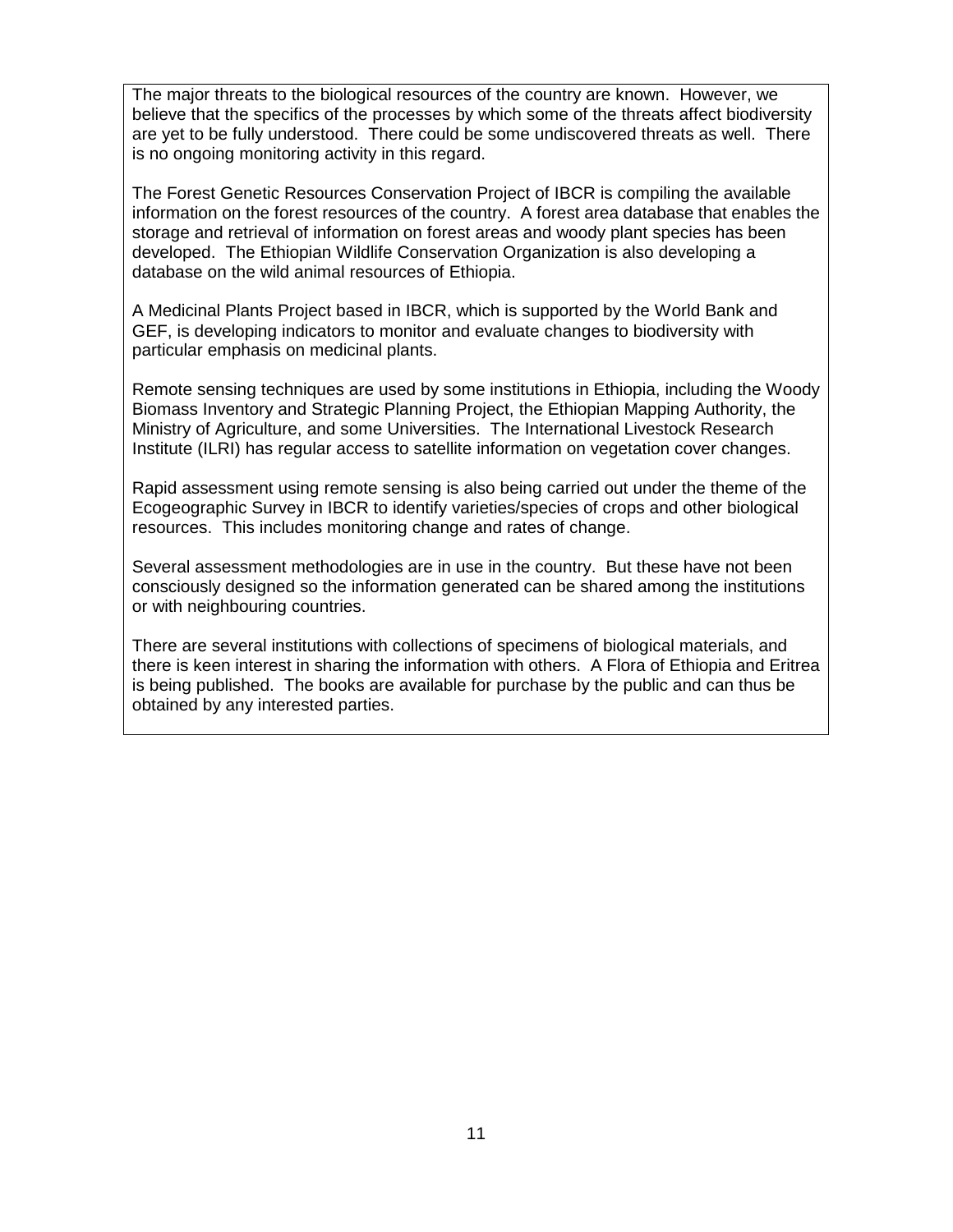The major threats to the biological resources of the country are known. However, we believe that the specifics of the processes by which some of the threats affect biodiversity are yet to be fully understood. There could be some undiscovered threats as well. There is no ongoing monitoring activity in this regard.

The Forest Genetic Resources Conservation Project of IBCR is compiling the available information on the forest resources of the country. A forest area database that enables the storage and retrieval of information on forest areas and woody plant species has been developed. The Ethiopian Wildlife Conservation Organization is also developing a database on the wild animal resources of Ethiopia.

A Medicinal Plants Project based in IBCR, which is supported by the World Bank and GEF, is developing indicators to monitor and evaluate changes to biodiversity with particular emphasis on medicinal plants.

Remote sensing techniques are used by some institutions in Ethiopia, including the Woody Biomass Inventory and Strategic Planning Project, the Ethiopian Mapping Authority, the Ministry of Agriculture, and some Universities. The International Livestock Research Institute (ILRI) has regular access to satellite information on vegetation cover changes.

Rapid assessment using remote sensing is also being carried out under the theme of the Ecogeographic Survey in IBCR to identify varieties/species of crops and other biological resources. This includes monitoring change and rates of change.

Several assessment methodologies are in use in the country. But these have not been consciously designed so the information generated can be shared among the institutions or with neighbouring countries.

There are several institutions with collections of specimens of biological materials, and there is keen interest in sharing the information with others. A Flora of Ethiopia and Eritrea is being published. The books are available for purchase by the public and can thus be obtained by any interested parties.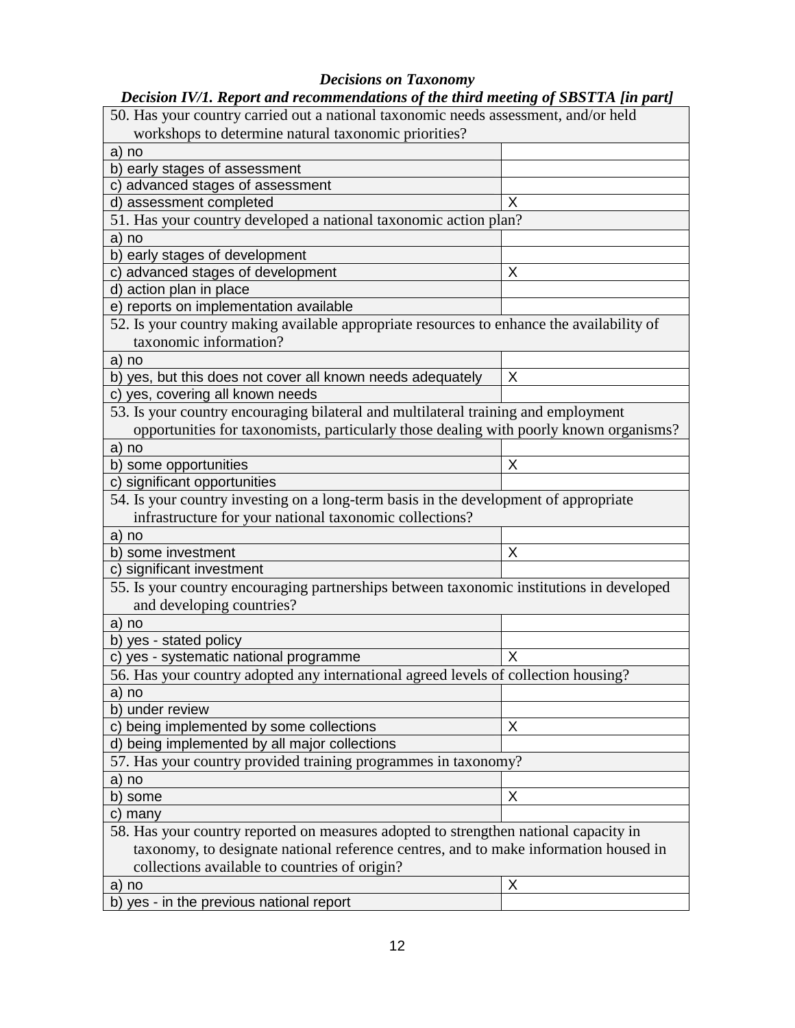***Decisions on Taxonomy***

***Decision IV/1. Report and recommendations of the third meeting of SBSTTA [in part]***

| 50. Has your country carried out a national taxonomic needs assessment, and/or held workshops to determine natural taxonomic priorities? | |
|---|---|
| a) no | |
| b) early stages of assessment | |
| c) advanced stages of assessment | |
| d) assessment completed | X |
| **51. Has your country developed a national taxonomic action plan?** | |
| a) no | |
| b) early stages of development | |
| c) advanced stages of development | X |
| d) action plan in place | |
| e) reports on implementation available | |
| **52. Is your country making available appropriate resources to enhance the availability of taxonomic information?** | |
| a) no | |
| b) yes, but this does not cover all known needs adequately | X |
| c) yes, covering all known needs | |
| **53. Is your country encouraging bilateral and multilateral training and employment opportunities for taxonomists, particularly those dealing with poorly known organisms?** | |
| a) no | |
| b) some opportunities | X |
| c) significant opportunities | |
| **54. Is your country investing on a long-term basis in the development of appropriate infrastructure for your national taxonomic collections?** | |
| a) no | |
| b) some investment | X |
| c) significant investment | |
| **55. Is your country encouraging partnerships between taxonomic institutions in developed and developing countries?** | |
| a) no | |
| b) yes - stated policy | |
| c) yes - systematic national programme | X |
| **56. Has your country adopted any international agreed levels of collection housing?** | |
| a) no | |
| b) under review | |
| c) being implemented by some collections | X |
| d) being implemented by all major collections | |
| **57. Has your country provided training programmes in taxonomy?** | |
| a) no | |
| b) some | X |
| c) many | |
| **58. Has your country reported on measures adopted to strengthen national capacity in taxonomy, to designate national reference centres, and to make information housed in collections available to countries of origin?** | |
| a) no | X |
| b) yes - in the previous national report | |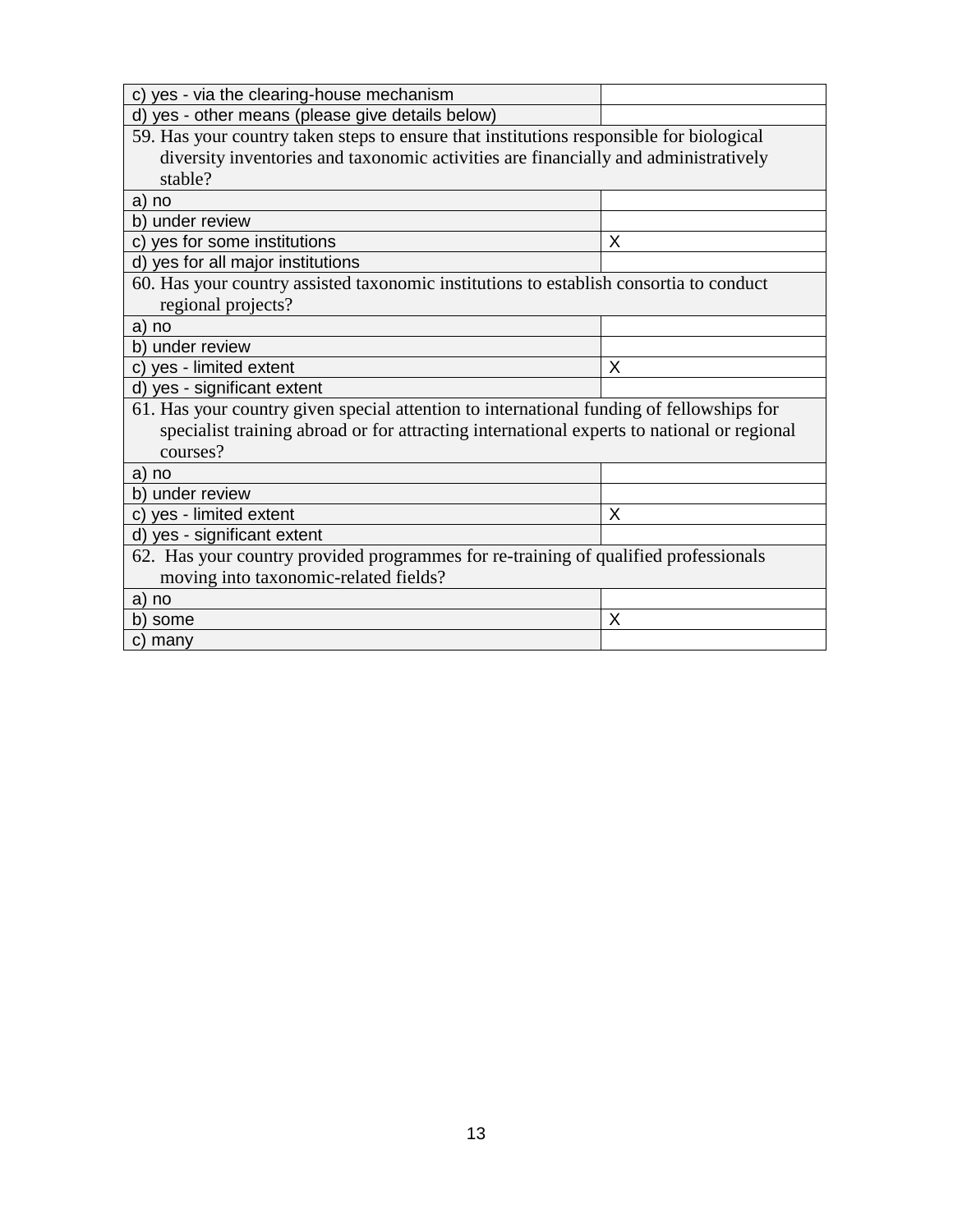| | |
|---|---|
| c) yes - via the clearing-house mechanism | |
| d) yes - other means (please give details below) | |
| 59. Has your country taken steps to ensure that institutions responsible for biological diversity inventories and taxonomic activities are financially and administratively stable? | |
| a) no | |
| b) under review | |
| c) yes for some institutions | X |
| d) yes for all major institutions | |
| 60. Has your country assisted taxonomic institutions to establish consortia to conduct regional projects? | |
| a) no | |
| b) under review | |
| c) yes - limited extent | X |
| d) yes - significant extent | |
| 61. Has your country given special attention to international funding of fellowships for specialist training abroad or for attracting international experts to national or regional courses? | |
| a) no | |
| b) under review | |
| c) yes - limited extent | X |
| d) yes - significant extent | |
| 62. Has your country provided programmes for re-training of qualified professionals moving into taxonomic-related fields? | |
| a) no | |
| b) some | X |
| c) many | |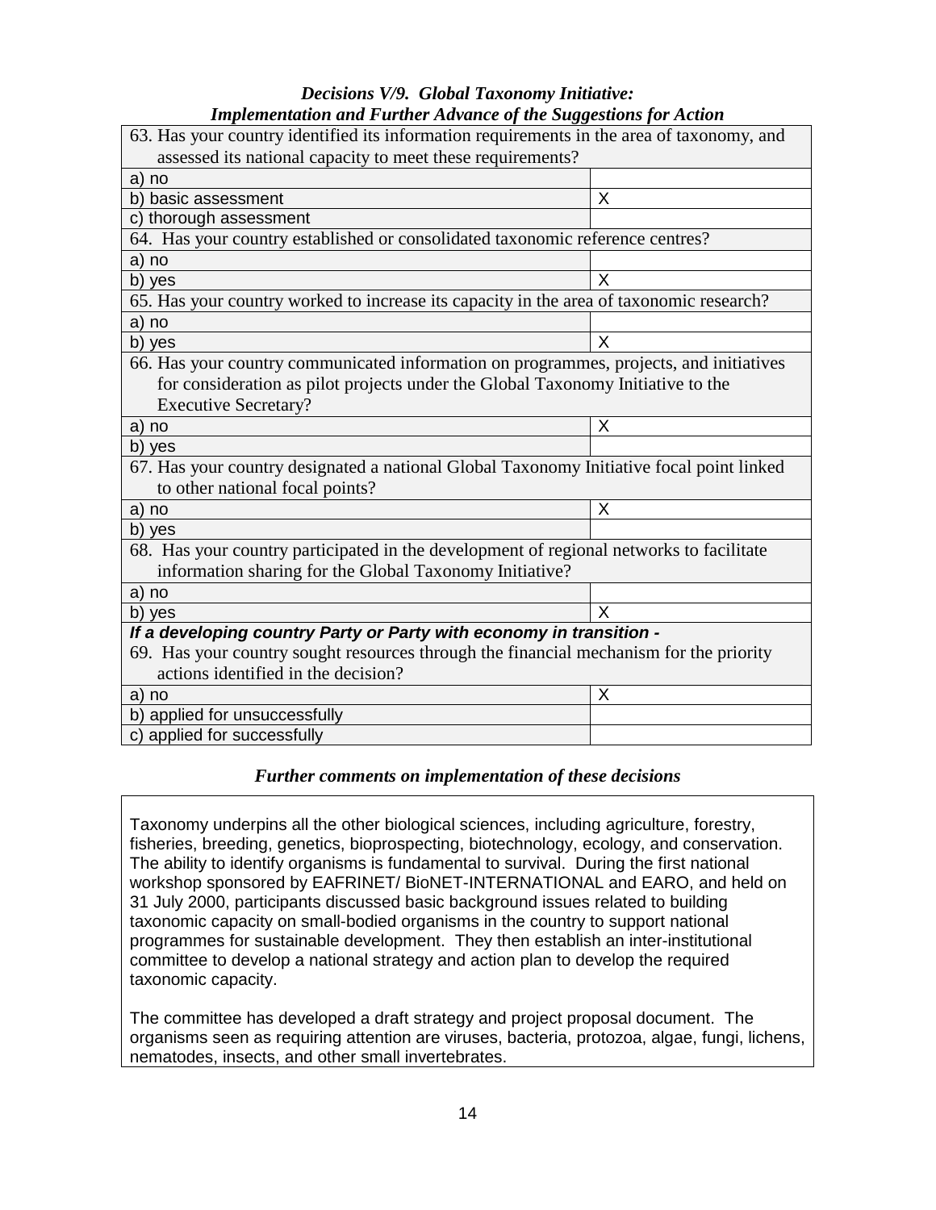### *Decisions V/9. Global Taxonomy Initiative: Implementation and Further Advance of the Suggestions for Action*

| 63. Has your country identified its information requirements in the area of taxonomy, and assessed its national capacity to meet these requirements? | |
|---|---|
| a) no | |
| b) basic assessment | X |
| c) thorough assessment | |
| **64. Has your country established or consolidated taxonomic reference centres?** | |
| a) no | |
| b) yes | X |
| **65. Has your country worked to increase its capacity in the area of taxonomic research?** | |
| a) no | |
| b) yes | X |
| **66. Has your country communicated information on programmes, projects, and initiatives for consideration as pilot projects under the Global Taxonomy Initiative to the Executive Secretary?** | |
| a) no | X |
| b) yes | |
| **67. Has your country designated a national Global Taxonomy Initiative focal point linked to other national focal points?** | |
| a) no | X |
| b) yes | |
| **68. Has your country participated in the development of regional networks to facilitate information sharing for the Global Taxonomy Initiative?** | |
| a) no | |
| b) yes | X |
| ***If a developing country Party or Party with economy in transition -*** **69. Has your country sought resources through the financial mechanism for the priority actions identified in the decision?** | |
| a) no | X |
| b) applied for unsuccessfully | |
| c) applied for successfully | |

### *Further comments on implementation of these decisions*

Taxonomy underpins all the other biological sciences, including agriculture, forestry, fisheries, breeding, genetics, bioprospecting, biotechnology, ecology, and conservation. The ability to identify organisms is fundamental to survival. During the first national workshop sponsored by EAFRINET/ BioNET-INTERNATIONAL and EARO, and held on 31 July 2000, participants discussed basic background issues related to building taxonomic capacity on small-bodied organisms in the country to support national programmes for sustainable development. They then establish an inter-institutional committee to develop a national strategy and action plan to develop the required taxonomic capacity.

The committee has developed a draft strategy and project proposal document. The organisms seen as requiring attention are viruses, bacteria, protozoa, algae, fungi, lichens, nematodes, insects, and other small invertebrates.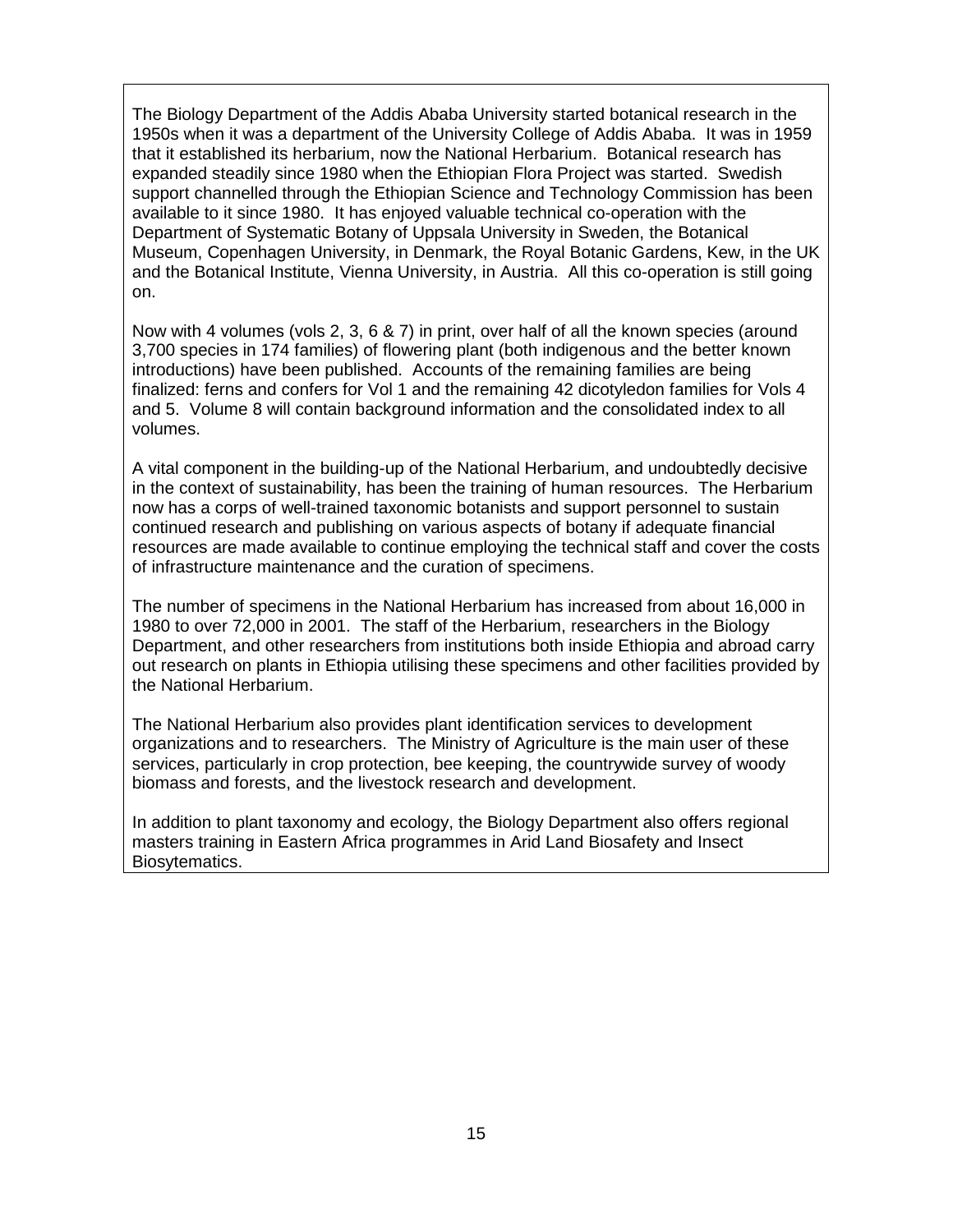The Biology Department of the Addis Ababa University started botanical research in the 1950s when it was a department of the University College of Addis Ababa. It was in 1959 that it established its herbarium, now the National Herbarium. Botanical research has expanded steadily since 1980 when the Ethiopian Flora Project was started. Swedish support channelled through the Ethiopian Science and Technology Commission has been available to it since 1980. It has enjoyed valuable technical co-operation with the Department of Systematic Botany of Uppsala University in Sweden, the Botanical Museum, Copenhagen University, in Denmark, the Royal Botanic Gardens, Kew, in the UK and the Botanical Institute, Vienna University, in Austria. All this co-operation is still going on.

Now with 4 volumes (vols 2, 3, 6 & 7) in print, over half of all the known species (around 3,700 species in 174 families) of flowering plant (both indigenous and the better known introductions) have been published. Accounts of the remaining families are being finalized: ferns and confers for Vol 1 and the remaining 42 dicotyledon families for Vols 4 and 5. Volume 8 will contain background information and the consolidated index to all volumes.

A vital component in the building-up of the National Herbarium, and undoubtedly decisive in the context of sustainability, has been the training of human resources. The Herbarium now has a corps of well-trained taxonomic botanists and support personnel to sustain continued research and publishing on various aspects of botany if adequate financial resources are made available to continue employing the technical staff and cover the costs of infrastructure maintenance and the curation of specimens.

The number of specimens in the National Herbarium has increased from about 16,000 in 1980 to over 72,000 in 2001. The staff of the Herbarium, researchers in the Biology Department, and other researchers from institutions both inside Ethiopia and abroad carry out research on plants in Ethiopia utilising these specimens and other facilities provided by the National Herbarium.

The National Herbarium also provides plant identification services to development organizations and to researchers. The Ministry of Agriculture is the main user of these services, particularly in crop protection, bee keeping, the countrywide survey of woody biomass and forests, and the livestock research and development.

In addition to plant taxonomy and ecology, the Biology Department also offers regional masters training in Eastern Africa programmes in Arid Land Biosafety and Insect Biosytematics.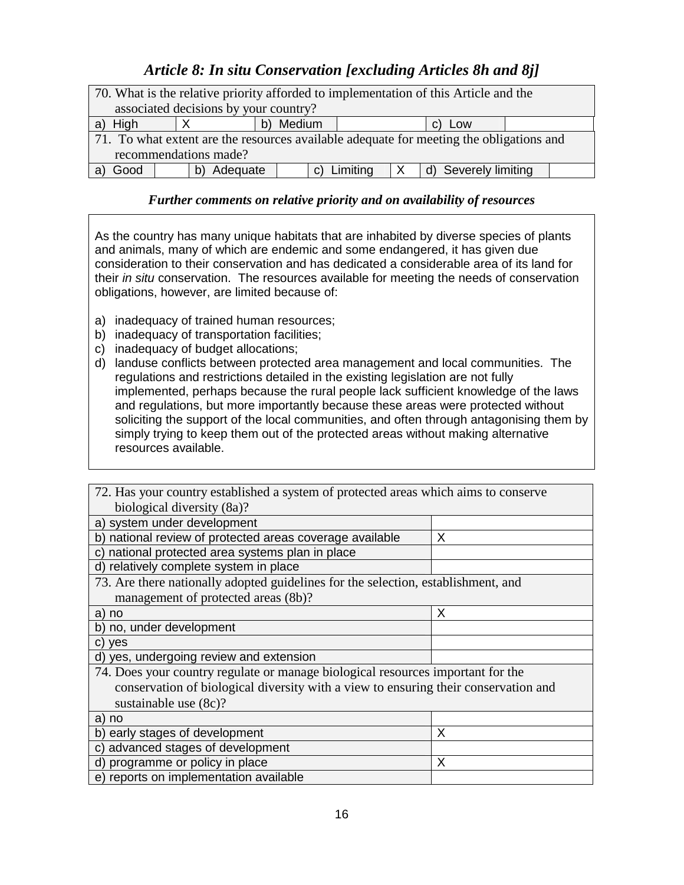## *Article 8: In situ Conservation [excluding Articles 8h and 8j]*

| 70. What is the relative priority afforded to implementation of this Article and the associated decisions by your country? | | | | | |
|---|---|---|---|---|---|
| a) High | X | b) Medium | | c) Low | |

| 71. To what extent are the resources available adequate for meeting the obligations and recommendations made? | | | | | | | |
|---|---|---|---|---|---|---|---|
| a) Good | | b) Adequate | | c) Limiting | X | d) Severely limiting | |

### *Further comments on relative priority and on availability of resources*

As the country has many unique habitats that are inhabited by diverse species of plants and animals, many of which are endemic and some endangered, it has given due consideration to their conservation and has dedicated a considerable area of its land for their *in situ* conservation. The resources available for meeting the needs of conservation obligations, however, are limited because of:

a) inadequacy of trained human resources;
b) inadequacy of transportation facilities;
c) inadequacy of budget allocations;
d) landuse conflicts between protected area management and local communities. The regulations and restrictions detailed in the existing legislation are not fully implemented, perhaps because the rural people lack sufficient knowledge of the laws and regulations, but more importantly because these areas were protected without soliciting the support of the local communities, and often through antagonising them by simply trying to keep them out of the protected areas without making alternative resources available.

| 72. Has your country established a system of protected areas which aims to conserve biological diversity (8a)? | |
|---|---|
| a) system under development | |
| b) national review of protected areas coverage available | X |
| c) national protected area systems plan in place | |
| d) relatively complete system in place | |
| **73. Are there nationally adopted guidelines for the selection, establishment, and management of protected areas (8b)?** | |
| a) no | X |
| b) no, under development | |
| c) yes | |
| d) yes, undergoing review and extension | |
| **74. Does your country regulate or manage biological resources important for the conservation of biological diversity with a view to ensuring their conservation and sustainable use (8c)?** | |
| a) no | |
| b) early stages of development | X |
| c) advanced stages of development | |
| d) programme or policy in place | X |
| e) reports on implementation available | |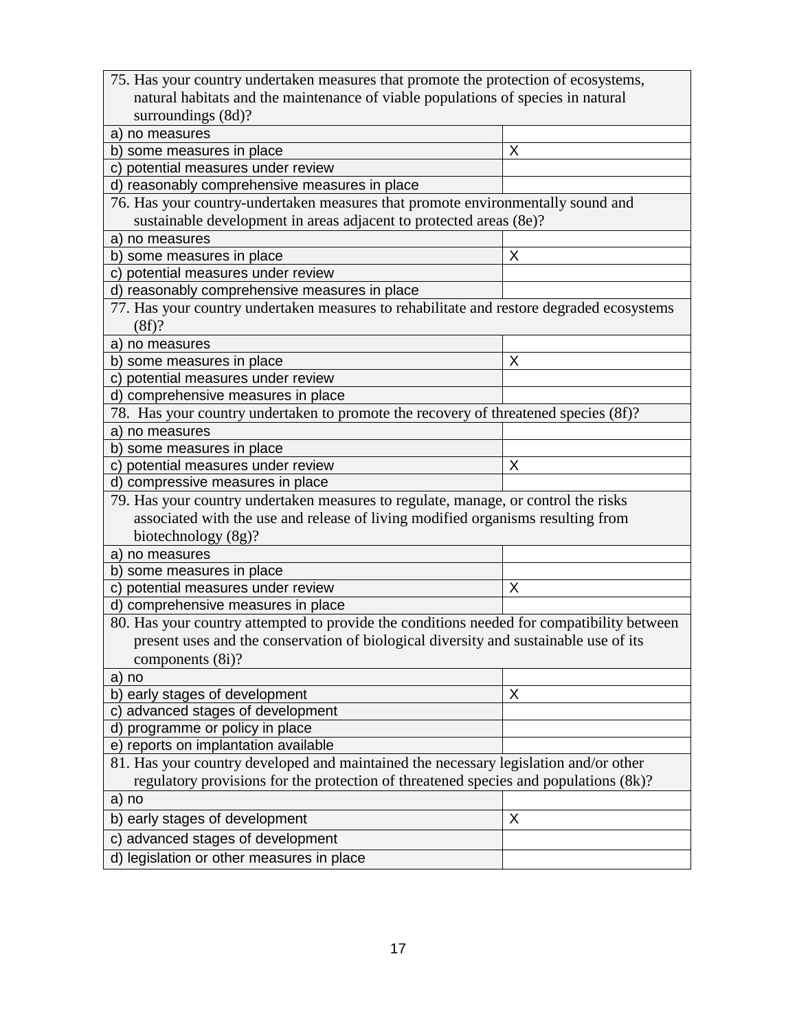| 75. Has your country undertaken measures that promote the protection of ecosystems, natural habitats and the maintenance of viable populations of species in natural surroundings (8d)? | |
|---|---|
| a) no measures | |
| b) some measures in place | X |
| c) potential measures under review | |
| d) reasonably comprehensive measures in place | |
| 76. Has your country-undertaken measures that promote environmentally sound and sustainable development in areas adjacent to protected areas (8e)? | |
| a) no measures | |
| b) some measures in place | X |
| c) potential measures under review | |
| d) reasonably comprehensive measures in place | |
| 77. Has your country undertaken measures to rehabilitate and restore degraded ecosystems (8f)? | |
| a) no measures | |
| b) some measures in place | X |
| c) potential measures under review | |
| d) comprehensive measures in place | |
| 78. Has your country undertaken to promote the recovery of threatened species (8f)? | |
| a) no measures | |
| b) some measures in place | |
| c) potential measures under review | X |
| d) compressive measures in place | |
| 79. Has your country undertaken measures to regulate, manage, or control the risks associated with the use and release of living modified organisms resulting from biotechnology (8g)? | |
| a) no measures | |
| b) some measures in place | |
| c) potential measures under review | X |
| d) comprehensive measures in place | |
| 80. Has your country attempted to provide the conditions needed for compatibility between present uses and the conservation of biological diversity and sustainable use of its components (8i)? | |
| a) no | |
| b) early stages of development | X |
| c) advanced stages of development | |
| d) programme or policy in place | |
| e) reports on implantation available | |
| 81. Has your country developed and maintained the necessary legislation and/or other regulatory provisions for the protection of threatened species and populations (8k)? | |
| a) no | |
| b) early stages of development | X |
| c) advanced stages of development | |
| d) legislation or other measures in place | |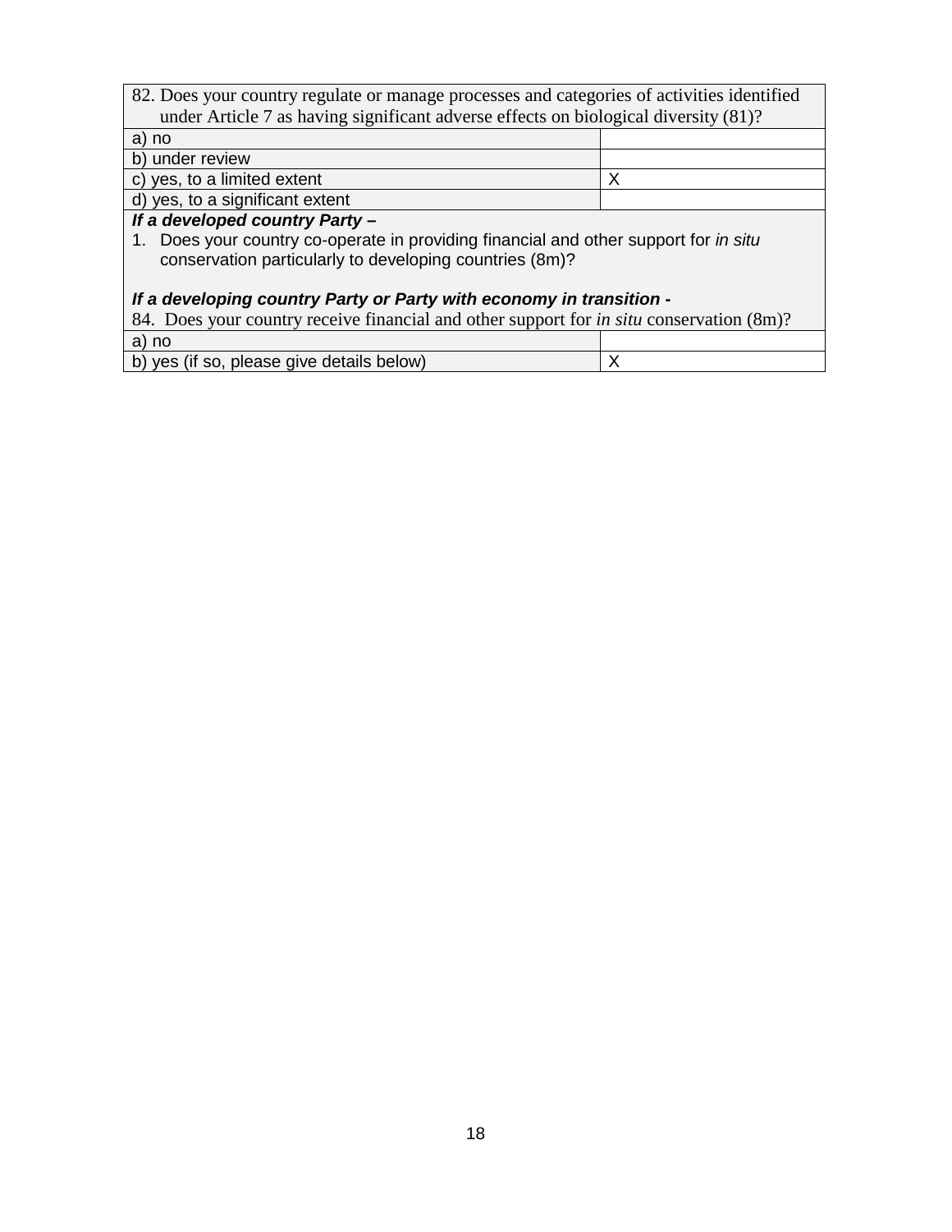| 82. Does your country regulate or manage processes and categories of activities identified under Article 7 as having significant adverse effects on biological diversity (81)? | |
|---|---|
| a) no | |
| b) under review | |
| c) yes, to a limited extent | X |
| d) yes, to a significant extent | |
| ***If a developed country Party –*** 1. Does your country co-operate in providing financial and other support for *in situ* conservation particularly to developing countries (8m)? ***If a developing country Party or Party with economy in transition -*** 84. Does your country receive financial and other support for *in situ* conservation (8m)? | |
| a) no | |
| b) yes (if so, please give details below) | X |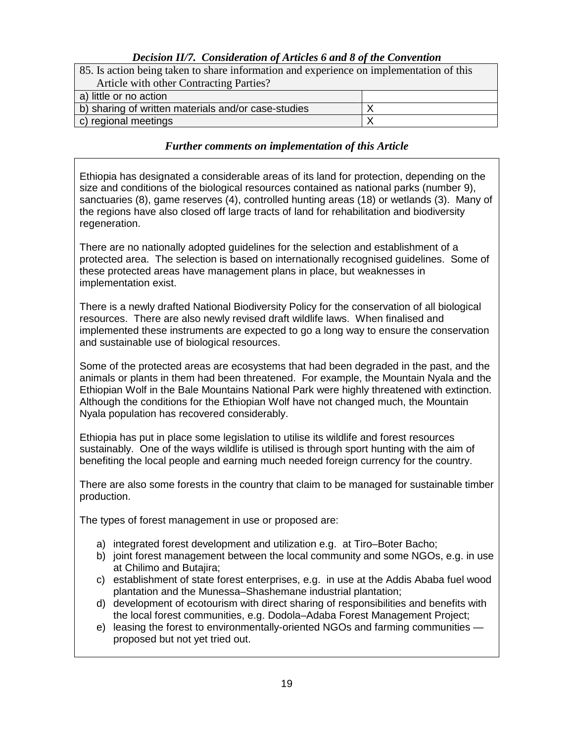### *Decision II/7. Consideration of Articles 6 and 8 of the Convention*

| 85. Is action being taken to share information and experience on implementation of this Article with other Contracting Parties? | |
|---|---|
| a) little or no action | |
| b) sharing of written materials and/or case-studies | X |
| c) regional meetings | X |

### *Further comments on implementation of this Article*

Ethiopia has designated a considerable areas of its land for protection, depending on the size and conditions of the biological resources contained as national parks (number 9), sanctuaries (8), game reserves (4), controlled hunting areas (18) or wetlands (3). Many of the regions have also closed off large tracts of land for rehabilitation and biodiversity regeneration.

There are no nationally adopted guidelines for the selection and establishment of a protected area. The selection is based on internationally recognised guidelines. Some of these protected areas have management plans in place, but weaknesses in implementation exist.

There is a newly drafted National Biodiversity Policy for the conservation of all biological resources. There are also newly revised draft wildlife laws. When finalised and implemented these instruments are expected to go a long way to ensure the conservation and sustainable use of biological resources.

Some of the protected areas are ecosystems that had been degraded in the past, and the animals or plants in them had been threatened. For example, the Mountain Nyala and the Ethiopian Wolf in the Bale Mountains National Park were highly threatened with extinction. Although the conditions for the Ethiopian Wolf have not changed much, the Mountain Nyala population has recovered considerably.

Ethiopia has put in place some legislation to utilise its wildlife and forest resources sustainably. One of the ways wildlife is utilised is through sport hunting with the aim of benefiting the local people and earning much needed foreign currency for the country.

There are also some forests in the country that claim to be managed for sustainable timber production.

The types of forest management in use or proposed are:

a) integrated forest development and utilization e.g. at Tiro–Boter Bacho;
b) joint forest management between the local community and some NGOs, e.g. in use at Chilimo and Butajira;
c) establishment of state forest enterprises, e.g. in use at the Addis Ababa fuel wood plantation and the Munessa–Shashemane industrial plantation;
d) development of ecotourism with direct sharing of responsibilities and benefits with the local forest communities, e.g. Dodola–Adaba Forest Management Project;
e) leasing the forest to environmentally-oriented NGOs and farming communities — proposed but not yet tried out.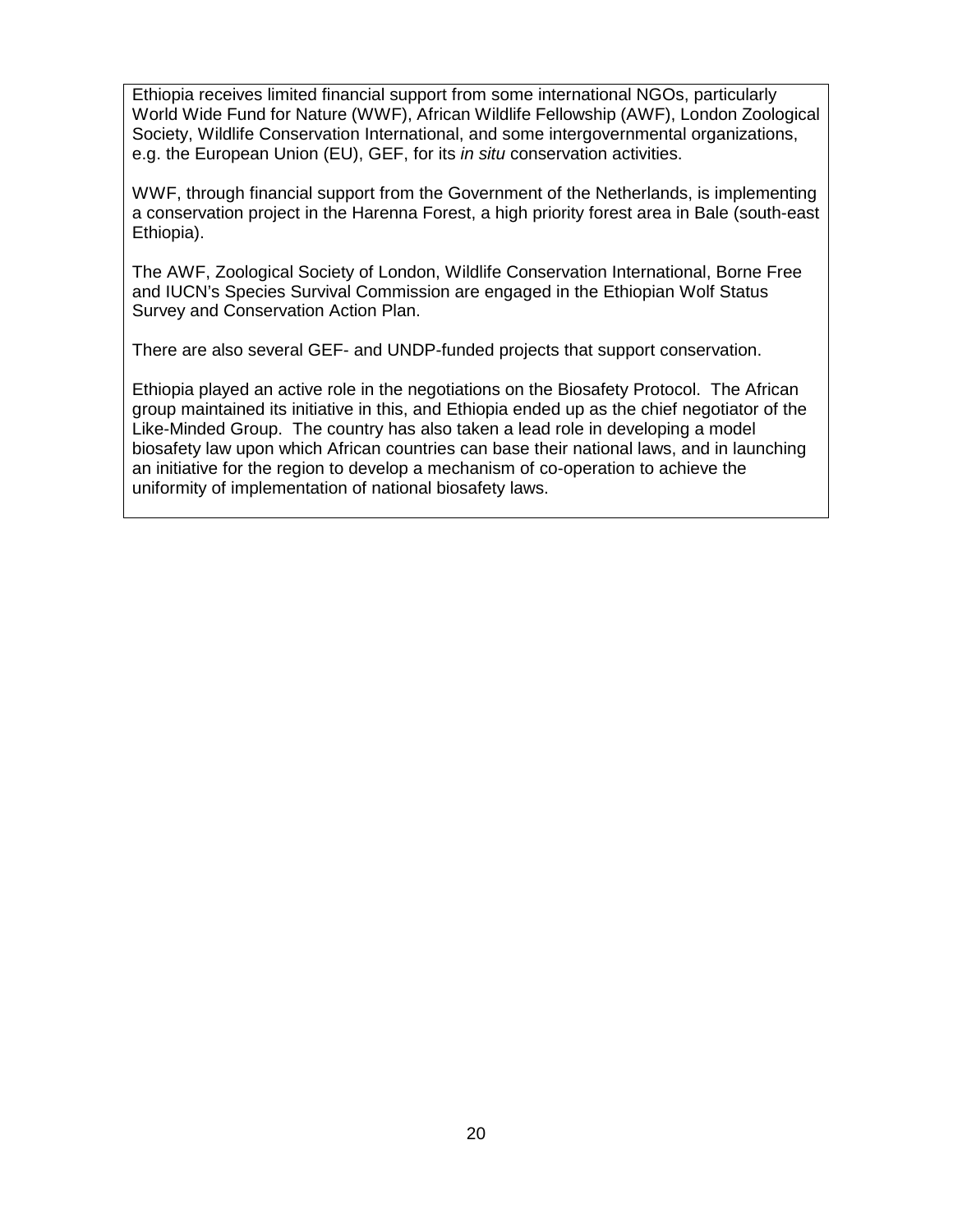Ethiopia receives limited financial support from some international NGOs, particularly World Wide Fund for Nature (WWF), African Wildlife Fellowship (AWF), London Zoological Society, Wildlife Conservation International, and some intergovernmental organizations, e.g. the European Union (EU), GEF, for its *in situ* conservation activities.

WWF, through financial support from the Government of the Netherlands, is implementing a conservation project in the Harenna Forest, a high priority forest area in Bale (south-east Ethiopia).

The AWF, Zoological Society of London, Wildlife Conservation International, Borne Free and IUCN's Species Survival Commission are engaged in the Ethiopian Wolf Status Survey and Conservation Action Plan.

There are also several GEF- and UNDP-funded projects that support conservation.

Ethiopia played an active role in the negotiations on the Biosafety Protocol. The African group maintained its initiative in this, and Ethiopia ended up as the chief negotiator of the Like-Minded Group. The country has also taken a lead role in developing a model biosafety law upon which African countries can base their national laws, and in launching an initiative for the region to develop a mechanism of co-operation to achieve the uniformity of implementation of national biosafety laws.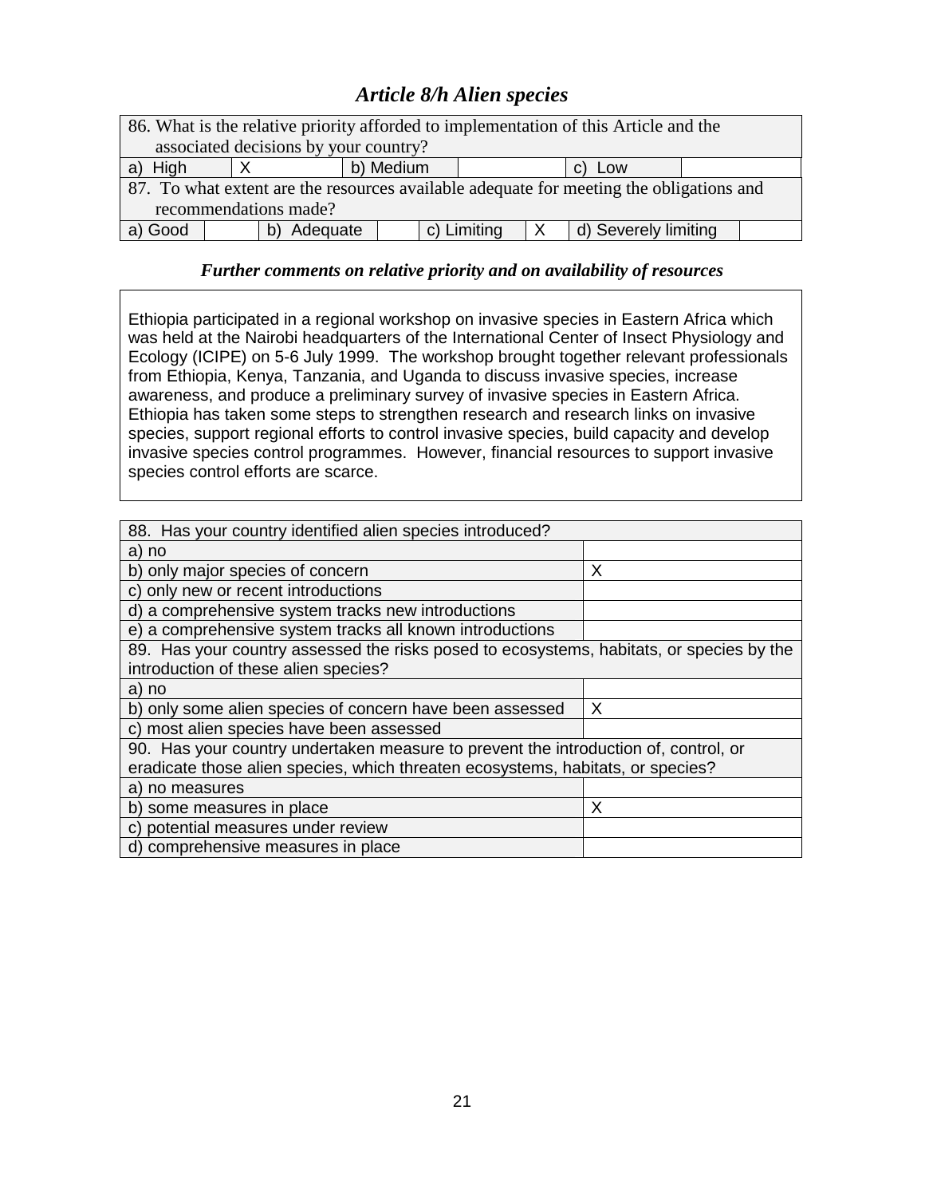## *Article 8/h Alien species*

| 86. What is the relative priority afforded to implementation of this Article and the associated decisions by your country? | | | | | |
|---|---|---|---|---|---|
| a) High | X | b) Medium | | c) Low | |

| 87. To what extent are the resources available adequate for meeting the obligations and recommendations made? | | | | | | | |
|---|---|---|---|---|---|---|---|
| a) Good | | b) Adequate | | c) Limiting | X | d) Severely limiting | |

### *Further comments on relative priority and on availability of resources*

Ethiopia participated in a regional workshop on invasive species in Eastern Africa which was held at the Nairobi headquarters of the International Center of Insect Physiology and Ecology (ICIPE) on 5-6 July 1999. The workshop brought together relevant professionals from Ethiopia, Kenya, Tanzania, and Uganda to discuss invasive species, increase awareness, and produce a preliminary survey of invasive species in Eastern Africa. Ethiopia has taken some steps to strengthen research and research links on invasive species, support regional efforts to control invasive species, build capacity and develop invasive species control programmes. However, financial resources to support invasive species control efforts are scarce.

| 88. Has your country identified alien species introduced? | |
|---|---|
| a) no | |
| b) only major species of concern | X |
| c) only new or recent introductions | |
| d) a comprehensive system tracks new introductions | |
| e) a comprehensive system tracks all known introductions | |
| **89. Has your country assessed the risks posed to ecosystems, habitats, or species by the introduction of these alien species?** | |
| a) no | |
| b) only some alien species of concern have been assessed | X |
| c) most alien species have been assessed | |
| **90. Has your country undertaken measure to prevent the introduction of, control, or eradicate those alien species, which threaten ecosystems, habitats, or species?** | |
| a) no measures | |
| b) some measures in place | X |
| c) potential measures under review | |
| d) comprehensive measures in place | |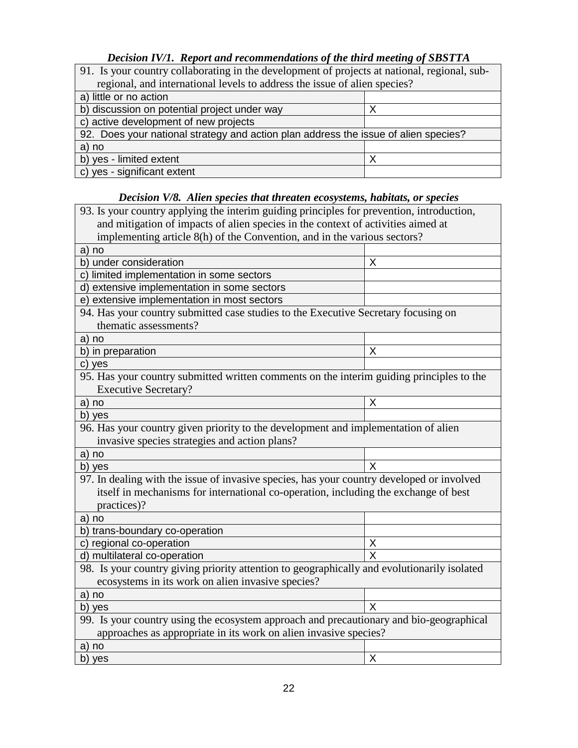***Decision IV/1. Report and recommendations of the third meeting of SBSTTA***

| 91. Is your country collaborating in the development of projects at national, regional, sub-regional, and international levels to address the issue of alien species? | |
|---|---|
| a) little or no action | |
| b) discussion on potential project under way | X |
| c) active development of new projects | |
| **92. Does your national strategy and action plan address the issue of alien species?** | |
| a) no | |
| b) yes - limited extent | X |
| c) yes - significant extent | |

***Decision V/8. Alien species that threaten ecosystems, habitats, or species***

| 93. Is your country applying the interim guiding principles for prevention, introduction, and mitigation of impacts of alien species in the context of activities aimed at implementing article 8(h) of the Convention, and in the various sectors? | |
|---|---|
| a) no | |
| b) under consideration | X |
| c) limited implementation in some sectors | |
| d) extensive implementation in some sectors | |
| e) extensive implementation in most sectors | |
| **94. Has your country submitted case studies to the Executive Secretary focusing on thematic assessments?** | |
| a) no | |
| b) in preparation | X |
| c) yes | |
| **95. Has your country submitted written comments on the interim guiding principles to the Executive Secretary?** | |
| a) no | X |
| b) yes | |
| **96. Has your country given priority to the development and implementation of alien invasive species strategies and action plans?** | |
| a) no | |
| b) yes | X |
| **97. In dealing with the issue of invasive species, has your country developed or involved itself in mechanisms for international co-operation, including the exchange of best practices)?** | |
| a) no | |
| b) trans-boundary co-operation | |
| c) regional co-operation | X |
| d) multilateral co-operation | X |
| **98. Is your country giving priority attention to geographically and evolutionarily isolated ecosystems in its work on alien invasive species?** | |
| a) no | |
| b) yes | X |
| **99. Is your country using the ecosystem approach and precautionary and bio-geographical approaches as appropriate in its work on alien invasive species?** | |
| a) no | |
| b) yes | X |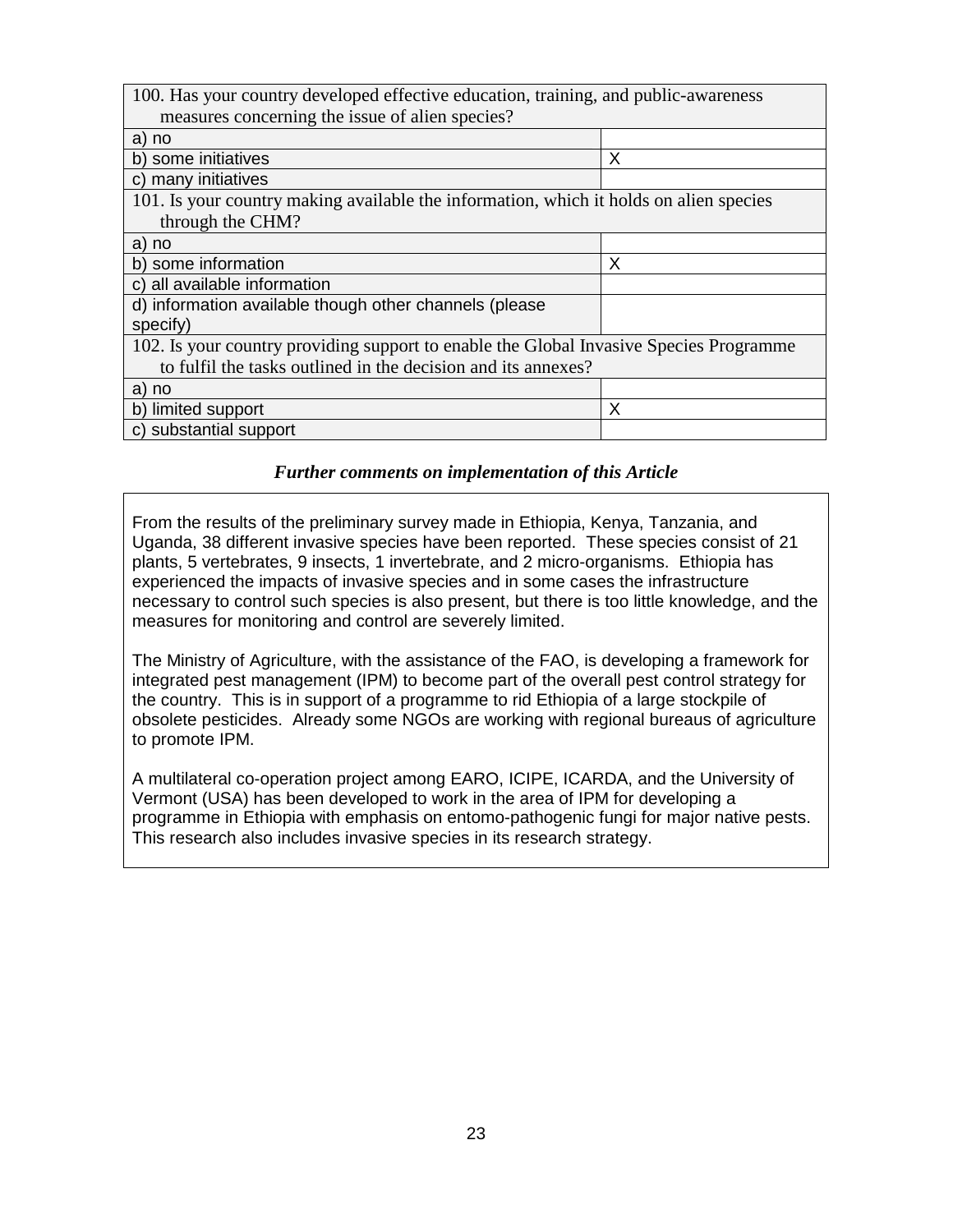| 100. Has your country developed effective education, training, and public-awareness measures concerning the issue of alien species? | |
|---|---|
| a) no | |
| b) some initiatives | X |
| c) many initiatives | |
| **101. Is your country making available the information, which it holds on alien species through the CHM?** | |
| a) no | |
| b) some information | X |
| c) all available information | |
| d) information available though other channels (please specify) | |
| **102. Is your country providing support to enable the Global Invasive Species Programme to fulfil the tasks outlined in the decision and its annexes?** | |
| a) no | |
| b) limited support | X |
| c) substantial support | |

### *Further comments on implementation of this Article*

From the results of the preliminary survey made in Ethiopia, Kenya, Tanzania, and Uganda, 38 different invasive species have been reported. These species consist of 21 plants, 5 vertebrates, 9 insects, 1 invertebrate, and 2 micro-organisms. Ethiopia has experienced the impacts of invasive species and in some cases the infrastructure necessary to control such species is also present, but there is too little knowledge, and the measures for monitoring and control are severely limited.

The Ministry of Agriculture, with the assistance of the FAO, is developing a framework for integrated pest management (IPM) to become part of the overall pest control strategy for the country. This is in support of a programme to rid Ethiopia of a large stockpile of obsolete pesticides. Already some NGOs are working with regional bureaus of agriculture to promote IPM.

A multilateral co-operation project among EARO, ICIPE, ICARDA, and the University of Vermont (USA) has been developed to work in the area of IPM for developing a programme in Ethiopia with emphasis on entomo-pathogenic fungi for major native pests. This research also includes invasive species in its research strategy.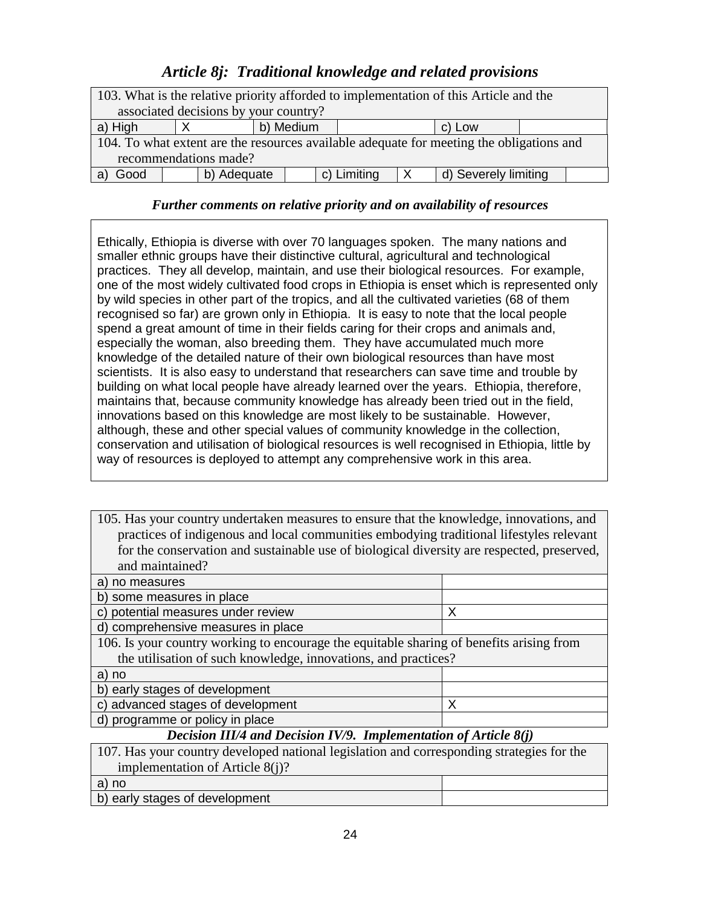## *Article 8j: Traditional knowledge and related provisions*

| 103. What is the relative priority afforded to implementation of this Article and the associated decisions by your country? | | | | | |
|---|---|---|---|---|---|
| a) High | X | b) Medium | | c) Low | |

| 104. To what extent are the resources available adequate for meeting the obligations and recommendations made? | | | | | | | |
|---|---|---|---|---|---|---|---|
| a) Good | | b) Adequate | | c) Limiting | X | d) Severely limiting | |

***Further comments on relative priority and on availability of resources***

Ethically, Ethiopia is diverse with over 70 languages spoken. The many nations and smaller ethnic groups have their distinctive cultural, agricultural and technological practices. They all develop, maintain, and use their biological resources. For example, one of the most widely cultivated food crops in Ethiopia is enset which is represented only by wild species in other part of the tropics, and all the cultivated varieties (68 of them recognised so far) are grown only in Ethiopia. It is easy to note that the local people spend a great amount of time in their fields caring for their crops and animals and, especially the woman, also breeding them. They have accumulated much more knowledge of the detailed nature of their own biological resources than have most scientists. It is also easy to understand that researchers can save time and trouble by building on what local people have already learned over the years. Ethiopia, therefore, maintains that, because community knowledge has already been tried out in the field, innovations based on this knowledge are most likely to be sustainable. However, although, these and other special values of community knowledge in the collection, conservation and utilisation of biological resources is well recognised in Ethiopia, little by way of resources is deployed to attempt any comprehensive work in this area.

| 105. Has your country undertaken measures to ensure that the knowledge, innovations, and practices of indigenous and local communities embodying traditional lifestyles relevant for the conservation and sustainable use of biological diversity are respected, preserved, and maintained? | |
|---|---|
| a) no measures | |
| b) some measures in place | |
| c) potential measures under review | X |
| d) comprehensive measures in place | |

| 106. Is your country working to encourage the equitable sharing of benefits arising from the utilisation of such knowledge, innovations, and practices? | |
|---|---|
| a) no | |
| b) early stages of development | |
| c) advanced stages of development | X |
| d) programme or policy in place | |

***Decision III/4 and Decision IV/9. Implementation of Article 8(j)***

| 107. Has your country developed national legislation and corresponding strategies for the implementation of Article 8(j)? | |
|---|---|
| a) no | |
| b) early stages of development | |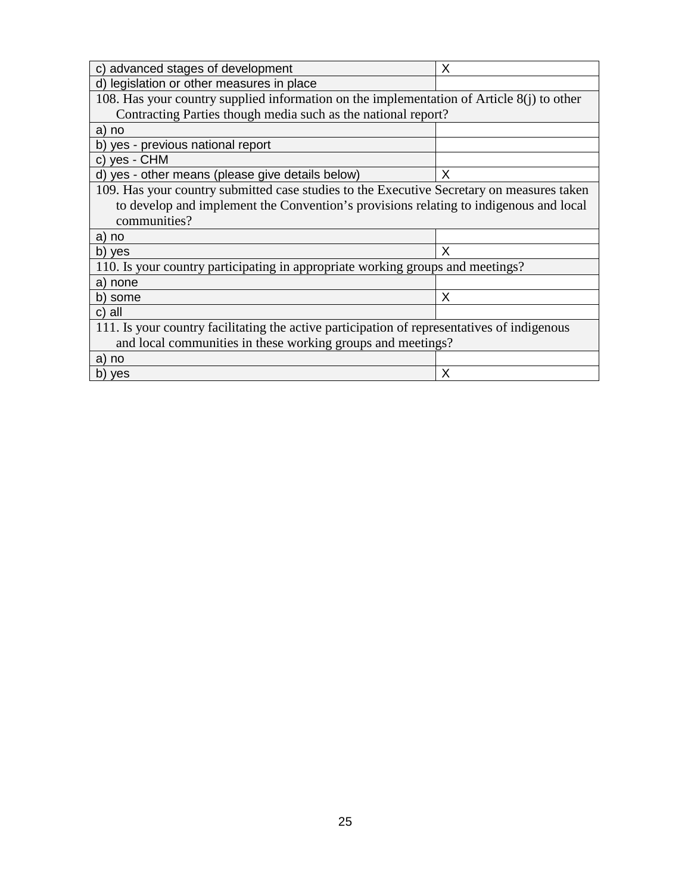| | |
|---|---|
| c) advanced stages of development | X |
| d) legislation or other measures in place | |
| **108. Has your country supplied information on the implementation of Article 8(j) to other Contracting Parties though media such as the national report?** | |
| a) no | |
| b) yes - previous national report | |
| c) yes - CHM | |
| d) yes - other means (please give details below) | X |
| **109. Has your country submitted case studies to the Executive Secretary on measures taken to develop and implement the Convention's provisions relating to indigenous and local communities?** | |
| a) no | |
| b) yes | X |
| **110. Is your country participating in appropriate working groups and meetings?** | |
| a) none | |
| b) some | X |
| c) all | |
| **111. Is your country facilitating the active participation of representatives of indigenous and local communities in these working groups and meetings?** | |
| a) no | |
| b) yes | X |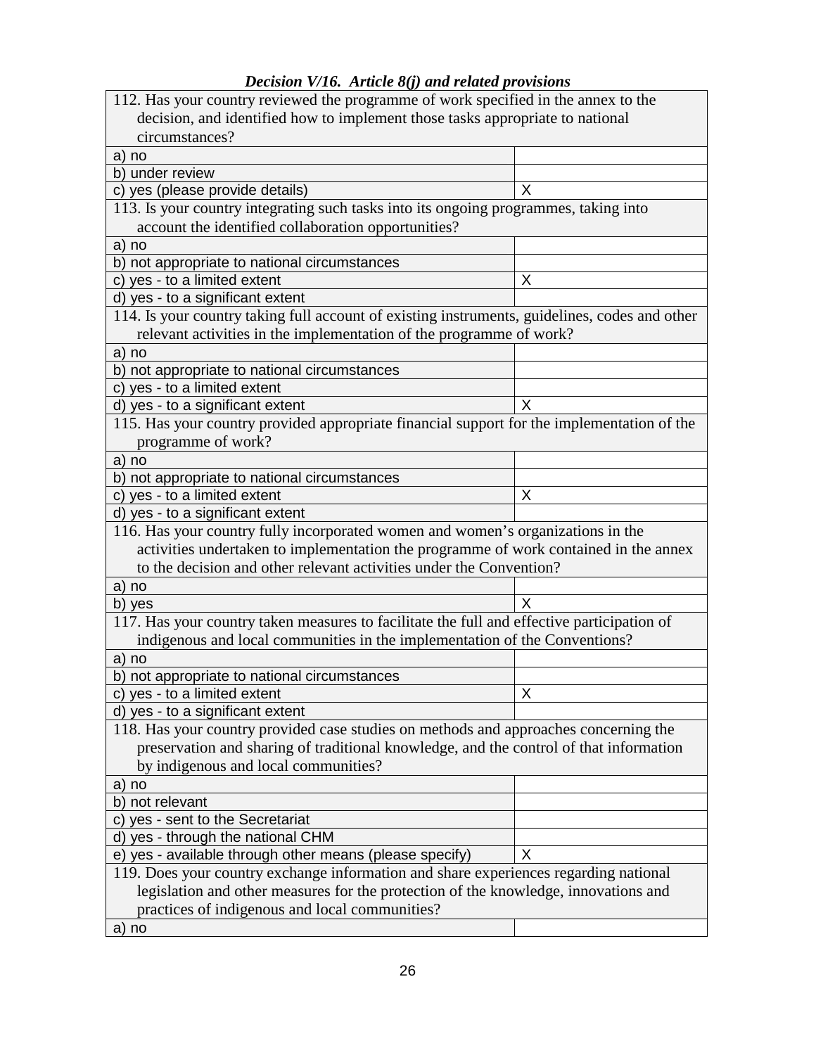***Decision V/16. Article 8(j) and related provisions***

| 112. Has your country reviewed the programme of work specified in the annex to the decision, and identified how to implement those tasks appropriate to national circumstances? | |
|---|---|
| a) no | |
| b) under review | |
| c) yes (please provide details) | X |
| **113. Is your country integrating such tasks into its ongoing programmes, taking into account the identified collaboration opportunities?** | |
| a) no | |
| b) not appropriate to national circumstances | |
| c) yes - to a limited extent | X |
| d) yes - to a significant extent | |
| **114. Is your country taking full account of existing instruments, guidelines, codes and other relevant activities in the implementation of the programme of work?** | |
| a) no | |
| b) not appropriate to national circumstances | |
| c) yes - to a limited extent | |
| d) yes - to a significant extent | X |
| **115. Has your country provided appropriate financial support for the implementation of the programme of work?** | |
| a) no | |
| b) not appropriate to national circumstances | |
| c) yes - to a limited extent | X |
| d) yes - to a significant extent | |
| **116. Has your country fully incorporated women and women's organizations in the activities undertaken to implementation the programme of work contained in the annex to the decision and other relevant activities under the Convention?** | |
| a) no | |
| b) yes | X |
| **117. Has your country taken measures to facilitate the full and effective participation of indigenous and local communities in the implementation of the Conventions?** | |
| a) no | |
| b) not appropriate to national circumstances | |
| c) yes - to a limited extent | X |
| d) yes - to a significant extent | |
| **118. Has your country provided case studies on methods and approaches concerning the preservation and sharing of traditional knowledge, and the control of that information by indigenous and local communities?** | |
| a) no | |
| b) not relevant | |
| c) yes - sent to the Secretariat | |
| d) yes - through the national CHM | |
| e) yes - available through other means (please specify) | X |
| **119. Does your country exchange information and share experiences regarding national legislation and other measures for the protection of the knowledge, innovations and practices of indigenous and local communities?** | |
| a) no | |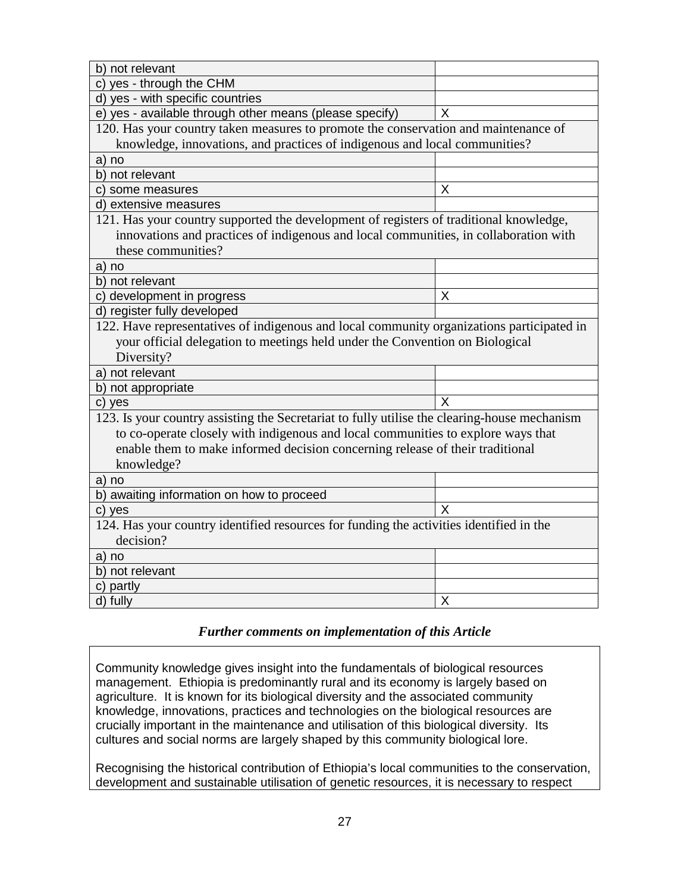| | |
|---|---|
| b) not relevant | |
| c) yes - through the CHM | |
| d) yes - with specific countries | |
| e) yes - available through other means (please specify) | X |
| **120. Has your country taken measures to promote the conservation and maintenance of knowledge, innovations, and practices of indigenous and local communities?** | |
| a) no | |
| b) not relevant | |
| c) some measures | X |
| d) extensive measures | |
| **121. Has your country supported the development of registers of traditional knowledge, innovations and practices of indigenous and local communities, in collaboration with these communities?** | |
| a) no | |
| b) not relevant | |
| c) development in progress | X |
| d) register fully developed | |
| **122. Have representatives of indigenous and local community organizations participated in your official delegation to meetings held under the Convention on Biological Diversity?** | |
| a) not relevant | |
| b) not appropriate | |
| c) yes | X |
| **123. Is your country assisting the Secretariat to fully utilise the clearing-house mechanism to co-operate closely with indigenous and local communities to explore ways that enable them to make informed decision concerning release of their traditional knowledge?** | |
| a) no | |
| b) awaiting information on how to proceed | |
| c) yes | X |
| **124. Has your country identified resources for funding the activities identified in the decision?** | |
| a) no | |
| b) not relevant | |
| c) partly | |
| d) fully | X |

***Further comments on implementation of this Article***

Community knowledge gives insight into the fundamentals of biological resources management. Ethiopia is predominantly rural and its economy is largely based on agriculture. It is known for its biological diversity and the associated community knowledge, innovations, practices and technologies on the biological resources are crucially important in the maintenance and utilisation of this biological diversity. Its cultures and social norms are largely shaped by this community biological lore.

Recognising the historical contribution of Ethiopia's local communities to the conservation, development and sustainable utilisation of genetic resources, it is necessary to respect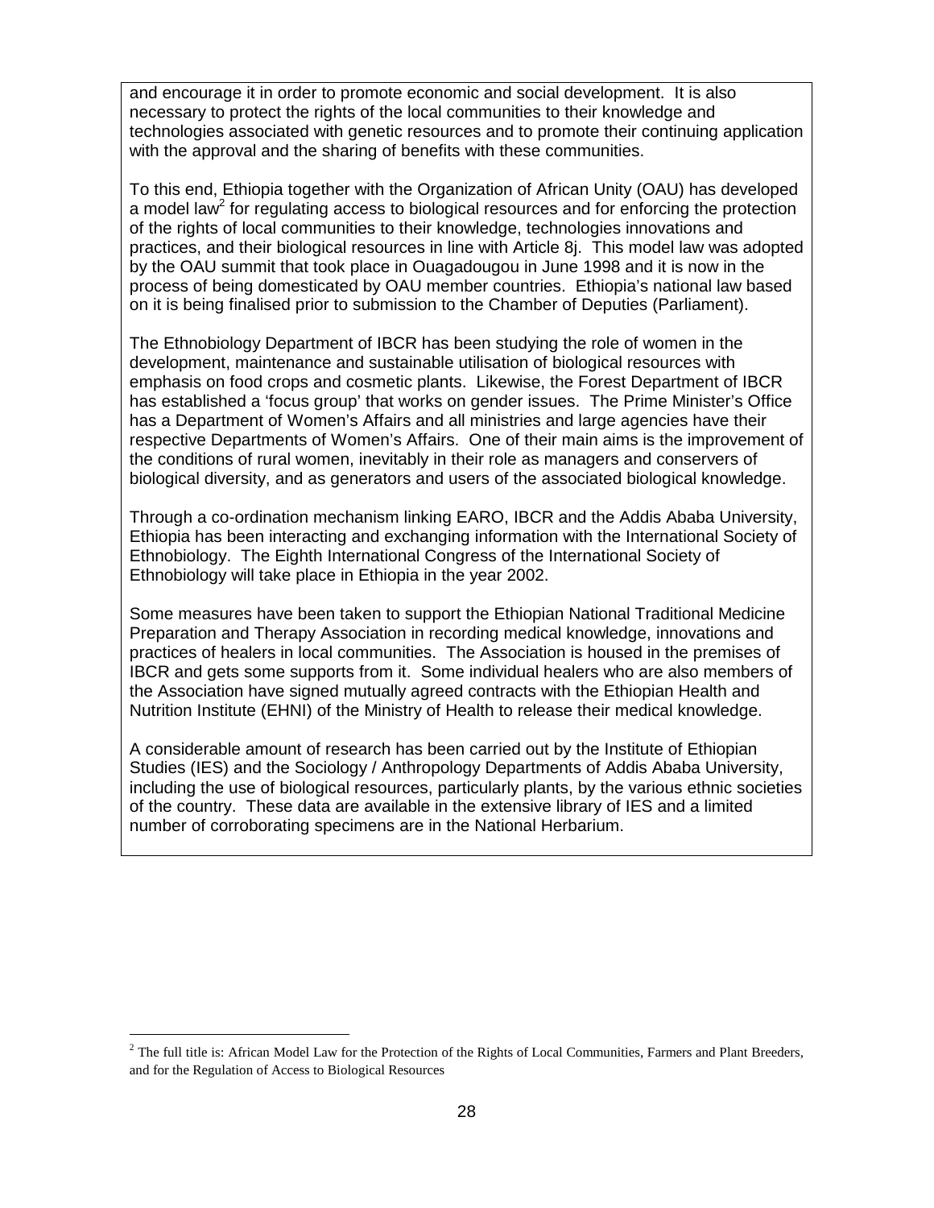and encourage it in order to promote economic and social development. It is also necessary to protect the rights of the local communities to their knowledge and technologies associated with genetic resources and to promote their continuing application with the approval and the sharing of benefits with these communities.

To this end, Ethiopia together with the Organization of African Unity (OAU) has developed a model law[2] for regulating access to biological resources and for enforcing the protection of the rights of local communities to their knowledge, technologies innovations and practices, and their biological resources in line with Article 8j. This model law was adopted by the OAU summit that took place in Ouagadougou in June 1998 and it is now in the process of being domesticated by OAU member countries. Ethiopia's national law based on it is being finalised prior to submission to the Chamber of Deputies (Parliament).

The Ethnobiology Department of IBCR has been studying the role of women in the development, maintenance and sustainable utilisation of biological resources with emphasis on food crops and cosmetic plants. Likewise, the Forest Department of IBCR has established a 'focus group' that works on gender issues. The Prime Minister's Office has a Department of Women's Affairs and all ministries and large agencies have their respective Departments of Women's Affairs. One of their main aims is the improvement of the conditions of rural women, inevitably in their role as managers and conservers of biological diversity, and as generators and users of the associated biological knowledge.

Through a co-ordination mechanism linking EARO, IBCR and the Addis Ababa University, Ethiopia has been interacting and exchanging information with the International Society of Ethnobiology. The Eighth International Congress of the International Society of Ethnobiology will take place in Ethiopia in the year 2002.

Some measures have been taken to support the Ethiopian National Traditional Medicine Preparation and Therapy Association in recording medical knowledge, innovations and practices of healers in local communities. The Association is housed in the premises of IBCR and gets some supports from it. Some individual healers who are also members of the Association have signed mutually agreed contracts with the Ethiopian Health and Nutrition Institute (EHNI) of the Ministry of Health to release their medical knowledge.

A considerable amount of research has been carried out by the Institute of Ethiopian Studies (IES) and the Sociology / Anthropology Departments of Addis Ababa University, including the use of biological resources, particularly plants, by the various ethnic societies of the country. These data are available in the extensive library of IES and a limited number of corroborating specimens are in the National Herbarium.

---

[2] The full title is: African Model Law for the Protection of the Rights of Local Communities, Farmers and Plant Breeders, and for the Regulation of Access to Biological Resources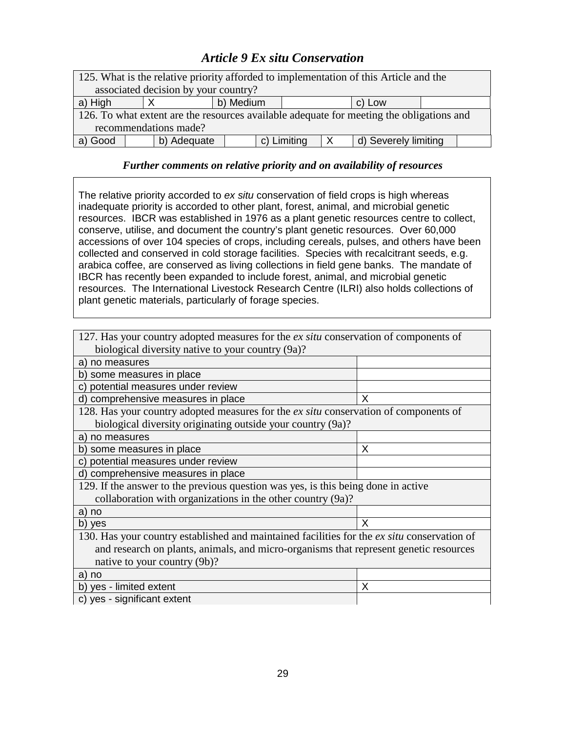### *Article 9 Ex situ Conservation*

| 125. What is the relative priority afforded to implementation of this Article and the associated decision by your country? | | | | | |
|---|---|---|---|---|---|
| a) High | X | b) Medium | | c) Low | |

| 126. To what extent are the resources available adequate for meeting the obligations and recommendations made? | | | | | | | |
|---|---|---|---|---|---|---|---|
| a) Good | | b) Adequate | | c) Limiting | X | d) Severely limiting | |

***Further comments on relative priority and on availability of resources***

The relative priority accorded to *ex situ* conservation of field crops is high whereas inadequate priority is accorded to other plant, forest, animal, and microbial genetic resources. IBCR was established in 1976 as a plant genetic resources centre to collect, conserve, utilise, and document the country's plant genetic resources. Over 60,000 accessions of over 104 species of crops, including cereals, pulses, and others have been collected and conserved in cold storage facilities. Species with recalcitrant seeds, e.g. arabica coffee, are conserved as living collections in field gene banks. The mandate of IBCR has recently been expanded to include forest, animal, and microbial genetic resources. The International Livestock Research Centre (ILRI) also holds collections of plant genetic materials, particularly of forage species.

| 127. Has your country adopted measures for the *ex situ* conservation of components of biological diversity native to your country (9a)? | |
|---|---|
| a) no measures | |
| b) some measures in place | |
| c) potential measures under review | |
| d) comprehensive measures in place | X |
| **128. Has your country adopted measures for the *ex situ* conservation of components of biological diversity originating outside your country (9a)?** | |
| a) no measures | |
| b) some measures in place | X |
| c) potential measures under review | |
| d) comprehensive measures in place | |
| **129. If the answer to the previous question was yes, is this being done in active collaboration with organizations in the other country (9a)?** | |
| a) no | |
| b) yes | X |
| **130. Has your country established and maintained facilities for the *ex situ* conservation of and research on plants, animals, and micro-organisms that represent genetic resources native to your country (9b)?** | |
| a) no | |
| b) yes - limited extent | X |
| c) yes - significant extent | |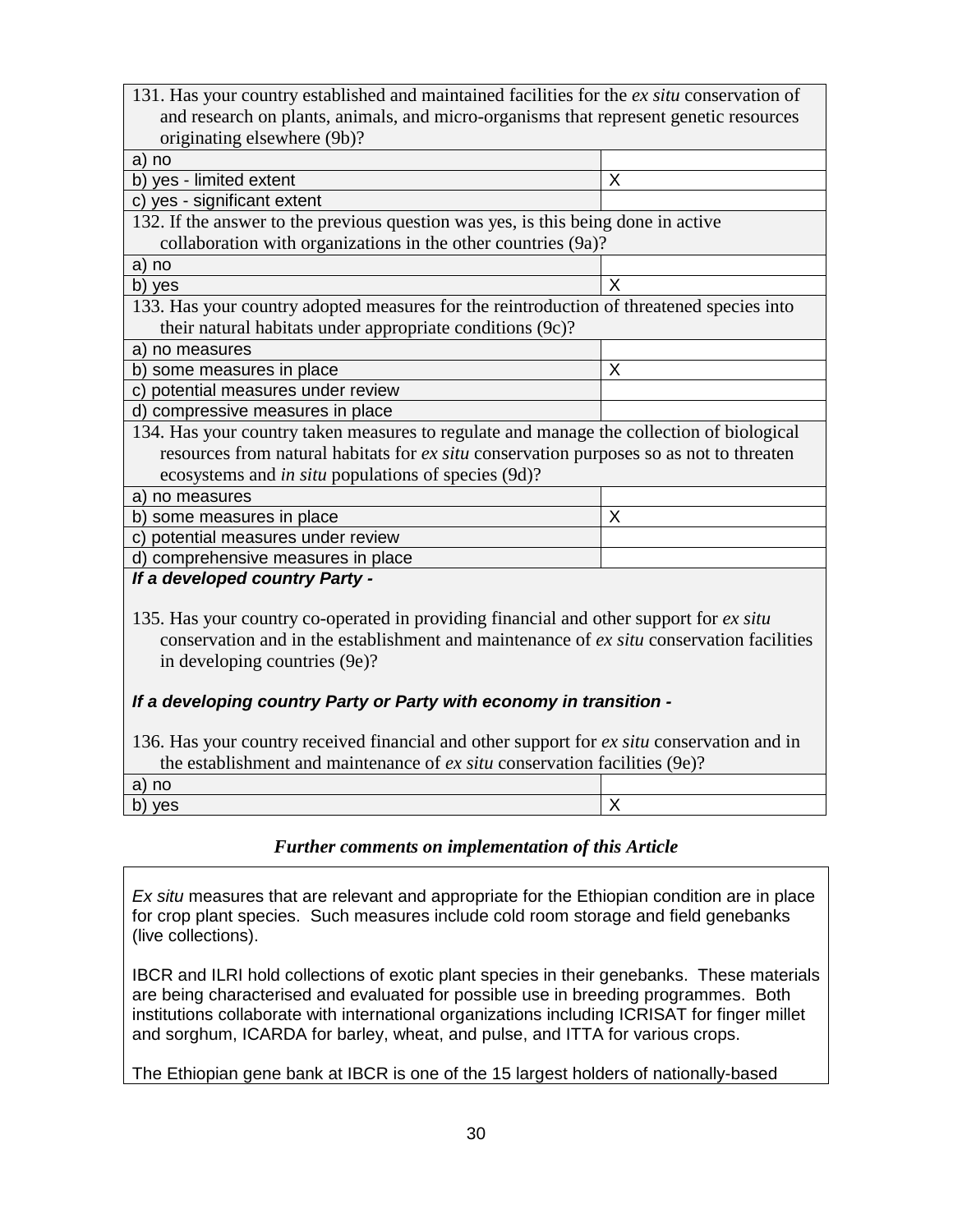| 131. Has your country established and maintained facilities for the *ex situ* conservation of and research on plants, animals, and micro-organisms that represent genetic resources originating elsewhere (9b)? | |
|---|---|
| a) no | |
| b) yes - limited extent | X |
| c) yes - significant extent | |
| 132. If the answer to the previous question was yes, is this being done in active collaboration with organizations in the other countries (9a)? | |
| a) no | |
| b) yes | X |
| 133. Has your country adopted measures for the reintroduction of threatened species into their natural habitats under appropriate conditions (9c)? | |
| a) no measures | |
| b) some measures in place | X |
| c) potential measures under review | |
| d) compressive measures in place | |
| 134. Has your country taken measures to regulate and manage the collection of biological resources from natural habitats for *ex situ* conservation purposes so as not to threaten ecosystems and *in situ* populations of species (9d)? | |
| a) no measures | |
| b) some measures in place | X |
| c) potential measures under review | |
| d) comprehensive measures in place | |
| ***If a developed country Party -*** 135. Has your country co-operated in providing financial and other support for *ex situ* conservation and in the establishment and maintenance of *ex situ* conservation facilities in developing countries (9e)? ***If a developing country Party or Party with economy in transition -*** 136. Has your country received financial and other support for *ex situ* conservation and in the establishment and maintenance of *ex situ* conservation facilities (9e)? | |
| a) no | |
| b) yes | X |

***Further comments on implementation of this Article***

*Ex situ* measures that are relevant and appropriate for the Ethiopian condition are in place for crop plant species. Such measures include cold room storage and field genebanks (live collections).

IBCR and ILRI hold collections of exotic plant species in their genebanks. These materials are being characterised and evaluated for possible use in breeding programmes. Both institutions collaborate with international organizations including ICRISAT for finger millet and sorghum, ICARDA for barley, wheat, and pulse, and ITTA for various crops.

The Ethiopian gene bank at IBCR is one of the 15 largest holders of nationally-based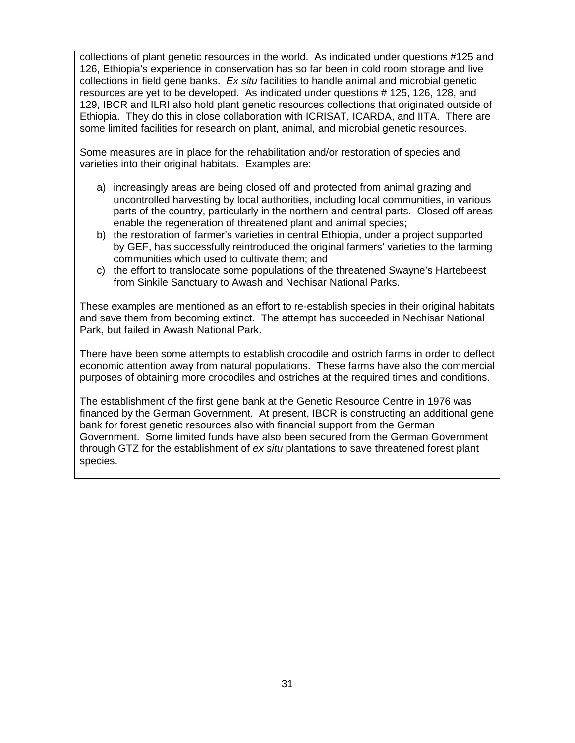collections of plant genetic resources in the world. As indicated under questions #125 and 126, Ethiopia's experience in conservation has so far been in cold room storage and live collections in field gene banks. *Ex situ* facilities to handle animal and microbial genetic resources are yet to be developed. As indicated under questions # 125, 126, 128, and 129, IBCR and ILRI also hold plant genetic resources collections that originated outside of Ethiopia. They do this in close collaboration with ICRISAT, ICARDA, and IITA. There are some limited facilities for research on plant, animal, and microbial genetic resources.

Some measures are in place for the rehabilitation and/or restoration of species and varieties into their original habitats. Examples are:

a) increasingly areas are being closed off and protected from animal grazing and uncontrolled harvesting by local authorities, including local communities, in various parts of the country, particularly in the northern and central parts. Closed off areas enable the regeneration of threatened plant and animal species;
b) the restoration of farmer's varieties in central Ethiopia, under a project supported by GEF, has successfully reintroduced the original farmers' varieties to the farming communities which used to cultivate them; and
c) the effort to translocate some populations of the threatened Swayne's Hartebeest from Sinkile Sanctuary to Awash and Nechisar National Parks.

These examples are mentioned as an effort to re-establish species in their original habitats and save them from becoming extinct. The attempt has succeeded in Nechisar National Park, but failed in Awash National Park.

There have been some attempts to establish crocodile and ostrich farms in order to deflect economic attention away from natural populations. These farms have also the commercial purposes of obtaining more crocodiles and ostriches at the required times and conditions.

The establishment of the first gene bank at the Genetic Resource Centre in 1976 was financed by the German Government. At present, IBCR is constructing an additional gene bank for forest genetic resources also with financial support from the German Government. Some limited funds have also been secured from the German Government through GTZ for the establishment of *ex situ* plantations to save threatened forest plant species.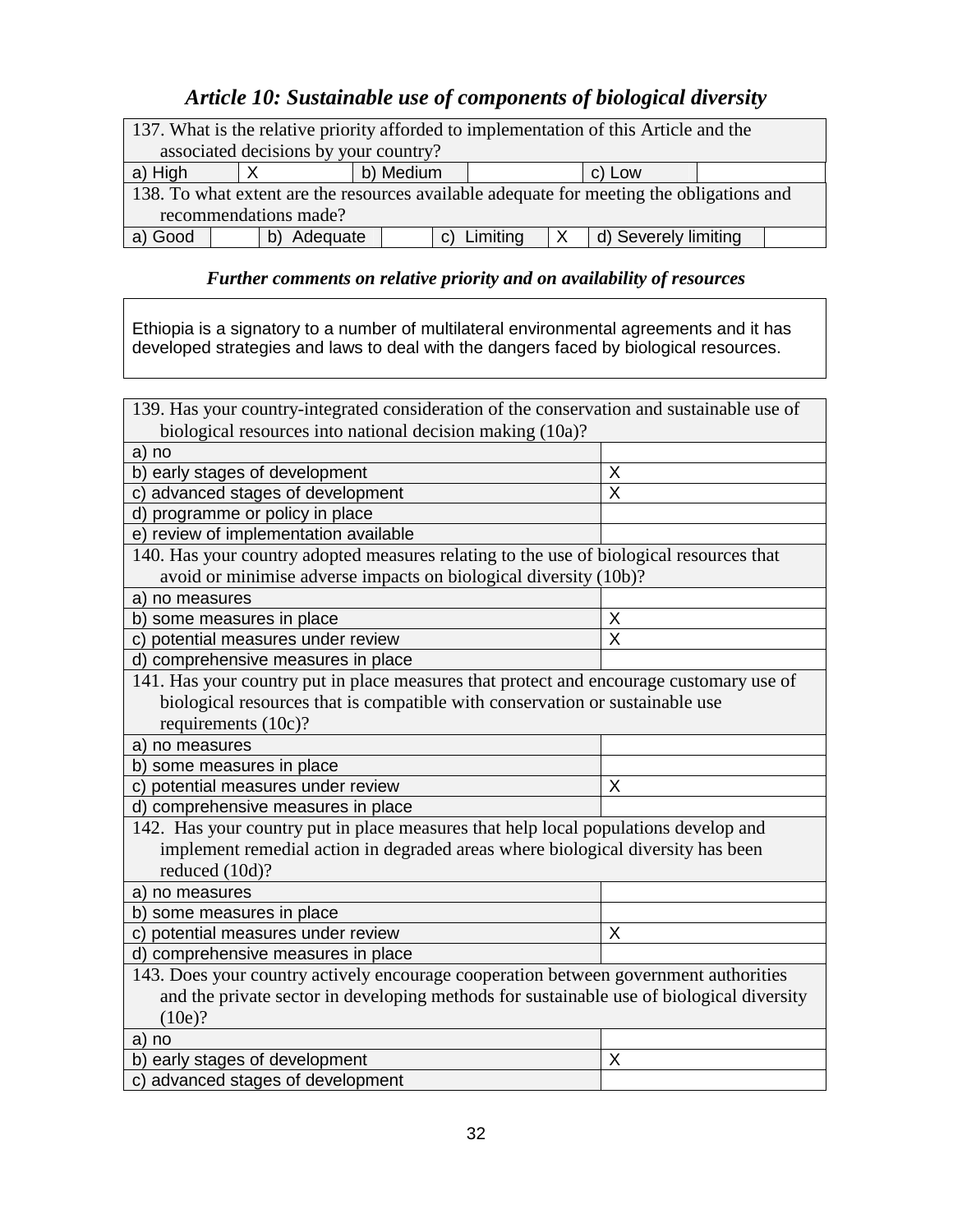## *Article 10: Sustainable use of components of biological diversity*

| 137. What is the relative priority afforded to implementation of this Article and the associated decisions by your country? | | | | | |
|---|---|---|---|---|---|
| a) High | X | b) Medium | | c) Low | |

| 138. To what extent are the resources available adequate for meeting the obligations and recommendations made? | | | | | | | |
|---|---|---|---|---|---|---|---|
| a) Good | | b) Adequate | | c) Limiting | X | d) Severely limiting | |

### *Further comments on relative priority and on availability of resources*

Ethiopia is a signatory to a number of multilateral environmental agreements and it has developed strategies and laws to deal with the dangers faced by biological resources.

| 139. Has your country-integrated consideration of the conservation and sustainable use of biological resources into national decision making (10a)? | |
|---|---|
| a) no | |
| b) early stages of development | X |
| c) advanced stages of development | X |
| d) programme or policy in place | |
| e) review of implementation available | |
| **140. Has your country adopted measures relating to the use of biological resources that avoid or minimise adverse impacts on biological diversity (10b)?** | |
| a) no measures | |
| b) some measures in place | X |
| c) potential measures under review | X |
| d) comprehensive measures in place | |
| **141. Has your country put in place measures that protect and encourage customary use of biological resources that is compatible with conservation or sustainable use requirements (10c)?** | |
| a) no measures | |
| b) some measures in place | |
| c) potential measures under review | X |
| d) comprehensive measures in place | |
| **142. Has your country put in place measures that help local populations develop and implement remedial action in degraded areas where biological diversity has been reduced (10d)?** | |
| a) no measures | |
| b) some measures in place | |
| c) potential measures under review | X |
| d) comprehensive measures in place | |
| **143. Does your country actively encourage cooperation between government authorities and the private sector in developing methods for sustainable use of biological diversity (10e)?** | |
| a) no | |
| b) early stages of development | X |
| c) advanced stages of development | |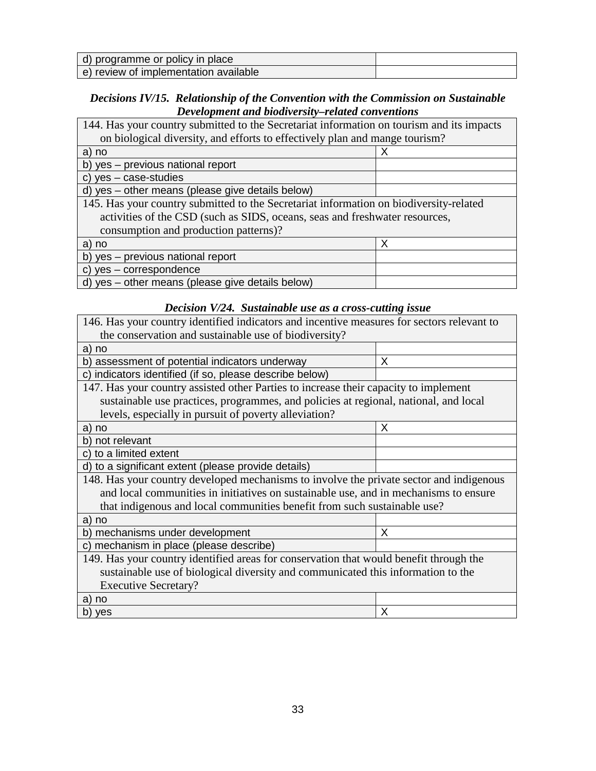| | |
|---|---|
| d) programme or policy in place | |
| e) review of implementation available | |

***Decisions IV/15. Relationship of the Convention with the Commission on Sustainable Development and biodiversity–related conventions***

| 144. Has your country submitted to the Secretariat information on tourism and its impacts on biological diversity, and efforts to effectively plan and mange tourism? | |
|---|---|
| a) no | X |
| b) yes – previous national report | |
| c) yes – case-studies | |
| d) yes – other means (please give details below) | |
| **145. Has your country submitted to the Secretariat information on biodiversity-related activities of the CSD (such as SIDS, oceans, seas and freshwater resources, consumption and production patterns)?** | |
| a) no | X |
| b) yes – previous national report | |
| c) yes – correspondence | |
| d) yes – other means (please give details below) | |

***Decision V/24. Sustainable use as a cross-cutting issue***

| 146. Has your country identified indicators and incentive measures for sectors relevant to the conservation and sustainable use of biodiversity? | |
|---|---|
| a) no | |
| b) assessment of potential indicators underway | X |
| c) indicators identified (if so, please describe below) | |
| **147. Has your country assisted other Parties to increase their capacity to implement sustainable use practices, programmes, and policies at regional, national, and local levels, especially in pursuit of poverty alleviation?** | |
| a) no | X |
| b) not relevant | |
| c) to a limited extent | |
| d) to a significant extent (please provide details) | |
| **148. Has your country developed mechanisms to involve the private sector and indigenous and local communities in initiatives on sustainable use, and in mechanisms to ensure that indigenous and local communities benefit from such sustainable use?** | |
| a) no | |
| b) mechanisms under development | X |
| c) mechanism in place (please describe) | |
| **149. Has your country identified areas for conservation that would benefit through the sustainable use of biological diversity and communicated this information to the Executive Secretary?** | |
| a) no | |
| b) yes | X |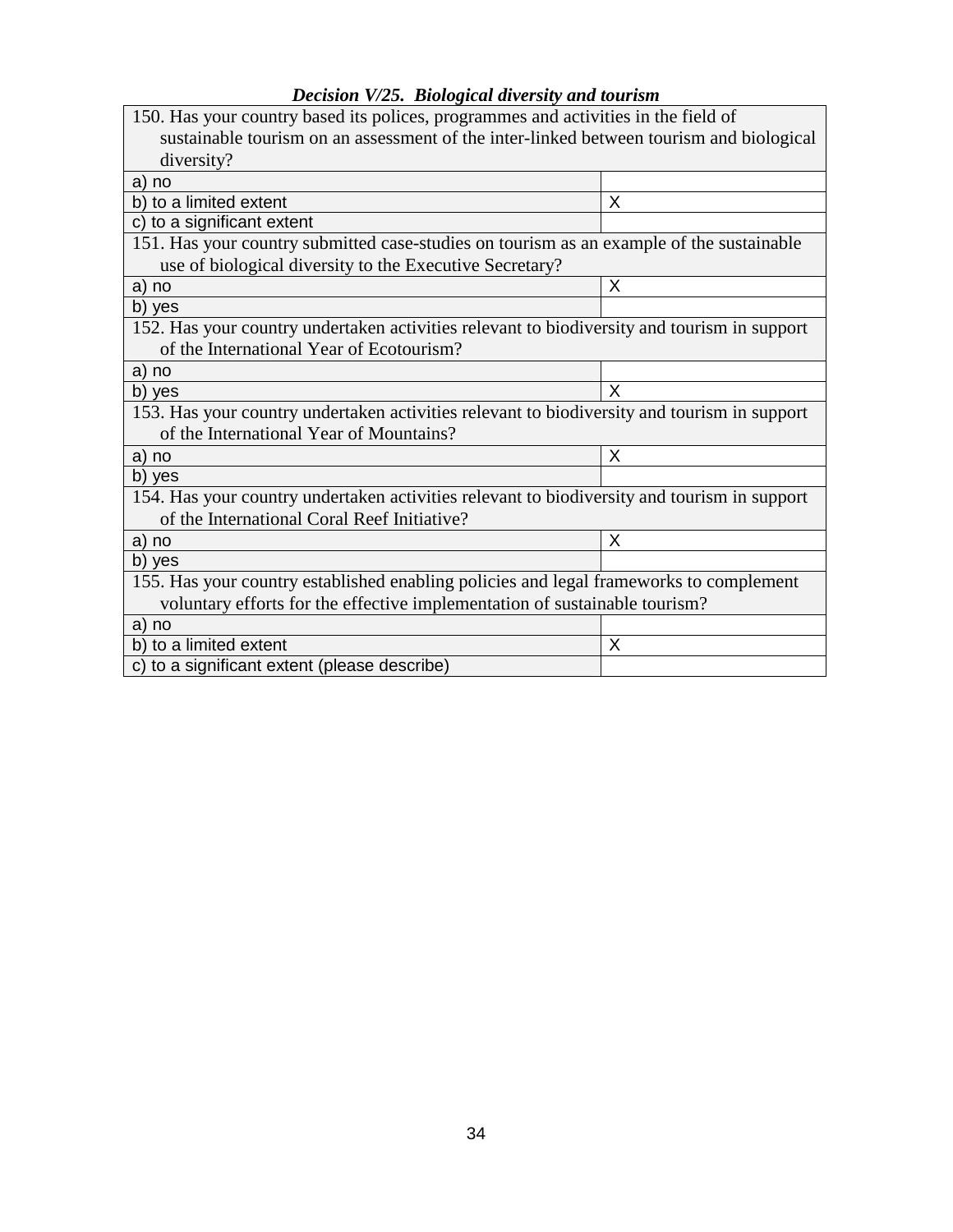***Decision V/25. Biological diversity and tourism***

| 150. Has your country based its polices, programmes and activities in the field of sustainable tourism on an assessment of the inter-linked between tourism and biological diversity? | |
|---|---|
| a) no | |
| b) to a limited extent | X |
| c) to a significant extent | |
| **151. Has your country submitted case-studies on tourism as an example of the sustainable use of biological diversity to the Executive Secretary?** | |
| a) no | X |
| b) yes | |
| **152. Has your country undertaken activities relevant to biodiversity and tourism in support of the International Year of Ecotourism?** | |
| a) no | |
| b) yes | X |
| **153. Has your country undertaken activities relevant to biodiversity and tourism in support of the International Year of Mountains?** | |
| a) no | X |
| b) yes | |
| **154. Has your country undertaken activities relevant to biodiversity and tourism in support of the International Coral Reef Initiative?** | |
| a) no | X |
| b) yes | |
| **155. Has your country established enabling policies and legal frameworks to complement voluntary efforts for the effective implementation of sustainable tourism?** | |
| a) no | |
| b) to a limited extent | X |
| c) to a significant extent (please describe) | |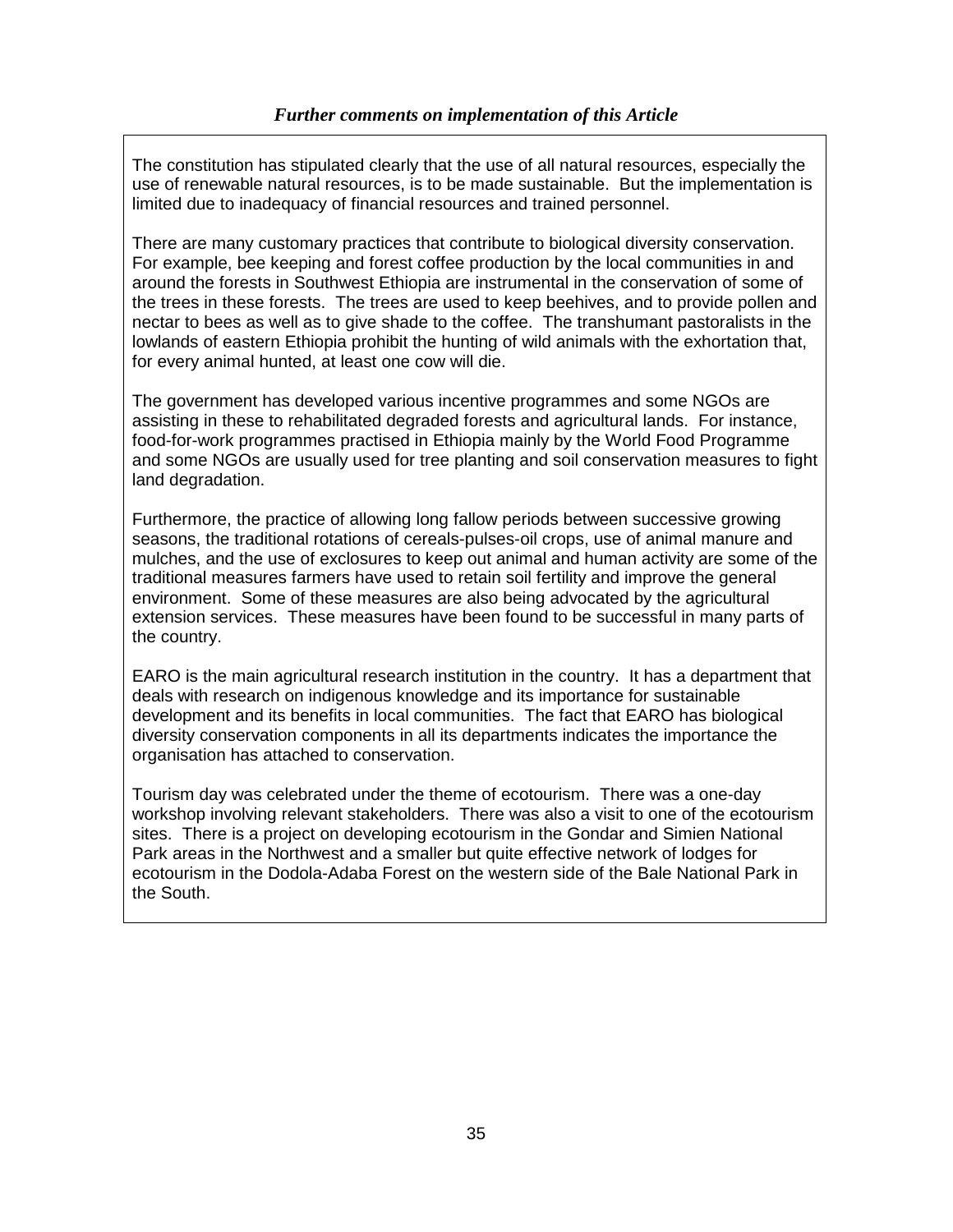### *Further comments on implementation of this Article*

The constitution has stipulated clearly that the use of all natural resources, especially the use of renewable natural resources, is to be made sustainable. But the implementation is limited due to inadequacy of financial resources and trained personnel.

There are many customary practices that contribute to biological diversity conservation. For example, bee keeping and forest coffee production by the local communities in and around the forests in Southwest Ethiopia are instrumental in the conservation of some of the trees in these forests. The trees are used to keep beehives, and to provide pollen and nectar to bees as well as to give shade to the coffee. The transhumant pastoralists in the lowlands of eastern Ethiopia prohibit the hunting of wild animals with the exhortation that, for every animal hunted, at least one cow will die.

The government has developed various incentive programmes and some NGOs are assisting in these to rehabilitated degraded forests and agricultural lands. For instance, food-for-work programmes practised in Ethiopia mainly by the World Food Programme and some NGOs are usually used for tree planting and soil conservation measures to fight land degradation.

Furthermore, the practice of allowing long fallow periods between successive growing seasons, the traditional rotations of cereals-pulses-oil crops, use of animal manure and mulches, and the use of exclosures to keep out animal and human activity are some of the traditional measures farmers have used to retain soil fertility and improve the general environment. Some of these measures are also being advocated by the agricultural extension services. These measures have been found to be successful in many parts of the country.

EARO is the main agricultural research institution in the country. It has a department that deals with research on indigenous knowledge and its importance for sustainable development and its benefits in local communities. The fact that EARO has biological diversity conservation components in all its departments indicates the importance the organisation has attached to conservation.

Tourism day was celebrated under the theme of ecotourism. There was a one-day workshop involving relevant stakeholders. There was also a visit to one of the ecotourism sites. There is a project on developing ecotourism in the Gondar and Simien National Park areas in the Northwest and a smaller but quite effective network of lodges for ecotourism in the Dodola-Adaba Forest on the western side of the Bale National Park in the South.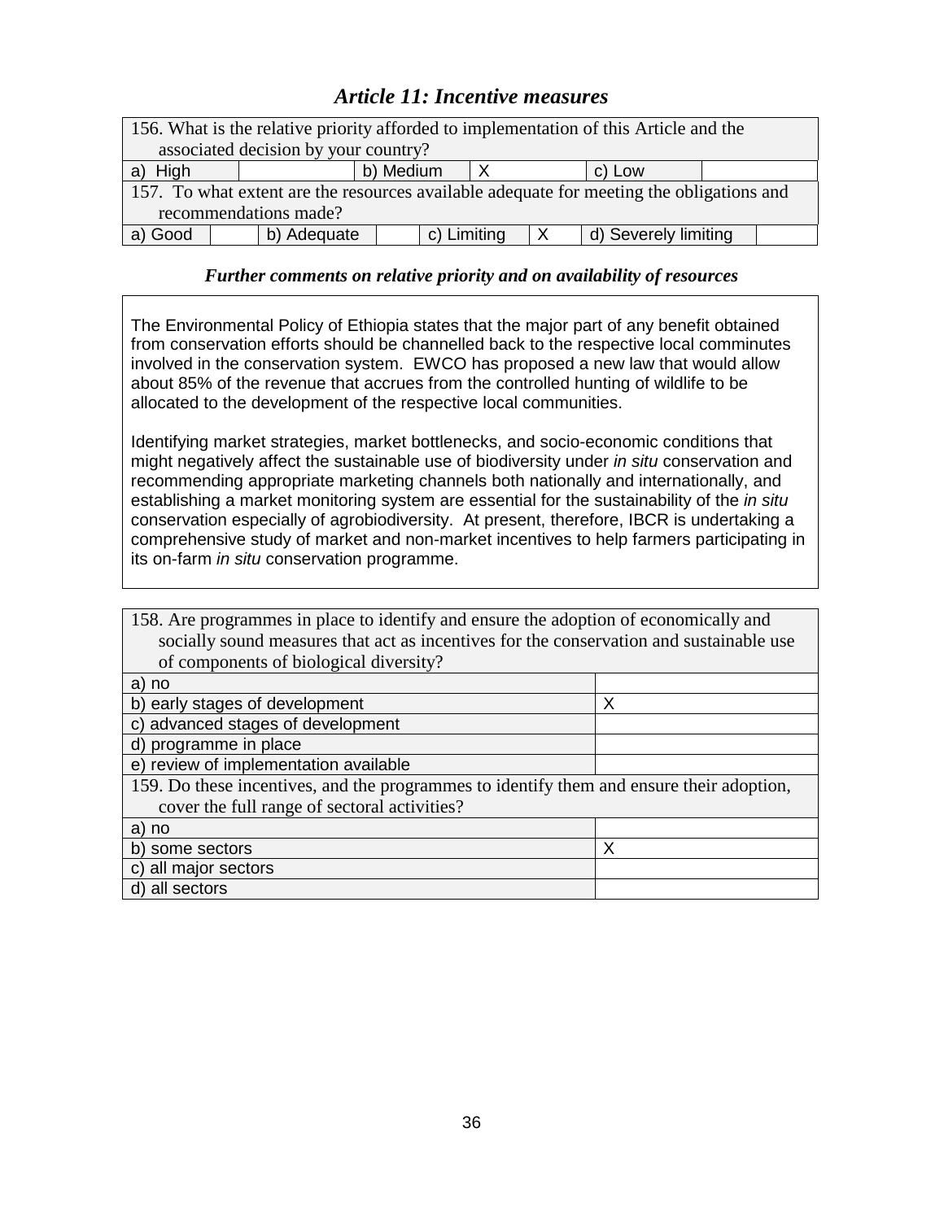### *Article 11: Incentive measures*

| 156. What is the relative priority afforded to implementation of this Article and the associated decision by your country? | | | | | |
|---|---|---|---|---|---|
| a) High | | b) Medium | X | c) Low | |

| 157. To what extent are the resources available adequate for meeting the obligations and recommendations made? | | | | | | | |
|---|---|---|---|---|---|---|---|
| a) Good | | b) Adequate | | c) Limiting | X | d) Severely limiting | |

***Further comments on relative priority and on availability of resources***

The Environmental Policy of Ethiopia states that the major part of any benefit obtained from conservation efforts should be channelled back to the respective local comminutes involved in the conservation system. EWCO has proposed a new law that would allow about 85% of the revenue that accrues from the controlled hunting of wildlife to be allocated to the development of the respective local communities.

Identifying market strategies, market bottlenecks, and socio-economic conditions that might negatively affect the sustainable use of biodiversity under *in situ* conservation and recommending appropriate marketing channels both nationally and internationally, and establishing a market monitoring system are essential for the sustainability of the *in situ* conservation especially of agrobiodiversity. At present, therefore, IBCR is undertaking a comprehensive study of market and non-market incentives to help farmers participating in its on-farm *in situ* conservation programme.

| 158. Are programmes in place to identify and ensure the adoption of economically and socially sound measures that act as incentives for the conservation and sustainable use of components of biological diversity? | |
|---|---|
| a) no | |
| b) early stages of development | X |
| c) advanced stages of development | |
| d) programme in place | |
| e) review of implementation available | |
| **159. Do these incentives, and the programmes to identify them and ensure their adoption, cover the full range of sectoral activities?** | |
| a) no | |
| b) some sectors | X |
| c) all major sectors | |
| d) all sectors | |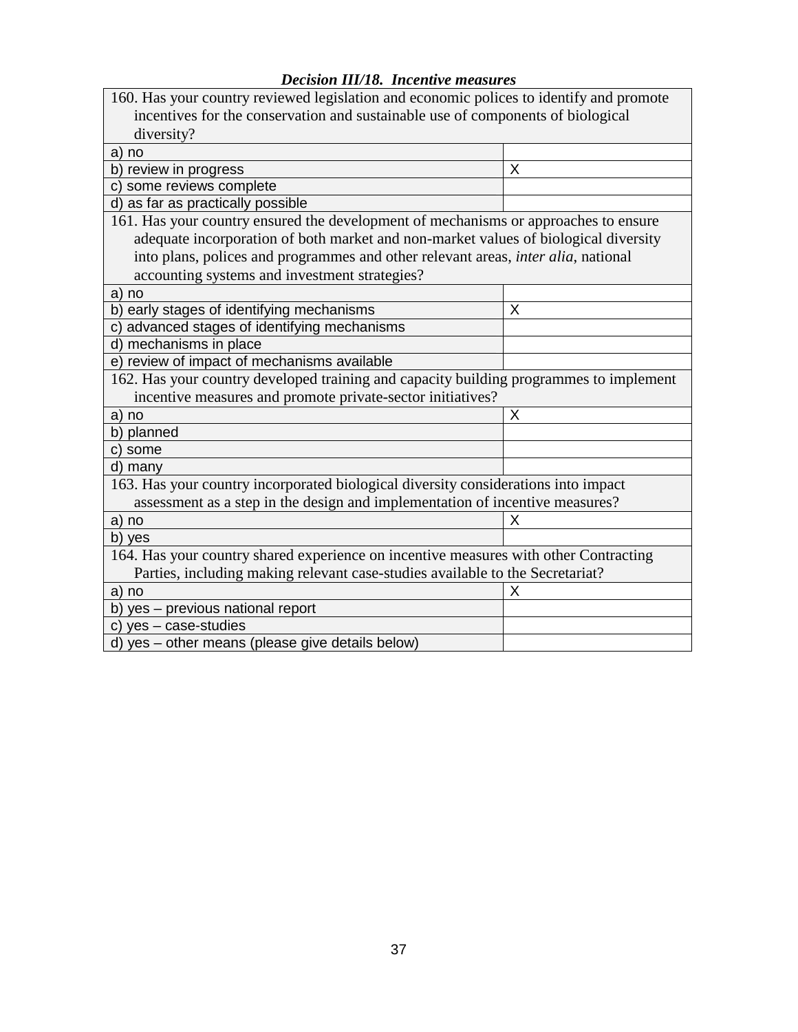***Decision III/18. Incentive measures***

| 160. Has your country reviewed legislation and economic polices to identify and promote incentives for the conservation and sustainable use of components of biological diversity? | |
|---|---|
| a) no | |
| b) review in progress | X |
| c) some reviews complete | |
| d) as far as practically possible | |
| 161. Has your country ensured the development of mechanisms or approaches to ensure adequate incorporation of both market and non-market values of biological diversity into plans, polices and programmes and other relevant areas, *inter alia*, national accounting systems and investment strategies? | |
| a) no | |
| b) early stages of identifying mechanisms | X |
| c) advanced stages of identifying mechanisms | |
| d) mechanisms in place | |
| e) review of impact of mechanisms available | |
| 162. Has your country developed training and capacity building programmes to implement incentive measures and promote private-sector initiatives? | |
| a) no | X |
| b) planned | |
| c) some | |
| d) many | |
| 163. Has your country incorporated biological diversity considerations into impact assessment as a step in the design and implementation of incentive measures? | |
| a) no | X |
| b) yes | |
| 164. Has your country shared experience on incentive measures with other Contracting Parties, including making relevant case-studies available to the Secretariat? | |
| a) no | X |
| b) yes – previous national report | |
| c) yes – case-studies | |
| d) yes – other means (please give details below) | |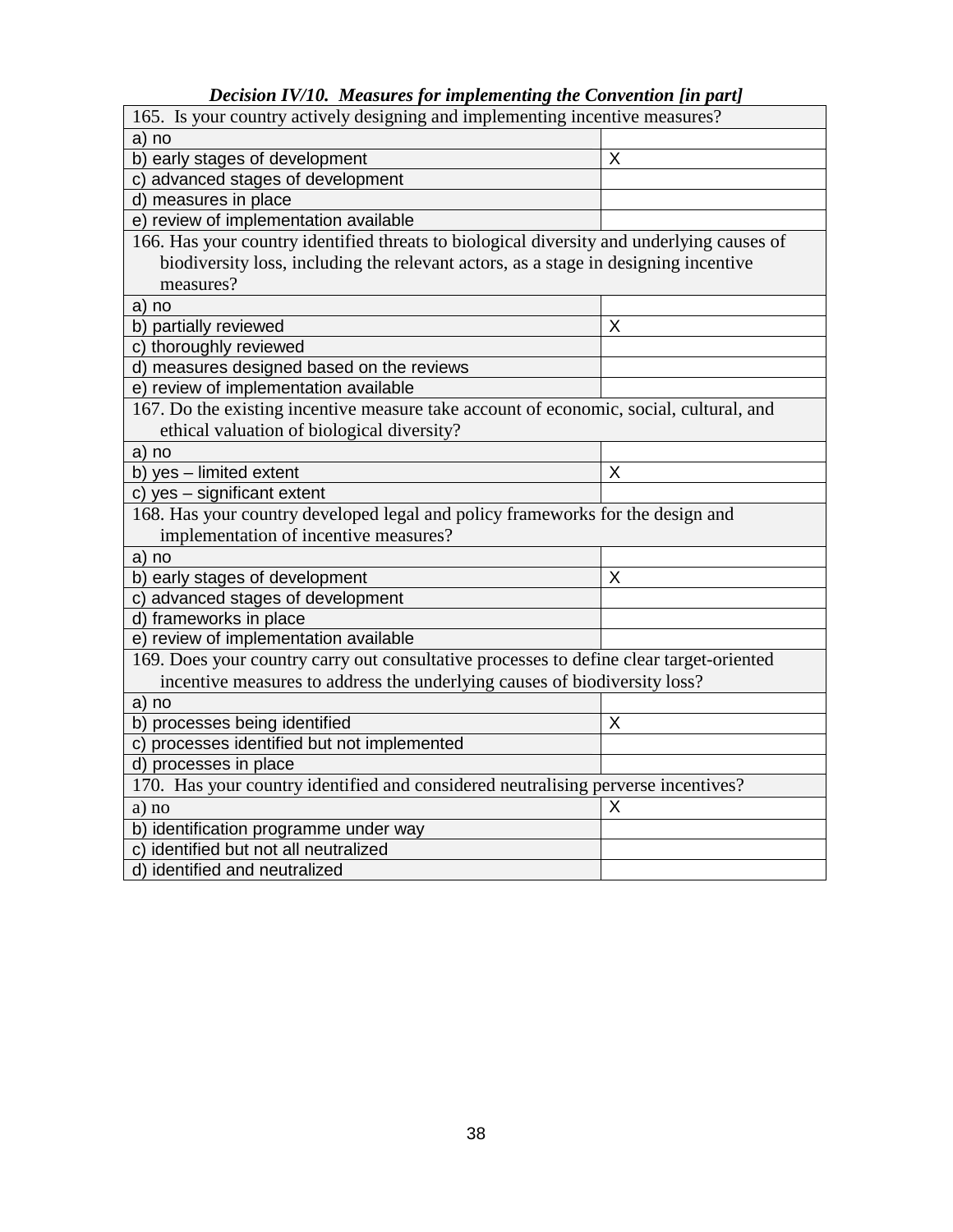***Decision IV/10.  Measures for implementing the Convention [in part]***

| 165.  Is your country actively designing and implementing incentive measures? | |
|---|---|
| a) no | |
| b) early stages of development | X |
| c) advanced stages of development | |
| d) measures in place | |
| e) review of implementation available | |
| 166. Has your country identified threats to biological diversity and underlying causes of biodiversity loss, including the relevant actors, as a stage in designing incentive measures? | |
| a) no | |
| b) partially reviewed | X |
| c) thoroughly reviewed | |
| d) measures designed based on the reviews | |
| e) review of implementation available | |
| 167. Do the existing incentive measure take account of economic, social, cultural, and ethical valuation of biological diversity? | |
| a) no | |
| b) yes – limited extent | X |
| c) yes – significant extent | |
| 168. Has your country developed legal and policy frameworks for the design and implementation of incentive measures? | |
| a) no | |
| b) early stages of development | X |
| c) advanced stages of development | |
| d) frameworks in place | |
| e) review of implementation available | |
| 169. Does your country carry out consultative processes to define clear target-oriented incentive measures to address the underlying causes of biodiversity loss? | |
| a) no | |
| b) processes being identified | X |
| c) processes identified but not implemented | |
| d) processes in place | |
| 170.  Has your country identified and considered neutralising perverse incentives? | |
| a) no | X |
| b) identification programme under way | |
| c) identified but not all neutralized | |
| d) identified and neutralized | |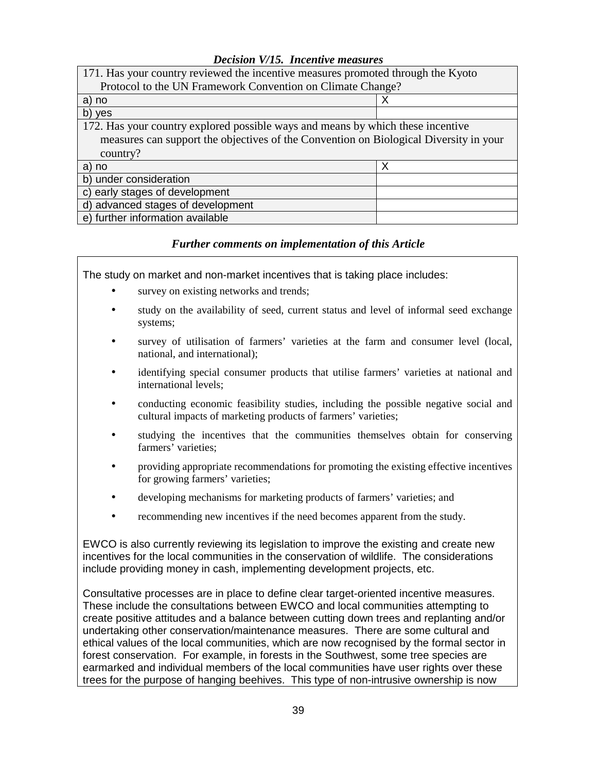### *Decision V/15. Incentive measures*

| 171. Has your country reviewed the incentive measures promoted through the Kyoto Protocol to the UN Framework Convention on Climate Change? | |
|---|---|
| a) no | X |
| b) yes | |

| 172. Has your country explored possible ways and means by which these incentive measures can support the objectives of the Convention on Biological Diversity in your country? | |
|---|---|
| a) no | X |
| b) under consideration | |
| c) early stages of development | |
| d) advanced stages of development | |
| e) further information available | |

### *Further comments on implementation of this Article*

The study on market and non-market incentives that is taking place includes:

- survey on existing networks and trends;
- study on the availability of seed, current status and level of informal seed exchange systems;
- survey of utilisation of farmers' varieties at the farm and consumer level (local, national, and international);
- identifying special consumer products that utilise farmers' varieties at national and international levels;
- conducting economic feasibility studies, including the possible negative social and cultural impacts of marketing products of farmers' varieties;
- studying the incentives that the communities themselves obtain for conserving farmers' varieties;
- providing appropriate recommendations for promoting the existing effective incentives for growing farmers' varieties;
- developing mechanisms for marketing products of farmers' varieties; and
- recommending new incentives if the need becomes apparent from the study.

EWCO is also currently reviewing its legislation to improve the existing and create new incentives for the local communities in the conservation of wildlife. The considerations include providing money in cash, implementing development projects, etc.

Consultative processes are in place to define clear target-oriented incentive measures. These include the consultations between EWCO and local communities attempting to create positive attitudes and a balance between cutting down trees and replanting and/or undertaking other conservation/maintenance measures. There are some cultural and ethical values of the local communities, which are now recognised by the formal sector in forest conservation. For example, in forests in the Southwest, some tree species are earmarked and individual members of the local communities have user rights over these trees for the purpose of hanging beehives. This type of non-intrusive ownership is now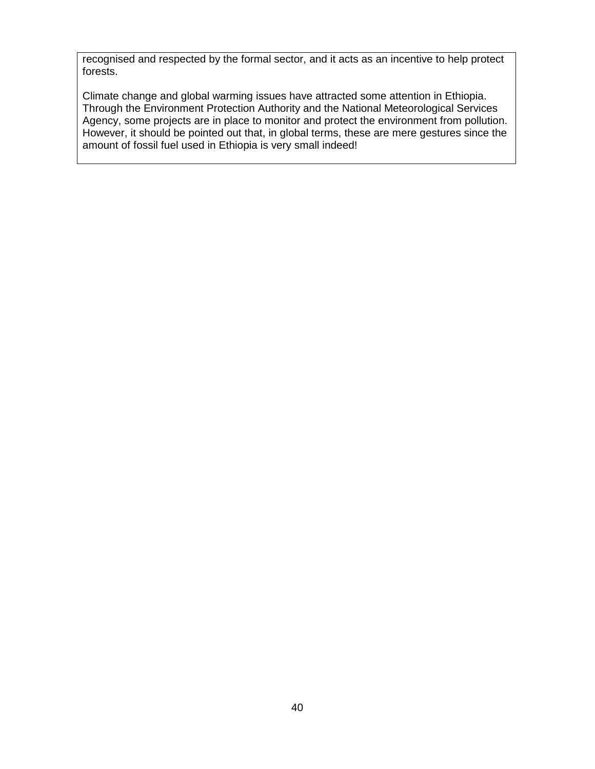recognised and respected by the formal sector, and it acts as an incentive to help protect forests.

Climate change and global warming issues have attracted some attention in Ethiopia. Through the Environment Protection Authority and the National Meteorological Services Agency, some projects are in place to monitor and protect the environment from pollution. However, it should be pointed out that, in global terms, these are mere gestures since the amount of fossil fuel used in Ethiopia is very small indeed!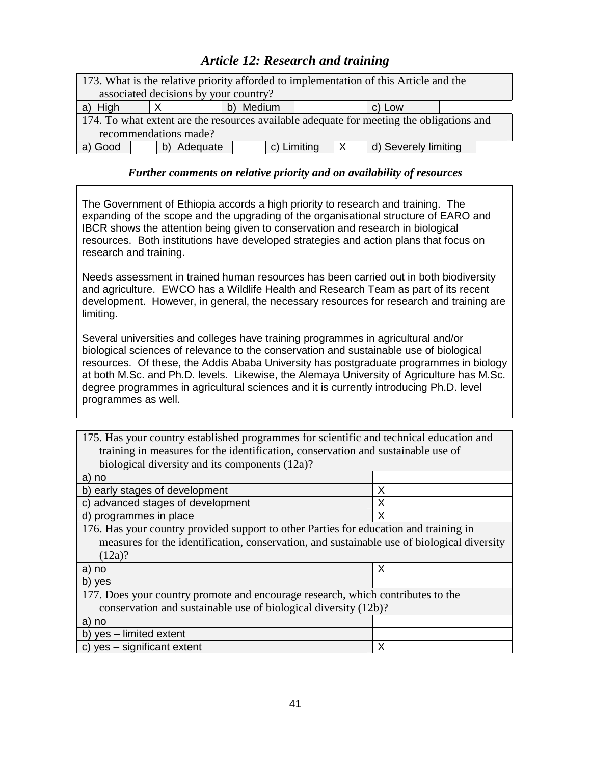## *Article 12: Research and training*

| 173. What is the relative priority afforded to implementation of this Article and the associated decisions by your country? | | | | | |
|---|---|---|---|---|---|
| a) High | X | b) Medium | | c) Low | |

| 174. To what extent are the resources available adequate for meeting the obligations and recommendations made? | | | | | | | |
|---|---|---|---|---|---|---|---|
| a) Good | | b) Adequate | | c) Limiting | X | d) Severely limiting | |

### *Further comments on relative priority and on availability of resources*

The Government of Ethiopia accords a high priority to research and training. The expanding of the scope and the upgrading of the organisational structure of EARO and IBCR shows the attention being given to conservation and research in biological resources. Both institutions have developed strategies and action plans that focus on research and training.

Needs assessment in trained human resources has been carried out in both biodiversity and agriculture. EWCO has a Wildlife Health and Research Team as part of its recent development. However, in general, the necessary resources for research and training are limiting.

Several universities and colleges have training programmes in agricultural and/or biological sciences of relevance to the conservation and sustainable use of biological resources. Of these, the Addis Ababa University has postgraduate programmes in biology at both M.Sc. and Ph.D. levels. Likewise, the Alemaya University of Agriculture has M.Sc. degree programmes in agricultural sciences and it is currently introducing Ph.D. level programmes as well.

| 175. Has your country established programmes for scientific and technical education and training in measures for the identification, conservation and sustainable use of biological diversity and its components (12a)? | |
|---|---|
| a) no | |
| b) early stages of development | X |
| c) advanced stages of development | X |
| d) programmes in place | X |
| **176. Has your country provided support to other Parties for education and training in measures for the identification, conservation, and sustainable use of biological diversity (12a)?** | |
| a) no | X |
| b) yes | |
| **177. Does your country promote and encourage research, which contributes to the conservation and sustainable use of biological diversity (12b)?** | |
| a) no | |
| b) yes – limited extent | |
| c) yes – significant extent | X |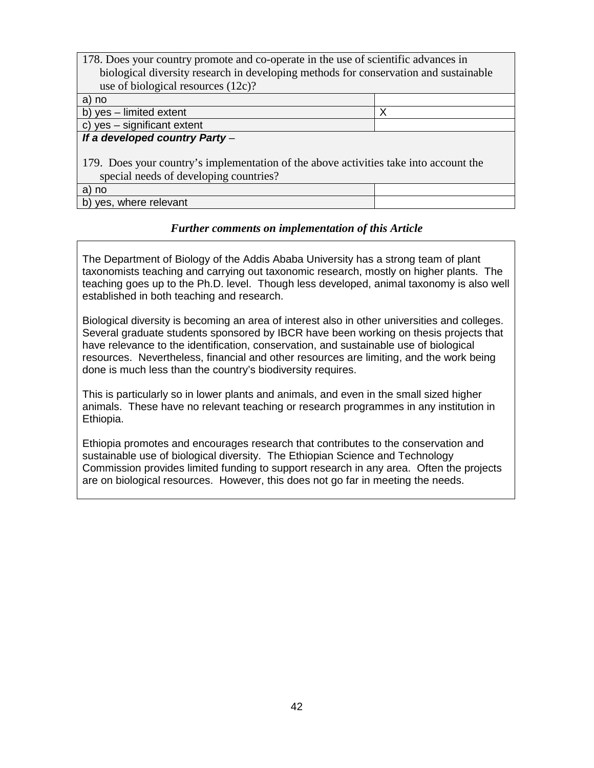| 178. Does your country promote and co-operate in the use of scientific advances in biological diversity research in developing methods for conservation and sustainable use of biological resources (12c)? | |
|---|---|
| a) no | |
| b) yes – limited extent | X |
| c) yes – significant extent | |
| ***If a developed country Party*** – 179. Does your country's implementation of the above activities take into account the special needs of developing countries? | |
| a) no | |
| b) yes, where relevant | |

***Further comments on implementation of this Article***

The Department of Biology of the Addis Ababa University has a strong team of plant taxonomists teaching and carrying out taxonomic research, mostly on higher plants. The teaching goes up to the Ph.D. level. Though less developed, animal taxonomy is also well established in both teaching and research.

Biological diversity is becoming an area of interest also in other universities and colleges. Several graduate students sponsored by IBCR have been working on thesis projects that have relevance to the identification, conservation, and sustainable use of biological resources. Nevertheless, financial and other resources are limiting, and the work being done is much less than the country's biodiversity requires.

This is particularly so in lower plants and animals, and even in the small sized higher animals. These have no relevant teaching or research programmes in any institution in Ethiopia.

Ethiopia promotes and encourages research that contributes to the conservation and sustainable use of biological diversity. The Ethiopian Science and Technology Commission provides limited funding to support research in any area. Often the projects are on biological resources. However, this does not go far in meeting the needs.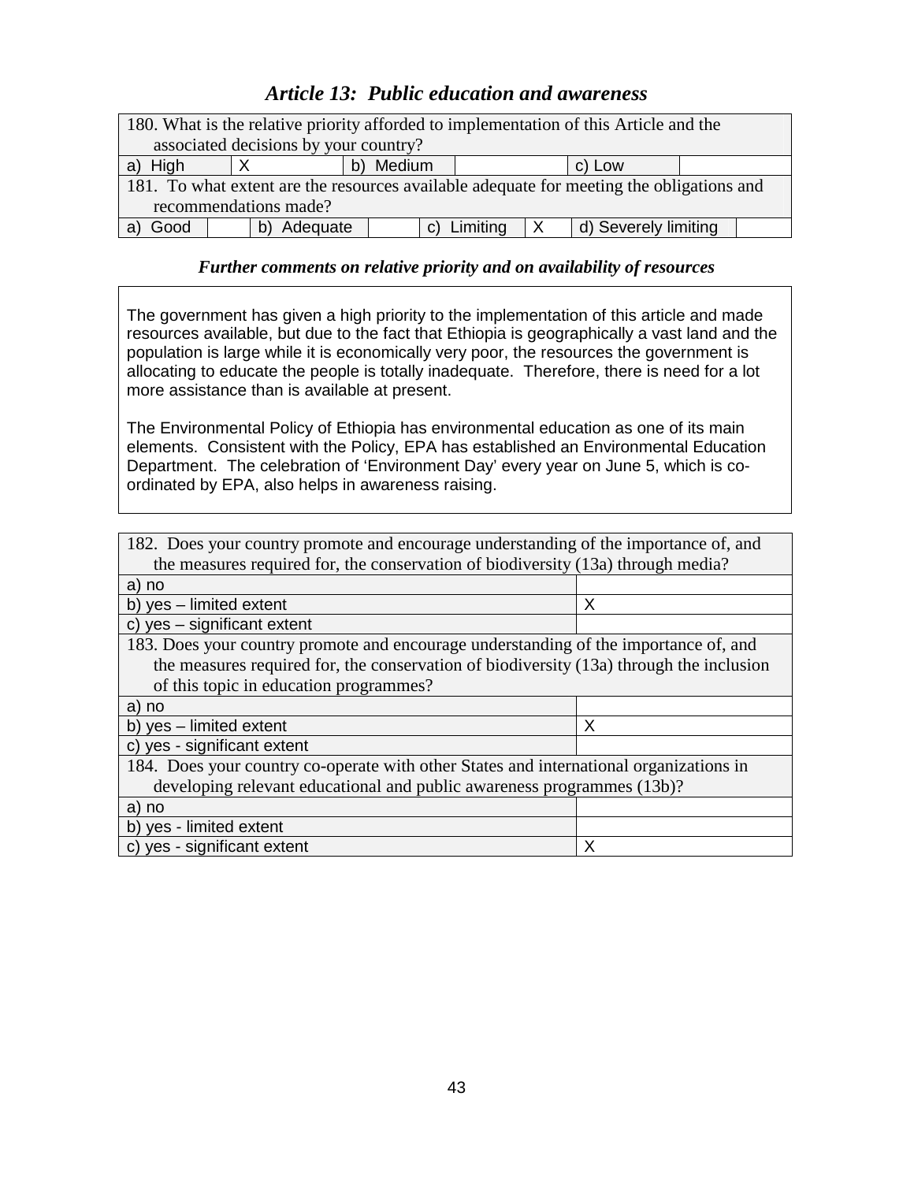## *Article 13: Public education and awareness*

| 180. What is the relative priority afforded to implementation of this Article and the associated decisions by your country? | | | | | |
|---|---|---|---|---|---|
| a) High | X | b) Medium | | c) Low | |

| 181. To what extent are the resources available adequate for meeting the obligations and recommendations made? | | | | | | | |
|---|---|---|---|---|---|---|---|
| a) Good | | b) Adequate | | c) Limiting | X | d) Severely limiting | |

### *Further comments on relative priority and on availability of resources*

The government has given a high priority to the implementation of this article and made resources available, but due to the fact that Ethiopia is geographically a vast land and the population is large while it is economically very poor, the resources the government is allocating to educate the people is totally inadequate. Therefore, there is need for a lot more assistance than is available at present.

The Environmental Policy of Ethiopia has environmental education as one of its main elements. Consistent with the Policy, EPA has established an Environmental Education Department. The celebration of 'Environment Day' every year on June 5, which is co-ordinated by EPA, also helps in awareness raising.

| 182. Does your country promote and encourage understanding of the importance of, and the measures required for, the conservation of biodiversity (13a) through media? | |
|---|---|
| a) no | |
| b) yes – limited extent | X |
| c) yes – significant extent | |
| **183. Does your country promote and encourage understanding of the importance of, and the measures required for, the conservation of biodiversity (13a) through the inclusion of this topic in education programmes?** | |
| a) no | |
| b) yes – limited extent | X |
| c) yes - significant extent | |
| **184. Does your country co-operate with other States and international organizations in developing relevant educational and public awareness programmes (13b)?** | |
| a) no | |
| b) yes - limited extent | |
| c) yes - significant extent | X |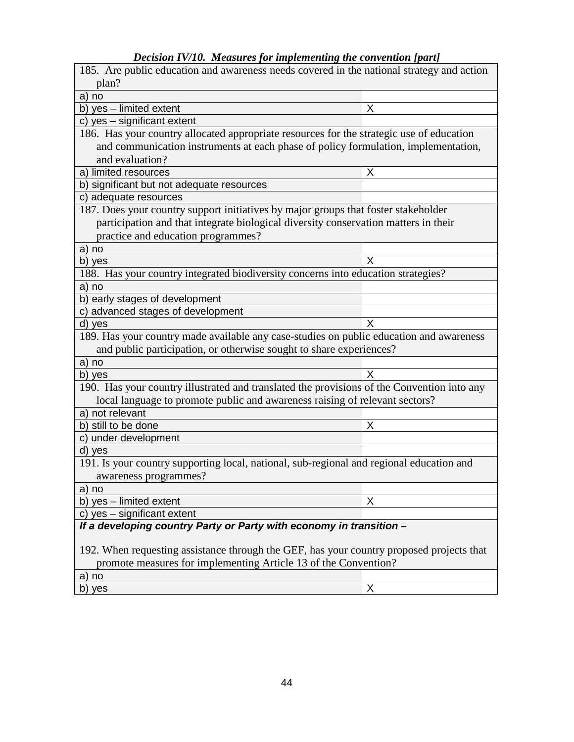***Decision IV/10. Measures for implementing the convention [part]***

| 185. Are public education and awareness needs covered in the national strategy and action plan? | |
|---|---|
| a) no | |
| b) yes – limited extent | X |
| c) yes – significant extent | |
| 186. Has your country allocated appropriate resources for the strategic use of education and communication instruments at each phase of policy formulation, implementation, and evaluation? | |
| a) limited resources | X |
| b) significant but not adequate resources | |
| c) adequate resources | |
| 187. Does your country support initiatives by major groups that foster stakeholder participation and that integrate biological diversity conservation matters in their practice and education programmes? | |
| a) no | |
| b) yes | X |
| 188. Has your country integrated biodiversity concerns into education strategies? | |
| a) no | |
| b) early stages of development | |
| c) advanced stages of development | |
| d) yes | X |
| 189. Has your country made available any case-studies on public education and awareness and public participation, or otherwise sought to share experiences? | |
| a) no | |
| b) yes | X |
| 190. Has your country illustrated and translated the provisions of the Convention into any local language to promote public and awareness raising of relevant sectors? | |
| a) not relevant | |
| b) still to be done | X |
| c) under development | |
| d) yes | |
| 191. Is your country supporting local, national, sub-regional and regional education and awareness programmes? | |
| a) no | |
| b) yes – limited extent | X |
| c) yes – significant extent | |
| ***If a developing country Party or Party with economy in transition –*** 192. When requesting assistance through the GEF, has your country proposed projects that promote measures for implementing Article 13 of the Convention? | |
| a) no | |
| b) yes | X |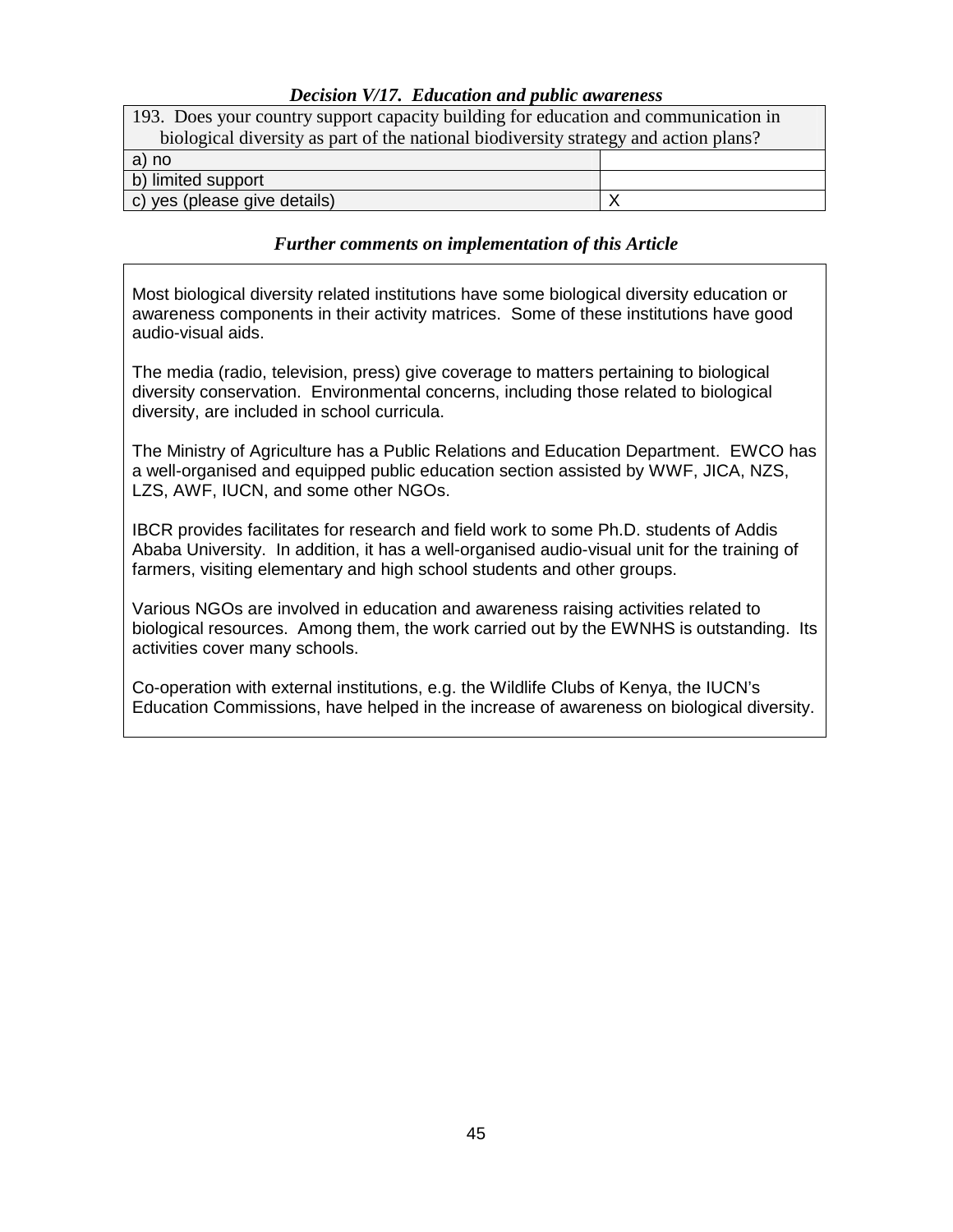### *Decision V/17. Education and public awareness*

| 193. Does your country support capacity building for education and communication in biological diversity as part of the national biodiversity strategy and action plans? | |
|---|---|
| a) no | |
| b) limited support | |
| c) yes (please give details) | X |

### *Further comments on implementation of this Article*

Most biological diversity related institutions have some biological diversity education or awareness components in their activity matrices. Some of these institutions have good audio-visual aids.

The media (radio, television, press) give coverage to matters pertaining to biological diversity conservation. Environmental concerns, including those related to biological diversity, are included in school curricula.

The Ministry of Agriculture has a Public Relations and Education Department. EWCO has a well-organised and equipped public education section assisted by WWF, JICA, NZS, LZS, AWF, IUCN, and some other NGOs.

IBCR provides facilitates for research and field work to some Ph.D. students of Addis Ababa University. In addition, it has a well-organised audio-visual unit for the training of farmers, visiting elementary and high school students and other groups.

Various NGOs are involved in education and awareness raising activities related to biological resources. Among them, the work carried out by the EWNHS is outstanding. Its activities cover many schools.

Co-operation with external institutions, e.g. the Wildlife Clubs of Kenya, the IUCN's Education Commissions, have helped in the increase of awareness on biological diversity.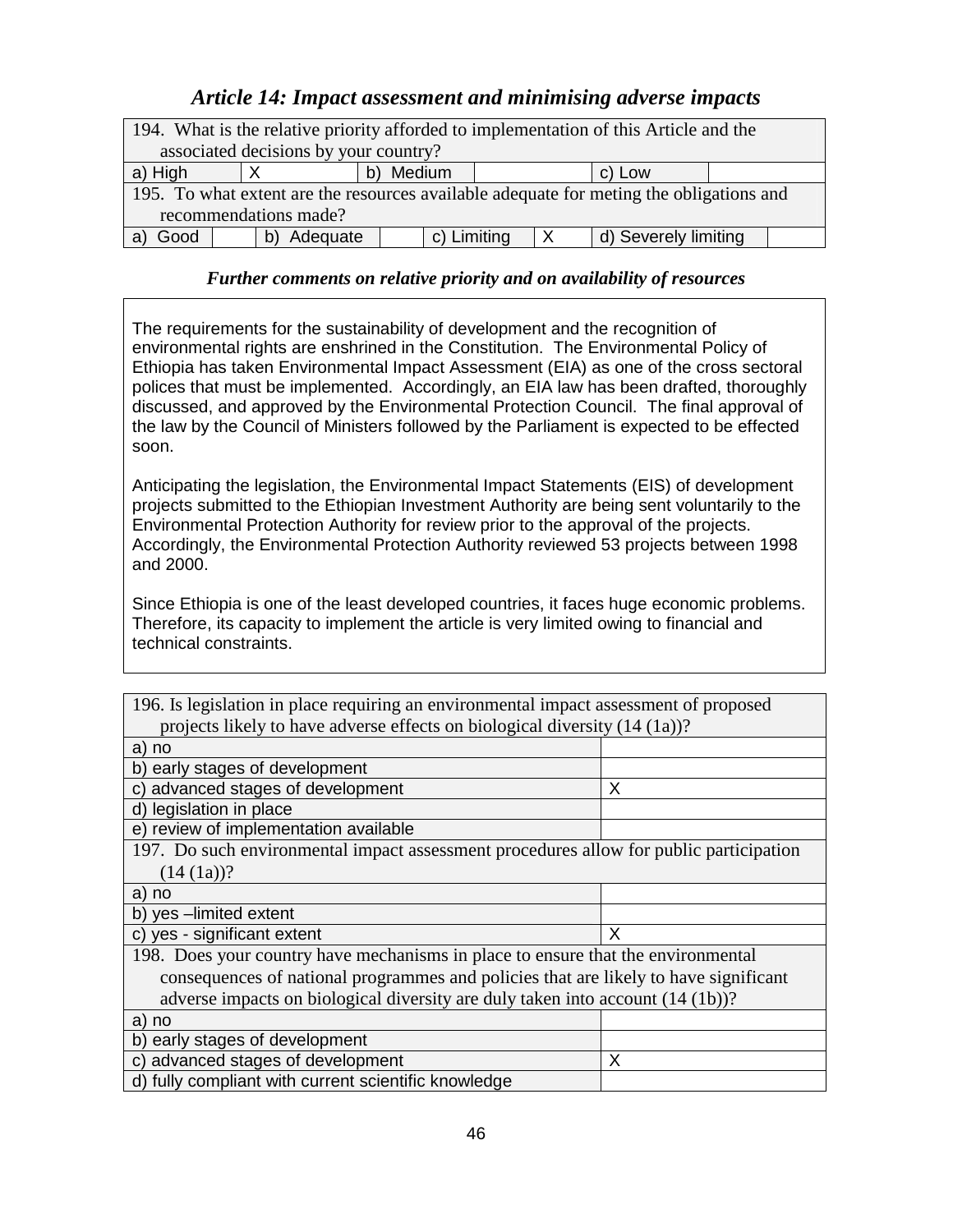## *Article 14: Impact assessment and minimising adverse impacts*

| 194. What is the relative priority afforded to implementation of this Article and the associated decisions by your country? | | | | | |
|---|---|---|---|---|---|
| a) High | X | b) Medium | | c) Low | |

| 195. To what extent are the resources available adequate for meting the obligations and recommendations made? | | | | | | | |
|---|---|---|---|---|---|---|---|
| a) Good | | b) Adequate | | c) Limiting | X | d) Severely limiting | |

### *Further comments on relative priority and on availability of resources*

The requirements for the sustainability of development and the recognition of environmental rights are enshrined in the Constitution. The Environmental Policy of Ethiopia has taken Environmental Impact Assessment (EIA) as one of the cross sectoral polices that must be implemented. Accordingly, an EIA law has been drafted, thoroughly discussed, and approved by the Environmental Protection Council. The final approval of the law by the Council of Ministers followed by the Parliament is expected to be effected soon.

Anticipating the legislation, the Environmental Impact Statements (EIS) of development projects submitted to the Ethiopian Investment Authority are being sent voluntarily to the Environmental Protection Authority for review prior to the approval of the projects. Accordingly, the Environmental Protection Authority reviewed 53 projects between 1998 and 2000.

Since Ethiopia is one of the least developed countries, it faces huge economic problems. Therefore, its capacity to implement the article is very limited owing to financial and technical constraints.

| 196. Is legislation in place requiring an environmental impact assessment of proposed projects likely to have adverse effects on biological diversity (14 (1a))? | |
|---|---|
| a) no | |
| b) early stages of development | |
| c) advanced stages of development | X |
| d) legislation in place | |
| e) review of implementation available | |
| **197. Do such environmental impact assessment procedures allow for public participation (14 (1a))?** | |
| a) no | |
| b) yes –limited extent | |
| c) yes - significant extent | X |
| **198. Does your country have mechanisms in place to ensure that the environmental consequences of national programmes and policies that are likely to have significant adverse impacts on biological diversity are duly taken into account (14 (1b))?** | |
| a) no | |
| b) early stages of development | |
| c) advanced stages of development | X |
| d) fully compliant with current scientific knowledge | |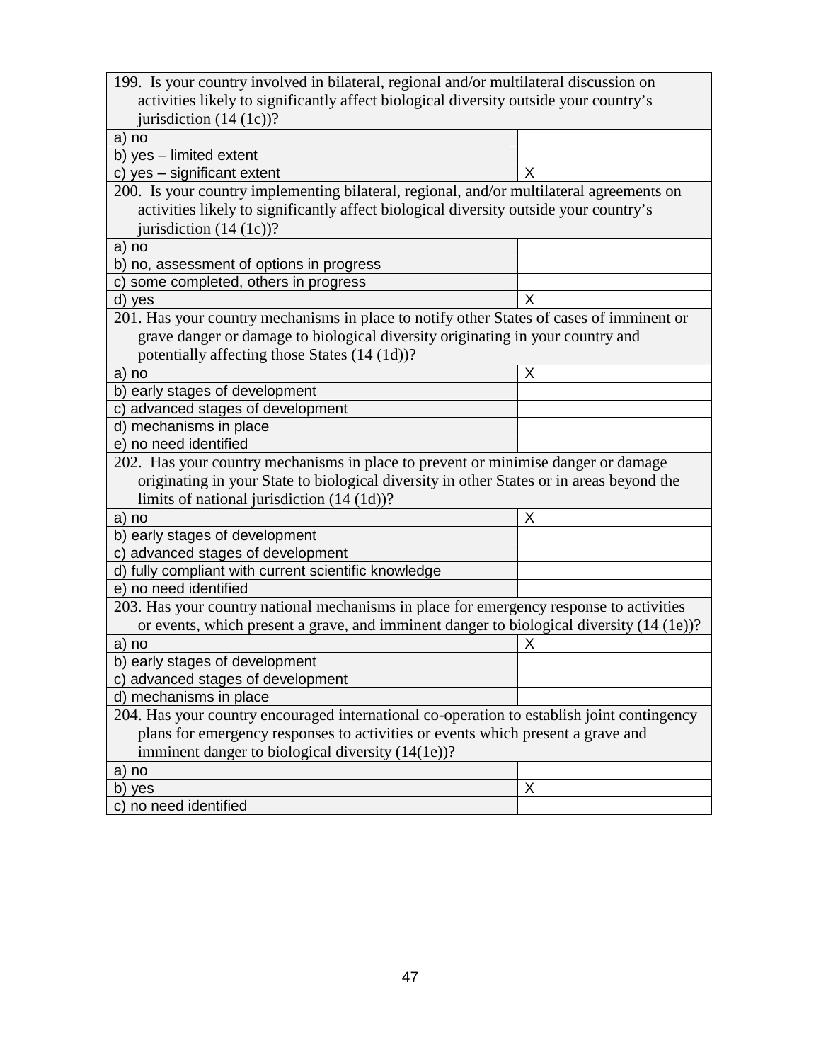| 199. Is your country involved in bilateral, regional and/or multilateral discussion on activities likely to significantly affect biological diversity outside your country's jurisdiction (14 (1c))? | |
|---|---|
| a) no | |
| b) yes – limited extent | |
| c) yes – significant extent | X |
| **200. Is your country implementing bilateral, regional, and/or multilateral agreements on activities likely to significantly affect biological diversity outside your country's jurisdiction (14 (1c))?** | |
| a) no | |
| b) no, assessment of options in progress | |
| c) some completed, others in progress | |
| d) yes | X |
| **201. Has your country mechanisms in place to notify other States of cases of imminent or grave danger or damage to biological diversity originating in your country and potentially affecting those States (14 (1d))?** | |
| a) no | X |
| b) early stages of development | |
| c) advanced stages of development | |
| d) mechanisms in place | |
| e) no need identified | |
| **202. Has your country mechanisms in place to prevent or minimise danger or damage originating in your State to biological diversity in other States or in areas beyond the limits of national jurisdiction (14 (1d))?** | |
| a) no | X |
| b) early stages of development | |
| c) advanced stages of development | |
| d) fully compliant with current scientific knowledge | |
| e) no need identified | |
| **203. Has your country national mechanisms in place for emergency response to activities or events, which present a grave, and imminent danger to biological diversity (14 (1e))?** | |
| a) no | X |
| b) early stages of development | |
| c) advanced stages of development | |
| d) mechanisms in place | |
| **204. Has your country encouraged international co-operation to establish joint contingency plans for emergency responses to activities or events which present a grave and imminent danger to biological diversity (14(1e))?** | |
| a) no | |
| b) yes | X |
| c) no need identified | |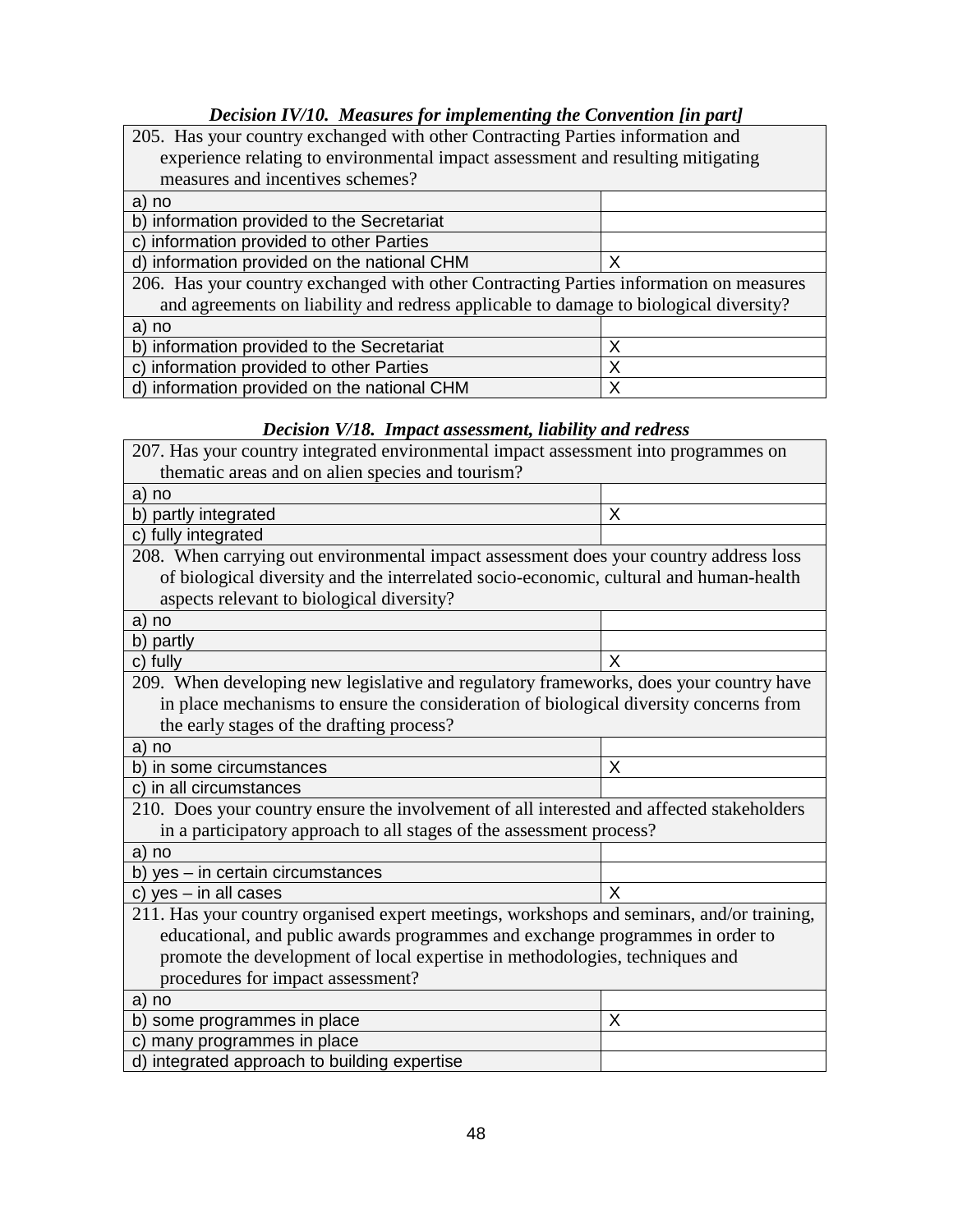***Decision IV/10. Measures for implementing the Convention [in part]***

| 205. Has your country exchanged with other Contracting Parties information and experience relating to environmental impact assessment and resulting mitigating measures and incentives schemes? | |
|---|---|
| a) no | |
| b) information provided to the Secretariat | |
| c) information provided to other Parties | |
| d) information provided on the national CHM | X |
| **206. Has your country exchanged with other Contracting Parties information on measures and agreements on liability and redress applicable to damage to biological diversity?** | |
| a) no | |
| b) information provided to the Secretariat | X |
| c) information provided to other Parties | X |
| d) information provided on the national CHM | X |

***Decision V/18. Impact assessment, liability and redress***

| 207. Has your country integrated environmental impact assessment into programmes on thematic areas and on alien species and tourism? | |
|---|---|
| a) no | |
| b) partly integrated | X |
| c) fully integrated | |
| **208. When carrying out environmental impact assessment does your country address loss of biological diversity and the interrelated socio-economic, cultural and human-health aspects relevant to biological diversity?** | |
| a) no | |
| b) partly | |
| c) fully | X |
| **209. When developing new legislative and regulatory frameworks, does your country have in place mechanisms to ensure the consideration of biological diversity concerns from the early stages of the drafting process?** | |
| a) no | |
| b) in some circumstances | X |
| c) in all circumstances | |
| **210. Does your country ensure the involvement of all interested and affected stakeholders in a participatory approach to all stages of the assessment process?** | |
| a) no | |
| b) yes – in certain circumstances | |
| c) yes – in all cases | X |
| **211. Has your country organised expert meetings, workshops and seminars, and/or training, educational, and public awards programmes and exchange programmes in order to promote the development of local expertise in methodologies, techniques and procedures for impact assessment?** | |
| a) no | |
| b) some programmes in place | X |
| c) many programmes in place | |
| d) integrated approach to building expertise | |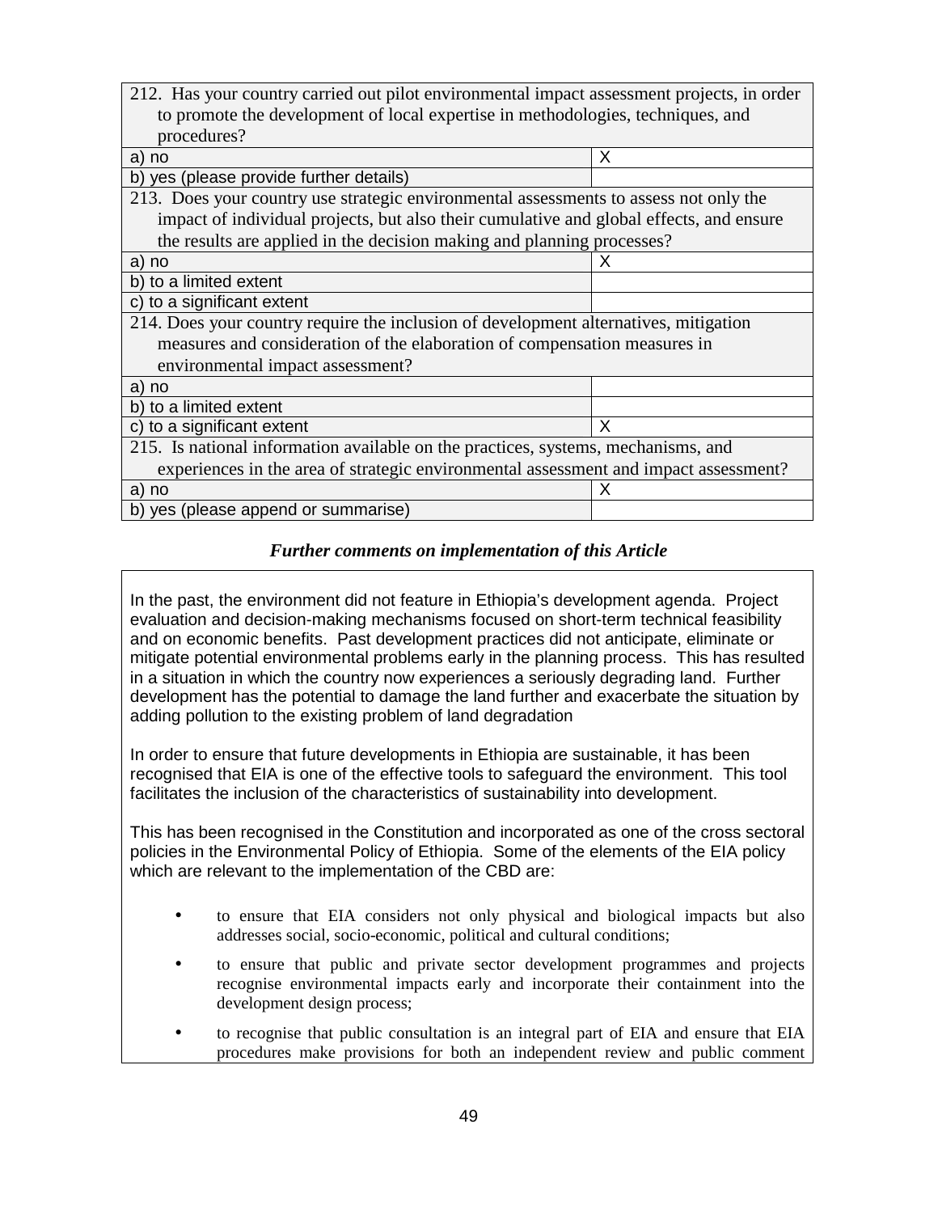| 212. Has your country carried out pilot environmental impact assessment projects, in order to promote the development of local expertise in methodologies, techniques, and procedures? | |
|---|---|
| a) no | X |
| b) yes (please provide further details) | |
| **213. Does your country use strategic environmental assessments to assess not only the impact of individual projects, but also their cumulative and global effects, and ensure the results are applied in the decision making and planning processes?** | |
| a) no | X |
| b) to a limited extent | |
| c) to a significant extent | |
| **214. Does your country require the inclusion of development alternatives, mitigation measures and consideration of the elaboration of compensation measures in environmental impact assessment?** | |
| a) no | |
| b) to a limited extent | |
| c) to a significant extent | X |
| **215. Is national information available on the practices, systems, mechanisms, and experiences in the area of strategic environmental assessment and impact assessment?** | |
| a) no | X |
| b) yes (please append or summarise) | |

***Further comments on implementation of this Article***

In the past, the environment did not feature in Ethiopia's development agenda. Project evaluation and decision-making mechanisms focused on short-term technical feasibility and on economic benefits. Past development practices did not anticipate, eliminate or mitigate potential environmental problems early in the planning process. This has resulted in a situation in which the country now experiences a seriously degrading land. Further development has the potential to damage the land further and exacerbate the situation by adding pollution to the existing problem of land degradation

In order to ensure that future developments in Ethiopia are sustainable, it has been recognised that EIA is one of the effective tools to safeguard the environment. This tool facilitates the inclusion of the characteristics of sustainability into development.

This has been recognised in the Constitution and incorporated as one of the cross sectoral policies in the Environmental Policy of Ethiopia. Some of the elements of the EIA policy which are relevant to the implementation of the CBD are:

- to ensure that EIA considers not only physical and biological impacts but also addresses social, socio-economic, political and cultural conditions;
- to ensure that public and private sector development programmes and projects recognise environmental impacts early and incorporate their containment into the development design process;
- to recognise that public consultation is an integral part of EIA and ensure that EIA procedures make provisions for both an independent review and public comment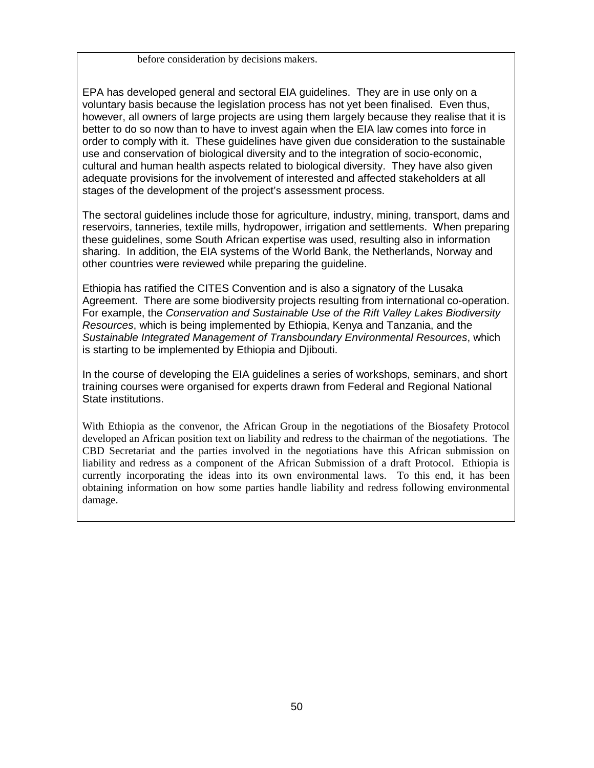before consideration by decisions makers.

EPA has developed general and sectoral EIA guidelines. They are in use only on a voluntary basis because the legislation process has not yet been finalised. Even thus, however, all owners of large projects are using them largely because they realise that it is better to do so now than to have to invest again when the EIA law comes into force in order to comply with it. These guidelines have given due consideration to the sustainable use and conservation of biological diversity and to the integration of socio-economic, cultural and human health aspects related to biological diversity. They have also given adequate provisions for the involvement of interested and affected stakeholders at all stages of the development of the project's assessment process.

The sectoral guidelines include those for agriculture, industry, mining, transport, dams and reservoirs, tanneries, textile mills, hydropower, irrigation and settlements. When preparing these guidelines, some South African expertise was used, resulting also in information sharing. In addition, the EIA systems of the World Bank, the Netherlands, Norway and other countries were reviewed while preparing the guideline.

Ethiopia has ratified the CITES Convention and is also a signatory of the Lusaka Agreement. There are some biodiversity projects resulting from international co-operation. For example, the *Conservation and Sustainable Use of the Rift Valley Lakes Biodiversity Resources*, which is being implemented by Ethiopia, Kenya and Tanzania, and the *Sustainable Integrated Management of Transboundary Environmental Resources*, which is starting to be implemented by Ethiopia and Djibouti.

In the course of developing the EIA guidelines a series of workshops, seminars, and short training courses were organised for experts drawn from Federal and Regional National State institutions.

With Ethiopia as the convenor, the African Group in the negotiations of the Biosafety Protocol developed an African position text on liability and redress to the chairman of the negotiations. The CBD Secretariat and the parties involved in the negotiations have this African submission on liability and redress as a component of the African Submission of a draft Protocol. Ethiopia is currently incorporating the ideas into its own environmental laws. To this end, it has been obtaining information on how some parties handle liability and redress following environmental damage.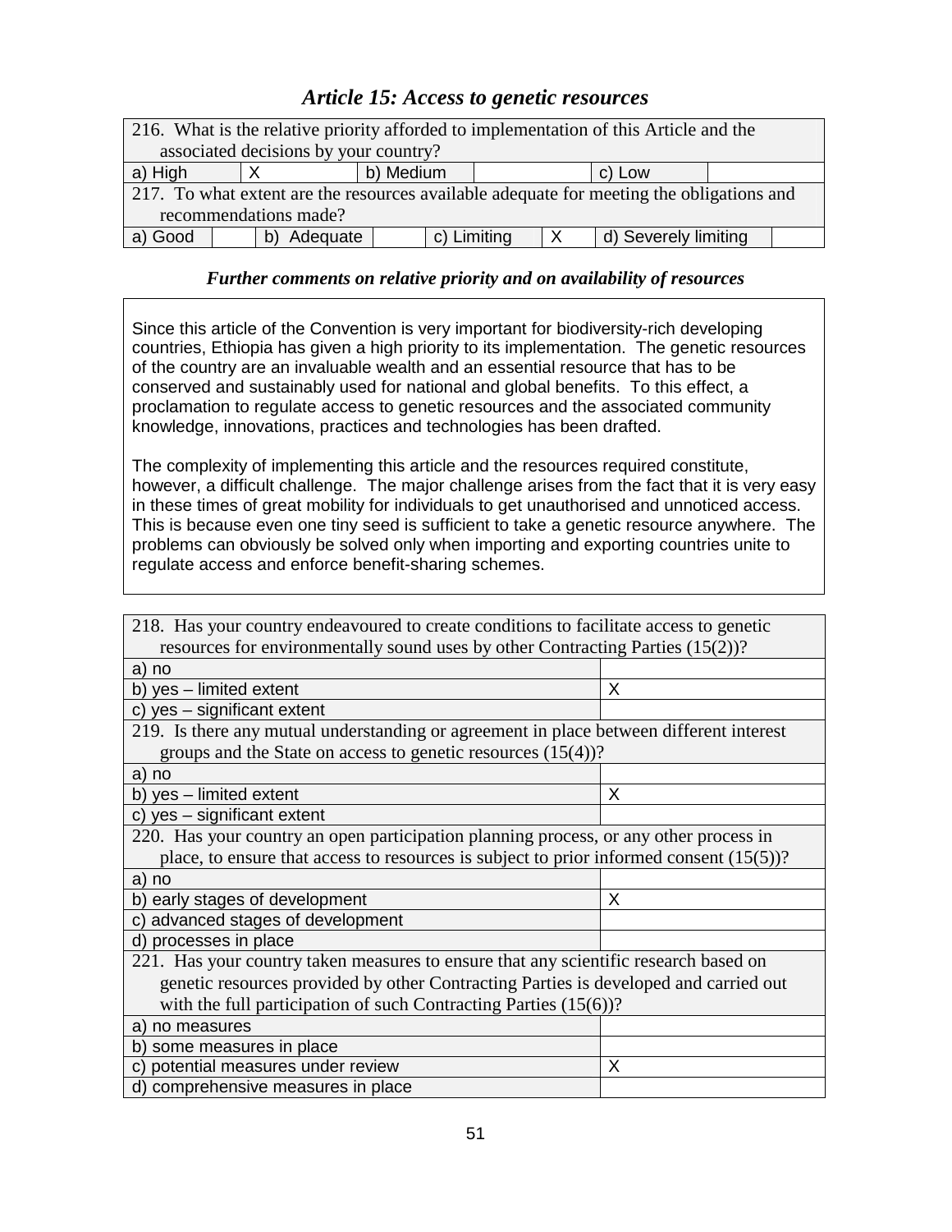### *Article 15: Access to genetic resources*

| 216. What is the relative priority afforded to implementation of this Article and the associated decisions by your country? | | | | | |
|---|---|---|---|---|---|
| a) High | X | b) Medium | | c) Low | |

| 217. To what extent are the resources available adequate for meeting the obligations and recommendations made? | | | | | | | |
|---|---|---|---|---|---|---|---|
| a) Good | | b) Adequate | | c) Limiting | X | d) Severely limiting | |

#### *Further comments on relative priority and on availability of resources*

Since this article of the Convention is very important for biodiversity-rich developing countries, Ethiopia has given a high priority to its implementation. The genetic resources of the country are an invaluable wealth and an essential resource that has to be conserved and sustainably used for national and global benefits. To this effect, a proclamation to regulate access to genetic resources and the associated community knowledge, innovations, practices and technologies has been drafted.

The complexity of implementing this article and the resources required constitute, however, a difficult challenge. The major challenge arises from the fact that it is very easy in these times of great mobility for individuals to get unauthorised and unnoticed access. This is because even one tiny seed is sufficient to take a genetic resource anywhere. The problems can obviously be solved only when importing and exporting countries unite to regulate access and enforce benefit-sharing schemes.

| 218. Has your country endeavoured to create conditions to facilitate access to genetic resources for environmentally sound uses by other Contracting Parties (15(2))? | |
|---|---|
| a) no | |
| b) yes – limited extent | X |
| c) yes – significant extent | |
| **219. Is there any mutual understanding or agreement in place between different interest groups and the State on access to genetic resources (15(4))?** | |
| a) no | |
| b) yes – limited extent | X |
| c) yes – significant extent | |
| **220. Has your country an open participation planning process, or any other process in place, to ensure that access to resources is subject to prior informed consent (15(5))?** | |
| a) no | |
| b) early stages of development | X |
| c) advanced stages of development | |
| d) processes in place | |
| **221. Has your country taken measures to ensure that any scientific research based on genetic resources provided by other Contracting Parties is developed and carried out with the full participation of such Contracting Parties (15(6))?** | |
| a) no measures | |
| b) some measures in place | |
| c) potential measures under review | X |
| d) comprehensive measures in place | |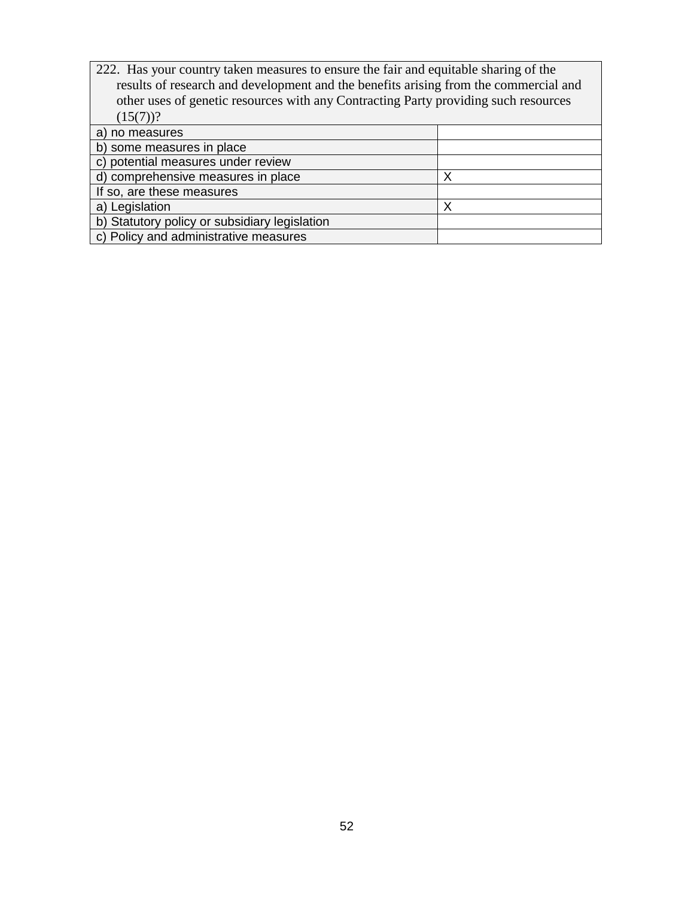| 222. Has your country taken measures to ensure the fair and equitable sharing of the results of research and development and the benefits arising from the commercial and other uses of genetic resources with any Contracting Party providing such resources (15(7))? | |
|---|---|
| a) no measures | |
| b) some measures in place | |
| c) potential measures under review | |
| d) comprehensive measures in place | X |
| If so, are these measures | |
| a) Legislation | X |
| b) Statutory policy or subsidiary legislation | |
| c) Policy and administrative measures | |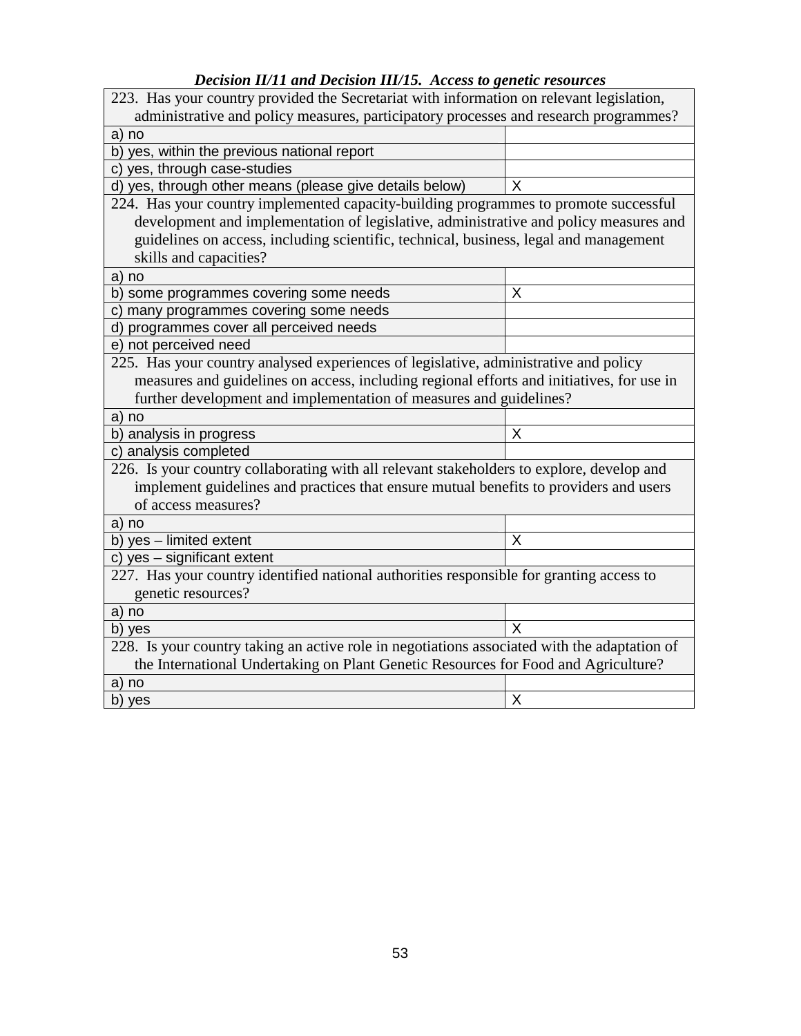***Decision II/11 and Decision III/15. Access to genetic resources***

| 223. Has your country provided the Secretariat with information on relevant legislation, administrative and policy measures, participatory processes and research programmes? | |
|---|---|
| a) no | |
| b) yes, within the previous national report | |
| c) yes, through case-studies | |
| d) yes, through other means (please give details below) | X |
| **224. Has your country implemented capacity-building programmes to promote successful development and implementation of legislative, administrative and policy measures and guidelines on access, including scientific, technical, business, legal and management skills and capacities?** | |
| a) no | |
| b) some programmes covering some needs | X |
| c) many programmes covering some needs | |
| d) programmes cover all perceived needs | |
| e) not perceived need | |
| **225. Has your country analysed experiences of legislative, administrative and policy measures and guidelines on access, including regional efforts and initiatives, for use in further development and implementation of measures and guidelines?** | |
| a) no | |
| b) analysis in progress | X |
| c) analysis completed | |
| **226. Is your country collaborating with all relevant stakeholders to explore, develop and implement guidelines and practices that ensure mutual benefits to providers and users of access measures?** | |
| a) no | |
| b) yes – limited extent | X |
| c) yes – significant extent | |
| **227. Has your country identified national authorities responsible for granting access to genetic resources?** | |
| a) no | |
| b) yes | X |
| **228. Is your country taking an active role in negotiations associated with the adaptation of the International Undertaking on Plant Genetic Resources for Food and Agriculture?** | |
| a) no | |
| b) yes | X |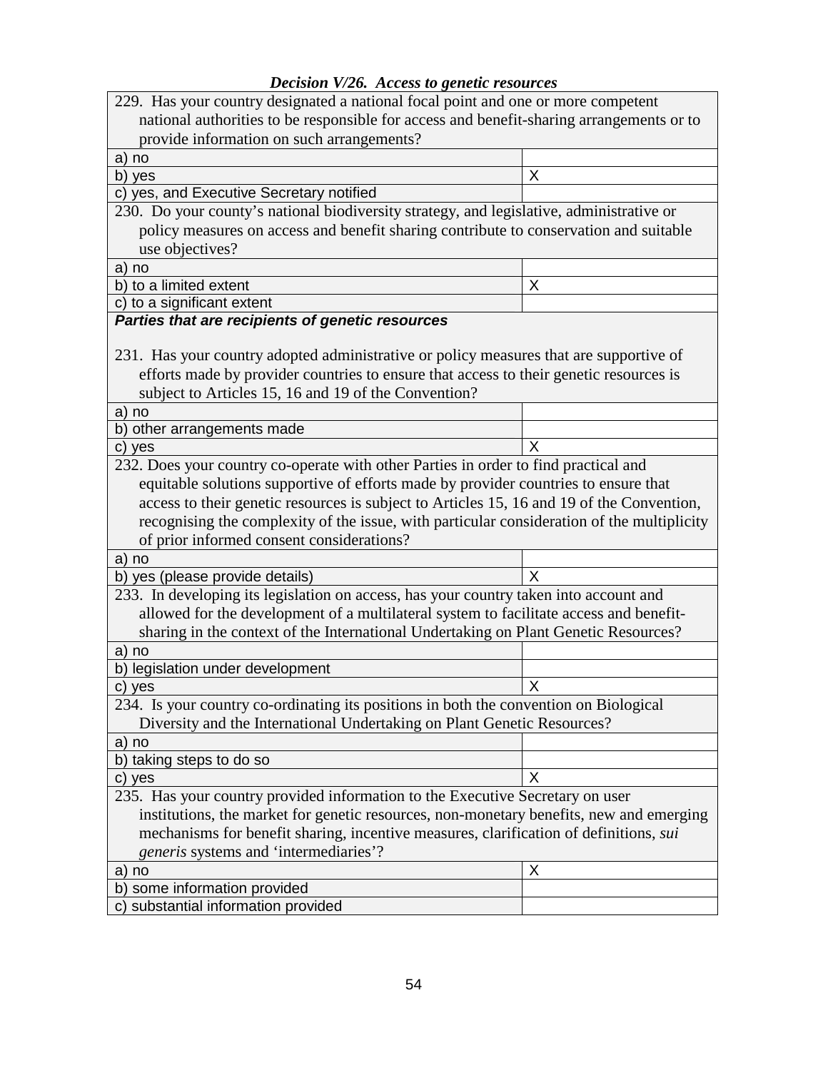***Decision V/26. Access to genetic resources***

| | |
|---|---|
| 229. Has your country designated a national focal point and one or more competent national authorities to be responsible for access and benefit-sharing arrangements or to provide information on such arrangements? | |
| a) no | |
| b) yes | X |
| c) yes, and Executive Secretary notified | |
| 230. Do your county's national biodiversity strategy, and legislative, administrative or policy measures on access and benefit sharing contribute to conservation and suitable use objectives? | |
| a) no | |
| b) to a limited extent | X |
| c) to a significant extent | |
| ***Parties that are recipients of genetic resources*** 231. Has your country adopted administrative or policy measures that are supportive of efforts made by provider countries to ensure that access to their genetic resources is subject to Articles 15, 16 and 19 of the Convention? | |
| a) no | |
| b) other arrangements made | |
| c) yes | X |
| 232. Does your country co-operate with other Parties in order to find practical and equitable solutions supportive of efforts made by provider countries to ensure that access to their genetic resources is subject to Articles 15, 16 and 19 of the Convention, recognising the complexity of the issue, with particular consideration of the multiplicity of prior informed consent considerations? | |
| a) no | |
| b) yes (please provide details) | X |
| 233. In developing its legislation on access, has your country taken into account and allowed for the development of a multilateral system to facilitate access and benefit-sharing in the context of the International Undertaking on Plant Genetic Resources? | |
| a) no | |
| b) legislation under development | |
| c) yes | X |
| 234. Is your country co-ordinating its positions in both the convention on Biological Diversity and the International Undertaking on Plant Genetic Resources? | |
| a) no | |
| b) taking steps to do so | |
| c) yes | X |
| 235. Has your country provided information to the Executive Secretary on user institutions, the market for genetic resources, non-monetary benefits, new and emerging mechanisms for benefit sharing, incentive measures, clarification of definitions, *sui generis* systems and 'intermediaries'? | |
| a) no | X |
| b) some information provided | |
| c) substantial information provided | |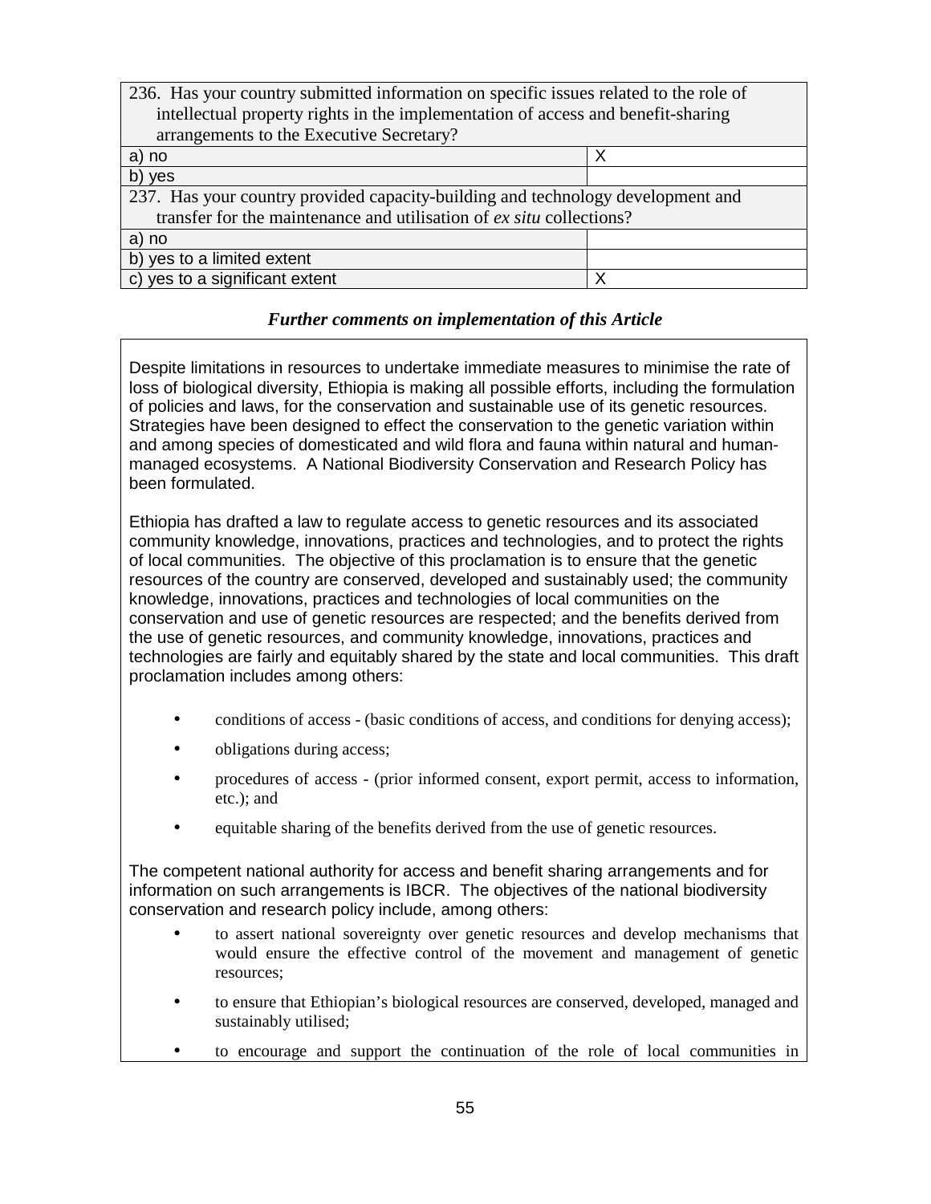| 236. Has your country submitted information on specific issues related to the role of intellectual property rights in the implementation of access and benefit-sharing arrangements to the Executive Secretary? | |
|---|---|
| a) no | X |
| b) yes | |

| 237. Has your country provided capacity-building and technology development and transfer for the maintenance and utilisation of *ex situ* collections? | |
|---|---|
| a) no | |
| b) yes to a limited extent | |
| c) yes to a significant extent | X |

### *Further comments on implementation of this Article*

Despite limitations in resources to undertake immediate measures to minimise the rate of loss of biological diversity, Ethiopia is making all possible efforts, including the formulation of policies and laws, for the conservation and sustainable use of its genetic resources. Strategies have been designed to effect the conservation to the genetic variation within and among species of domesticated and wild flora and fauna within natural and human-managed ecosystems. A National Biodiversity Conservation and Research Policy has been formulated.

Ethiopia has drafted a law to regulate access to genetic resources and its associated community knowledge, innovations, practices and technologies, and to protect the rights of local communities. The objective of this proclamation is to ensure that the genetic resources of the country are conserved, developed and sustainably used; the community knowledge, innovations, practices and technologies of local communities on the conservation and use of genetic resources are respected; and the benefits derived from the use of genetic resources, and community knowledge, innovations, practices and technologies are fairly and equitably shared by the state and local communities. This draft proclamation includes among others:

- conditions of access - (basic conditions of access, and conditions for denying access);
- obligations during access;
- procedures of access - (prior informed consent, export permit, access to information, etc.); and
- equitable sharing of the benefits derived from the use of genetic resources.

The competent national authority for access and benefit sharing arrangements and for information on such arrangements is IBCR. The objectives of the national biodiversity conservation and research policy include, among others:

- to assert national sovereignty over genetic resources and develop mechanisms that would ensure the effective control of the movement and management of genetic resources;
- to ensure that Ethiopian's biological resources are conserved, developed, managed and sustainably utilised;
- to encourage and support the continuation of the role of local communities in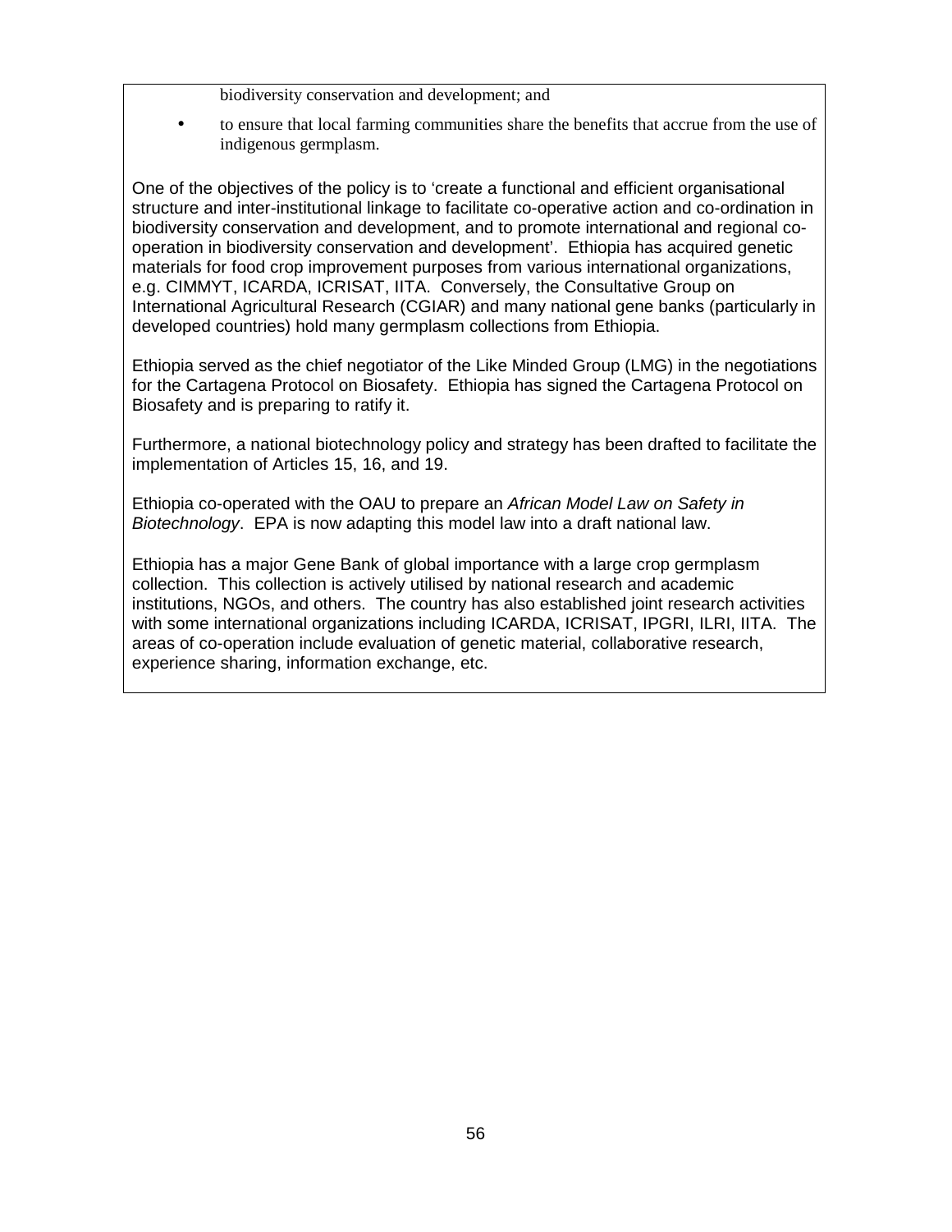biodiversity conservation and development; and

- to ensure that local farming communities share the benefits that accrue from the use of indigenous germplasm.

One of the objectives of the policy is to 'create a functional and efficient organisational structure and inter-institutional linkage to facilitate co-operative action and co-ordination in biodiversity conservation and development, and to promote international and regional co-operation in biodiversity conservation and development'. Ethiopia has acquired genetic materials for food crop improvement purposes from various international organizations, e.g. CIMMYT, ICARDA, ICRISAT, IITA. Conversely, the Consultative Group on International Agricultural Research (CGIAR) and many national gene banks (particularly in developed countries) hold many germplasm collections from Ethiopia.

Ethiopia served as the chief negotiator of the Like Minded Group (LMG) in the negotiations for the Cartagena Protocol on Biosafety. Ethiopia has signed the Cartagena Protocol on Biosafety and is preparing to ratify it.

Furthermore, a national biotechnology policy and strategy has been drafted to facilitate the implementation of Articles 15, 16, and 19.

Ethiopia co-operated with the OAU to prepare an *African Model Law on Safety in Biotechnology*. EPA is now adapting this model law into a draft national law.

Ethiopia has a major Gene Bank of global importance with a large crop germplasm collection. This collection is actively utilised by national research and academic institutions, NGOs, and others. The country has also established joint research activities with some international organizations including ICARDA, ICRISAT, IPGRI, ILRI, IITA. The areas of co-operation include evaluation of genetic material, collaborative research, experience sharing, information exchange, etc.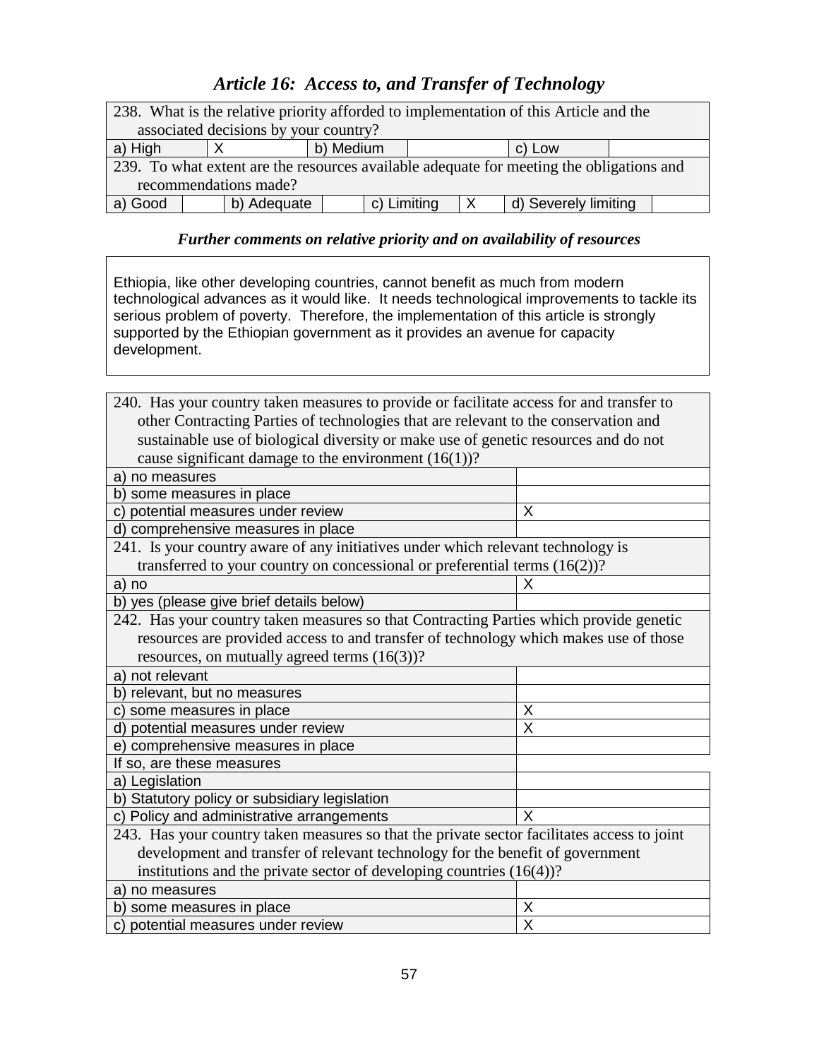# *Article 16: Access to, and Transfer of Technology*

| 238. What is the relative priority afforded to implementation of this Article and the associated decisions by your country? | | | | | |
|---|---|---|---|---|---|
| a) High | X | b) Medium | | c) Low | |

| 239. To what extent are the resources available adequate for meeting the obligations and recommendations made? | | | | | | | |
|---|---|---|---|---|---|---|---|
| a) Good | | b) Adequate | | c) Limiting | X | d) Severely limiting | |

### *Further comments on relative priority and on availability of resources*

Ethiopia, like other developing countries, cannot benefit as much from modern technological advances as it would like. It needs technological improvements to tackle its serious problem of poverty. Therefore, the implementation of this article is strongly supported by the Ethiopian government as it provides an avenue for capacity development.

| 240. Has your country taken measures to provide or facilitate access for and transfer to other Contracting Parties of technologies that are relevant to the conservation and sustainable use of biological diversity or make use of genetic resources and do not cause significant damage to the environment (16(1))? | |
|---|---|
| a) no measures | |
| b) some measures in place | |
| c) potential measures under review | X |
| d) comprehensive measures in place | |
| **241. Is your country aware of any initiatives under which relevant technology is transferred to your country on concessional or preferential terms (16(2))?** | |
| a) no | X |
| b) yes (please give brief details below) | |
| **242. Has your country taken measures so that Contracting Parties which provide genetic resources are provided access to and transfer of technology which makes use of those resources, on mutually agreed terms (16(3))?** | |
| a) not relevant | |
| b) relevant, but no measures | |
| c) some measures in place | X |
| d) potential measures under review | X |
| e) comprehensive measures in place | |
| If so, are these measures | |
| a) Legislation | |
| b) Statutory policy or subsidiary legislation | |
| c) Policy and administrative arrangements | X |
| **243. Has your country taken measures so that the private sector facilitates access to joint development and transfer of relevant technology for the benefit of government institutions and the private sector of developing countries (16(4))?** | |
| a) no measures | |
| b) some measures in place | X |
| c) potential measures under review | X |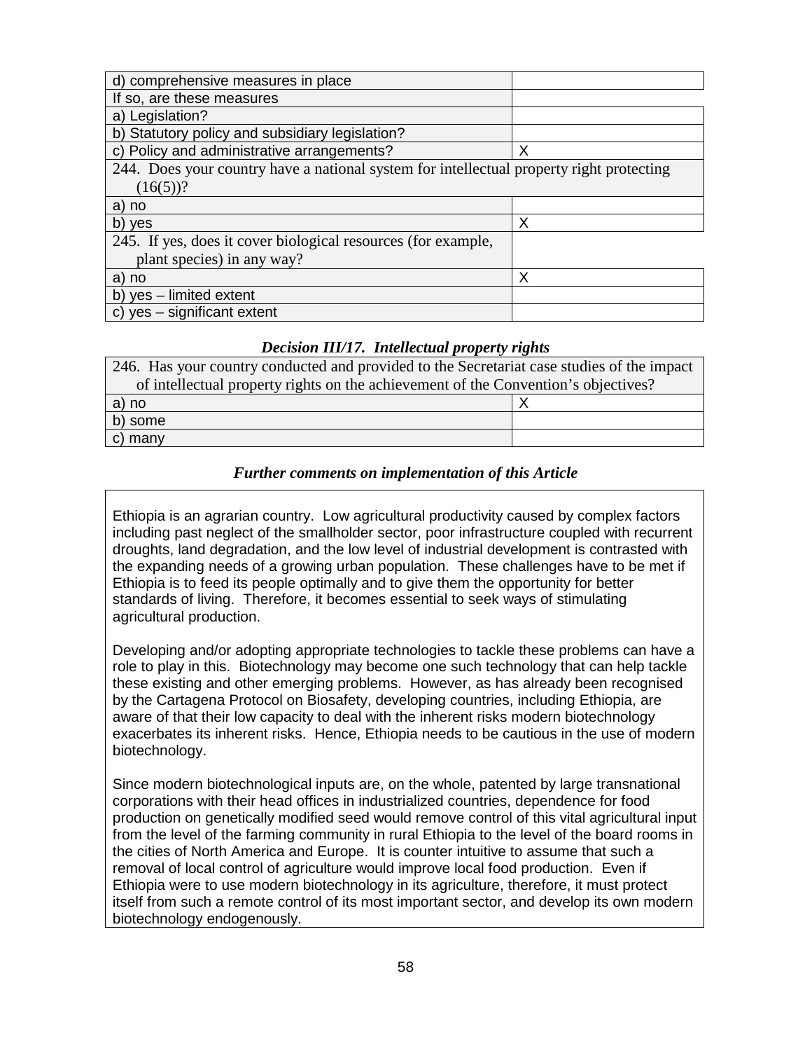| | |
|---|---|
| d) comprehensive measures in place | |
| If so, are these measures | |
| a) Legislation? | |
| b) Statutory policy and subsidiary legislation? | |
| c) Policy and administrative arrangements? | X |

| 244. Does your country have a national system for intellectual property right protecting (16(5))? | |
|---|---|
| a) no | |
| b) yes | X |

| 245. If yes, does it cover biological resources (for example, plant species) in any way? | |
|---|---|
| a) no | X |
| b) yes – limited extent | |
| c) yes – significant extent | |

### *Decision III/17. Intellectual property rights*

| 246. Has your country conducted and provided to the Secretariat case studies of the impact of intellectual property rights on the achievement of the Convention's objectives? | |
|---|---|
| a) no | X |
| b) some | |
| c) many | |

### *Further comments on implementation of this Article*

Ethiopia is an agrarian country. Low agricultural productivity caused by complex factors including past neglect of the smallholder sector, poor infrastructure coupled with recurrent droughts, land degradation, and the low level of industrial development is contrasted with the expanding needs of a growing urban population. These challenges have to be met if Ethiopia is to feed its people optimally and to give them the opportunity for better standards of living. Therefore, it becomes essential to seek ways of stimulating agricultural production.

Developing and/or adopting appropriate technologies to tackle these problems can have a role to play in this. Biotechnology may become one such technology that can help tackle these existing and other emerging problems. However, as has already been recognised by the Cartagena Protocol on Biosafety, developing countries, including Ethiopia, are aware of that their low capacity to deal with the inherent risks modern biotechnology exacerbates its inherent risks. Hence, Ethiopia needs to be cautious in the use of modern biotechnology.

Since modern biotechnological inputs are, on the whole, patented by large transnational corporations with their head offices in industrialized countries, dependence for food production on genetically modified seed would remove control of this vital agricultural input from the level of the farming community in rural Ethiopia to the level of the board rooms in the cities of North America and Europe. It is counter intuitive to assume that such a removal of local control of agriculture would improve local food production. Even if Ethiopia were to use modern biotechnology in its agriculture, therefore, it must protect itself from such a remote control of its most important sector, and develop its own modern biotechnology endogenously.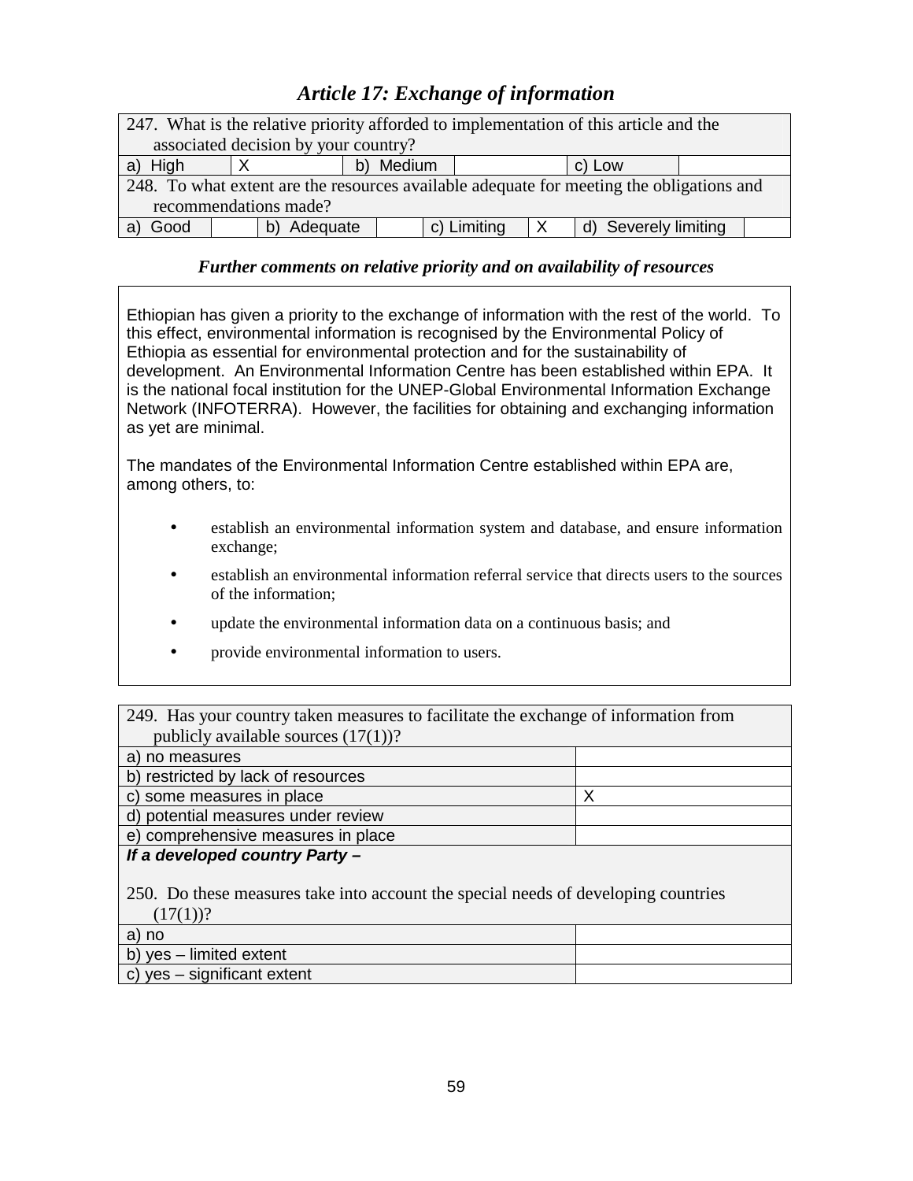## *Article 17: Exchange of information*

| 247. What is the relative priority afforded to implementation of this article and the associated decision by your country? | | | | | |
|---|---|---|---|---|---|
| a) High | X | b) Medium | | c) Low | |

| 248. To what extent are the resources available adequate for meeting the obligations and recommendations made? | | | | | | | |
|---|---|---|---|---|---|---|---|
| a) Good | | b) Adequate | | c) Limiting | X | d) Severely limiting | |

### *Further comments on relative priority and on availability of resources*

Ethiopian has given a priority to the exchange of information with the rest of the world. To this effect, environmental information is recognised by the Environmental Policy of Ethiopia as essential for environmental protection and for the sustainability of development. An Environmental Information Centre has been established within EPA. It is the national focal institution for the UNEP-Global Environmental Information Exchange Network (INFOTERRA). However, the facilities for obtaining and exchanging information as yet are minimal.

The mandates of the Environmental Information Centre established within EPA are, among others, to:

- establish an environmental information system and database, and ensure information exchange;
- establish an environmental information referral service that directs users to the sources of the information;
- update the environmental information data on a continuous basis; and
- provide environmental information to users.

| 249. Has your country taken measures to facilitate the exchange of information from publicly available sources (17(1))? | |
|---|---|
| a) no measures | |
| b) restricted by lack of resources | |
| c) some measures in place | X |
| d) potential measures under review | |
| e) comprehensive measures in place | |
| ***If a developed country Party –*** <br><br> 250. Do these measures take into account the special needs of developing countries (17(1))? | |
| a) no | |
| b) yes – limited extent | |
| c) yes – significant extent | |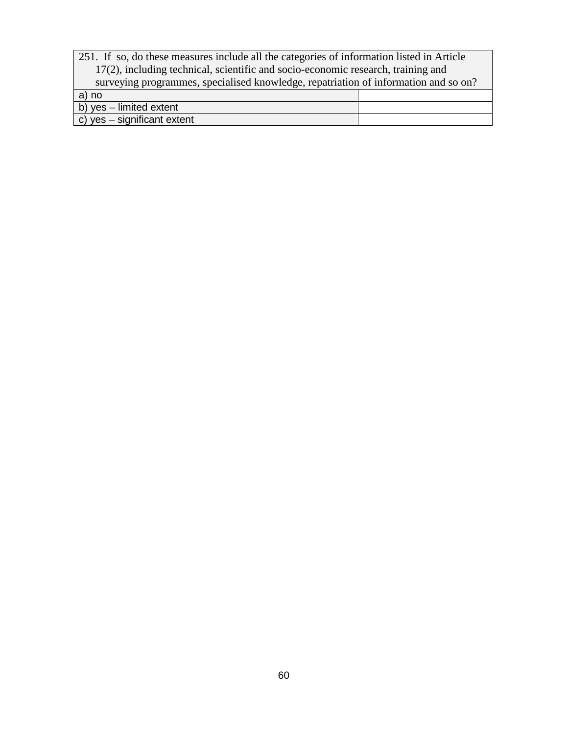| 251. If so, do these measures include all the categories of information listed in Article 17(2), including technical, scientific and socio-economic research, training and surveying programmes, specialised knowledge, repatriation of information and so on? | |
|---|---|
| a) no | |
| b) yes – limited extent | |
| c) yes – significant extent | |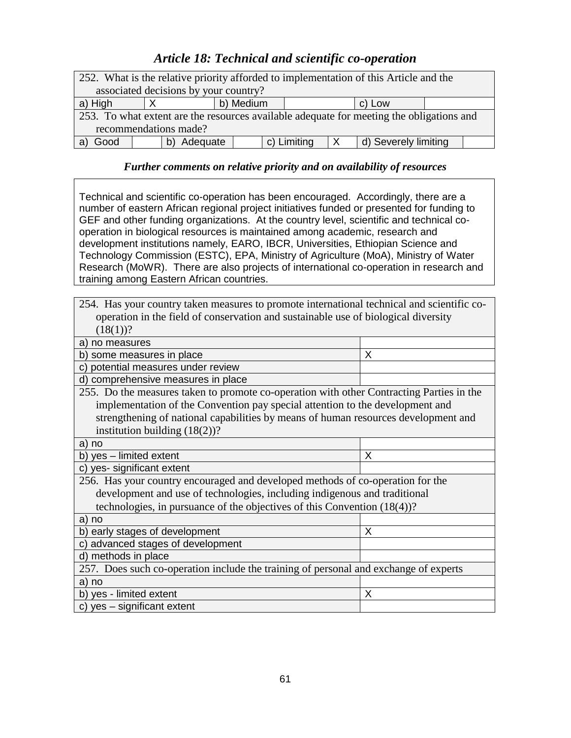## *Article 18: Technical and scientific co-operation*

| 252. What is the relative priority afforded to implementation of this Article and the associated decisions by your country? | | | | | |
|---|---|---|---|---|---|
| a) High | X | b) Medium | | c) Low | |

| 253. To what extent are the resources available adequate for meeting the obligations and recommendations made? | | | | | | | |
|---|---|---|---|---|---|---|---|
| a) Good | | b) Adequate | | c) Limiting | X | d) Severely limiting | |

### *Further comments on relative priority and on availability of resources*

Technical and scientific co-operation has been encouraged. Accordingly, there are a number of eastern African regional project initiatives funded or presented for funding to GEF and other funding organizations. At the country level, scientific and technical co-operation in biological resources is maintained among academic, research and development institutions namely, EARO, IBCR, Universities, Ethiopian Science and Technology Commission (ESTC), EPA, Ministry of Agriculture (MoA), Ministry of Water Research (MoWR). There are also projects of international co-operation in research and training among Eastern African countries.

| 254. Has your country taken measures to promote international technical and scientific co-operation in the field of conservation and sustainable use of biological diversity (18(1))? | |
|---|---|
| a) no measures | |
| b) some measures in place | X |
| c) potential measures under review | |
| d) comprehensive measures in place | |
| **255. Do the measures taken to promote co-operation with other Contracting Parties in the implementation of the Convention pay special attention to the development and strengthening of national capabilities by means of human resources development and institution building (18(2))?** | |
| a) no | |
| b) yes – limited extent | X |
| c) yes- significant extent | |
| **256. Has your country encouraged and developed methods of co-operation for the development and use of technologies, including indigenous and traditional technologies, in pursuance of the objectives of this Convention (18(4))?** | |
| a) no | |
| b) early stages of development | X |
| c) advanced stages of development | |
| d) methods in place | |
| **257. Does such co-operation include the training of personal and exchange of experts** | |
| a) no | |
| b) yes - limited extent | X |
| c) yes – significant extent | |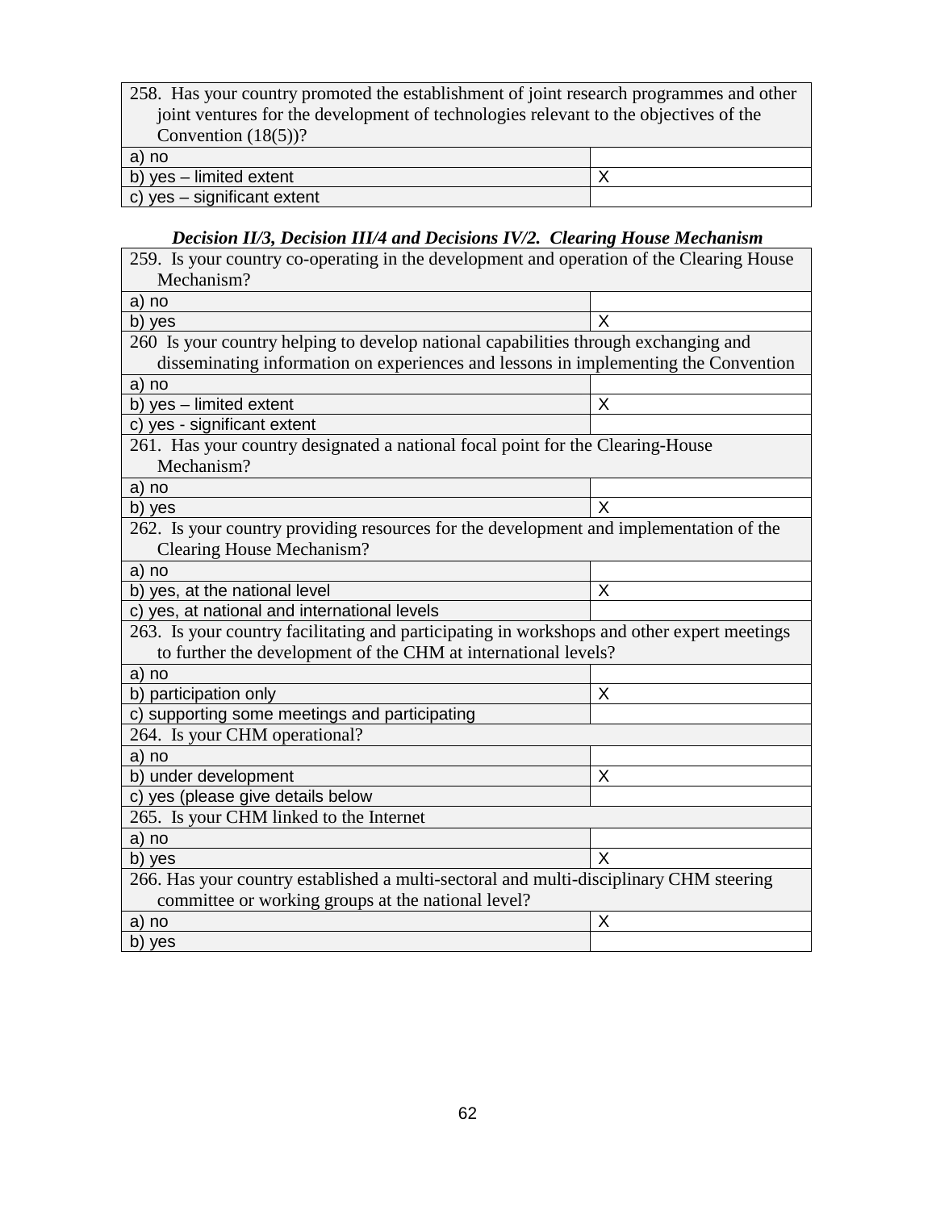| 258. Has your country promoted the establishment of joint research programmes and other joint ventures for the development of technologies relevant to the objectives of the Convention (18(5))? | |
|---|---|
| a) no | |
| b) yes – limited extent | X |
| c) yes – significant extent | |

***Decision II/3, Decision III/4 and Decisions IV/2. Clearing House Mechanism***

| 259. Is your country co-operating in the development and operation of the Clearing House Mechanism? | |
|---|---|
| a) no | |
| b) yes | X |
| 260 Is your country helping to develop national capabilities through exchanging and disseminating information on experiences and lessons in implementing the Convention | |
| a) no | |
| b) yes – limited extent | X |
| c) yes - significant extent | |
| 261. Has your country designated a national focal point for the Clearing-House Mechanism? | |
| a) no | |
| b) yes | X |
| 262. Is your country providing resources for the development and implementation of the Clearing House Mechanism? | |
| a) no | |
| b) yes, at the national level | X |
| c) yes, at national and international levels | |
| 263. Is your country facilitating and participating in workshops and other expert meetings to further the development of the CHM at international levels? | |
| a) no | |
| b) participation only | X |
| c) supporting some meetings and participating | |
| 264. Is your CHM operational? | |
| a) no | |
| b) under development | X |
| c) yes (please give details below | |
| 265. Is your CHM linked to the Internet | |
| a) no | |
| b) yes | X |
| 266. Has your country established a multi-sectoral and multi-disciplinary CHM steering committee or working groups at the national level? | |
| a) no | X |
| b) yes | |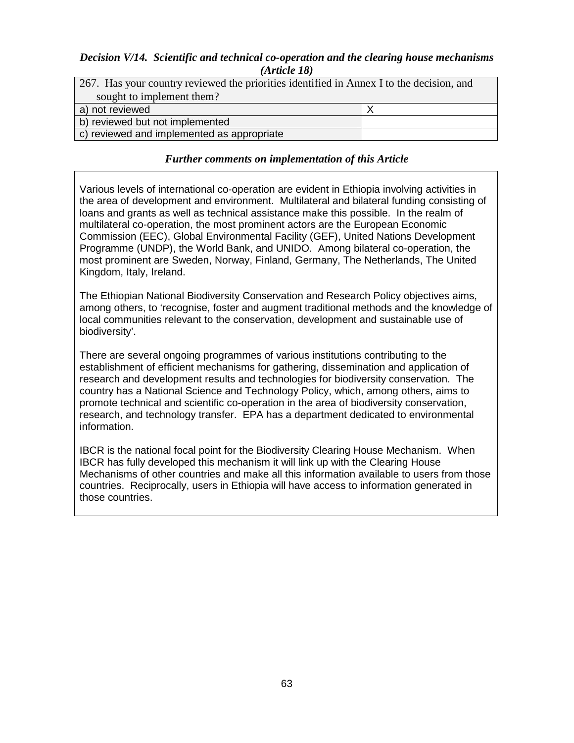### *Decision V/14. Scientific and technical co-operation and the clearing house mechanisms (Article 18)*

| 267. Has your country reviewed the priorities identified in Annex I to the decision, and sought to implement them? | |
|---|---|
| a) not reviewed | X |
| b) reviewed but not implemented | |
| c) reviewed and implemented as appropriate | |

### *Further comments on implementation of this Article*

Various levels of international co-operation are evident in Ethiopia involving activities in the area of development and environment. Multilateral and bilateral funding consisting of loans and grants as well as technical assistance make this possible. In the realm of multilateral co-operation, the most prominent actors are the European Economic Commission (EEC), Global Environmental Facility (GEF), United Nations Development Programme (UNDP), the World Bank, and UNIDO. Among bilateral co-operation, the most prominent are Sweden, Norway, Finland, Germany, The Netherlands, The United Kingdom, Italy, Ireland.

The Ethiopian National Biodiversity Conservation and Research Policy objectives aims, among others, to 'recognise, foster and augment traditional methods and the knowledge of local communities relevant to the conservation, development and sustainable use of biodiversity'.

There are several ongoing programmes of various institutions contributing to the establishment of efficient mechanisms for gathering, dissemination and application of research and development results and technologies for biodiversity conservation. The country has a National Science and Technology Policy, which, among others, aims to promote technical and scientific co-operation in the area of biodiversity conservation, research, and technology transfer. EPA has a department dedicated to environmental information.

IBCR is the national focal point for the Biodiversity Clearing House Mechanism. When IBCR has fully developed this mechanism it will link up with the Clearing House Mechanisms of other countries and make all this information available to users from those countries. Reciprocally, users in Ethiopia will have access to information generated in those countries.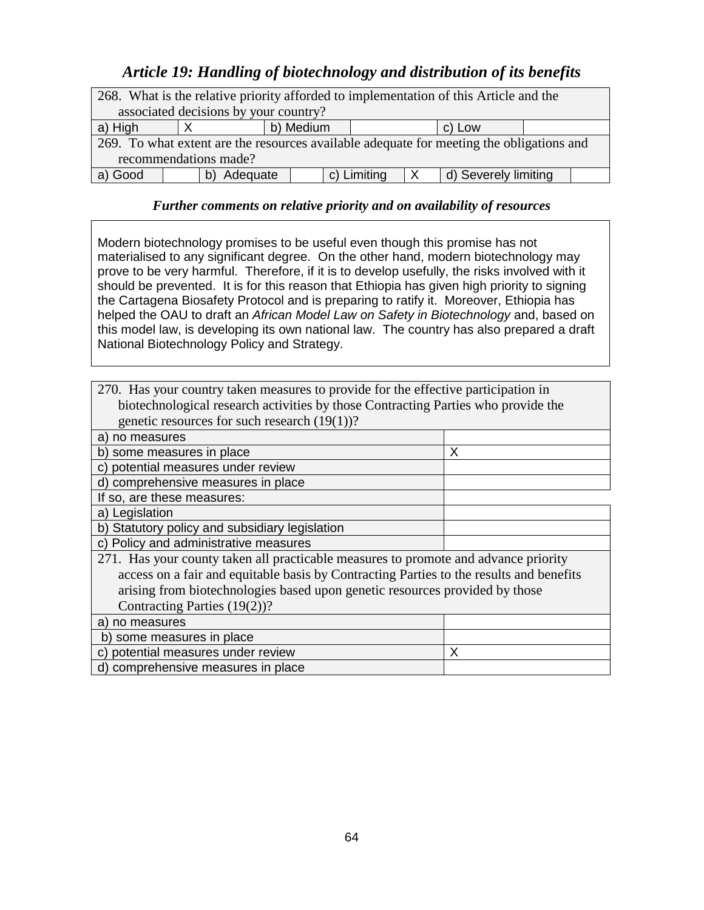## *Article 19: Handling of biotechnology and distribution of its benefits*

| 268. What is the relative priority afforded to implementation of this Article and the associated decisions by your country? | | | | | |
|---|---|---|---|---|---|
| a) High | X | b) Medium | | c) Low | |

| 269. To what extent are the resources available adequate for meeting the obligations and recommendations made? | | | | | | | |
|---|---|---|---|---|---|---|---|
| a) Good | | b) Adequate | | c) Limiting | X | d) Severely limiting | |

### *Further comments on relative priority and on availability of resources*

Modern biotechnology promises to be useful even though this promise has not materialised to any significant degree. On the other hand, modern biotechnology may prove to be very harmful. Therefore, if it is to develop usefully, the risks involved with it should be prevented. It is for this reason that Ethiopia has given high priority to signing the Cartagena Biosafety Protocol and is preparing to ratify it. Moreover, Ethiopia has helped the OAU to draft an *African Model Law on Safety in Biotechnology* and, based on this model law, is developing its own national law. The country has also prepared a draft National Biotechnology Policy and Strategy.

| 270. Has your country taken measures to provide for the effective participation in biotechnological research activities by those Contracting Parties who provide the genetic resources for such research (19(1))? | |
|---|---|
| a) no measures | |
| b) some measures in place | X |
| c) potential measures under review | |
| d) comprehensive measures in place | |
| If so, are these measures: | |
| a) Legislation | |
| b) Statutory policy and subsidiary legislation | |
| c) Policy and administrative measures | |

| 271. Has your county taken all practicable measures to promote and advance priority access on a fair and equitable basis by Contracting Parties to the results and benefits arising from biotechnologies based upon genetic resources provided by those Contracting Parties (19(2))? | |
|---|---|
| a) no measures | |
| b) some measures in place | |
| c) potential measures under review | X |
| d) comprehensive measures in place | |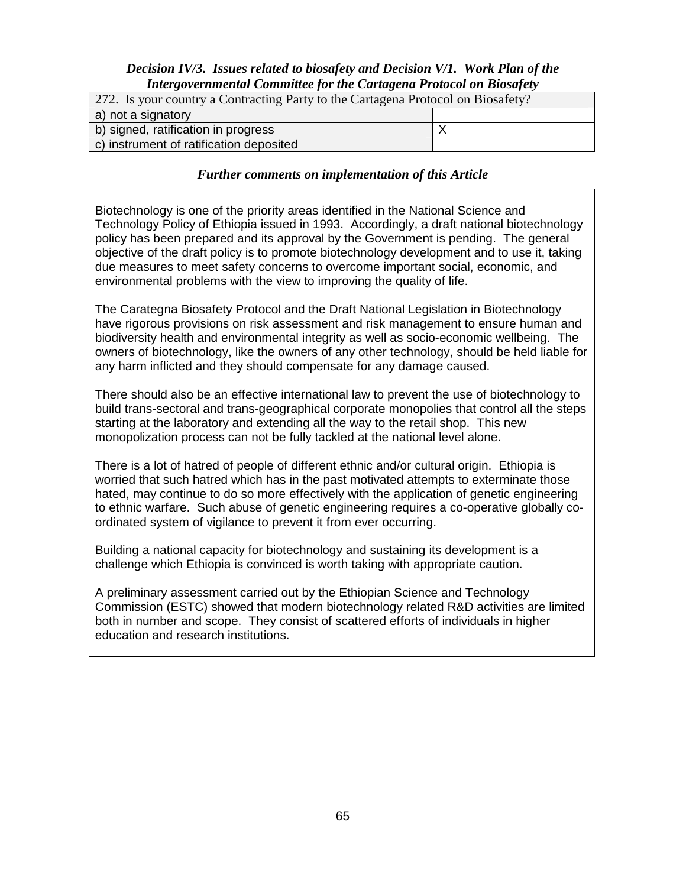***Decision IV/3. Issues related to biosafety and Decision V/1. Work Plan of the Intergovernmental Committee for the Cartagena Protocol on Biosafety***

| 272. Is your country a Contracting Party to the Cartagena Protocol on Biosafety? | |
|---|---|
| a) not a signatory | |
| b) signed, ratification in progress | X |
| c) instrument of ratification deposited | |

***Further comments on implementation of this Article***

Biotechnology is one of the priority areas identified in the National Science and Technology Policy of Ethiopia issued in 1993. Accordingly, a draft national biotechnology policy has been prepared and its approval by the Government is pending. The general objective of the draft policy is to promote biotechnology development and to use it, taking due measures to meet safety concerns to overcome important social, economic, and environmental problems with the view to improving the quality of life.

The Carategna Biosafety Protocol and the Draft National Legislation in Biotechnology have rigorous provisions on risk assessment and risk management to ensure human and biodiversity health and environmental integrity as well as socio-economic wellbeing. The owners of biotechnology, like the owners of any other technology, should be held liable for any harm inflicted and they should compensate for any damage caused.

There should also be an effective international law to prevent the use of biotechnology to build trans-sectoral and trans-geographical corporate monopolies that control all the steps starting at the laboratory and extending all the way to the retail shop. This new monopolization process can not be fully tackled at the national level alone.

There is a lot of hatred of people of different ethnic and/or cultural origin. Ethiopia is worried that such hatred which has in the past motivated attempts to exterminate those hated, may continue to do so more effectively with the application of genetic engineering to ethnic warfare. Such abuse of genetic engineering requires a co-operative globally co-ordinated system of vigilance to prevent it from ever occurring.

Building a national capacity for biotechnology and sustaining its development is a challenge which Ethiopia is convinced is worth taking with appropriate caution.

A preliminary assessment carried out by the Ethiopian Science and Technology Commission (ESTC) showed that modern biotechnology related R&D activities are limited both in number and scope. They consist of scattered efforts of individuals in higher education and research institutions.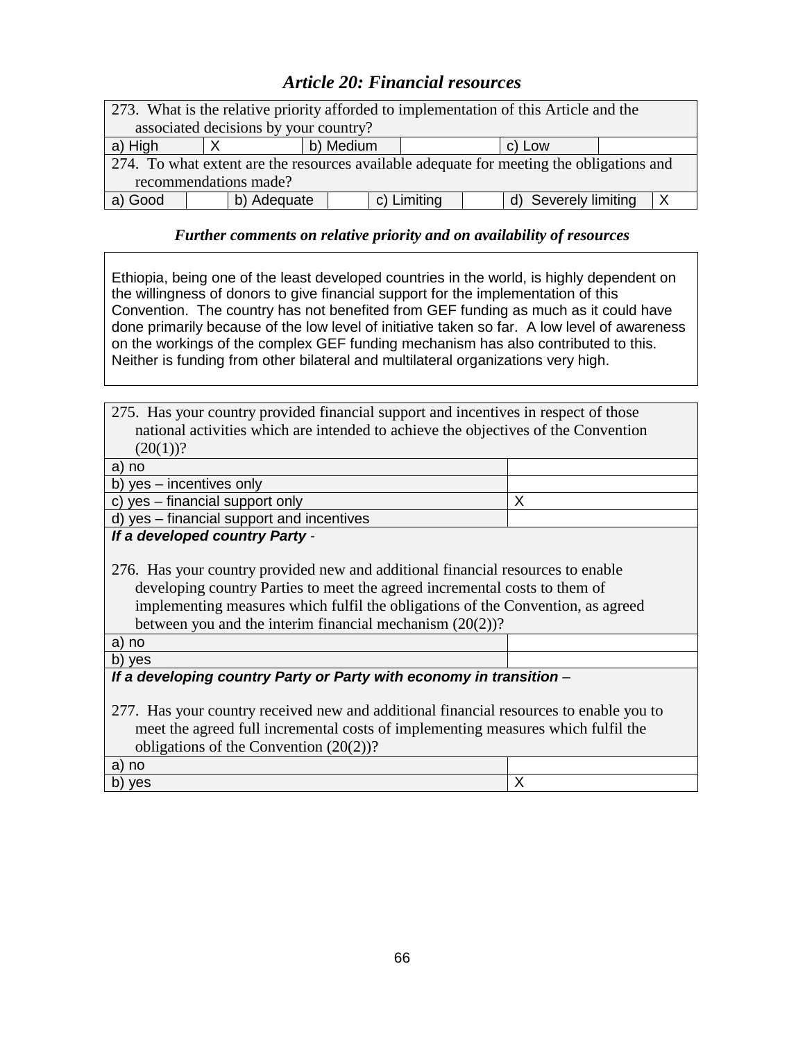## *Article 20: Financial resources*

| 273. What is the relative priority afforded to implementation of this Article and the associated decisions by your country? | | | | | |
|---|---|---|---|---|---|
| a) High | X | b) Medium | | c) Low | |

| 274. To what extent are the resources available adequate for meeting the obligations and recommendations made? | | | | | | | |
|---|---|---|---|---|---|---|---|
| a) Good | | b) Adequate | | c) Limiting | | d) Severely limiting | X |

### *Further comments on relative priority and on availability of resources*

Ethiopia, being one of the least developed countries in the world, is highly dependent on the willingness of donors to give financial support for the implementation of this Convention. The country has not benefited from GEF funding as much as it could have done primarily because of the low level of initiative taken so far. A low level of awareness on the workings of the complex GEF funding mechanism has also contributed to this. Neither is funding from other bilateral and multilateral organizations very high.

| 275. Has your country provided financial support and incentives in respect of those national activities which are intended to achieve the objectives of the Convention (20(1))? | |
|---|---|
| a) no | |
| b) yes – incentives only | |
| c) yes – financial support only | X |
| d) yes – financial support and incentives | |
| ***If a developed country Party*** - <br><br> 276. Has your country provided new and additional financial resources to enable developing country Parties to meet the agreed incremental costs to them of implementing measures which fulfil the obligations of the Convention, as agreed between you and the interim financial mechanism (20(2))? | |
| a) no | |
| b) yes | |
| ***If a developing country Party or Party with economy in transition*** – <br><br> 277. Has your country received new and additional financial resources to enable you to meet the agreed full incremental costs of implementing measures which fulfil the obligations of the Convention (20(2))? | |
| a) no | |
| b) yes | X |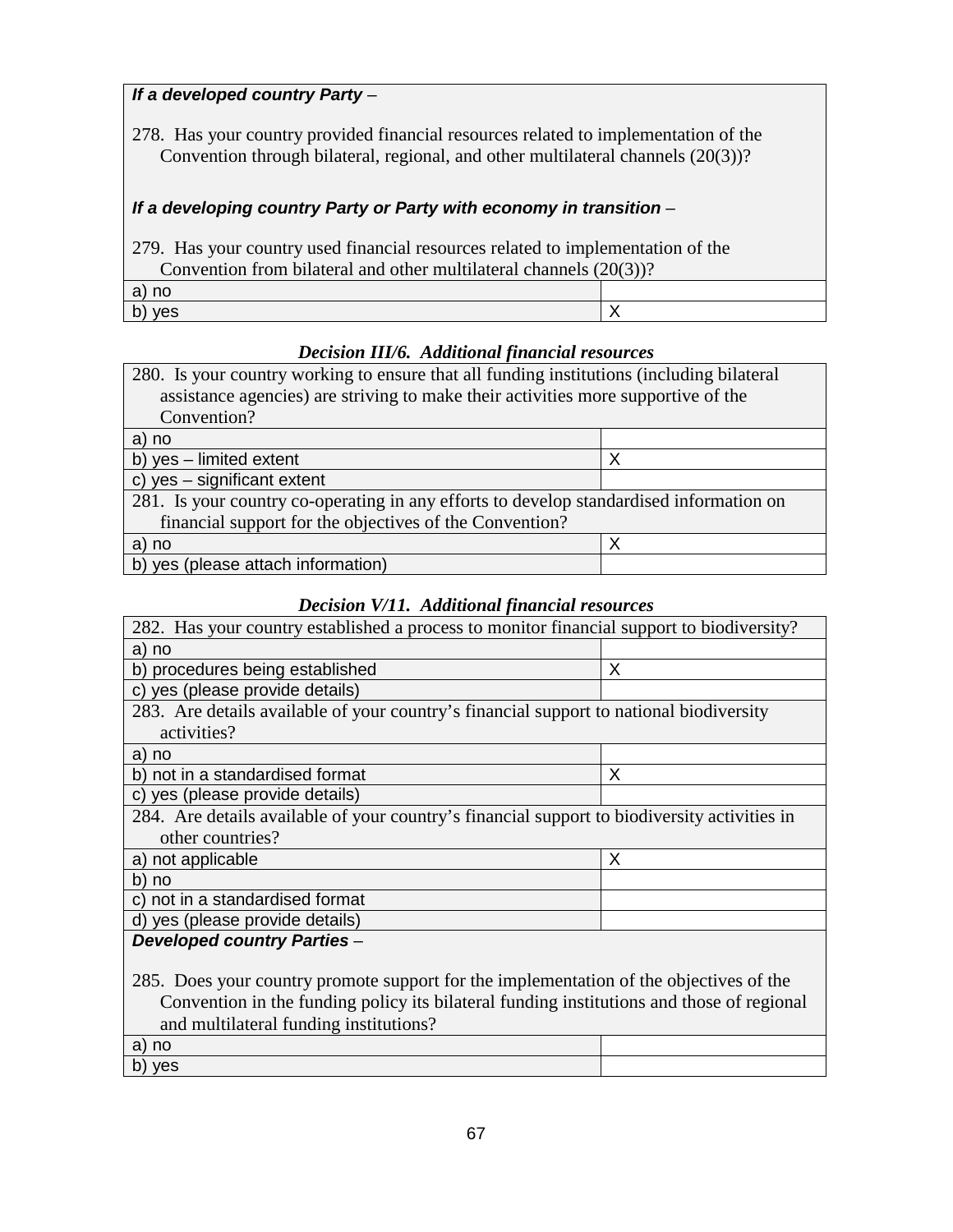| ***If a developed country Party*** – <br><br>278. Has your country provided financial resources related to implementation of the Convention through bilateral, regional, and other multilateral channels (20(3))? <br><br>***If a developing country Party or Party with economy in transition*** – <br><br>279. Has your country used financial resources related to implementation of the Convention from bilateral and other multilateral channels (20(3))? | |
|---|---|
| a) no | |
| b) yes | X |

### *Decision III/6. Additional financial resources*

| 280. Is your country working to ensure that all funding institutions (including bilateral assistance agencies) are striving to make their activities more supportive of the Convention? | |
|---|---|
| a) no | |
| b) yes – limited extent | X |
| c) yes – significant extent | |
| 281. Is your country co-operating in any efforts to develop standardised information on financial support for the objectives of the Convention? | |
| a) no | X |
| b) yes (please attach information) | |

### *Decision V/11. Additional financial resources*

| 282. Has your country established a process to monitor financial support to biodiversity? | |
|---|---|
| a) no | |
| b) procedures being established | X |
| c) yes (please provide details) | |
| 283. Are details available of your country's financial support to national biodiversity activities? | |
| a) no | |
| b) not in a standardised format | X |
| c) yes (please provide details) | |
| 284. Are details available of your country's financial support to biodiversity activities in other countries? | |
| a) not applicable | X |
| b) no | |
| c) not in a standardised format | |
| d) yes (please provide details) | |
| ***Developed country Parties*** – <br><br>285. Does your country promote support for the implementation of the objectives of the Convention in the funding policy its bilateral funding institutions and those of regional and multilateral funding institutions? | |
| a) no | |
| b) yes | |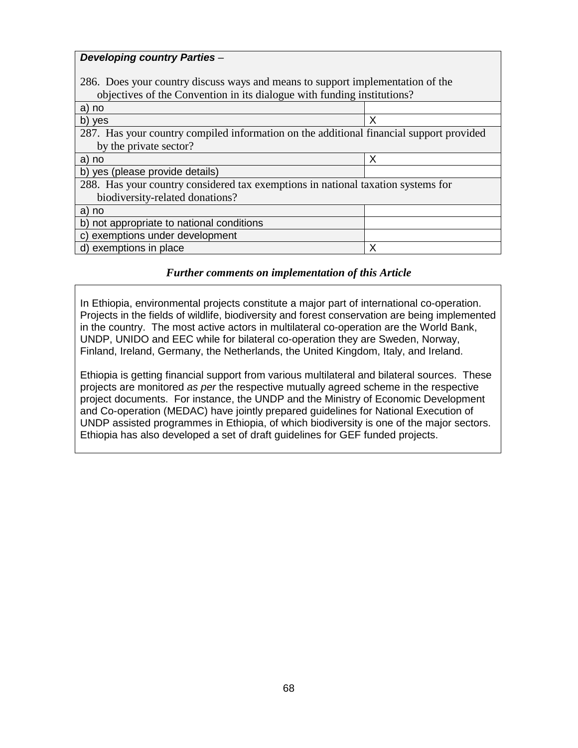| ***Developing country Parties*** – 286. Does your country discuss ways and means to support implementation of the objectives of the Convention in its dialogue with funding institutions? | |
|---|---|
| a) no | |
| b) yes | X |
| 287. Has your country compiled information on the additional financial support provided by the private sector? | |
| a) no | X |
| b) yes (please provide details) | |
| 288. Has your country considered tax exemptions in national taxation systems for biodiversity-related donations? | |
| a) no | |
| b) not appropriate to national conditions | |
| c) exemptions under development | |
| d) exemptions in place | X |

***Further comments on implementation of this Article***

In Ethiopia, environmental projects constitute a major part of international co-operation. Projects in the fields of wildlife, biodiversity and forest conservation are being implemented in the country. The most active actors in multilateral co-operation are the World Bank, UNDP, UNIDO and EEC while for bilateral co-operation they are Sweden, Norway, Finland, Ireland, Germany, the Netherlands, the United Kingdom, Italy, and Ireland.

Ethiopia is getting financial support from various multilateral and bilateral sources. These projects are monitored *as per* the respective mutually agreed scheme in the respective project documents. For instance, the UNDP and the Ministry of Economic Development and Co-operation (MEDAC) have jointly prepared guidelines for National Execution of UNDP assisted programmes in Ethiopia, of which biodiversity is one of the major sectors. Ethiopia has also developed a set of draft guidelines for GEF funded projects.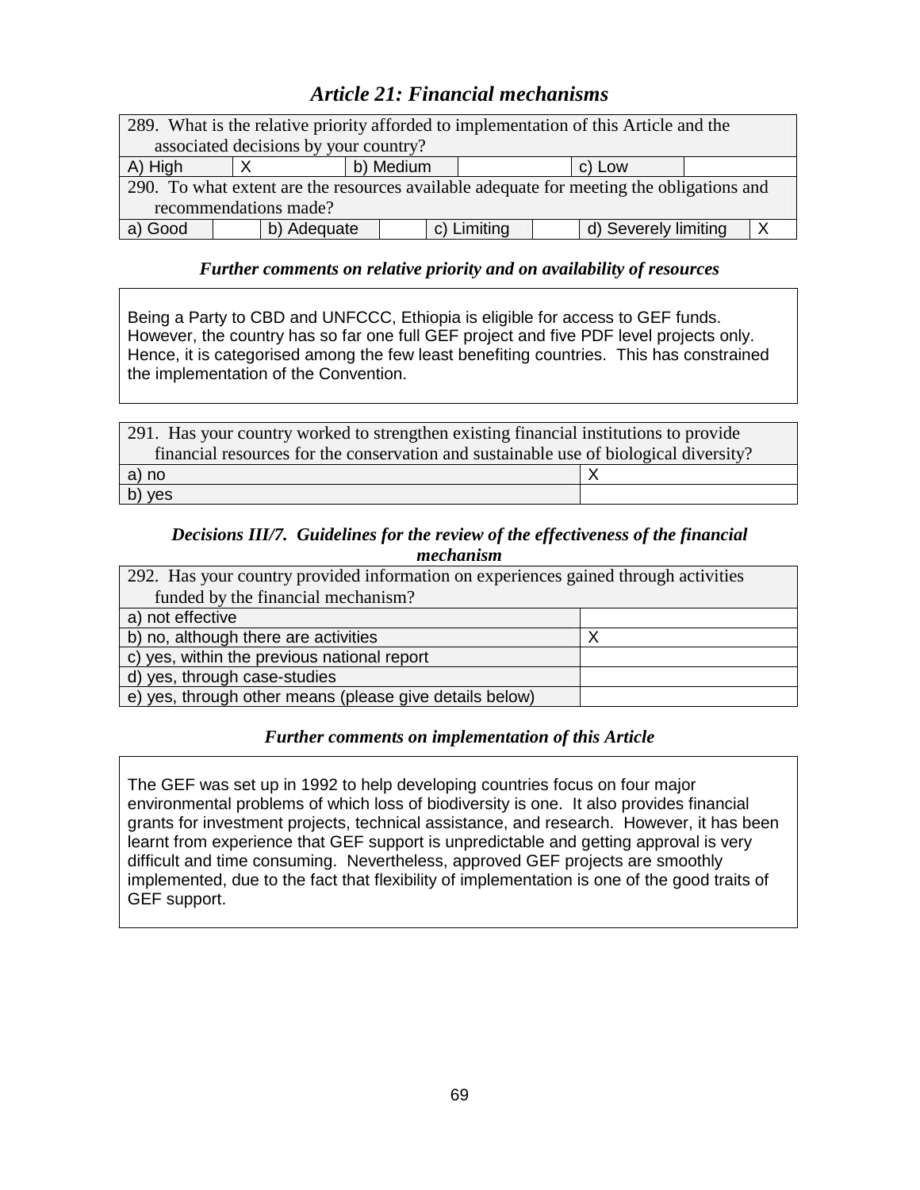## *Article 21: Financial mechanisms*

| 289. What is the relative priority afforded to implementation of this Article and the associated decisions by your country? | | | | | |
|---|---|---|---|---|---|
| A) High | X | b) Medium | | c) Low | |

| 290. To what extent are the resources available adequate for meeting the obligations and recommendations made? | | | | | | | |
|---|---|---|---|---|---|---|---|
| a) Good | | b) Adequate | | c) Limiting | | d) Severely limiting | X |

### *Further comments on relative priority and on availability of resources*

Being a Party to CBD and UNFCCC, Ethiopia is eligible for access to GEF funds. However, the country has so far one full GEF project and five PDF level projects only. Hence, it is categorised among the few least benefiting countries. This has constrained the implementation of the Convention.

| 291. Has your country worked to strengthen existing financial institutions to provide financial resources for the conservation and sustainable use of biological diversity? | |
|---|---|
| a) no | X |
| b) yes | |

### *Decisions III/7. Guidelines for the review of the effectiveness of the financial mechanism*

| 292. Has your country provided information on experiences gained through activities funded by the financial mechanism? | |
|---|---|
| a) not effective | |
| b) no, although there are activities | X |
| c) yes, within the previous national report | |
| d) yes, through case-studies | |
| e) yes, through other means (please give details below) | |

### *Further comments on implementation of this Article*

The GEF was set up in 1992 to help developing countries focus on four major environmental problems of which loss of biodiversity is one. It also provides financial grants for investment projects, technical assistance, and research. However, it has been learnt from experience that GEF support is unpredictable and getting approval is very difficult and time consuming. Nevertheless, approved GEF projects are smoothly implemented, due to the fact that flexibility of implementation is one of the good traits of GEF support.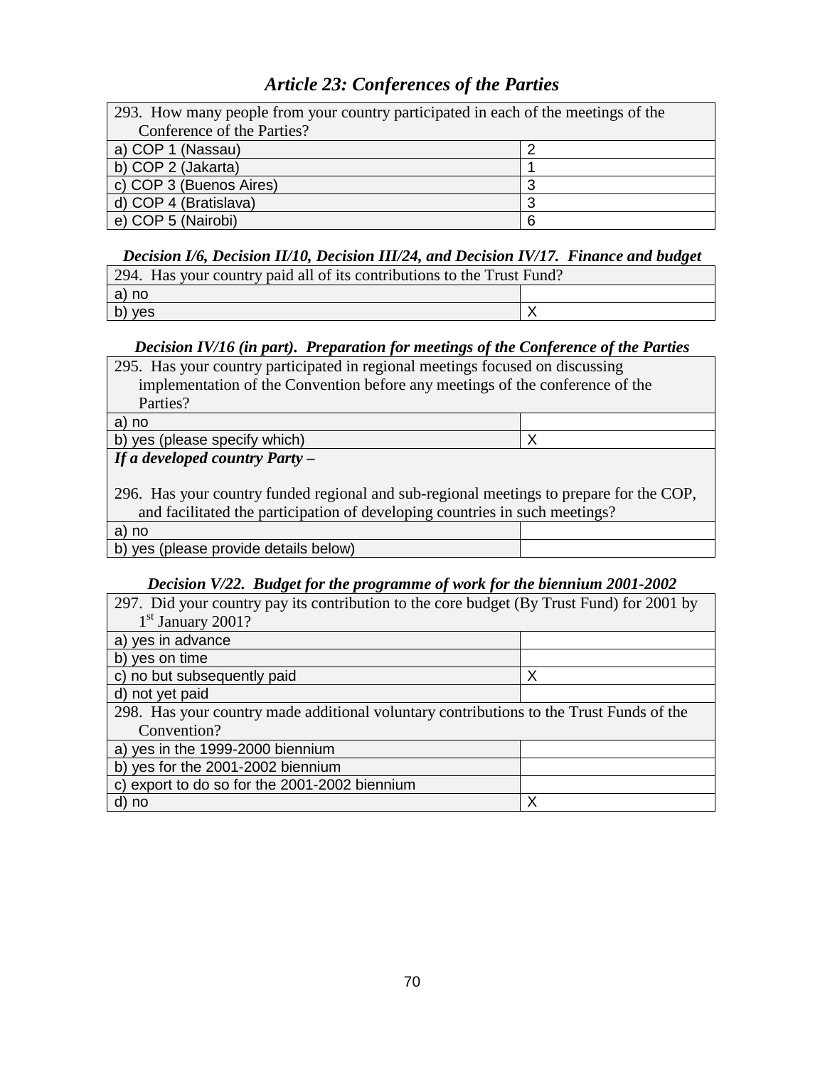## *Article 23: Conferences of the Parties*

| 293. How many people from your country participated in each of the meetings of the Conference of the Parties? | |
|---|---|
| a) COP 1 (Nassau) | 2 |
| b) COP 2 (Jakarta) | 1 |
| c) COP 3 (Buenos Aires) | 3 |
| d) COP 4 (Bratislava) | 3 |
| e) COP 5 (Nairobi) | 6 |

### *Decision I/6, Decision II/10, Decision III/24, and Decision IV/17. Finance and budget*

| 294. Has your country paid all of its contributions to the Trust Fund? | |
|---|---|
| a) no | |
| b) yes | X |

### *Decision IV/16 (in part). Preparation for meetings of the Conference of the Parties*

| 295. Has your country participated in regional meetings focused on discussing implementation of the Convention before any meetings of the conference of the Parties? | |
|---|---|
| a) no | |
| b) yes (please specify which) | X |
| ***If a developed country Party –*** 296. Has your country funded regional and sub-regional meetings to prepare for the COP, and facilitated the participation of developing countries in such meetings? | |
| a) no | |
| b) yes (please provide details below) | |

### *Decision V/22. Budget for the programme of work for the biennium 2001-2002*

| 297. Did your country pay its contribution to the core budget (By Trust Fund) for 2001 by 1st January 2001? | |
|---|---|
| a) yes in advance | |
| b) yes on time | |
| c) no but subsequently paid | X |
| d) not yet paid | |
| 298. Has your country made additional voluntary contributions to the Trust Funds of the Convention? | |
| a) yes in the 1999-2000 biennium | |
| b) yes for the 2001-2002 biennium | |
| c) export to do so for the 2001-2002 biennium | |
| d) no | X |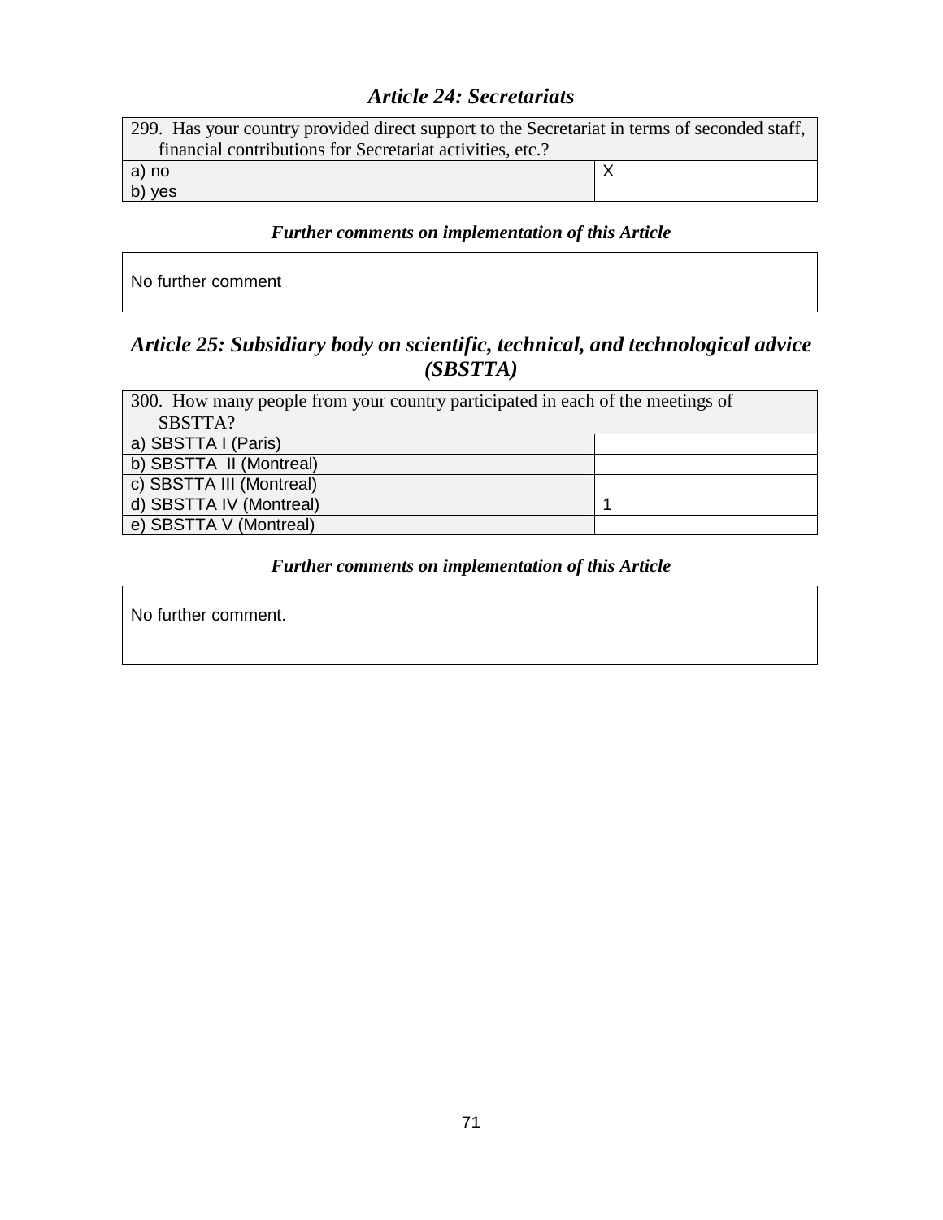## *Article 24: Secretariats*

| 299. Has your country provided direct support to the Secretariat in terms of seconded staff, financial contributions for Secretariat activities, etc.? | |
|---|---|
| a) no | X |
| b) yes | |

### *Further comments on implementation of this Article*

No further comment

## *Article 25: Subsidiary body on scientific, technical, and technological advice (SBSTTA)*

| 300. How many people from your country participated in each of the meetings of SBSTTA? | |
|---|---|
| a) SBSTTA I (Paris) | |
| b) SBSTTA II (Montreal) | |
| c) SBSTTA III (Montreal) | |
| d) SBSTTA IV (Montreal) | 1 |
| e) SBSTTA V (Montreal) | |

### *Further comments on implementation of this Article*

No further comment.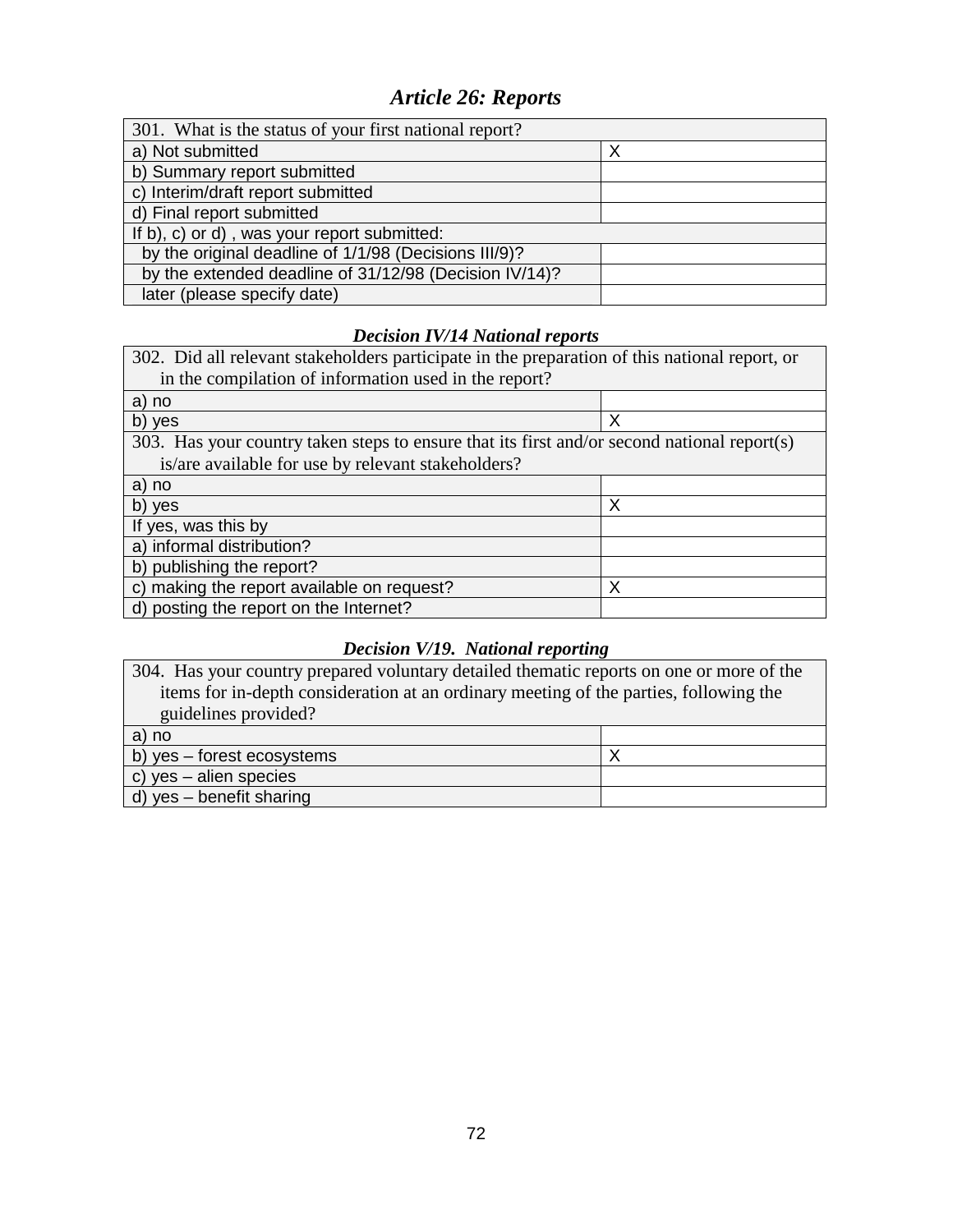## *Article 26: Reports*

| 301. What is the status of your first national report? | |
|---|---|
| a) Not submitted | X |
| b) Summary report submitted | |
| c) Interim/draft report submitted | |
| d) Final report submitted | |
| If b), c) or d) , was your report submitted: | |
| by the original deadline of 1/1/98 (Decisions III/9)? | |
| by the extended deadline of 31/12/98 (Decision IV/14)? | |
| later (please specify date) | |

### *Decision IV/14 National reports*

| 302. Did all relevant stakeholders participate in the preparation of this national report, or in the compilation of information used in the report? | |
|---|---|
| a) no | |
| b) yes | X |
| 303. Has your country taken steps to ensure that its first and/or second national report(s) is/are available for use by relevant stakeholders? | |
| a) no | |
| b) yes | X |
| If yes, was this by | |
| a) informal distribution? | |
| b) publishing the report? | |
| c) making the report available on request? | X |
| d) posting the report on the Internet? | |

### *Decision V/19. National reporting*

| 304. Has your country prepared voluntary detailed thematic reports on one or more of the items for in-depth consideration at an ordinary meeting of the parties, following the guidelines provided? | |
|---|---|
| a) no | |
| b) yes – forest ecosystems | X |
| c) yes – alien species | |
| d) yes – benefit sharing | |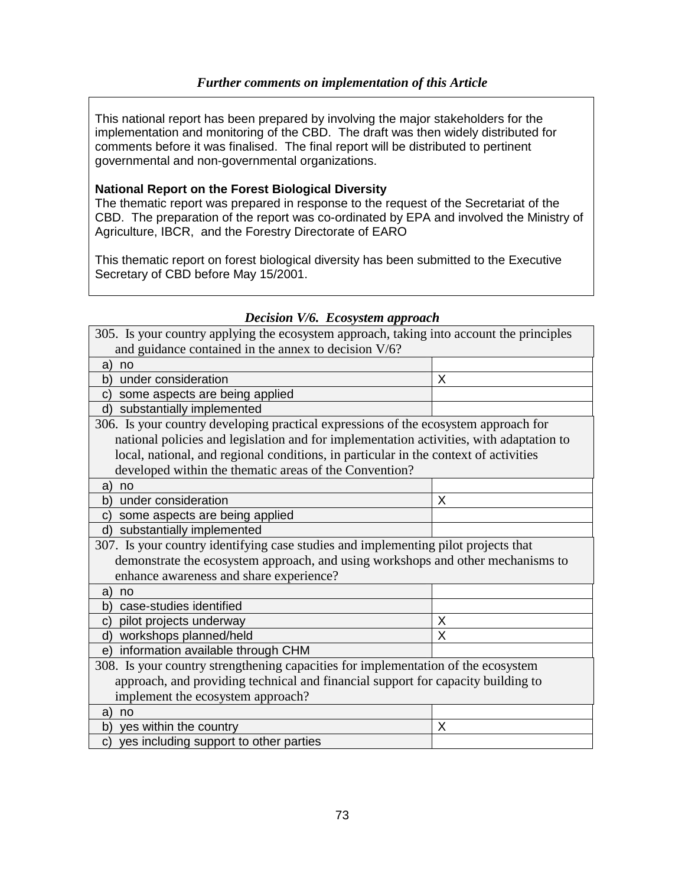### *Further comments on implementation of this Article*

This national report has been prepared by involving the major stakeholders for the implementation and monitoring of the CBD. The draft was then widely distributed for comments before it was finalised. The final report will be distributed to pertinent governmental and non-governmental organizations.

**National Report on the Forest Biological Diversity**
The thematic report was prepared in response to the request of the Secretariat of the CBD. The preparation of the report was co-ordinated by EPA and involved the Ministry of Agriculture, IBCR, and the Forestry Directorate of EARO

This thematic report on forest biological diversity has been submitted to the Executive Secretary of CBD before May 15/2001.

### *Decision V/6. Ecosystem approach*

| 305. Is your country applying the ecosystem approach, taking into account the principles and guidance contained in the annex to decision V/6? | |
|---|---|
| a) no | |
| b) under consideration | X |
| c) some aspects are being applied | |
| d) substantially implemented | |
| **306. Is your country developing practical expressions of the ecosystem approach for national policies and legislation and for implementation activities, with adaptation to local, national, and regional conditions, in particular in the context of activities developed within the thematic areas of the Convention?** | |
| a) no | |
| b) under consideration | X |
| c) some aspects are being applied | |
| d) substantially implemented | |
| **307. Is your country identifying case studies and implementing pilot projects that demonstrate the ecosystem approach, and using workshops and other mechanisms to enhance awareness and share experience?** | |
| a) no | |
| b) case-studies identified | |
| c) pilot projects underway | X |
| d) workshops planned/held | X |
| e) information available through CHM | |
| **308. Is your country strengthening capacities for implementation of the ecosystem approach, and providing technical and financial support for capacity building to implement the ecosystem approach?** | |
| a) no | |
| b) yes within the country | X |
| c) yes including support to other parties | |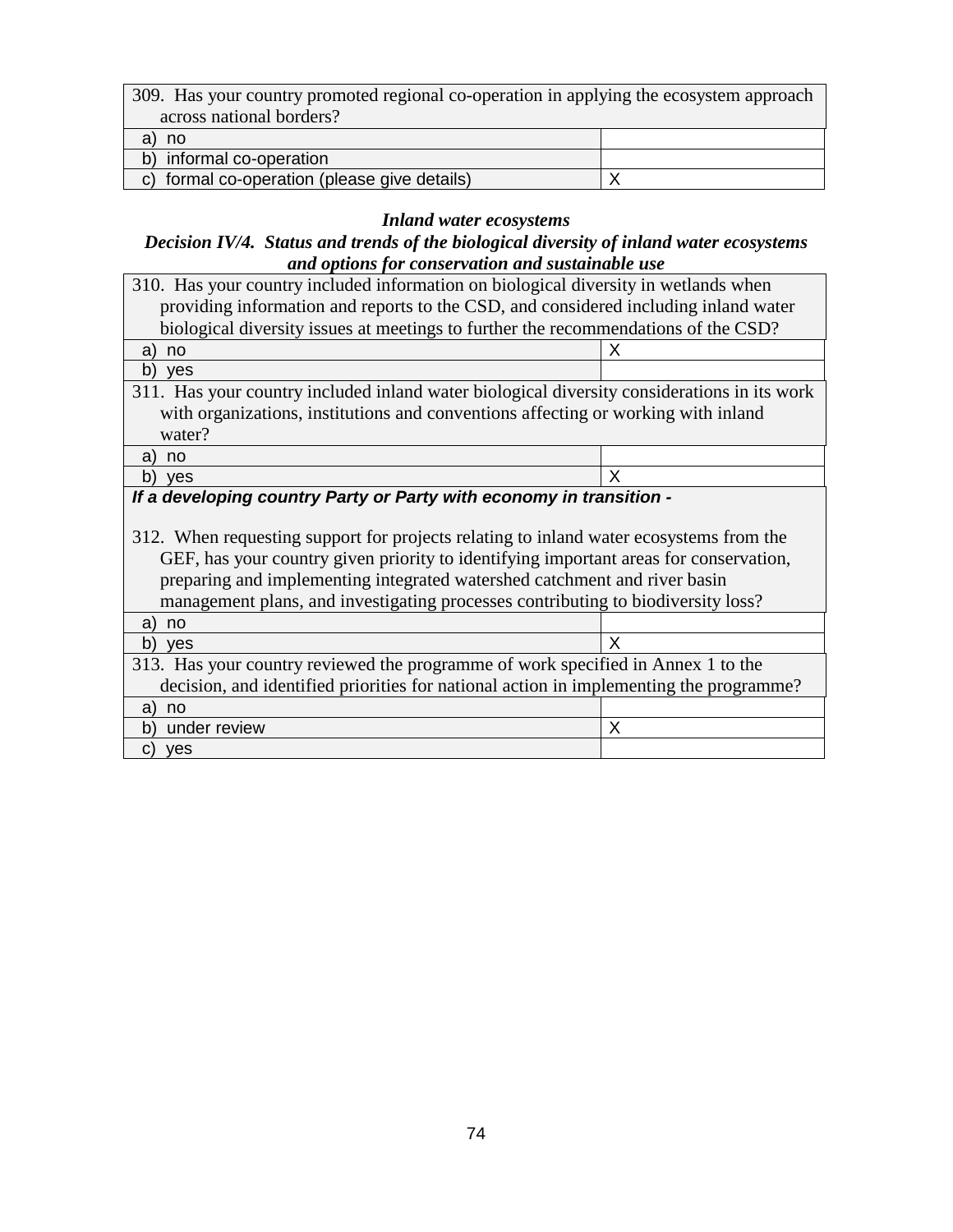| 309. Has your country promoted regional co-operation in applying the ecosystem approach across national borders? | |
|---|---|
| a) no | |
| b) informal co-operation | |
| c) formal co-operation (please give details) | X |

***Inland water ecosystems***

***Decision IV/4. Status and trends of the biological diversity of inland water ecosystems and options for conservation and sustainable use***

| 310. Has your country included information on biological diversity in wetlands when providing information and reports to the CSD, and considered including inland water biological diversity issues at meetings to further the recommendations of the CSD? | |
|---|---|
| a) no | X |
| b) yes | |
| 311. Has your country included inland water biological diversity considerations in its work with organizations, institutions and conventions affecting or working with inland water? | |
| a) no | |
| b) yes | X |
| ***If a developing country Party or Party with economy in transition -*** 312. When requesting support for projects relating to inland water ecosystems from the GEF, has your country given priority to identifying important areas for conservation, preparing and implementing integrated watershed catchment and river basin management plans, and investigating processes contributing to biodiversity loss? | |
| a) no | |
| b) yes | X |
| 313. Has your country reviewed the programme of work specified in Annex 1 to the decision, and identified priorities for national action in implementing the programme? | |
| a) no | |
| b) under review | X |
| c) yes | |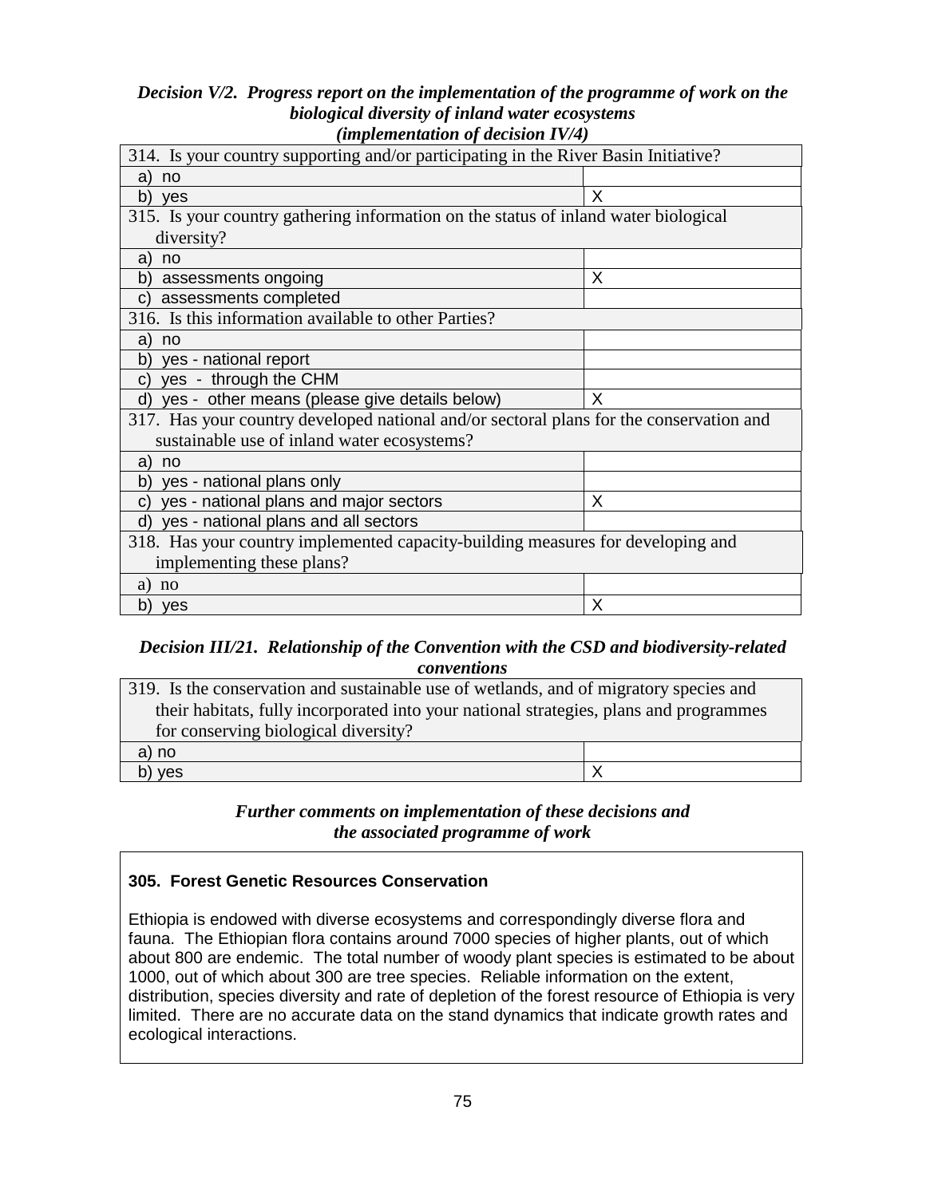***Decision V/2. Progress report on the implementation of the programme of work on the biological diversity of inland water ecosystems (implementation of decision IV/4)***

| 314. Is your country supporting and/or participating in the River Basin Initiative? | |
|---|---|
| a) no | |
| b) yes | X |
| **315. Is your country gathering information on the status of inland water biological diversity?** | |
| a) no | |
| b) assessments ongoing | X |
| c) assessments completed | |
| **316. Is this information available to other Parties?** | |
| a) no | |
| b) yes - national report | |
| c) yes - through the CHM | |
| d) yes - other means (please give details below) | X |
| **317. Has your country developed national and/or sectoral plans for the conservation and sustainable use of inland water ecosystems?** | |
| a) no | |
| b) yes - national plans only | |
| c) yes - national plans and major sectors | X |
| d) yes - national plans and all sectors | |
| **318. Has your country implemented capacity-building measures for developing and implementing these plans?** | |
| a) no | |
| b) yes | X |

***Decision III/21. Relationship of the Convention with the CSD and biodiversity-related conventions***

| 319. Is the conservation and sustainable use of wetlands, and of migratory species and their habitats, fully incorporated into your national strategies, plans and programmes for conserving biological diversity? | |
|---|---|
| a) no | |
| b) yes | X |

***Further comments on implementation of these decisions and the associated programme of work***

**305. Forest Genetic Resources Conservation**

Ethiopia is endowed with diverse ecosystems and correspondingly diverse flora and fauna. The Ethiopian flora contains around 7000 species of higher plants, out of which about 800 are endemic. The total number of woody plant species is estimated to be about 1000, out of which about 300 are tree species. Reliable information on the extent, distribution, species diversity and rate of depletion of the forest resource of Ethiopia is very limited. There are no accurate data on the stand dynamics that indicate growth rates and ecological interactions.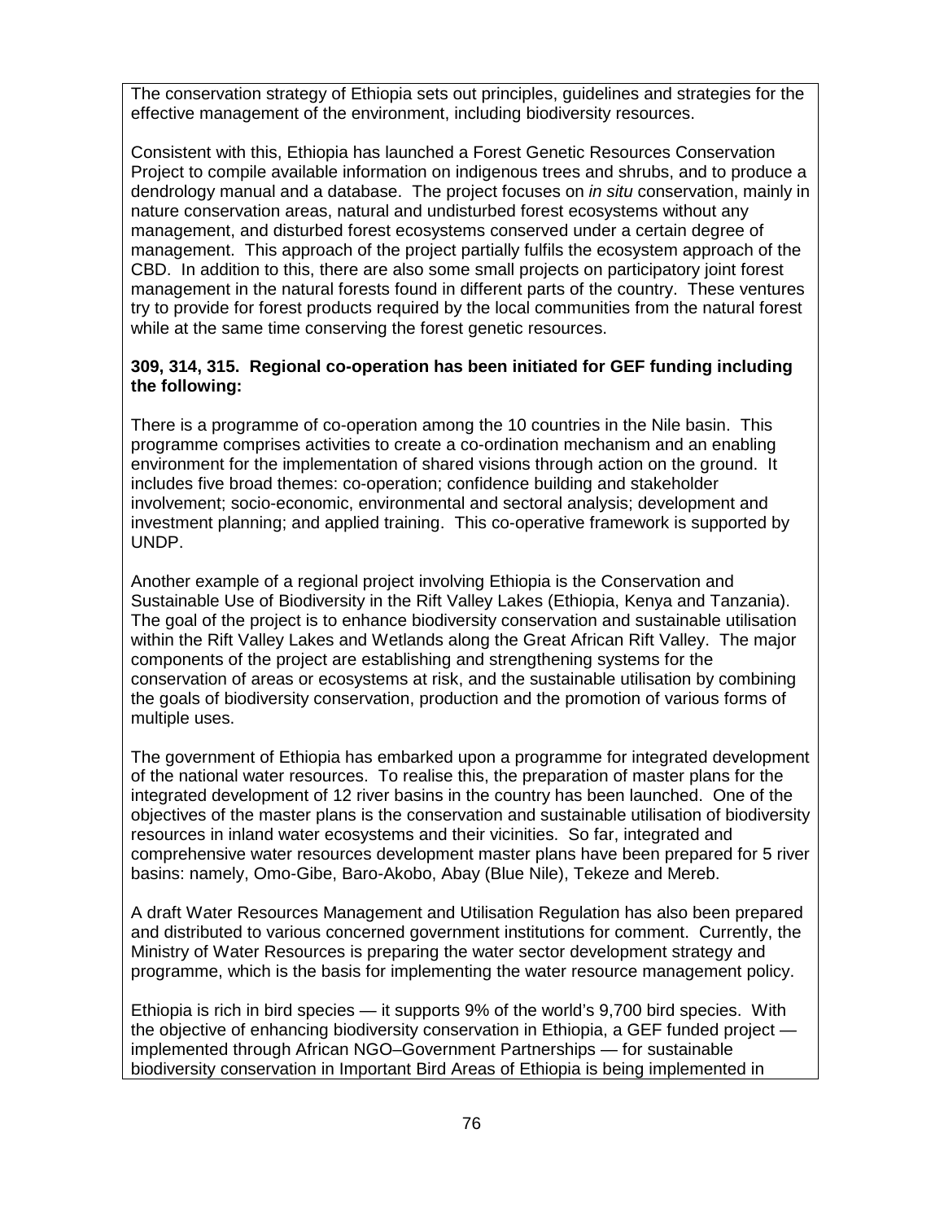The conservation strategy of Ethiopia sets out principles, guidelines and strategies for the effective management of the environment, including biodiversity resources.

Consistent with this, Ethiopia has launched a Forest Genetic Resources Conservation Project to compile available information on indigenous trees and shrubs, and to produce a dendrology manual and a database. The project focuses on *in situ* conservation, mainly in nature conservation areas, natural and undisturbed forest ecosystems without any management, and disturbed forest ecosystems conserved under a certain degree of management. This approach of the project partially fulfils the ecosystem approach of the CBD. In addition to this, there are also some small projects on participatory joint forest management in the natural forests found in different parts of the country. These ventures try to provide for forest products required by the local communities from the natural forest while at the same time conserving the forest genetic resources.

**309, 314, 315. Regional co-operation has been initiated for GEF funding including the following:**

There is a programme of co-operation among the 10 countries in the Nile basin. This programme comprises activities to create a co-ordination mechanism and an enabling environment for the implementation of shared visions through action on the ground. It includes five broad themes: co-operation; confidence building and stakeholder involvement; socio-economic, environmental and sectoral analysis; development and investment planning; and applied training. This co-operative framework is supported by UNDP.

Another example of a regional project involving Ethiopia is the Conservation and Sustainable Use of Biodiversity in the Rift Valley Lakes (Ethiopia, Kenya and Tanzania). The goal of the project is to enhance biodiversity conservation and sustainable utilisation within the Rift Valley Lakes and Wetlands along the Great African Rift Valley. The major components of the project are establishing and strengthening systems for the conservation of areas or ecosystems at risk, and the sustainable utilisation by combining the goals of biodiversity conservation, production and the promotion of various forms of multiple uses.

The government of Ethiopia has embarked upon a programme for integrated development of the national water resources. To realise this, the preparation of master plans for the integrated development of 12 river basins in the country has been launched. One of the objectives of the master plans is the conservation and sustainable utilisation of biodiversity resources in inland water ecosystems and their vicinities. So far, integrated and comprehensive water resources development master plans have been prepared for 5 river basins: namely, Omo-Gibe, Baro-Akobo, Abay (Blue Nile), Tekeze and Mereb.

A draft Water Resources Management and Utilisation Regulation has also been prepared and distributed to various concerned government institutions for comment. Currently, the Ministry of Water Resources is preparing the water sector development strategy and programme, which is the basis for implementing the water resource management policy.

Ethiopia is rich in bird species — it supports 9% of the world's 9,700 bird species. With the objective of enhancing biodiversity conservation in Ethiopia, a GEF funded project — implemented through African NGO–Government Partnerships — for sustainable biodiversity conservation in Important Bird Areas of Ethiopia is being implemented in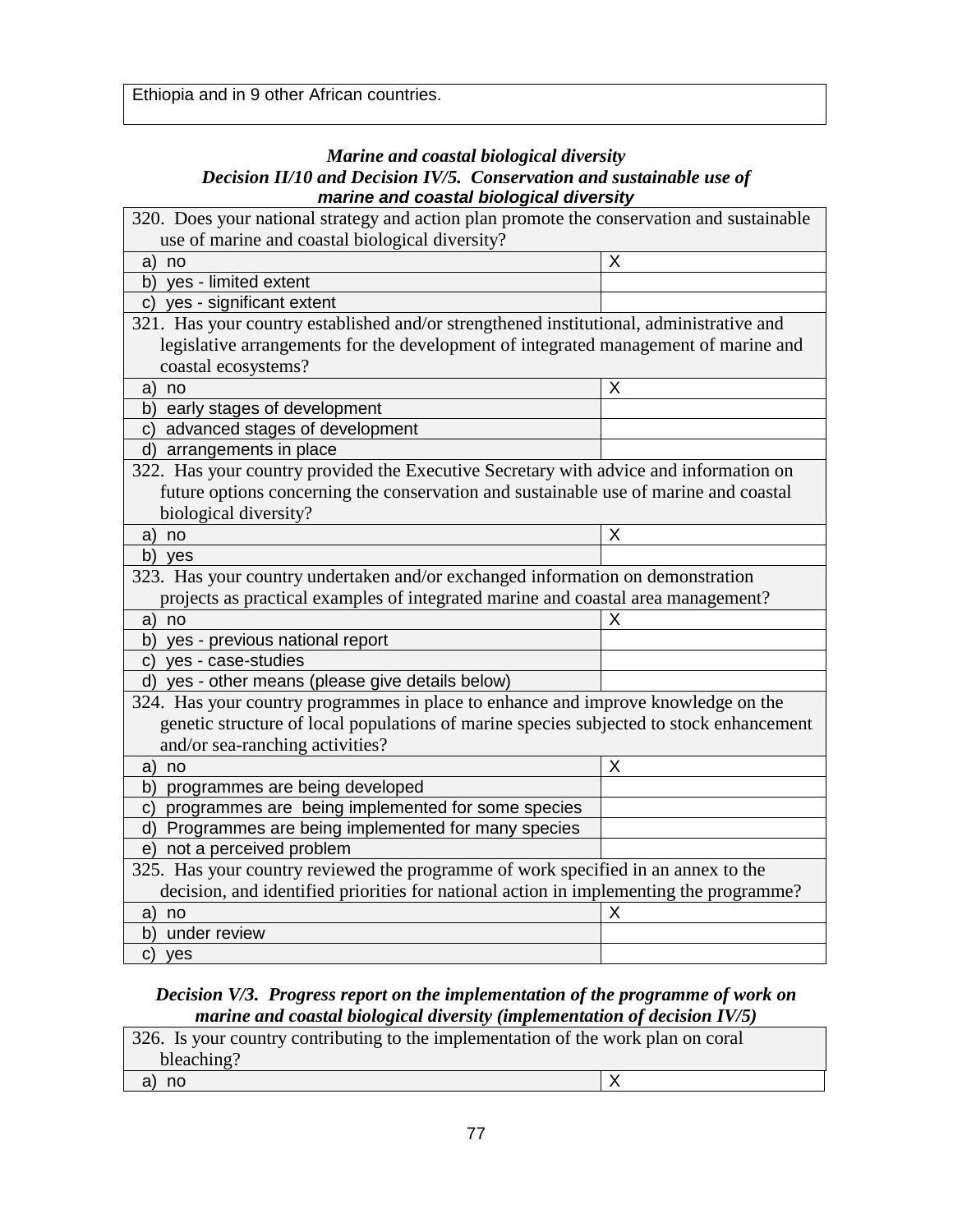| Ethiopia and in 9 other African countries. |
|---|

***Marine and coastal biological diversity***
***Decision II/10 and Decision IV/5. Conservation and sustainable use of marine and coastal biological diversity***

| 320. Does your national strategy and action plan promote the conservation and sustainable use of marine and coastal biological diversity? | |
|---|---|
| a) no | X |
| b) yes - limited extent | |
| c) yes - significant extent | |
| **321. Has your country established and/or strengthened institutional, administrative and legislative arrangements for the development of integrated management of marine and coastal ecosystems?** | |
| a) no | X |
| b) early stages of development | |
| c) advanced stages of development | |
| d) arrangements in place | |
| **322. Has your country provided the Executive Secretary with advice and information on future options concerning the conservation and sustainable use of marine and coastal biological diversity?** | |
| a) no | X |
| b) yes | |
| **323. Has your country undertaken and/or exchanged information on demonstration projects as practical examples of integrated marine and coastal area management?** | |
| a) no | X |
| b) yes - previous national report | |
| c) yes - case-studies | |
| d) yes - other means (please give details below) | |
| **324. Has your country programmes in place to enhance and improve knowledge on the genetic structure of local populations of marine species subjected to stock enhancement and/or sea-ranching activities?** | |
| a) no | X |
| b) programmes are being developed | |
| c) programmes are being implemented for some species | |
| d) Programmes are being implemented for many species | |
| e) not a perceived problem | |
| **325. Has your country reviewed the programme of work specified in an annex to the decision, and identified priorities for national action in implementing the programme?** | |
| a) no | X |
| b) under review | |
| c) yes | |

***Decision V/3. Progress report on the implementation of the programme of work on marine and coastal biological diversity (implementation of decision IV/5)***

| 326. Is your country contributing to the implementation of the work plan on coral bleaching? | |
|---|---|
| a) no | X |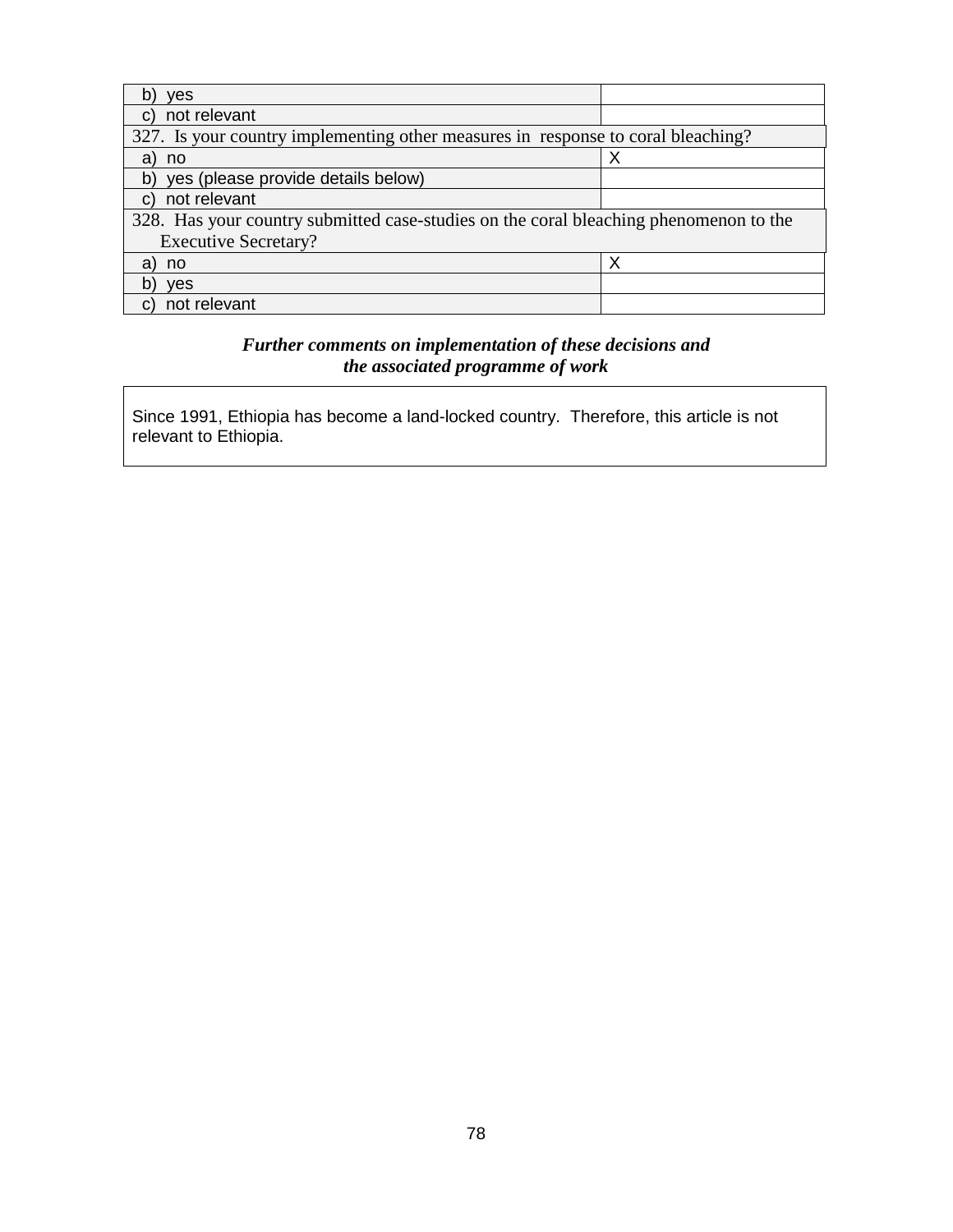| | |
|---|---|
| b) yes | |
| c) not relevant | |
| **327. Is your country implementing other measures in response to coral bleaching?** | |
| a) no | X |
| b) yes (please provide details below) | |
| c) not relevant | |
| **328. Has your country submitted case-studies on the coral bleaching phenomenon to the Executive Secretary?** | |
| a) no | X |
| b) yes | |
| c) not relevant | |

***Further comments on implementation of these decisions and the associated programme of work***

| |
|---|
| Since 1991, Ethiopia has become a land-locked country. Therefore, this article is not relevant to Ethiopia. |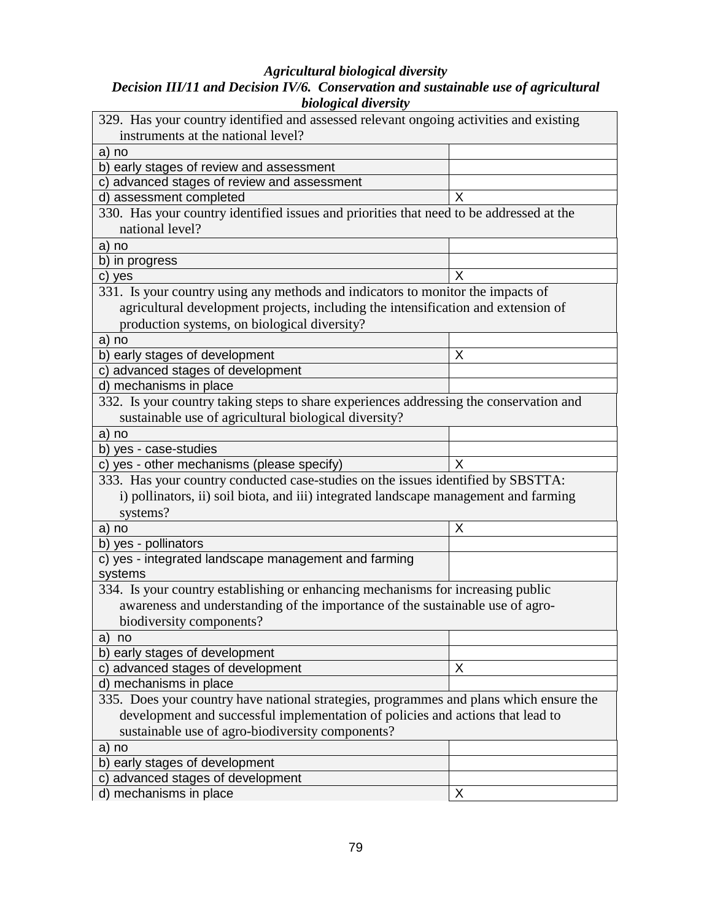***Agricultural biological diversity***

***Decision III/11 and Decision IV/6. Conservation and sustainable use of agricultural biological diversity***

| 329. Has your country identified and assessed relevant ongoing activities and existing instruments at the national level? | |
|---|---|
| a) no | |
| b) early stages of review and assessment | |
| c) advanced stages of review and assessment | |
| d) assessment completed | X |

| 330. Has your country identified issues and priorities that need to be addressed at the national level? | |
|---|---|
| a) no | |
| b) in progress | |
| c) yes | X |

| 331. Is your country using any methods and indicators to monitor the impacts of agricultural development projects, including the intensification and extension of production systems, on biological diversity? | |
|---|---|
| a) no | |
| b) early stages of development | X |
| c) advanced stages of development | |
| d) mechanisms in place | |

| 332. Is your country taking steps to share experiences addressing the conservation and sustainable use of agricultural biological diversity? | |
|---|---|
| a) no | |
| b) yes - case-studies | |
| c) yes - other mechanisms (please specify) | X |

| 333. Has your country conducted case-studies on the issues identified by SBSTTA: i) pollinators, ii) soil biota, and iii) integrated landscape management and farming systems? | |
|---|---|
| a) no | X |
| b) yes - pollinators | |
| c) yes - integrated landscape management and farming systems | |

| 334. Is your country establishing or enhancing mechanisms for increasing public awareness and understanding of the importance of the sustainable use of agro-biodiversity components? | |
|---|---|
| a) no | |
| b) early stages of development | |
| c) advanced stages of development | X |
| d) mechanisms in place | |

| 335. Does your country have national strategies, programmes and plans which ensure the development and successful implementation of policies and actions that lead to sustainable use of agro-biodiversity components? | |
|---|---|
| a) no | |
| b) early stages of development | |
| c) advanced stages of development | |
| d) mechanisms in place | X |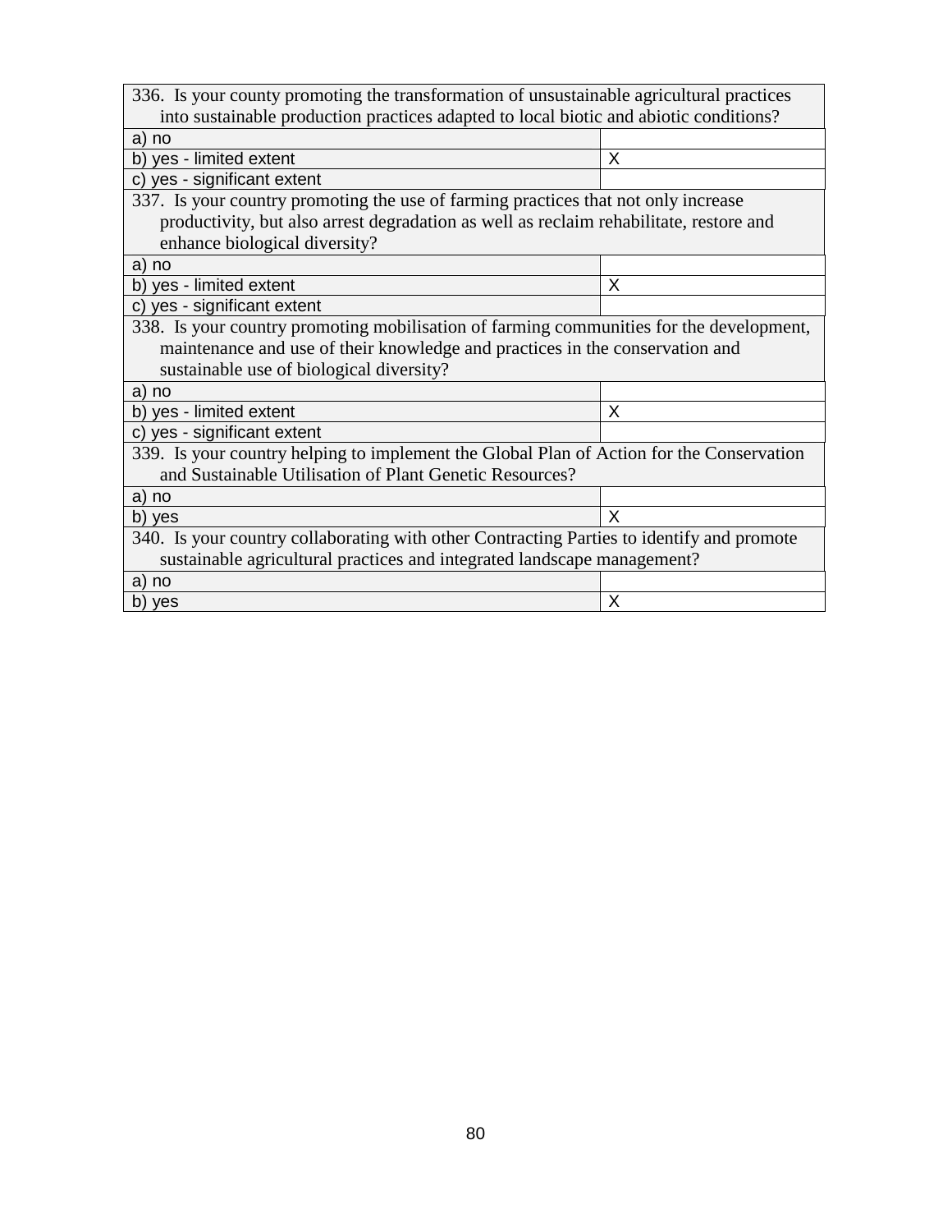| 336. Is your county promoting the transformation of unsustainable agricultural practices into sustainable production practices adapted to local biotic and abiotic conditions? | |
|---|---|
| a) no | |
| b) yes - limited extent | X |
| c) yes - significant extent | |
| 337. Is your country promoting the use of farming practices that not only increase productivity, but also arrest degradation as well as reclaim rehabilitate, restore and enhance biological diversity? | |
| a) no | |
| b) yes - limited extent | X |
| c) yes - significant extent | |
| 338. Is your country promoting mobilisation of farming communities for the development, maintenance and use of their knowledge and practices in the conservation and sustainable use of biological diversity? | |
| a) no | |
| b) yes - limited extent | X |
| c) yes - significant extent | |
| 339. Is your country helping to implement the Global Plan of Action for the Conservation and Sustainable Utilisation of Plant Genetic Resources? | |
| a) no | |
| b) yes | X |
| 340. Is your country collaborating with other Contracting Parties to identify and promote sustainable agricultural practices and integrated landscape management? | |
| a) no | |
| b) yes | X |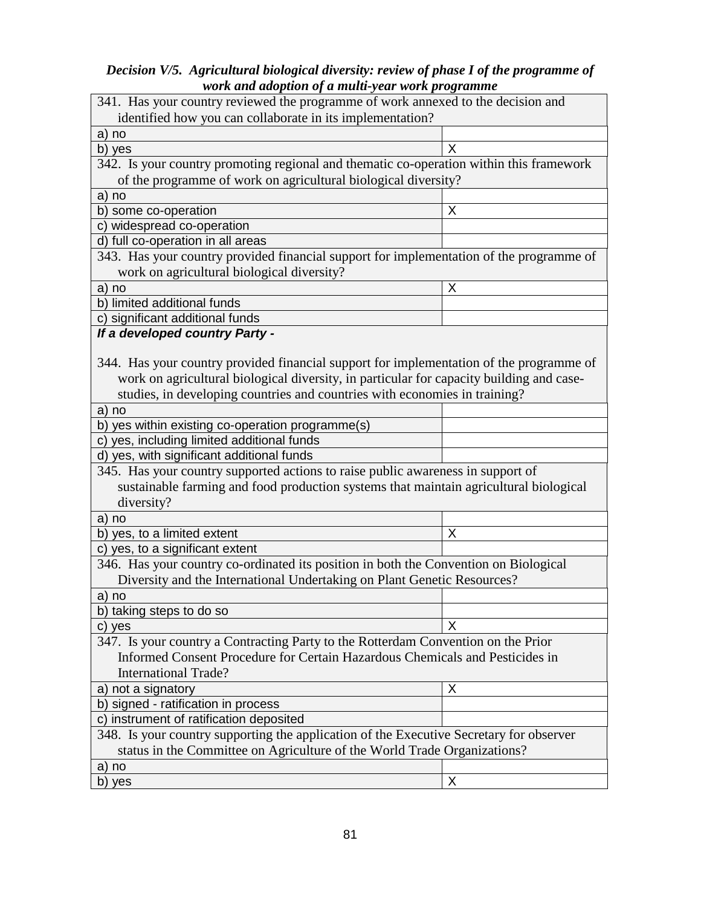***Decision V/5. Agricultural biological diversity: review of phase I of the programme of work and adoption of a multi-year work programme***

| 341. Has your country reviewed the programme of work annexed to the decision and identified how you can collaborate in its implementation? | |
|---|---|
| a) no | |
| b) yes | X |
| **342. Is your country promoting regional and thematic co-operation within this framework of the programme of work on agricultural biological diversity?** | |
| a) no | |
| b) some co-operation | X |
| c) widespread co-operation | |
| d) full co-operation in all areas | |
| **343. Has your country provided financial support for implementation of the programme of work on agricultural biological diversity?** | |
| a) no | X |
| b) limited additional funds | |
| c) significant additional funds | |
| ***If a developed country Party -*** 344. Has your country provided financial support for implementation of the programme of work on agricultural biological diversity, in particular for capacity building and case-studies, in developing countries and countries with economies in training? | |
| a) no | |
| b) yes within existing co-operation programme(s) | |
| c) yes, including limited additional funds | |
| d) yes, with significant additional funds | |
| **345. Has your country supported actions to raise public awareness in support of sustainable farming and food production systems that maintain agricultural biological diversity?** | |
| a) no | |
| b) yes, to a limited extent | X |
| c) yes, to a significant extent | |
| **346. Has your country co-ordinated its position in both the Convention on Biological Diversity and the International Undertaking on Plant Genetic Resources?** | |
| a) no | |
| b) taking steps to do so | |
| c) yes | X |
| **347. Is your country a Contracting Party to the Rotterdam Convention on the Prior Informed Consent Procedure for Certain Hazardous Chemicals and Pesticides in International Trade?** | |
| a) not a signatory | X |
| b) signed - ratification in process | |
| c) instrument of ratification deposited | |
| **348. Is your country supporting the application of the Executive Secretary for observer status in the Committee on Agriculture of the World Trade Organizations?** | |
| a) no | |
| b) yes | X |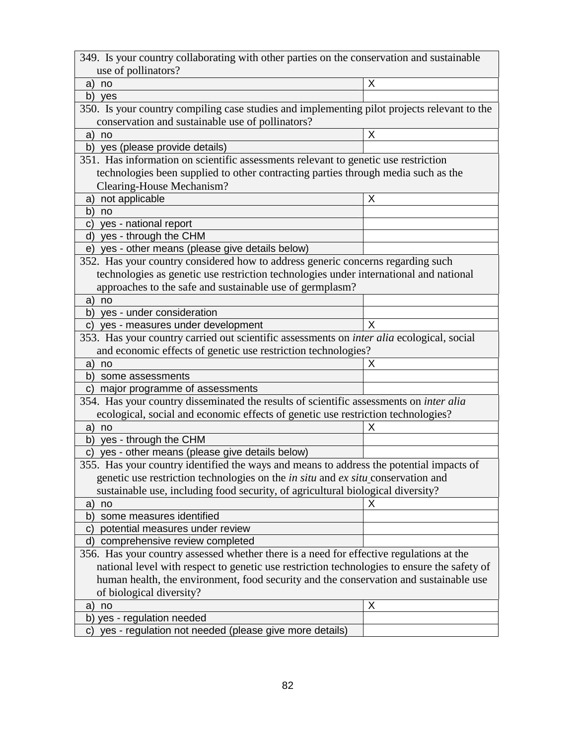| 349. Is your country collaborating with other parties on the conservation and sustainable use of pollinators? | |
|---|---|
| a) no | X |
| b) yes | |
| **350. Is your country compiling case studies and implementing pilot projects relevant to the conservation and sustainable use of pollinators?** | |
| a) no | X |
| b) yes (please provide details) | |
| **351. Has information on scientific assessments relevant to genetic use restriction technologies been supplied to other contracting parties through media such as the Clearing-House Mechanism?** | |
| a) not applicable | X |
| b) no | |
| c) yes - national report | |
| d) yes - through the CHM | |
| e) yes - other means (please give details below) | |
| **352. Has your country considered how to address generic concerns regarding such technologies as genetic use restriction technologies under international and national approaches to the safe and sustainable use of germplasm?** | |
| a) no | |
| b) yes - under consideration | |
| c) yes - measures under development | X |
| **353. Has your country carried out scientific assessments on *inter alia* ecological, social and economic effects of genetic use restriction technologies?** | |
| a) no | X |
| b) some assessments | |
| c) major programme of assessments | |
| **354. Has your country disseminated the results of scientific assessments on *inter alia* ecological, social and economic effects of genetic use restriction technologies?** | |
| a) no | X |
| b) yes - through the CHM | |
| c) yes - other means (please give details below) | |
| **355. Has your country identified the ways and means to address the potential impacts of genetic use restriction technologies on the *in situ* and *ex situ* conservation and sustainable use, including food security, of agricultural biological diversity?** | |
| a) no | X |
| b) some measures identified | |
| c) potential measures under review | |
| d) comprehensive review completed | |
| **356. Has your country assessed whether there is a need for effective regulations at the national level with respect to genetic use restriction technologies to ensure the safety of human health, the environment, food security and the conservation and sustainable use of biological diversity?** | |
| a) no | X |
| b) yes - regulation needed | |
| c) yes - regulation not needed (please give more details) | |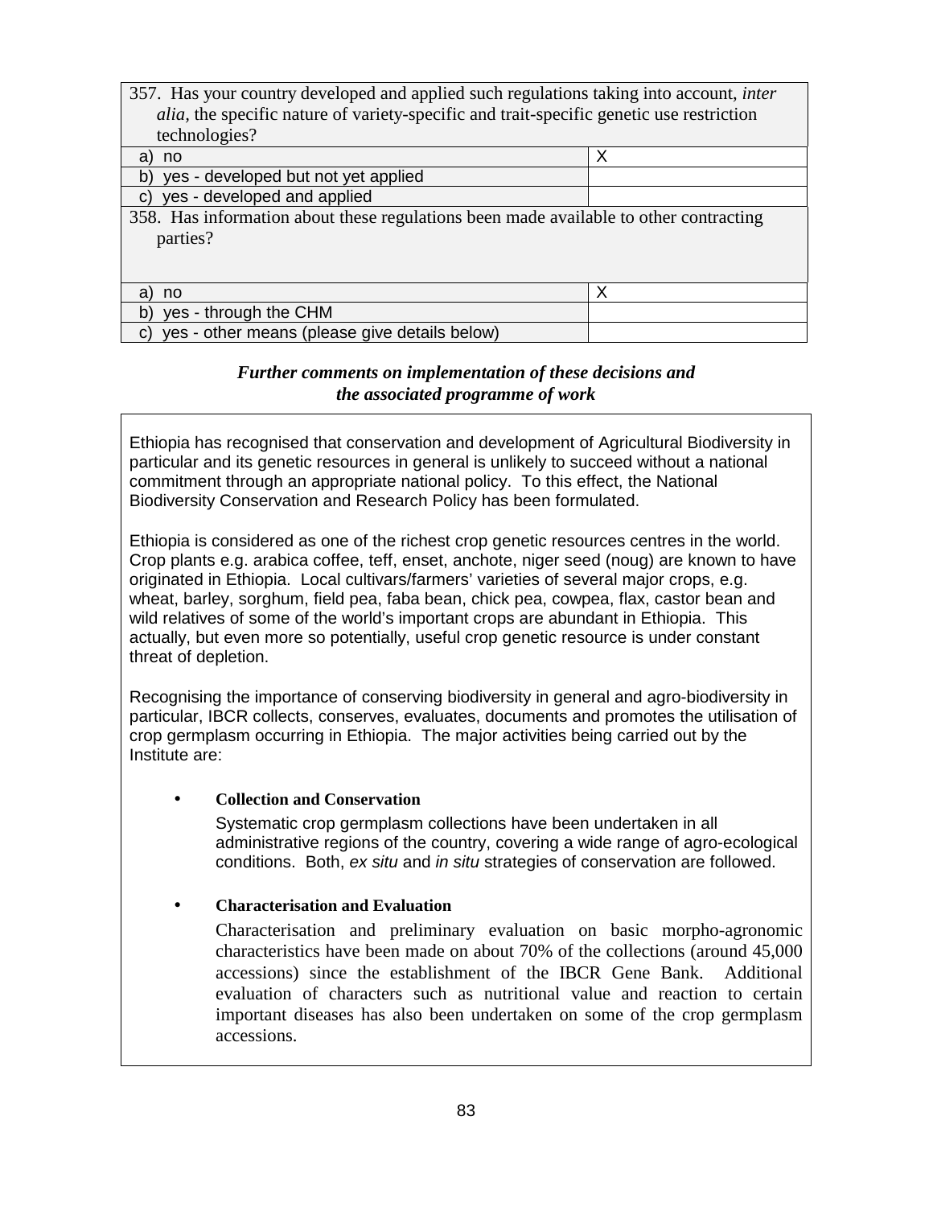| 357. Has your country developed and applied such regulations taking into account, *inter alia*, the specific nature of variety-specific and trait-specific genetic use restriction technologies? | |
|---|---|
| a) no | X |
| b) yes - developed but not yet applied | |
| c) yes - developed and applied | |

| 358. Has information about these regulations been made available to other contracting parties? | |
|---|---|
| a) no | X |
| b) yes - through the CHM | |
| c) yes - other means (please give details below) | |

***Further comments on implementation of these decisions and the associated programme of work***

Ethiopia has recognised that conservation and development of Agricultural Biodiversity in particular and its genetic resources in general is unlikely to succeed without a national commitment through an appropriate national policy. To this effect, the National Biodiversity Conservation and Research Policy has been formulated.

Ethiopia is considered as one of the richest crop genetic resources centres in the world. Crop plants e.g. arabica coffee, teff, enset, anchote, niger seed (noug) are known to have originated in Ethiopia. Local cultivars/farmers' varieties of several major crops, e.g. wheat, barley, sorghum, field pea, faba bean, chick pea, cowpea, flax, castor bean and wild relatives of some of the world's important crops are abundant in Ethiopia. This actually, but even more so potentially, useful crop genetic resource is under constant threat of depletion.

Recognising the importance of conserving biodiversity in general and agro-biodiversity in particular, IBCR collects, conserves, evaluates, documents and promotes the utilisation of crop germplasm occurring in Ethiopia. The major activities being carried out by the Institute are:

- **Collection and Conservation**

  Systematic crop germplasm collections have been undertaken in all administrative regions of the country, covering a wide range of agro-ecological conditions. Both, *ex situ* and *in situ* strategies of conservation are followed.

- **Characterisation and Evaluation**

  Characterisation and preliminary evaluation on basic morpho-agronomic characteristics have been made on about 70% of the collections (around 45,000 accessions) since the establishment of the IBCR Gene Bank. Additional evaluation of characters such as nutritional value and reaction to certain important diseases has also been undertaken on some of the crop germplasm accessions.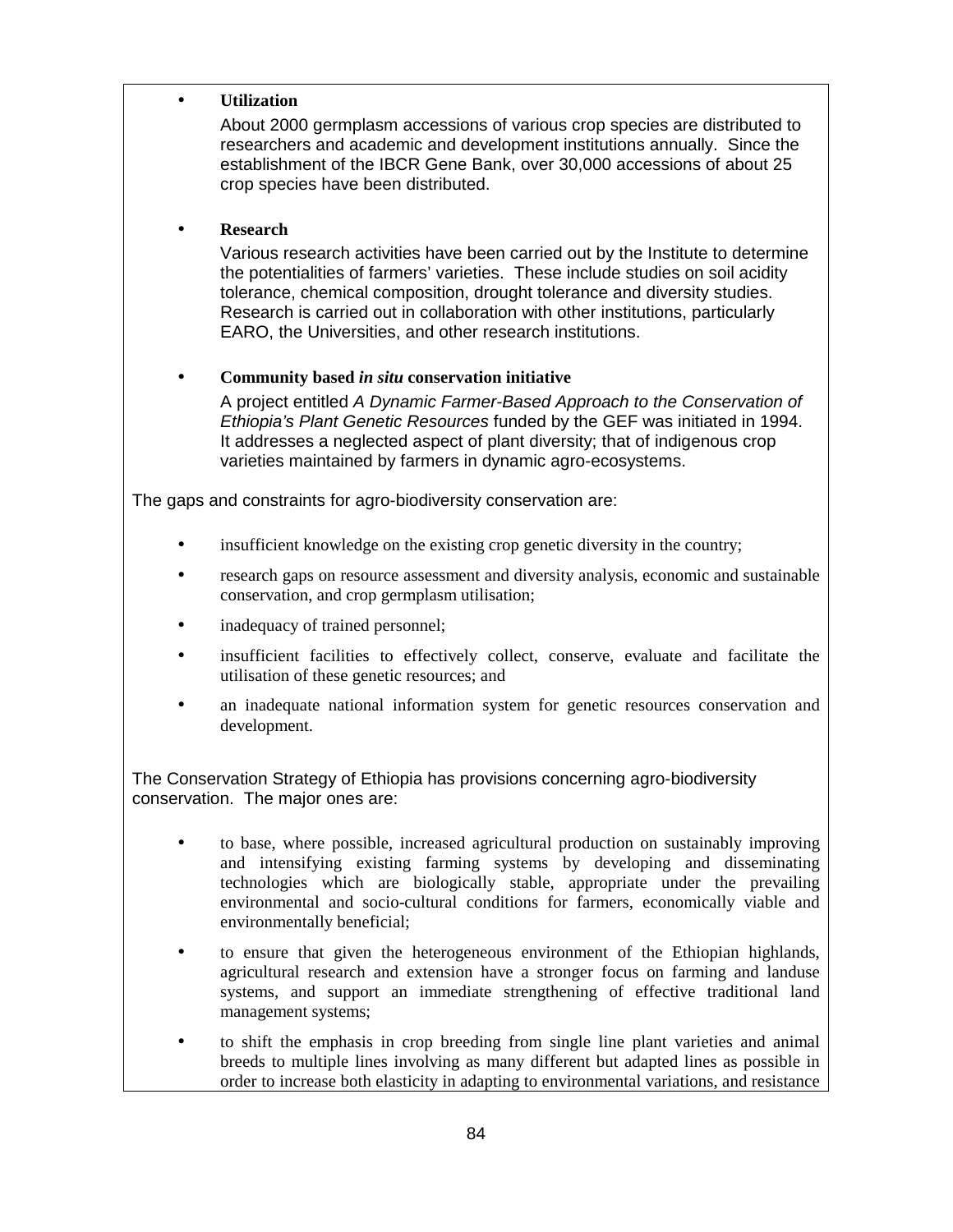- **Utilization**

  About 2000 germplasm accessions of various crop species are distributed to researchers and academic and development institutions annually. Since the establishment of the IBCR Gene Bank, over 30,000 accessions of about 25 crop species have been distributed.

- **Research**

  Various research activities have been carried out by the Institute to determine the potentialities of farmers' varieties. These include studies on soil acidity tolerance, chemical composition, drought tolerance and diversity studies. Research is carried out in collaboration with other institutions, particularly EARO, the Universities, and other research institutions.

- **Community based *in situ* conservation initiative**

  A project entitled *A Dynamic Farmer-Based Approach to the Conservation of Ethiopia's Plant Genetic Resources* funded by the GEF was initiated in 1994. It addresses a neglected aspect of plant diversity; that of indigenous crop varieties maintained by farmers in dynamic agro-ecosystems.

The gaps and constraints for agro-biodiversity conservation are:

- insufficient knowledge on the existing crop genetic diversity in the country;
- research gaps on resource assessment and diversity analysis, economic and sustainable conservation, and crop germplasm utilisation;
- inadequacy of trained personnel;
- insufficient facilities to effectively collect, conserve, evaluate and facilitate the utilisation of these genetic resources; and
- an inadequate national information system for genetic resources conservation and development.

The Conservation Strategy of Ethiopia has provisions concerning agro-biodiversity conservation. The major ones are:

- to base, where possible, increased agricultural production on sustainably improving and intensifying existing farming systems by developing and disseminating technologies which are biologically stable, appropriate under the prevailing environmental and socio-cultural conditions for farmers, economically viable and environmentally beneficial;
- to ensure that given the heterogeneous environment of the Ethiopian highlands, agricultural research and extension have a stronger focus on farming and landuse systems, and support an immediate strengthening of effective traditional land management systems;
- to shift the emphasis in crop breeding from single line plant varieties and animal breeds to multiple lines involving as many different but adapted lines as possible in order to increase both elasticity in adapting to environmental variations, and resistance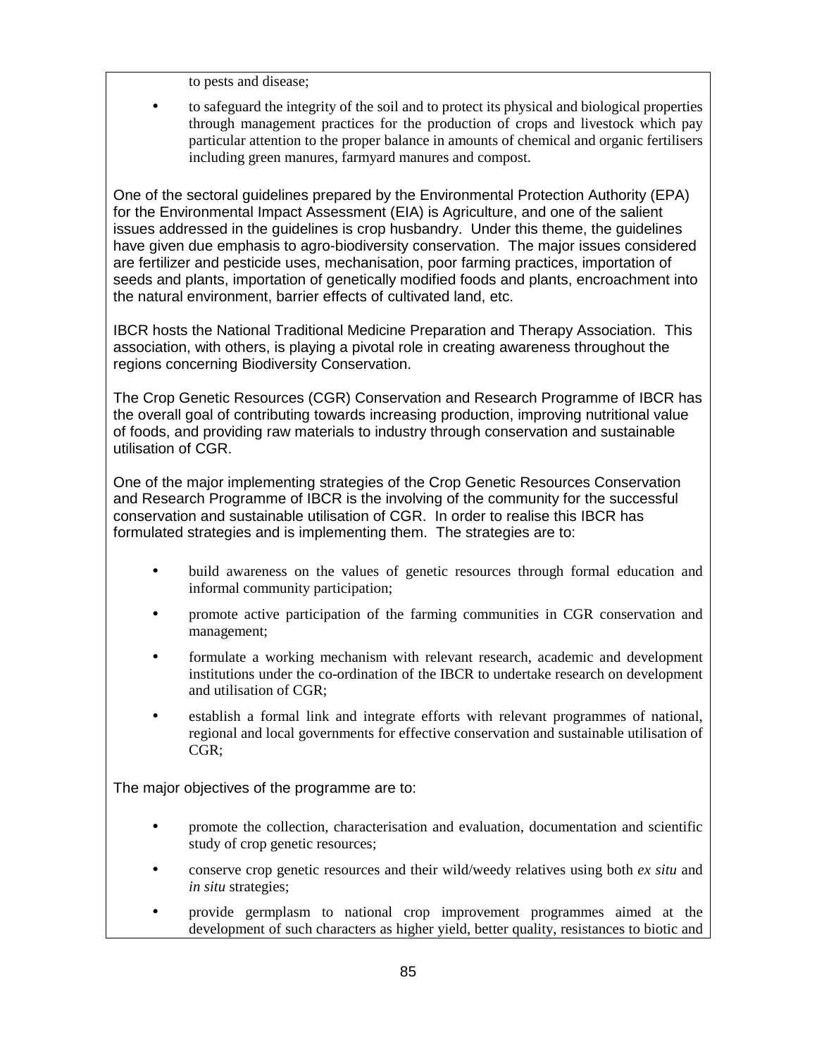to pests and disease;

- to safeguard the integrity of the soil and to protect its physical and biological properties through management practices for the production of crops and livestock which pay particular attention to the proper balance in amounts of chemical and organic fertilisers including green manures, farmyard manures and compost.

One of the sectoral guidelines prepared by the Environmental Protection Authority (EPA) for the Environmental Impact Assessment (EIA) is Agriculture, and one of the salient issues addressed in the guidelines is crop husbandry. Under this theme, the guidelines have given due emphasis to agro-biodiversity conservation. The major issues considered are fertilizer and pesticide uses, mechanisation, poor farming practices, importation of seeds and plants, importation of genetically modified foods and plants, encroachment into the natural environment, barrier effects of cultivated land, etc.

IBCR hosts the National Traditional Medicine Preparation and Therapy Association. This association, with others, is playing a pivotal role in creating awareness throughout the regions concerning Biodiversity Conservation.

The Crop Genetic Resources (CGR) Conservation and Research Programme of IBCR has the overall goal of contributing towards increasing production, improving nutritional value of foods, and providing raw materials to industry through conservation and sustainable utilisation of CGR.

One of the major implementing strategies of the Crop Genetic Resources Conservation and Research Programme of IBCR is the involving of the community for the successful conservation and sustainable utilisation of CGR. In order to realise this IBCR has formulated strategies and is implementing them. The strategies are to:

- build awareness on the values of genetic resources through formal education and informal community participation;
- promote active participation of the farming communities in CGR conservation and management;
- formulate a working mechanism with relevant research, academic and development institutions under the co-ordination of the IBCR to undertake research on development and utilisation of CGR;
- establish a formal link and integrate efforts with relevant programmes of national, regional and local governments for effective conservation and sustainable utilisation of CGR;

The major objectives of the programme are to:

- promote the collection, characterisation and evaluation, documentation and scientific study of crop genetic resources;
- conserve crop genetic resources and their wild/weedy relatives using both *ex situ* and *in situ* strategies;
- provide germplasm to national crop improvement programmes aimed at the development of such characters as higher yield, better quality, resistances to biotic and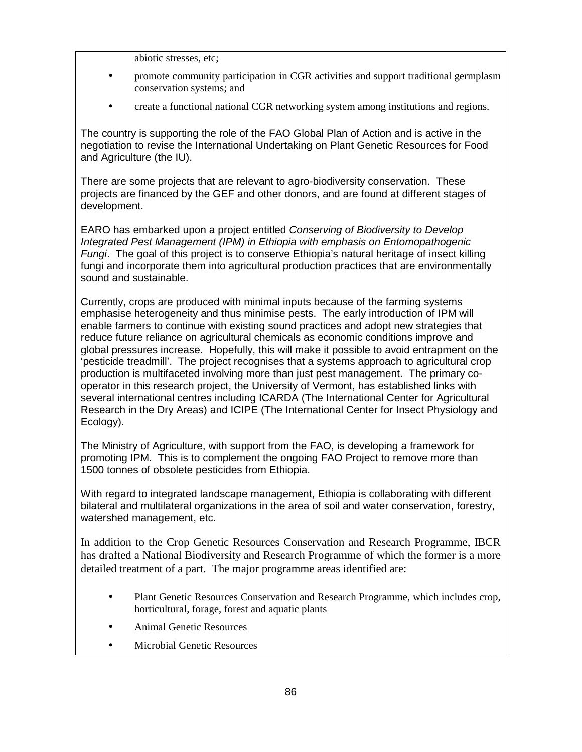abiotic stresses, etc;

- promote community participation in CGR activities and support traditional germplasm conservation systems; and
- create a functional national CGR networking system among institutions and regions.

The country is supporting the role of the FAO Global Plan of Action and is active in the negotiation to revise the International Undertaking on Plant Genetic Resources for Food and Agriculture (the IU).

There are some projects that are relevant to agro-biodiversity conservation. These projects are financed by the GEF and other donors, and are found at different stages of development.

EARO has embarked upon a project entitled *Conserving of Biodiversity to Develop Integrated Pest Management (IPM) in Ethiopia with emphasis on Entomopathogenic Fungi*. The goal of this project is to conserve Ethiopia's natural heritage of insect killing fungi and incorporate them into agricultural production practices that are environmentally sound and sustainable.

Currently, crops are produced with minimal inputs because of the farming systems emphasise heterogeneity and thus minimise pests. The early introduction of IPM will enable farmers to continue with existing sound practices and adopt new strategies that reduce future reliance on agricultural chemicals as economic conditions improve and global pressures increase. Hopefully, this will make it possible to avoid entrapment on the 'pesticide treadmill'. The project recognises that a systems approach to agricultural crop production is multifaceted involving more than just pest management. The primary co-operator in this research project, the University of Vermont, has established links with several international centres including ICARDA (The International Center for Agricultural Research in the Dry Areas) and ICIPE (The International Center for Insect Physiology and Ecology).

The Ministry of Agriculture, with support from the FAO, is developing a framework for promoting IPM. This is to complement the ongoing FAO Project to remove more than 1500 tonnes of obsolete pesticides from Ethiopia.

With regard to integrated landscape management, Ethiopia is collaborating with different bilateral and multilateral organizations in the area of soil and water conservation, forestry, watershed management, etc.

In addition to the Crop Genetic Resources Conservation and Research Programme, IBCR has drafted a National Biodiversity and Research Programme of which the former is a more detailed treatment of a part. The major programme areas identified are:

- Plant Genetic Resources Conservation and Research Programme, which includes crop, horticultural, forage, forest and aquatic plants
- Animal Genetic Resources
- Microbial Genetic Resources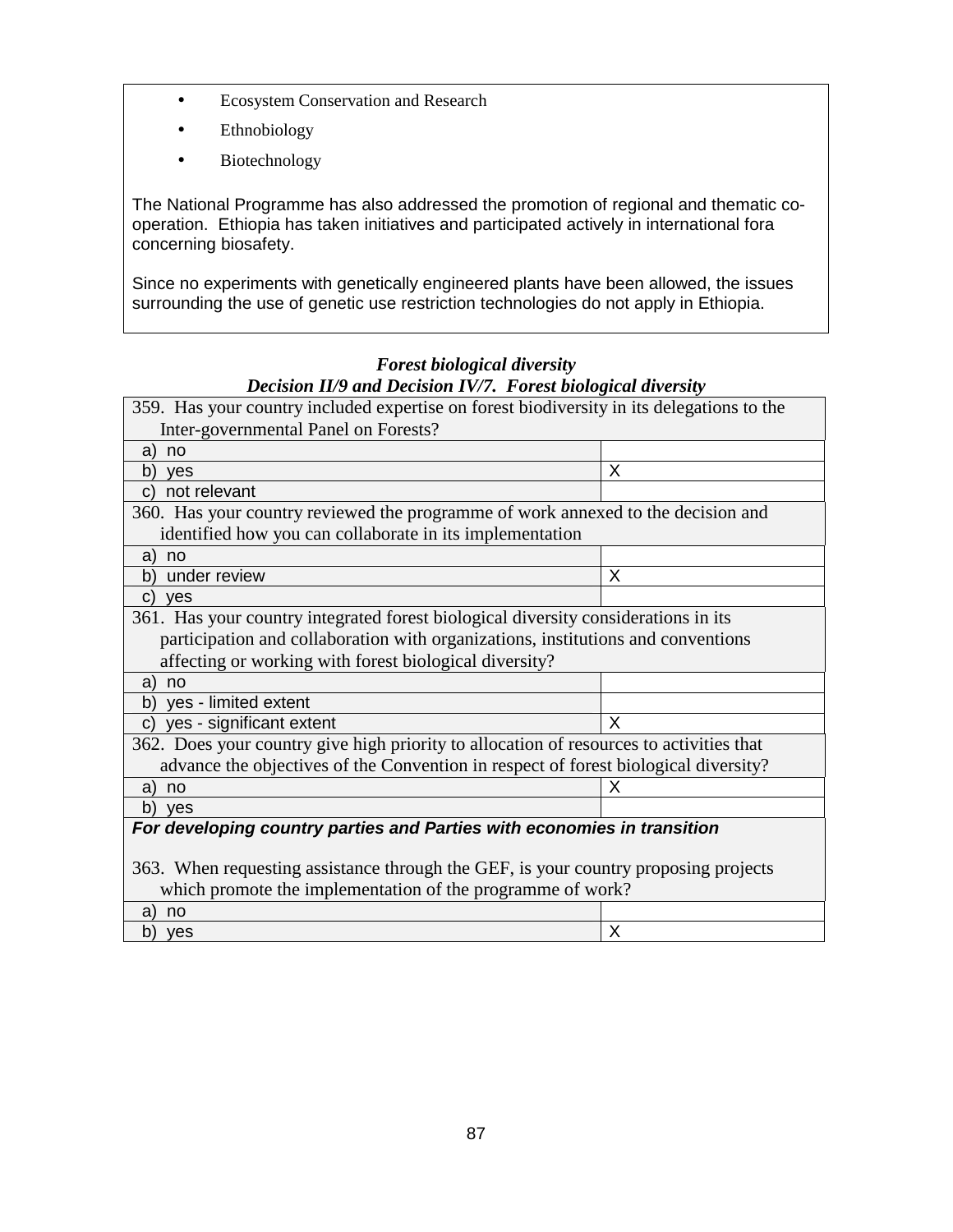- Ecosystem Conservation and Research
- Ethnobiology
- Biotechnology

The National Programme has also addressed the promotion of regional and thematic co-operation. Ethiopia has taken initiatives and participated actively in international fora concerning biosafety.

Since no experiments with genetically engineered plants have been allowed, the issues surrounding the use of genetic use restriction technologies do not apply in Ethiopia.

***Forest biological diversity***
***Decision II/9 and Decision IV/7. Forest biological diversity***

| 359. Has your country included expertise on forest biodiversity in its delegations to the Inter-governmental Panel on Forests? | |
|---|---|
| a) no | |
| b) yes | X |
| c) not relevant | |
| 360. Has your country reviewed the programme of work annexed to the decision and identified how you can collaborate in its implementation | |
| a) no | |
| b) under review | X |
| c) yes | |
| 361. Has your country integrated forest biological diversity considerations in its participation and collaboration with organizations, institutions and conventions affecting or working with forest biological diversity? | |
| a) no | |
| b) yes - limited extent | |
| c) yes - significant extent | X |
| 362. Does your country give high priority to allocation of resources to activities that advance the objectives of the Convention in respect of forest biological diversity? | |
| a) no | X |
| b) yes | |
| ***For developing country parties and Parties with economies in transition*** 363. When requesting assistance through the GEF, is your country proposing projects which promote the implementation of the programme of work? | |
| a) no | |
| b) yes | X |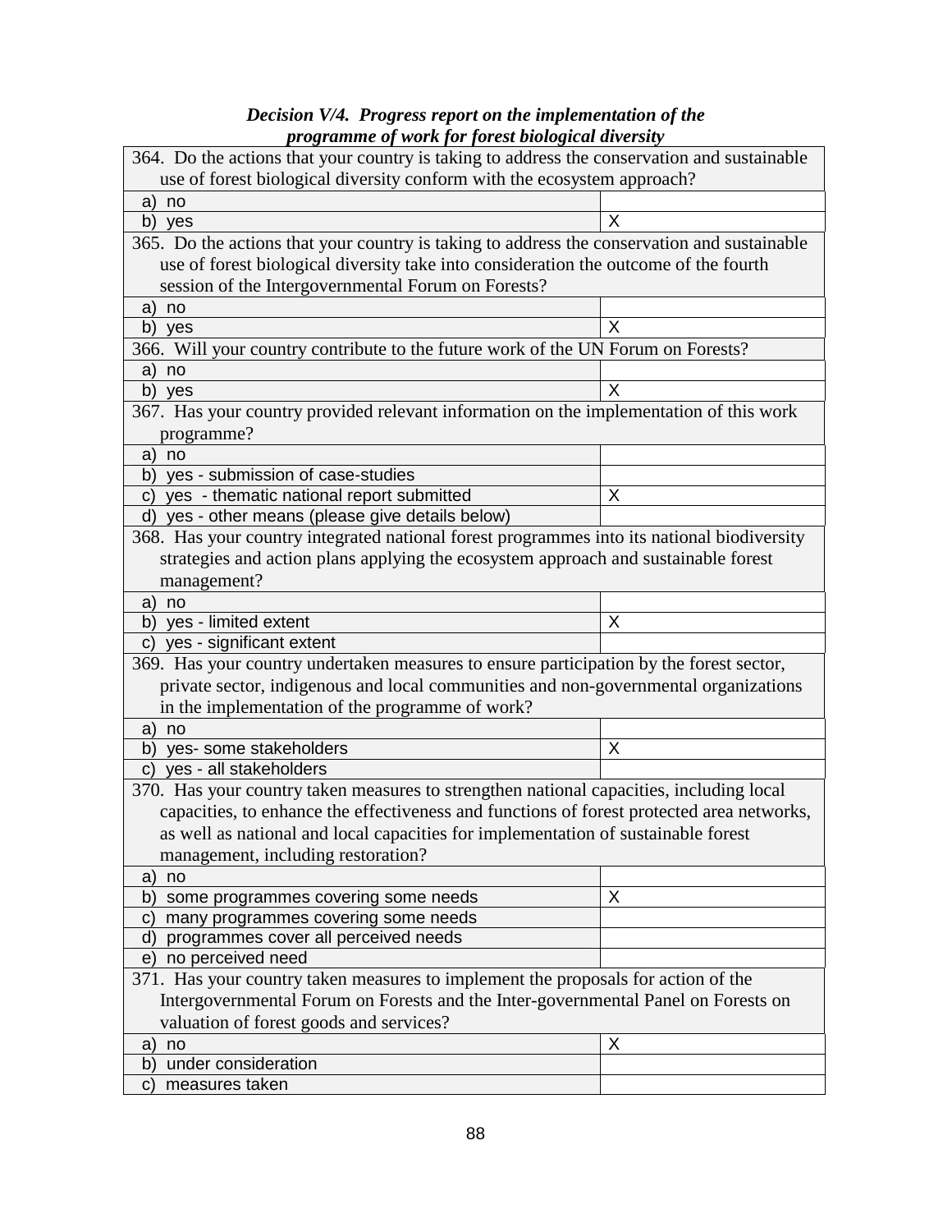***Decision V/4. Progress report on the implementation of the programme of work for forest biological diversity***

| 364. Do the actions that your country is taking to address the conservation and sustainable use of forest biological diversity conform with the ecosystem approach? | |
|---|---|
| a) no | |
| b) yes | X |
| **365. Do the actions that your country is taking to address the conservation and sustainable use of forest biological diversity take into consideration the outcome of the fourth session of the Intergovernmental Forum on Forests?** | |
| a) no | |
| b) yes | X |
| **366. Will your country contribute to the future work of the UN Forum on Forests?** | |
| a) no | |
| b) yes | X |
| **367. Has your country provided relevant information on the implementation of this work programme?** | |
| a) no | |
| b) yes - submission of case-studies | |
| c) yes - thematic national report submitted | X |
| d) yes - other means (please give details below) | |
| **368. Has your country integrated national forest programmes into its national biodiversity strategies and action plans applying the ecosystem approach and sustainable forest management?** | |
| a) no | |
| b) yes - limited extent | X |
| c) yes - significant extent | |
| **369. Has your country undertaken measures to ensure participation by the forest sector, private sector, indigenous and local communities and non-governmental organizations in the implementation of the programme of work?** | |
| a) no | |
| b) yes- some stakeholders | X |
| c) yes - all stakeholders | |
| **370. Has your country taken measures to strengthen national capacities, including local capacities, to enhance the effectiveness and functions of forest protected area networks, as well as national and local capacities for implementation of sustainable forest management, including restoration?** | |
| a) no | |
| b) some programmes covering some needs | X |
| c) many programmes covering some needs | |
| d) programmes cover all perceived needs | |
| e) no perceived need | |
| **371. Has your country taken measures to implement the proposals for action of the Intergovernmental Forum on Forests and the Inter-governmental Panel on Forests on valuation of forest goods and services?** | |
| a) no | X |
| b) under consideration | |
| c) measures taken | |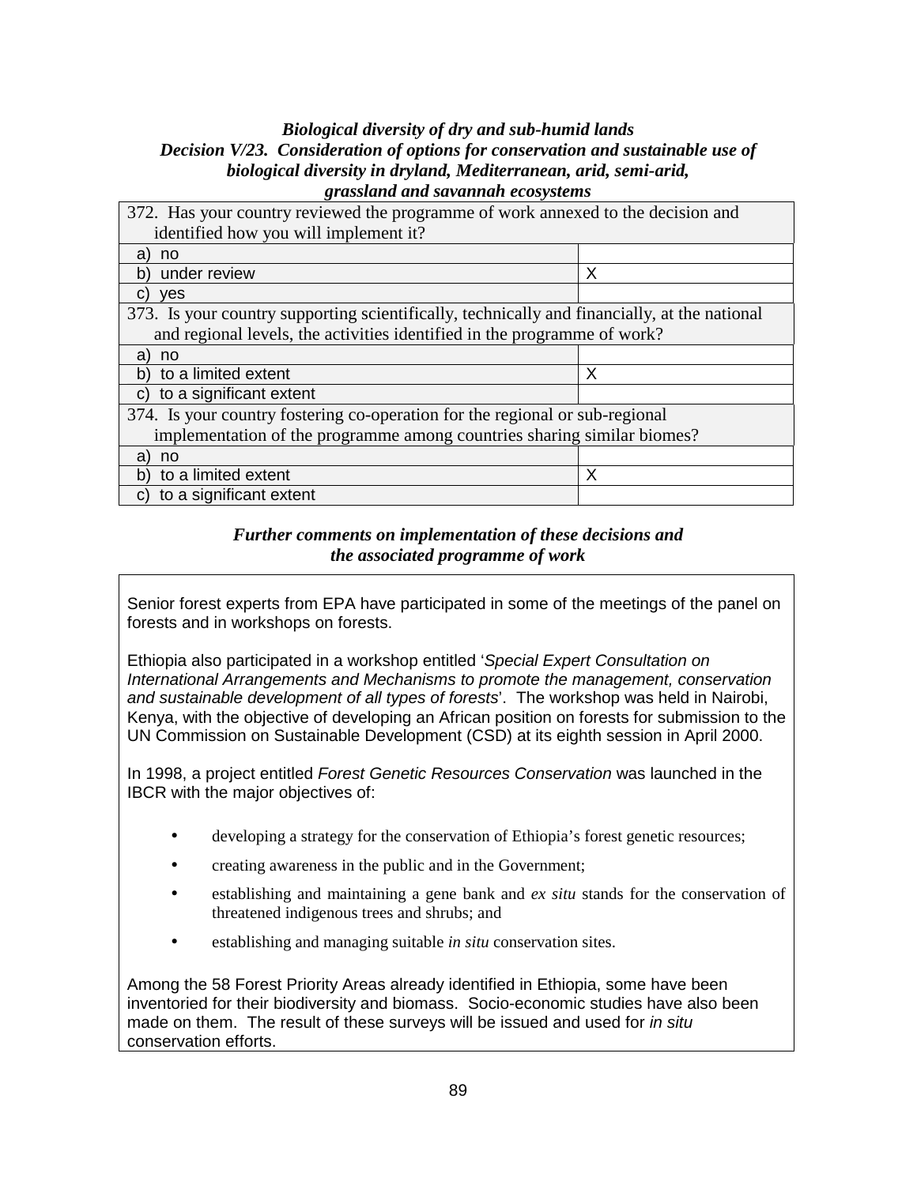***Biological diversity of dry and sub-humid lands***
***Decision V/23. Consideration of options for conservation and sustainable use of biological diversity in dryland, Mediterranean, arid, semi-arid, grassland and savannah ecosystems***

| 372. Has your country reviewed the programme of work annexed to the decision and identified how you will implement it? | |
|---|---|
| a) no | |
| b) under review | X |
| c) yes | |
| **373. Is your country supporting scientifically, technically and financially, at the national and regional levels, the activities identified in the programme of work?** | |
| a) no | |
| b) to a limited extent | X |
| c) to a significant extent | |
| **374. Is your country fostering co-operation for the regional or sub-regional implementation of the programme among countries sharing similar biomes?** | |
| a) no | |
| b) to a limited extent | X |
| c) to a significant extent | |

***Further comments on implementation of these decisions and the associated programme of work***

Senior forest experts from EPA have participated in some of the meetings of the panel on forests and in workshops on forests.

Ethiopia also participated in a workshop entitled '*Special Expert Consultation on International Arrangements and Mechanisms to promote the management, conservation and sustainable development of all types of forests*'. The workshop was held in Nairobi, Kenya, with the objective of developing an African position on forests for submission to the UN Commission on Sustainable Development (CSD) at its eighth session in April 2000.

In 1998, a project entitled *Forest Genetic Resources Conservation* was launched in the IBCR with the major objectives of:

- developing a strategy for the conservation of Ethiopia's forest genetic resources;
- creating awareness in the public and in the Government;
- establishing and maintaining a gene bank and *ex situ* stands for the conservation of threatened indigenous trees and shrubs; and
- establishing and managing suitable *in situ* conservation sites.

Among the 58 Forest Priority Areas already identified in Ethiopia, some have been inventoried for their biodiversity and biomass. Socio-economic studies have also been made on them. The result of these surveys will be issued and used for *in situ* conservation efforts.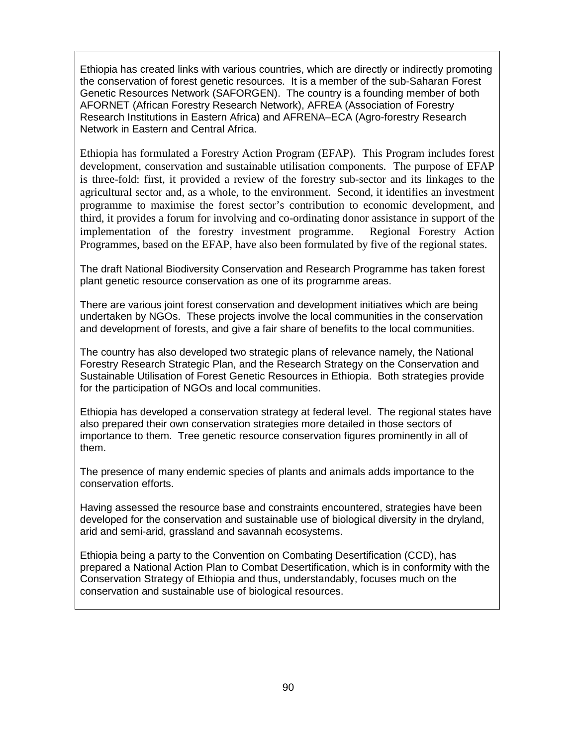Ethiopia has created links with various countries, which are directly or indirectly promoting the conservation of forest genetic resources. It is a member of the sub-Saharan Forest Genetic Resources Network (SAFORGEN). The country is a founding member of both AFORNET (African Forestry Research Network), AFREA (Association of Forestry Research Institutions in Eastern Africa) and AFRENA–ECA (Agro-forestry Research Network in Eastern and Central Africa.

Ethiopia has formulated a Forestry Action Program (EFAP). This Program includes forest development, conservation and sustainable utilisation components. The purpose of EFAP is three-fold: first, it provided a review of the forestry sub-sector and its linkages to the agricultural sector and, as a whole, to the environment. Second, it identifies an investment programme to maximise the forest sector's contribution to economic development, and third, it provides a forum for involving and co-ordinating donor assistance in support of the implementation of the forestry investment programme. Regional Forestry Action Programmes, based on the EFAP, have also been formulated by five of the regional states.

The draft National Biodiversity Conservation and Research Programme has taken forest plant genetic resource conservation as one of its programme areas.

There are various joint forest conservation and development initiatives which are being undertaken by NGOs. These projects involve the local communities in the conservation and development of forests, and give a fair share of benefits to the local communities.

The country has also developed two strategic plans of relevance namely, the National Forestry Research Strategic Plan, and the Research Strategy on the Conservation and Sustainable Utilisation of Forest Genetic Resources in Ethiopia. Both strategies provide for the participation of NGOs and local communities.

Ethiopia has developed a conservation strategy at federal level. The regional states have also prepared their own conservation strategies more detailed in those sectors of importance to them. Tree genetic resource conservation figures prominently in all of them.

The presence of many endemic species of plants and animals adds importance to the conservation efforts.

Having assessed the resource base and constraints encountered, strategies have been developed for the conservation and sustainable use of biological diversity in the dryland, arid and semi-arid, grassland and savannah ecosystems.

Ethiopia being a party to the Convention on Combating Desertification (CCD), has prepared a National Action Plan to Combat Desertification, which is in conformity with the Conservation Strategy of Ethiopia and thus, understandably, focuses much on the conservation and sustainable use of biological resources.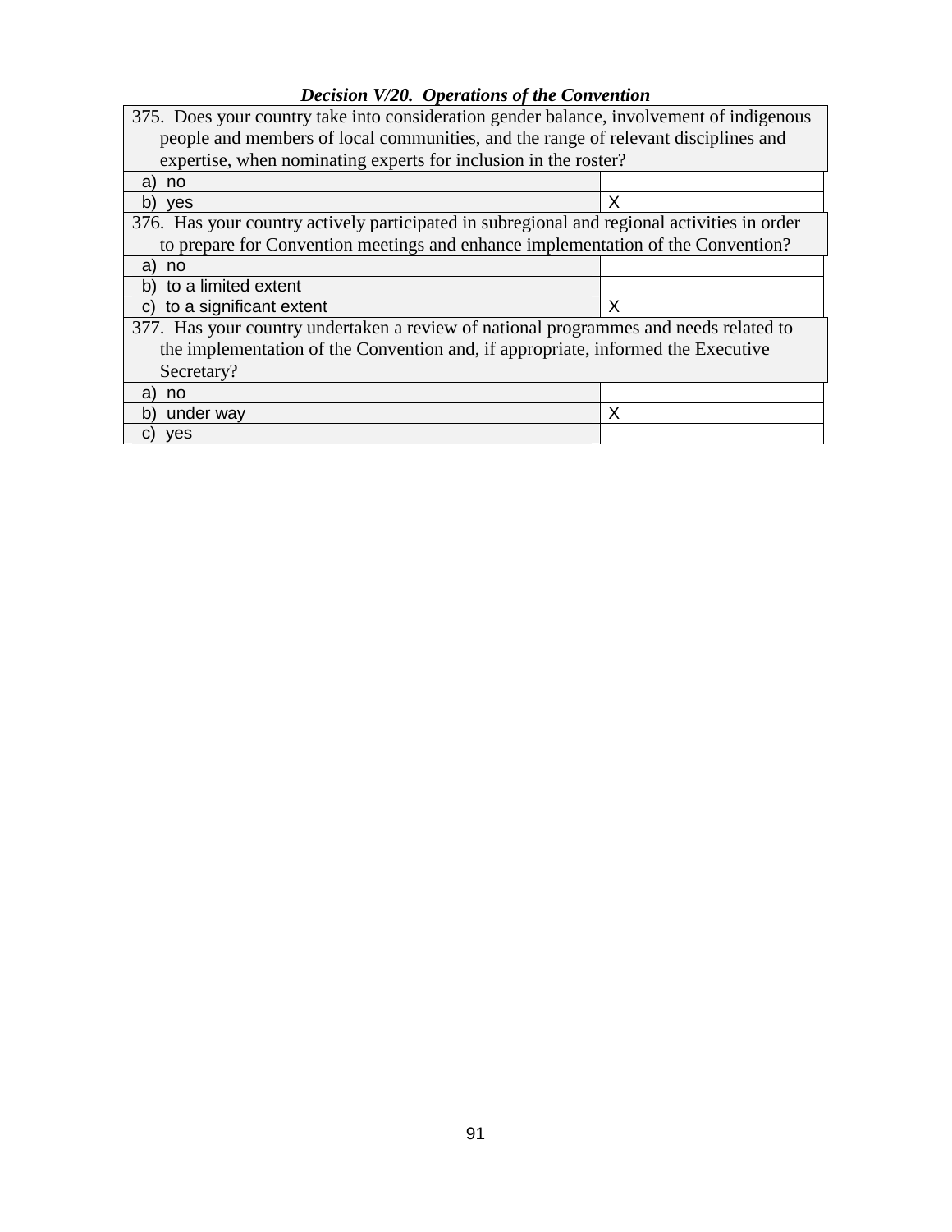***Decision V/20. Operations of the Convention***

| 375. Does your country take into consideration gender balance, involvement of indigenous people and members of local communities, and the range of relevant disciplines and expertise, when nominating experts for inclusion in the roster? | |
|---|---|
| a) no | |
| b) yes | X |
| **376. Has your country actively participated in subregional and regional activities in order to prepare for Convention meetings and enhance implementation of the Convention?** | |
| a) no | |
| b) to a limited extent | |
| c) to a significant extent | X |
| **377. Has your country undertaken a review of national programmes and needs related to the implementation of the Convention and, if appropriate, informed the Executive Secretary?** | |
| a) no | |
| b) under way | X |
| c) yes | |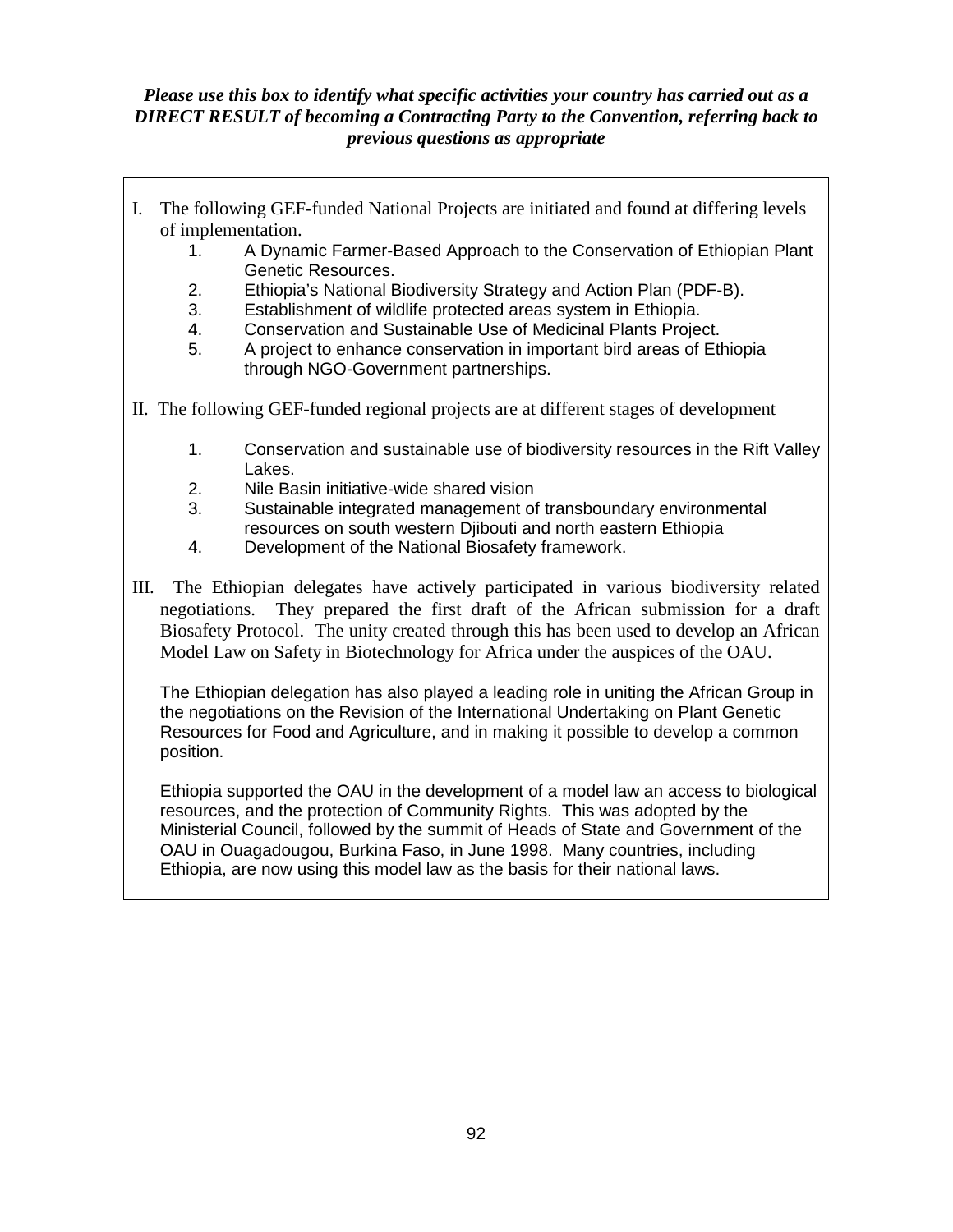***Please use this box to identify what specific activities your country has carried out as a DIRECT RESULT of becoming a Contracting Party to the Convention, referring back to previous questions as appropriate***

I. The following GEF-funded National Projects are initiated and found at differing levels of implementation.

1. A Dynamic Farmer-Based Approach to the Conservation of Ethiopian Plant Genetic Resources.
2. Ethiopia's National Biodiversity Strategy and Action Plan (PDF-B).
3. Establishment of wildlife protected areas system in Ethiopia.
4. Conservation and Sustainable Use of Medicinal Plants Project.
5. A project to enhance conservation in important bird areas of Ethiopia through NGO-Government partnerships.

II. The following GEF-funded regional projects are at different stages of development

1. Conservation and sustainable use of biodiversity resources in the Rift Valley Lakes.
2. Nile Basin initiative-wide shared vision
3. Sustainable integrated management of transboundary environmental resources on south western Djibouti and north eastern Ethiopia
4. Development of the National Biosafety framework.

III. The Ethiopian delegates have actively participated in various biodiversity related negotiations. They prepared the first draft of the African submission for a draft Biosafety Protocol. The unity created through this has been used to develop an African Model Law on Safety in Biotechnology for Africa under the auspices of the OAU.

The Ethiopian delegation has also played a leading role in uniting the African Group in the negotiations on the Revision of the International Undertaking on Plant Genetic Resources for Food and Agriculture, and in making it possible to develop a common position.

Ethiopia supported the OAU in the development of a model law an access to biological resources, and the protection of Community Rights. This was adopted by the Ministerial Council, followed by the summit of Heads of State and Government of the OAU in Ouagadougou, Burkina Faso, in June 1998. Many countries, including Ethiopia, are now using this model law as the basis for their national laws.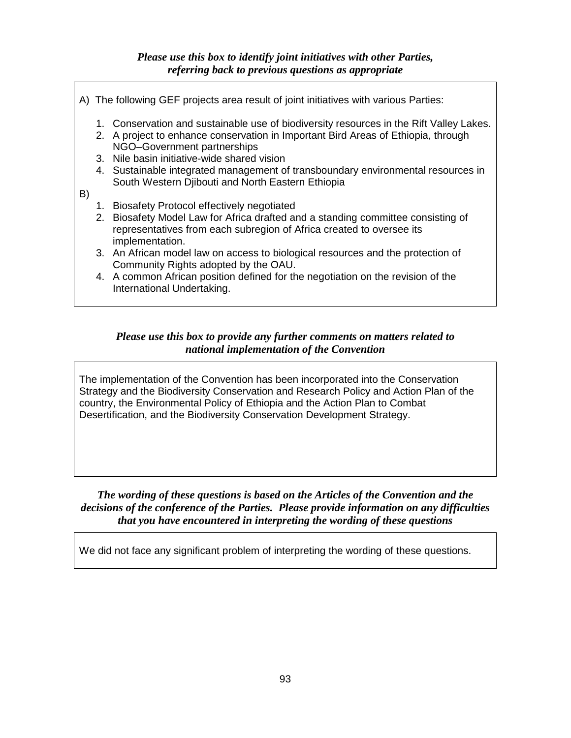***Please use this box to identify joint initiatives with other Parties, referring back to previous questions as appropriate***

A) The following GEF projects area result of joint initiatives with various Parties:

1. Conservation and sustainable use of biodiversity resources in the Rift Valley Lakes.
2. A project to enhance conservation in Important Bird Areas of Ethiopia, through NGO–Government partnerships
3. Nile basin initiative-wide shared vision
4. Sustainable integrated management of transboundary environmental resources in South Western Djibouti and North Eastern Ethiopia

B)

1. Biosafety Protocol effectively negotiated
2. Biosafety Model Law for Africa drafted and a standing committee consisting of representatives from each subregion of Africa created to oversee its implementation.
3. An African model law on access to biological resources and the protection of Community Rights adopted by the OAU.
4. A common African position defined for the negotiation on the revision of the International Undertaking.

***Please use this box to provide any further comments on matters related to national implementation of the Convention***

The implementation of the Convention has been incorporated into the Conservation Strategy and the Biodiversity Conservation and Research Policy and Action Plan of the country, the Environmental Policy of Ethiopia and the Action Plan to Combat Desertification, and the Biodiversity Conservation Development Strategy.

***The wording of these questions is based on the Articles of the Convention and the decisions of the conference of the Parties. Please provide information on any difficulties that you have encountered in interpreting the wording of these questions***

We did not face any significant problem of interpreting the wording of these questions.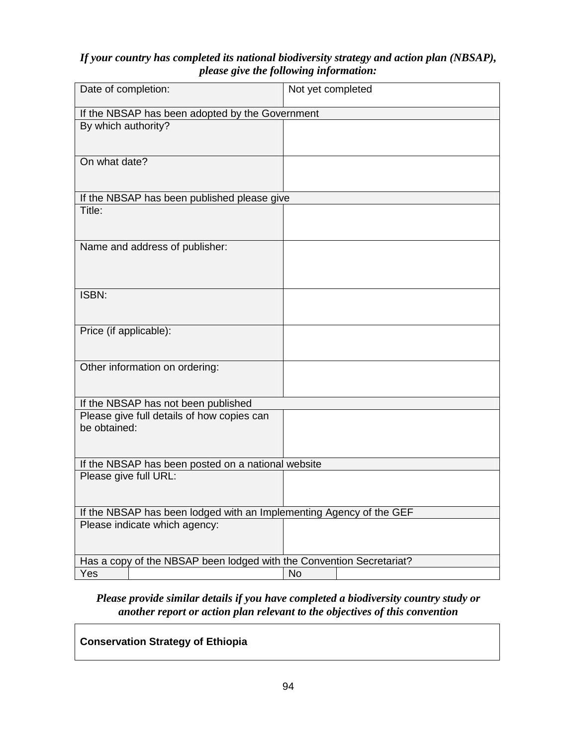***If your country has completed its national biodiversity strategy and action plan (NBSAP), please give the following information:***

| | | | |
|---|---|---|---|
| Date of completion: | | Not yet completed | |
| If the NBSAP has been adopted by the Government | | | |
| By which authority? | | | |
| On what date? | | | |
| If the NBSAP has been published please give | | | |
| Title: | | | |
| Name and address of publisher: | | | |
| ISBN: | | | |
| Price (if applicable): | | | |
| Other information on ordering: | | | |
| If the NBSAP has not been published | | | |
| Please give full details of how copies can be obtained: | | | |
| If the NBSAP has been posted on a national website | | | |
| Please give full URL: | | | |
| If the NBSAP has been lodged with an Implementing Agency of the GEF | | | |
| Please indicate which agency: | | | |
| Has a copy of the NBSAP been lodged with the Convention Secretariat? | | | |
| Yes | | No | |

***Please provide similar details if you have completed a biodiversity country study or another report or action plan relevant to the objectives of this convention***

| |
|---|
| **Conservation Strategy of Ethiopia** |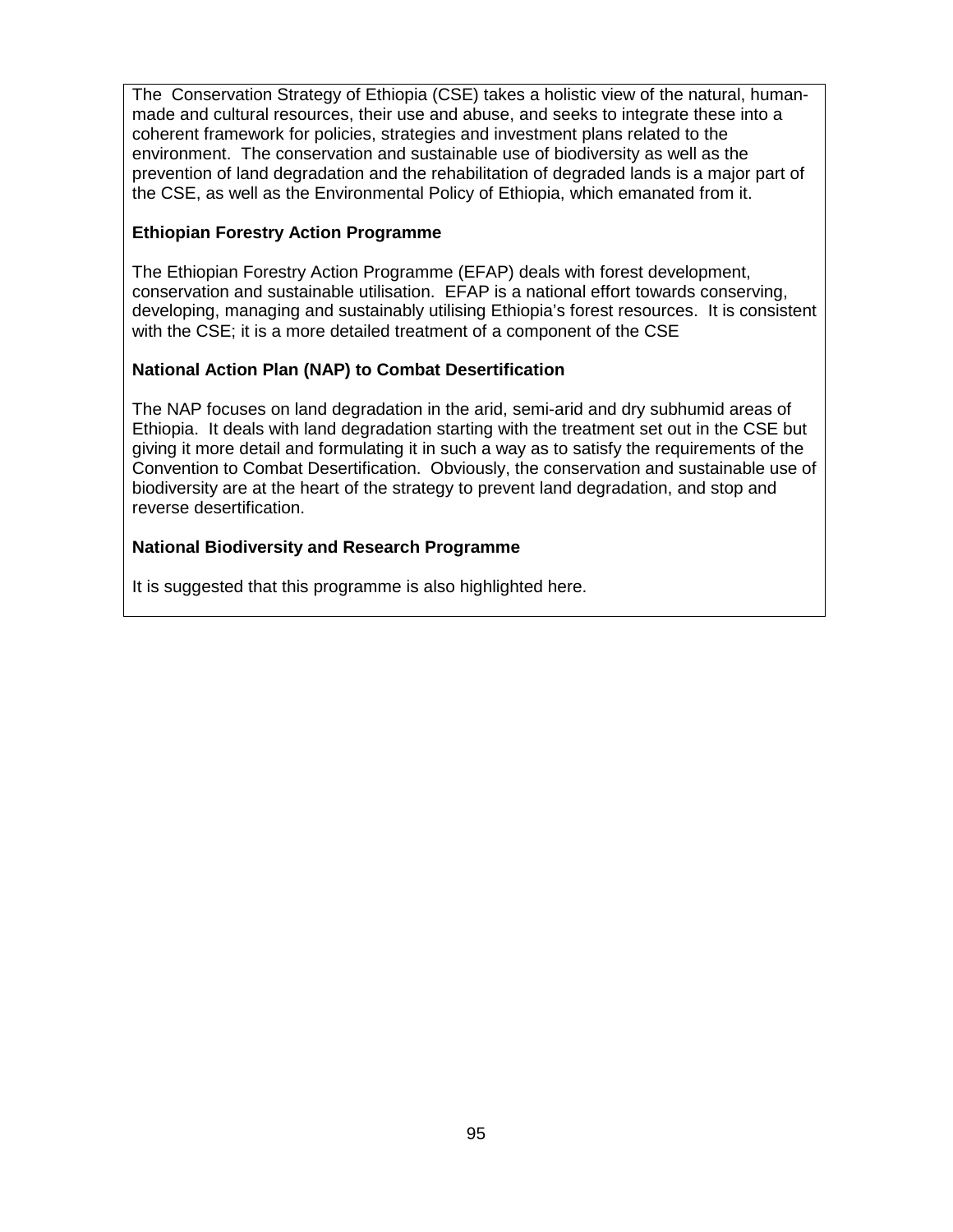The Conservation Strategy of Ethiopia (CSE) takes a holistic view of the natural, human-made and cultural resources, their use and abuse, and seeks to integrate these into a coherent framework for policies, strategies and investment plans related to the environment. The conservation and sustainable use of biodiversity as well as the prevention of land degradation and the rehabilitation of degraded lands is a major part of the CSE, as well as the Environmental Policy of Ethiopia, which emanated from it.

**Ethiopian Forestry Action Programme**

The Ethiopian Forestry Action Programme (EFAP) deals with forest development, conservation and sustainable utilisation. EFAP is a national effort towards conserving, developing, managing and sustainably utilising Ethiopia's forest resources. It is consistent with the CSE; it is a more detailed treatment of a component of the CSE

**National Action Plan (NAP) to Combat Desertification**

The NAP focuses on land degradation in the arid, semi-arid and dry subhumid areas of Ethiopia. It deals with land degradation starting with the treatment set out in the CSE but giving it more detail and formulating it in such a way as to satisfy the requirements of the Convention to Combat Desertification. Obviously, the conservation and sustainable use of biodiversity are at the heart of the strategy to prevent land degradation, and stop and reverse desertification.

**National Biodiversity and Research Programme**

It is suggested that this programme is also highlighted here.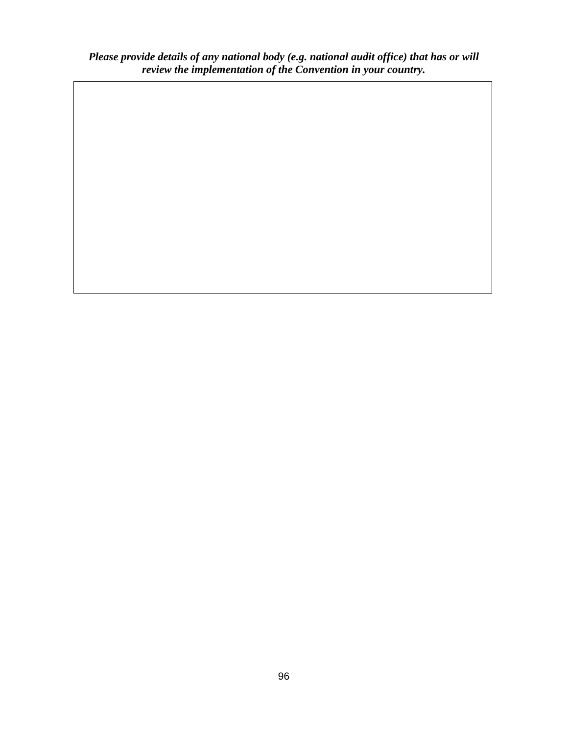***Please provide details of any national body (e.g. national audit office) that has or will review the implementation of the Convention in your country.***

| |
|---|
| |